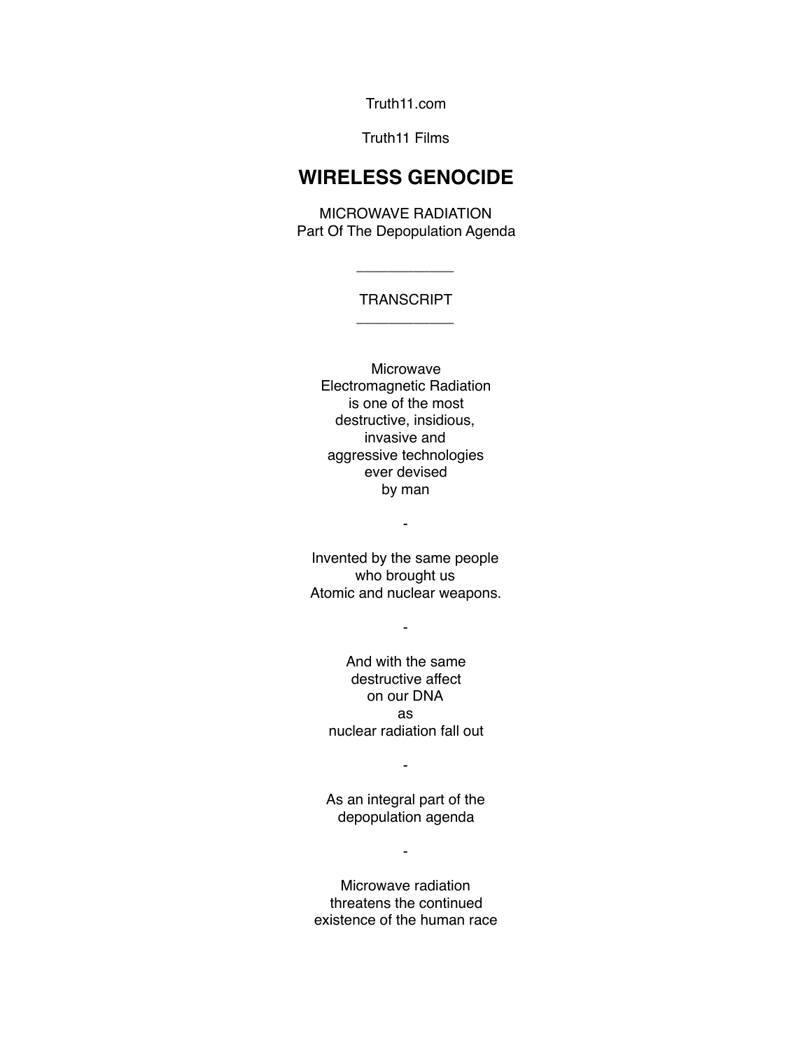Truth11.com

Truth11 Films

# WIRELESS GENOCIDE

MICROWAVE RADIATION
Part Of The Depopulation Agenda

____________

TRANSCRIPT

____________

Microwave
Electromagnetic Radiation
is one of the most
destructive, insidious,
invasive and
aggressive technologies
ever devised
by man

-

Invented by the same people
who brought us
Atomic and nuclear weapons.

-

And with the same
destructive affect
on our DNA
as
nuclear radiation fall out

-

As an integral part of the
depopulation agenda

-

Microwave radiation
threatens the continued
existence of the human race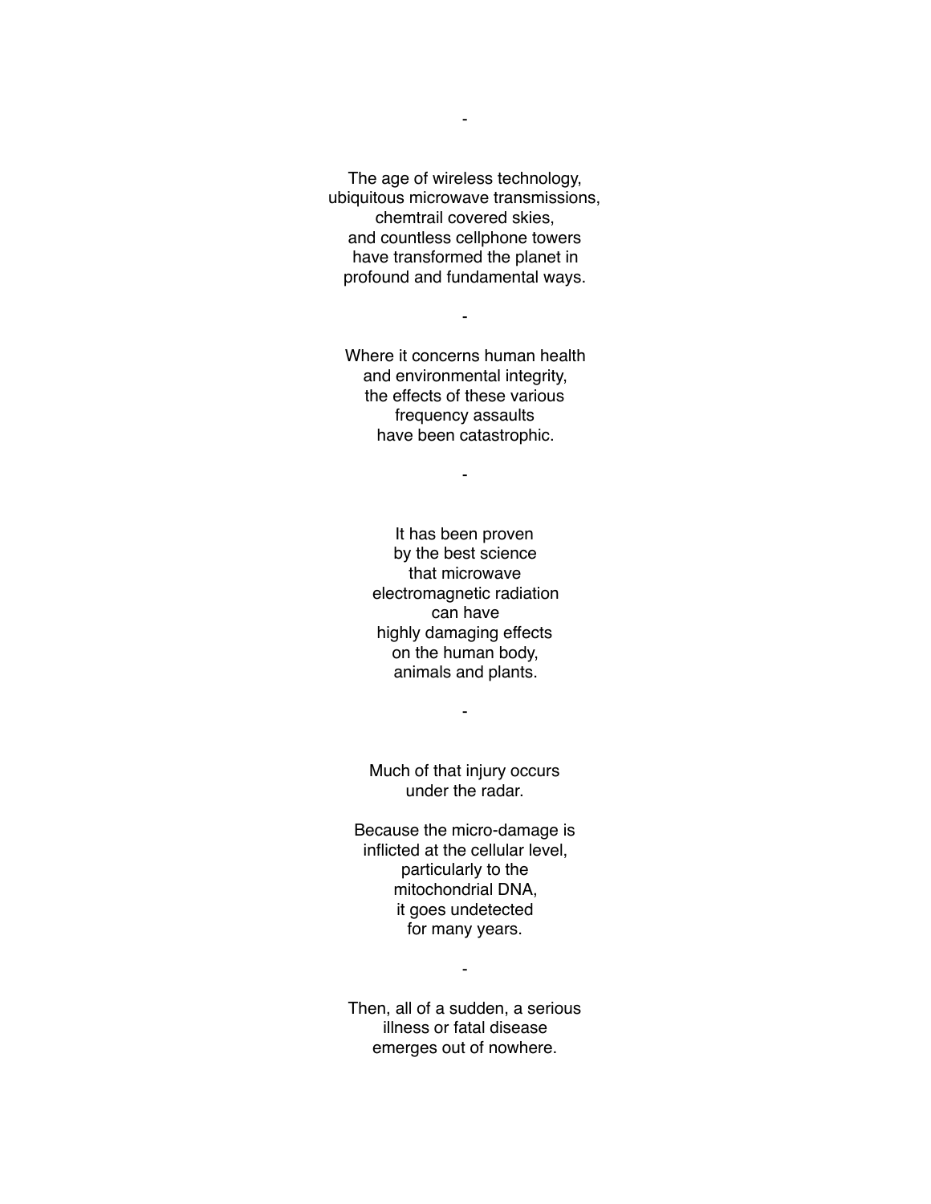-

The age of wireless technology,
ubiquitous microwave transmissions,
chemtrail covered skies,
and countless cellphone towers
have transformed the planet in
profound and fundamental ways.

-

Where it concerns human health
and environmental integrity,
the effects of these various
frequency assaults
have been catastrophic.

-

It has been proven
by the best science
that microwave
electromagnetic radiation
can have
highly damaging effects
on the human body,
animals and plants.

-

Much of that injury occurs
under the radar.

Because the micro-damage is
inflicted at the cellular level,
particularly to the
mitochondrial DNA,
it goes undetected
for many years.

-

Then, all of a sudden, a serious
illness or fatal disease
emerges out of nowhere.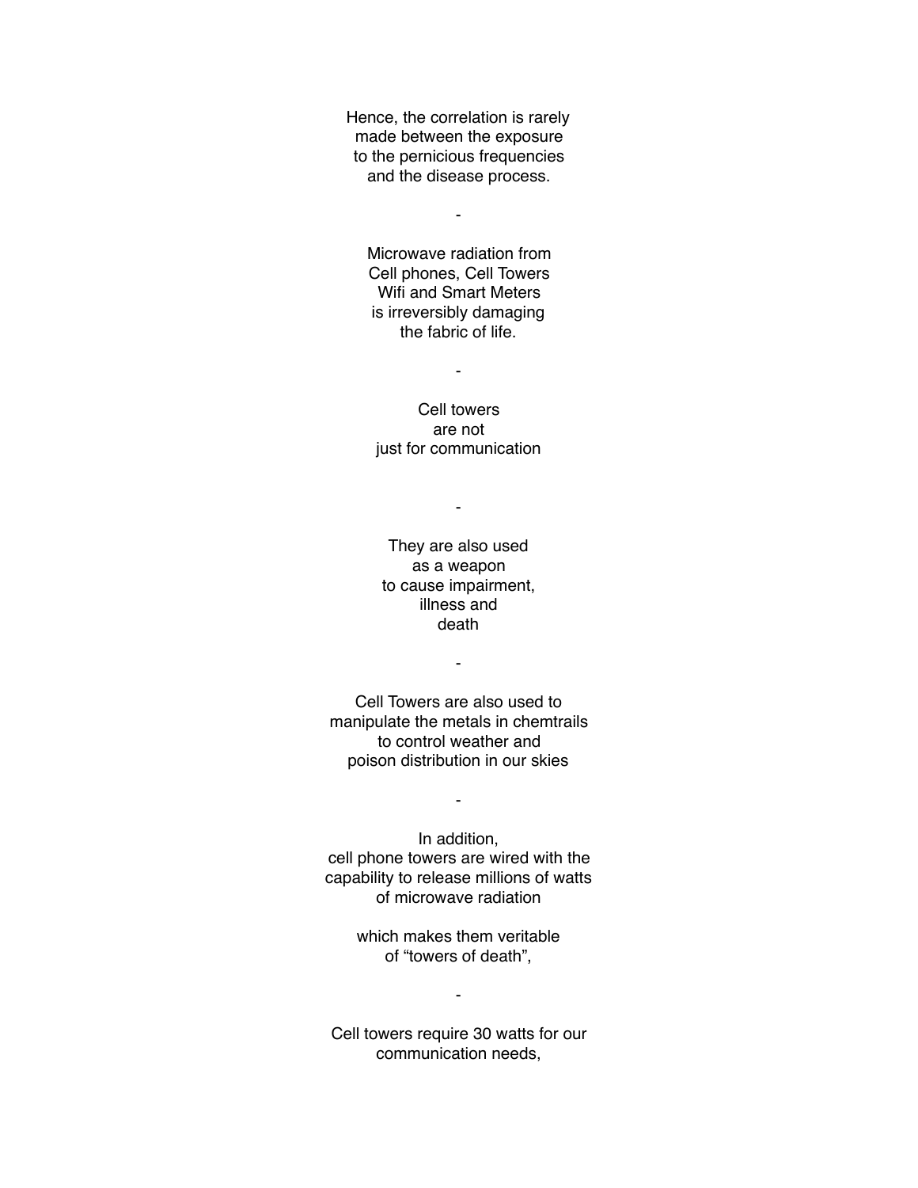Hence, the correlation is rarely
made between the exposure
to the pernicious frequencies
and the disease process.

-

Microwave radiation from
Cell phones, Cell Towers
Wifi and Smart Meters
is irreversibly damaging
the fabric of life.

-

Cell towers
are not
just for communication

-

They are also used
as a weapon
to cause impairment,
illness and
death

-

Cell Towers are also used to
manipulate the metals in chemtrails
to control weather and
poison distribution in our skies

-

In addition,
cell phone towers are wired with the
capability to release millions of watts
of microwave radiation

which makes them veritable
of “towers of death”,

-

Cell towers require 30 watts for our
communication needs,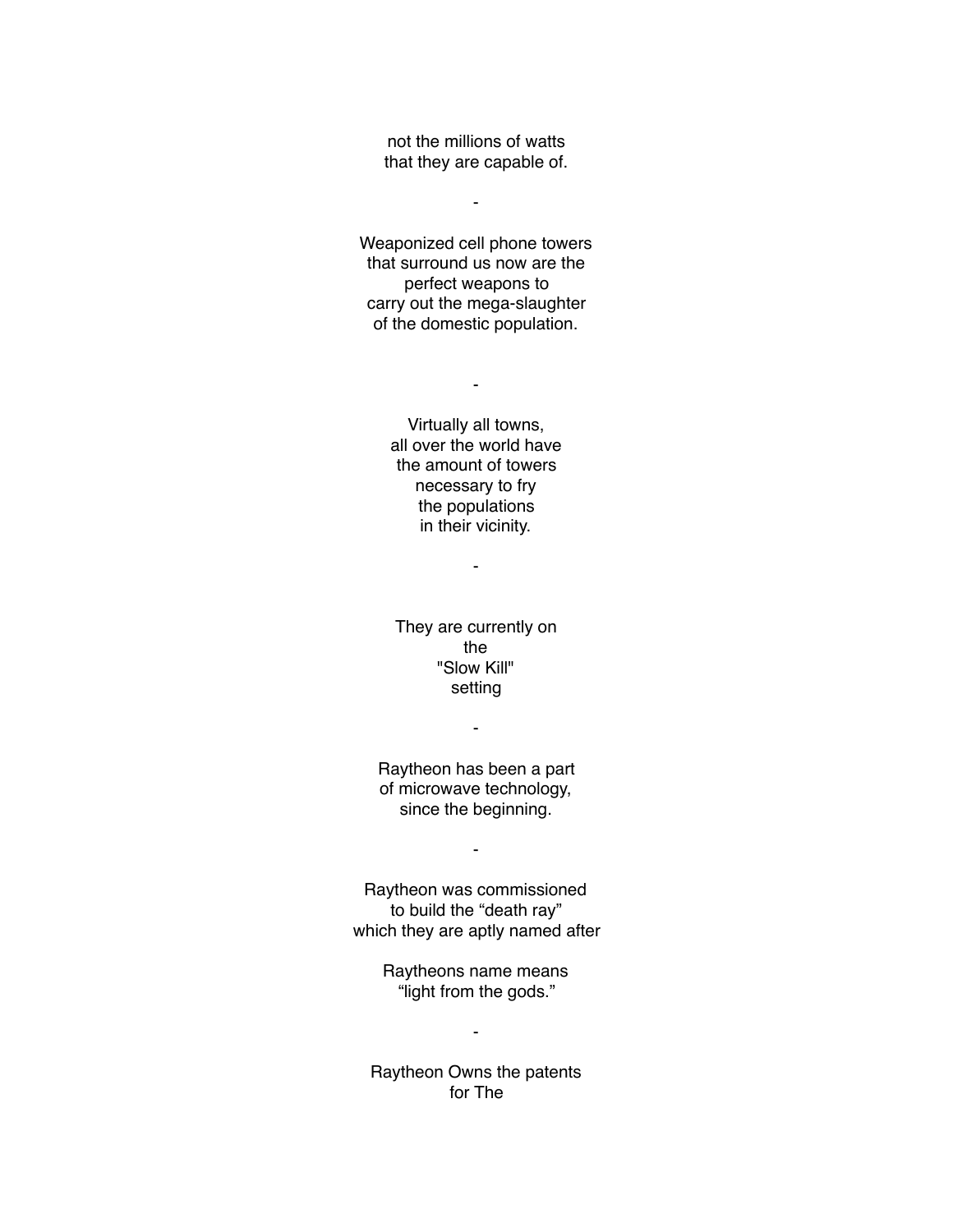not the millions of watts
that they are capable of.

-

Weaponized cell phone towers
that surround us now are the
perfect weapons to
carry out the mega-slaughter
of the domestic population.

-

Virtually all towns,
all over the world have
the amount of towers
necessary to fry
the populations
in their vicinity.

-

They are currently on
the
"Slow Kill"
setting

-

Raytheon has been a part
of microwave technology,
since the beginning.

-

Raytheon was commissioned
to build the “death ray”
which they are aptly named after

Raytheons name means
“light from the gods.”

-

Raytheon Owns the patents
for The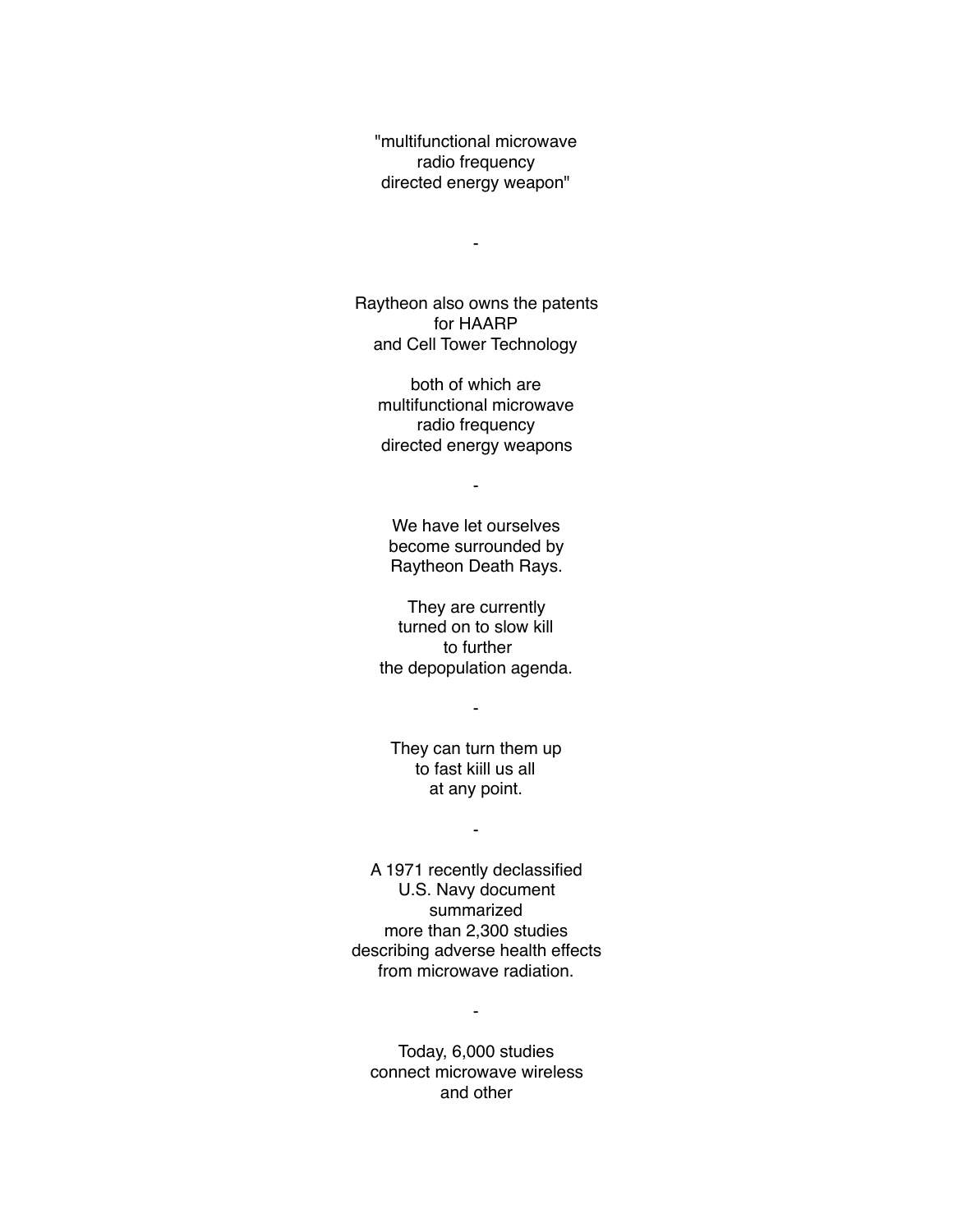"multifunctional microwave
radio frequency
directed energy weapon"

-

Raytheon also owns the patents
for HAARP
and Cell Tower Technology

both of which are
multifunctional microwave
radio frequency
directed energy weapons

-

We have let ourselves
become surrounded by
Raytheon Death Rays.

They are currently
turned on to slow kill
to further
the depopulation agenda.

-

They can turn them up
to fast kiill us all
at any point.

-

A 1971 recently declassified
U.S. Navy document
summarized
more than 2,300 studies
describing adverse health effects
from microwave radiation.

-

Today, 6,000 studies
connect microwave wireless
and other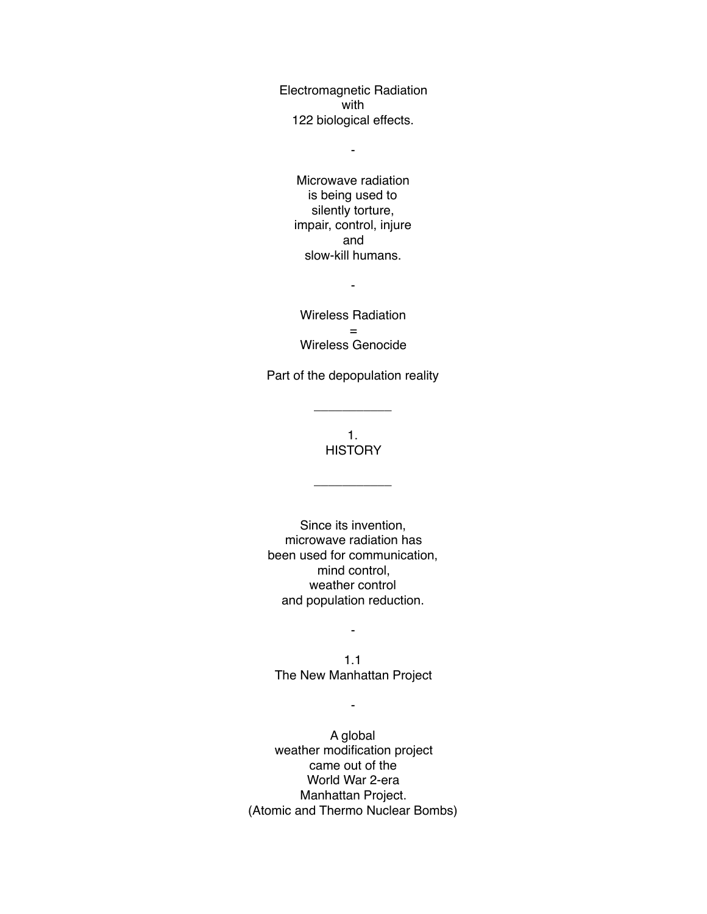Electromagnetic Radiation
with
122 biological effects.

-

Microwave radiation
is being used to
silently torture,
impair, control, injure
and
slow-kill humans.

-

Wireless Radiation
=
Wireless Genocide

Part of the depopulation reality

___________

# 1. HISTORY

___________

Since its invention,
microwave radiation has
been used for communication,
mind control,
weather control
and population reduction.

-

## 1.1 The New Manhattan Project

-

A global
weather modification project
came out of the
World War 2-era
Manhattan Project.
(Atomic and Thermo Nuclear Bombs)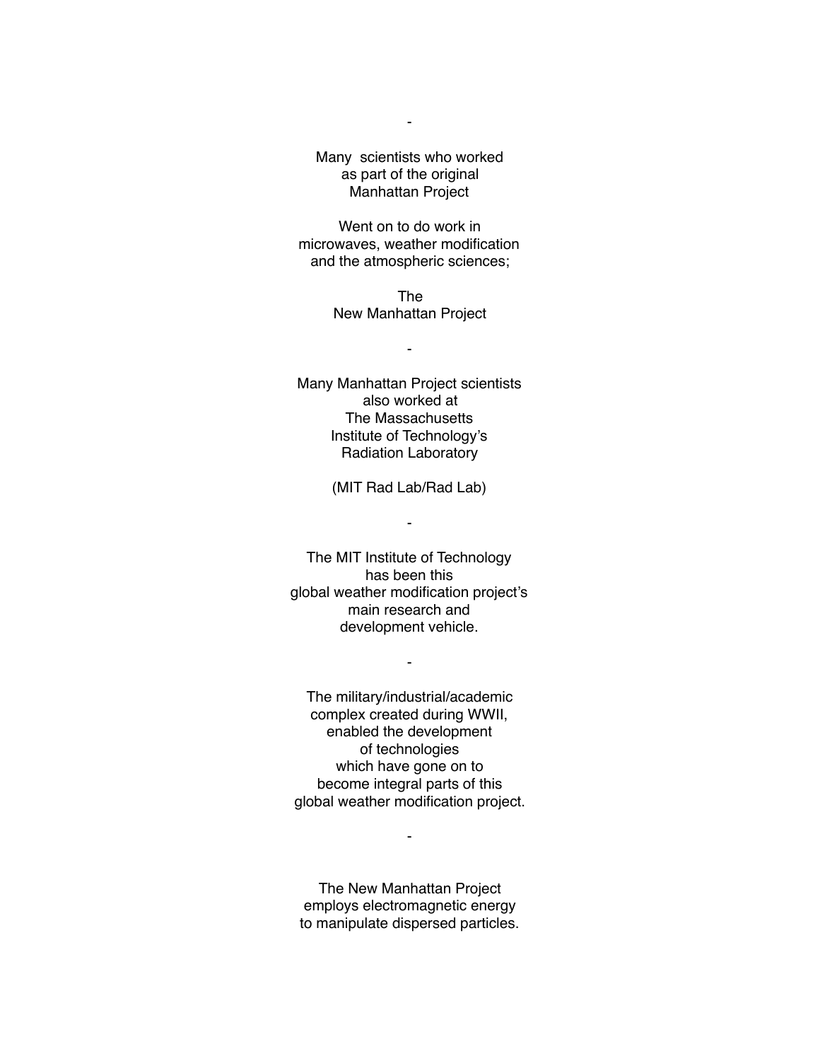-

Many scientists who worked
as part of the original
Manhattan Project

Went on to do work in
microwaves, weather modification
and the atmospheric sciences;

The
New Manhattan Project

-

Many Manhattan Project scientists
also worked at
The Massachusetts
Institute of Technology's
Radiation Laboratory

(MIT Rad Lab/Rad Lab)

-

The MIT Institute of Technology
has been this
global weather modification project's
main research and
development vehicle.

-

The military/industrial/academic
complex created during WWII,
enabled the development
of technologies
which have gone on to
become integral parts of this
global weather modification project.

-

The New Manhattan Project
employs electromagnetic energy
to manipulate dispersed particles.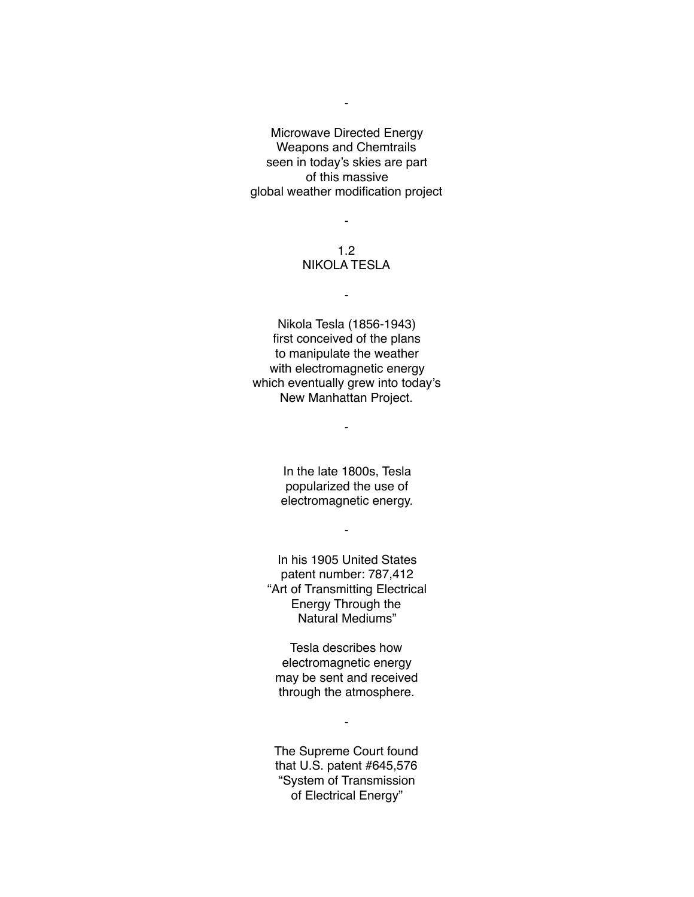-

Microwave Directed Energy Weapons and Chemtrails seen in today's skies are part of this massive global weather modification project

-

## 1.2 NIKOLA TESLA

-

Nikola Tesla (1856-1943) first conceived of the plans to manipulate the weather with electromagnetic energy which eventually grew into today's New Manhattan Project.

-

In the late 1800s, Tesla popularized the use of electromagnetic energy.

-

In his 1905 United States patent number: 787,412 "Art of Transmitting Electrical Energy Through the Natural Mediums"

Tesla describes how electromagnetic energy may be sent and received through the atmosphere.

-

The Supreme Court found that U.S. patent #645,576 "System of Transmission of Electrical Energy"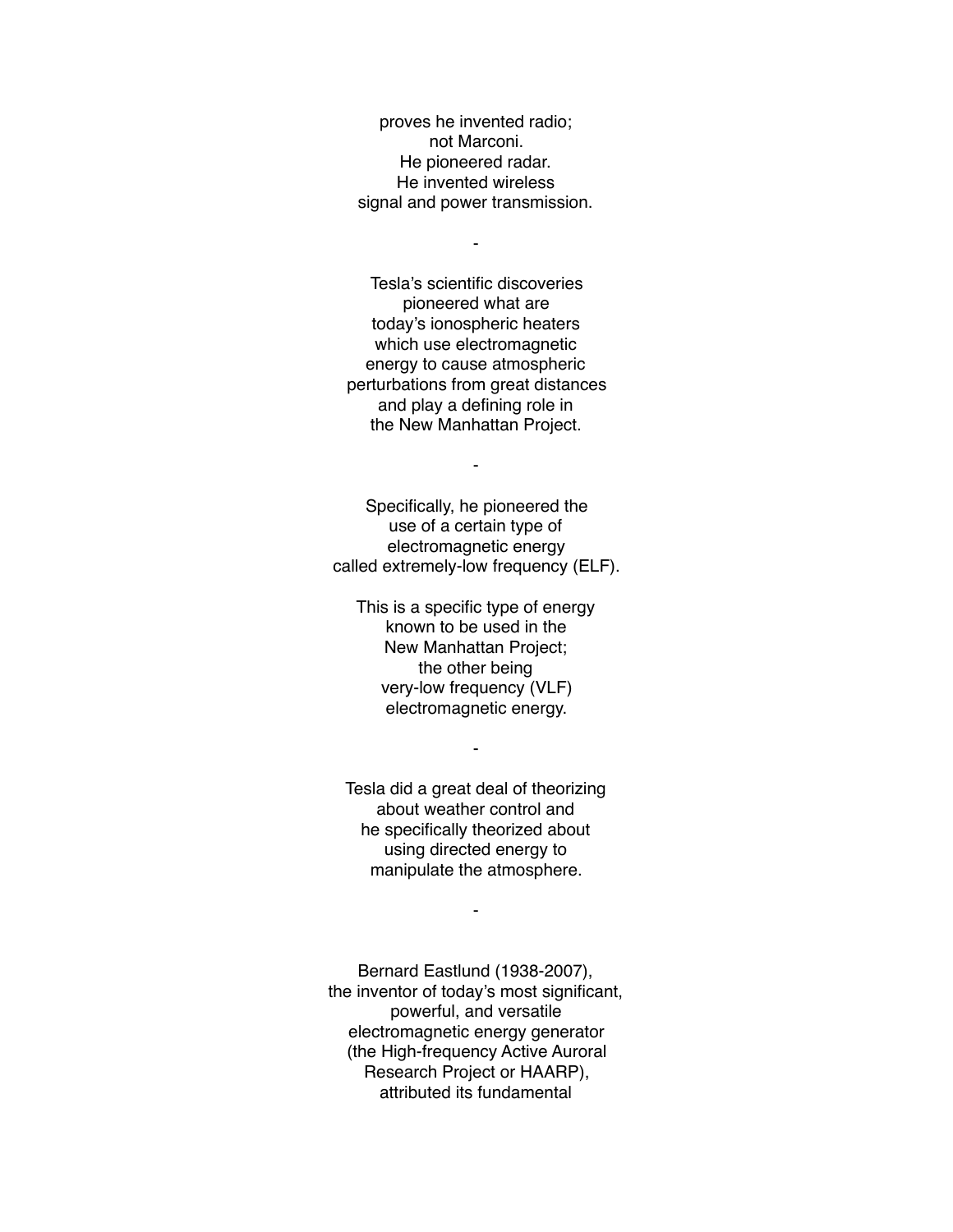proves he invented radio;
not Marconi.
He pioneered radar.
He invented wireless
signal and power transmission.

-

Tesla's scientific discoveries
pioneered what are
today's ionospheric heaters
which use electromagnetic
energy to cause atmospheric
perturbations from great distances
and play a defining role in
the New Manhattan Project.

-

Specifically, he pioneered the
use of a certain type of
electromagnetic energy
called extremely-low frequency (ELF).

This is a specific type of energy
known to be used in the
New Manhattan Project;
the other being
very-low frequency (VLF)
electromagnetic energy.

-

Tesla did a great deal of theorizing
about weather control and
he specifically theorized about
using directed energy to
manipulate the atmosphere.

-

Bernard Eastlund (1938-2007),
the inventor of today's most significant,
powerful, and versatile
electromagnetic energy generator
(the High-frequency Active Auroral
Research Project or HAARP),
attributed its fundamental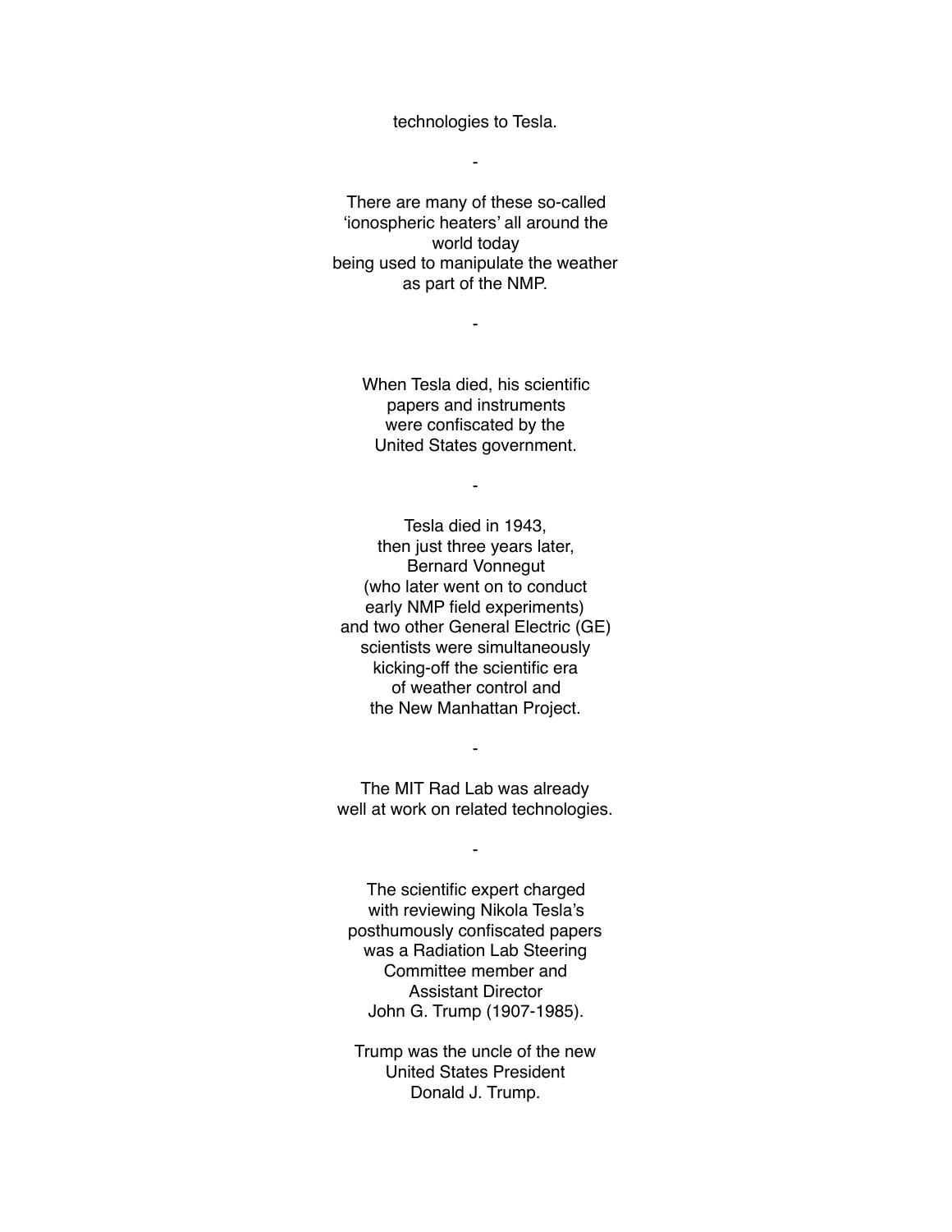technologies to Tesla.

-

There are many of these so-called 'ionospheric heaters' all around the world today being used to manipulate the weather as part of the NMP.

-

When Tesla died, his scientific papers and instruments were confiscated by the United States government.

-

Tesla died in 1943, then just three years later, Bernard Vonnegut (who later went on to conduct early NMP field experiments) and two other General Electric (GE) scientists were simultaneously kicking-off the scientific era of weather control and the New Manhattan Project.

-

The MIT Rad Lab was already well at work on related technologies.

-

The scientific expert charged with reviewing Nikola Tesla's posthumously confiscated papers was a Radiation Lab Steering Committee member and Assistant Director John G. Trump (1907-1985).

Trump was the uncle of the new United States President Donald J. Trump.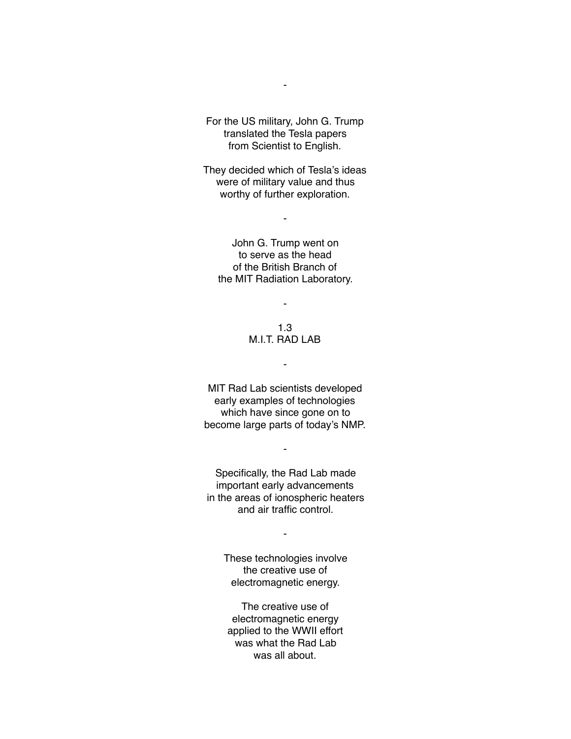-

For the US military, John G. Trump
translated the Tesla papers
from Scientist to English.

They decided which of Tesla's ideas
were of military value and thus
worthy of further exploration.

-

John G. Trump went on
to serve as the head
of the British Branch of
the MIT Radiation Laboratory.

-

## 1.3
## M.I.T. RAD LAB

-

MIT Rad Lab scientists developed
early examples of technologies
which have since gone on to
become large parts of today's NMP.

-

Specifically, the Rad Lab made
important early advancements
in the areas of ionospheric heaters
and air traffic control.

-

These technologies involve
the creative use of
electromagnetic energy.

The creative use of
electromagnetic energy
applied to the WWII effort
was what the Rad Lab
was all about.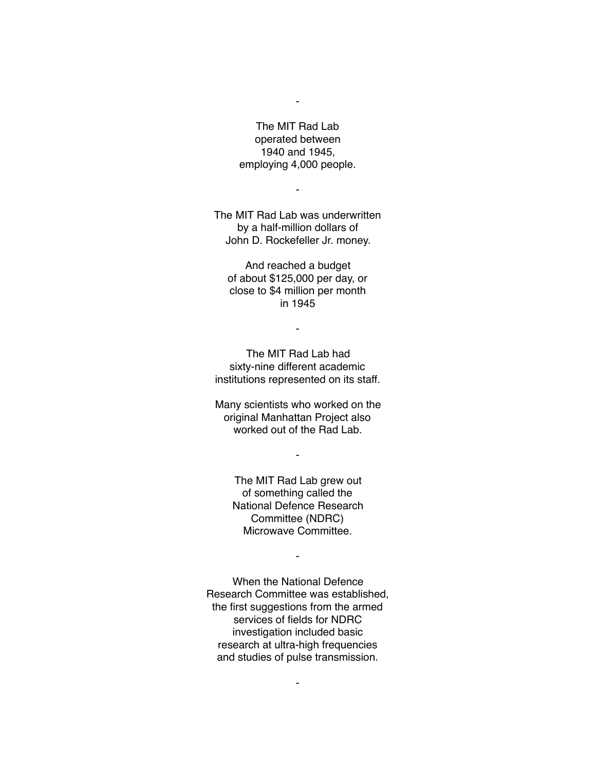-

The MIT Rad Lab
operated between
1940 and 1945,
employing 4,000 people.

-

The MIT Rad Lab was underwritten
by a half-million dollars of
John D. Rockefeller Jr. money.

And reached a budget
of about $125,000 per day, or
close to $4 million per month
in 1945

-

The MIT Rad Lab had
sixty-nine different academic
institutions represented on its staff.

Many scientists who worked on the
original Manhattan Project also
worked out of the Rad Lab.

-

The MIT Rad Lab grew out
of something called the
National Defence Research
Committee (NDRC)
Microwave Committee.

-

When the National Defence
Research Committee was established,
the first suggestions from the armed
services of fields for NDRC
investigation included basic
research at ultra-high frequencies
and studies of pulse transmission.

-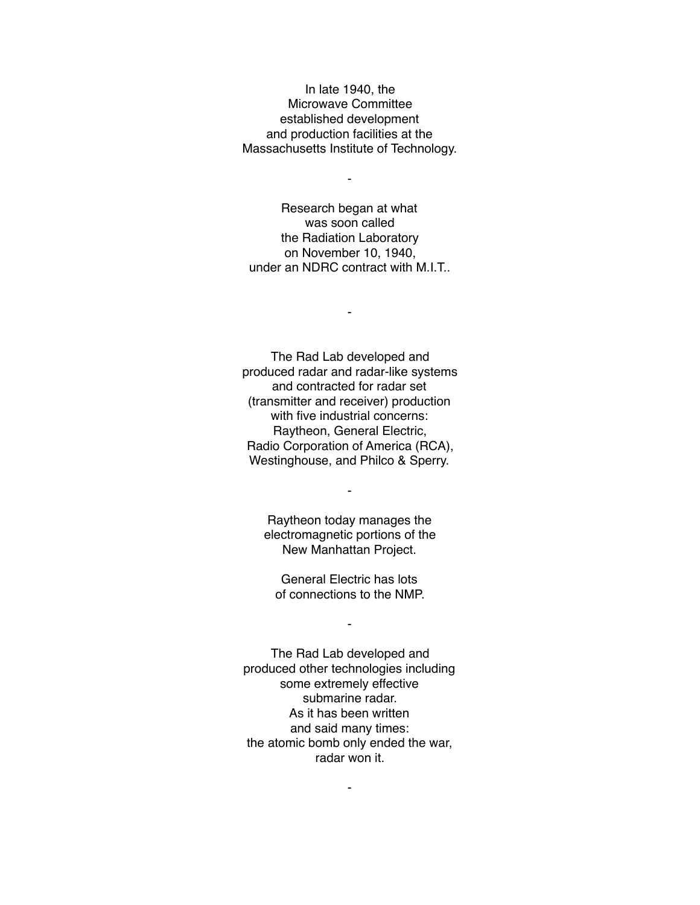In late 1940, the
Microwave Committee
established development
and production facilities at the
Massachusetts Institute of Technology.

-

Research began at what
was soon called
the Radiation Laboratory
on November 10, 1940,
under an NDRC contract with M.I.T..

-

The Rad Lab developed and
produced radar and radar-like systems
and contracted for radar set
(transmitter and receiver) production
with five industrial concerns:
Raytheon, General Electric,
Radio Corporation of America (RCA),
Westinghouse, and Philco & Sperry.

-

Raytheon today manages the
electromagnetic portions of the
New Manhattan Project.

General Electric has lots
of connections to the NMP.

-

The Rad Lab developed and
produced other technologies including
some extremely effective
submarine radar.
As it has been written
and said many times:
the atomic bomb only ended the war,
radar won it.

-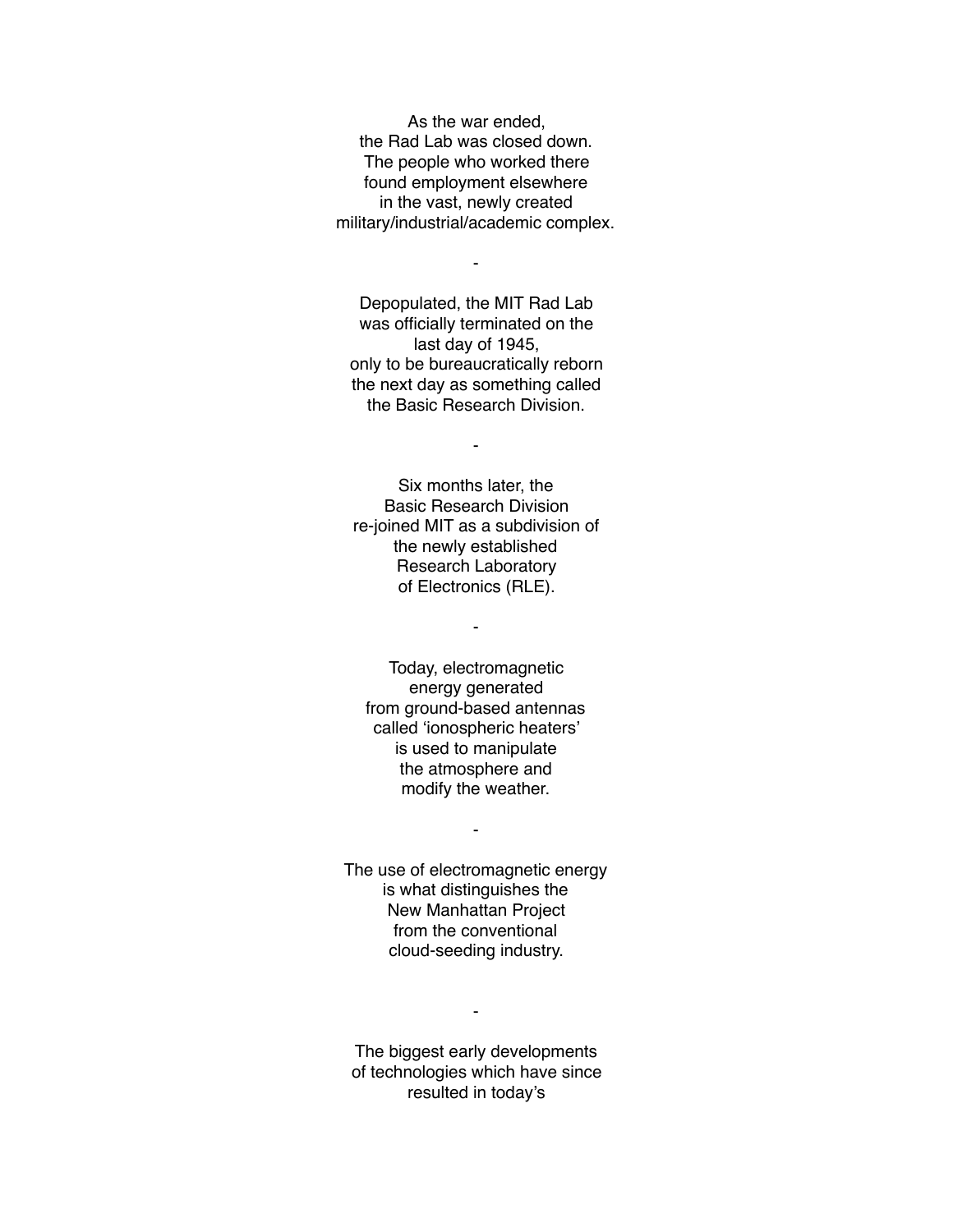As the war ended,
the Rad Lab was closed down.
The people who worked there
found employment elsewhere
in the vast, newly created
military/industrial/academic complex.

-

Depopulated, the MIT Rad Lab
was officially terminated on the
last day of 1945,
only to be bureaucratically reborn
the next day as something called
the Basic Research Division.

-

Six months later, the
Basic Research Division
re-joined MIT as a subdivision of
the newly established
Research Laboratory
of Electronics (RLE).

-

Today, electromagnetic
energy generated
from ground-based antennas
called 'ionospheric heaters'
is used to manipulate
the atmosphere and
modify the weather.

-

The use of electromagnetic energy
is what distinguishes the
New Manhattan Project
from the conventional
cloud-seeding industry.

-

The biggest early developments
of technologies which have since
resulted in today's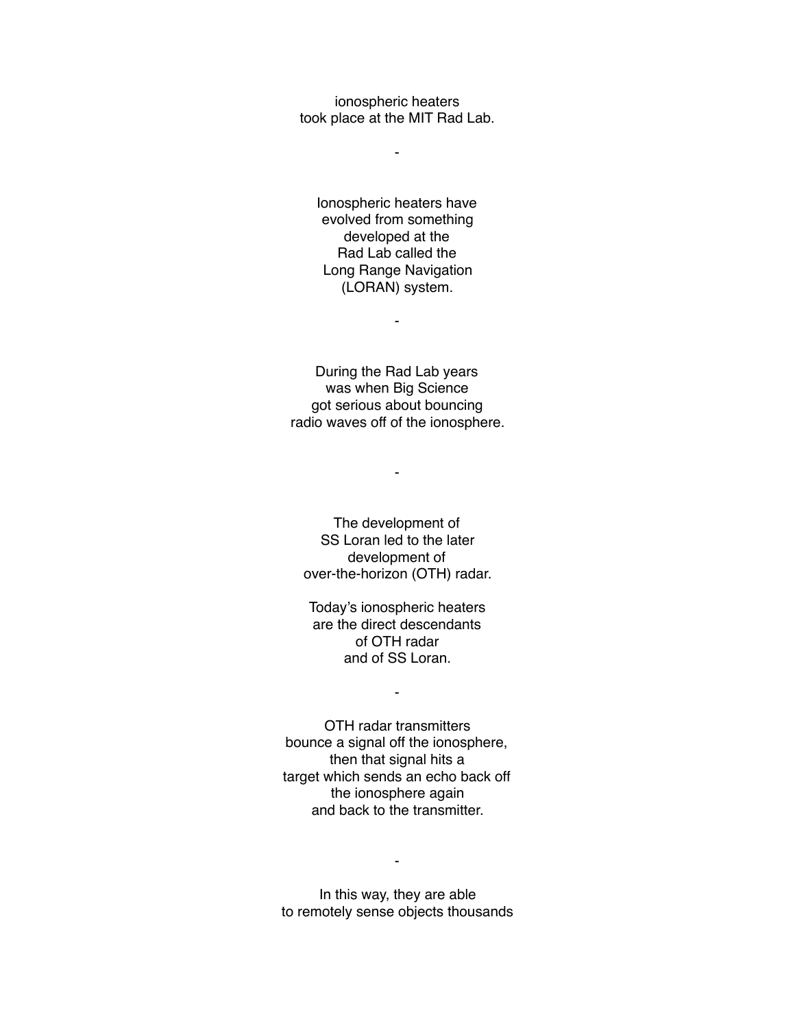ionospheric heaters
took place at the MIT Rad Lab.

-

Ionospheric heaters have
evolved from something
developed at the
Rad Lab called the
Long Range Navigation
(LORAN) system.

-

During the Rad Lab years
was when Big Science
got serious about bouncing
radio waves off of the ionosphere.

-

The development of
SS Loran led to the later
development of
over-the-horizon (OTH) radar.

Today's ionospheric heaters
are the direct descendants
of OTH radar
and of SS Loran.

-

OTH radar transmitters
bounce a signal off the ionosphere,
then that signal hits a
target which sends an echo back off
the ionosphere again
and back to the transmitter.

-

In this way, they are able
to remotely sense objects thousands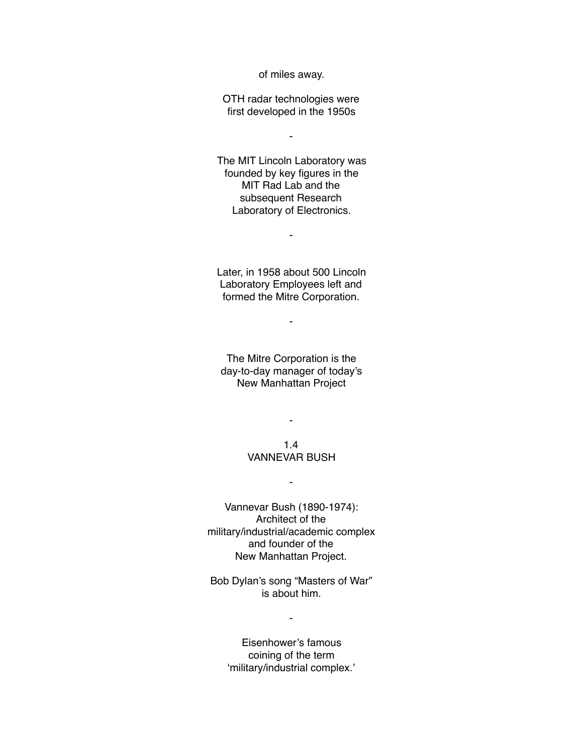of miles away.

OTH radar technologies were first developed in the 1950s

-

The MIT Lincoln Laboratory was founded by key figures in the MIT Rad Lab and the subsequent Research Laboratory of Electronics.

-

Later, in 1958 about 500 Lincoln Laboratory Employees left and formed the Mitre Corporation.

-

The Mitre Corporation is the day-to-day manager of today's New Manhattan Project

-

## 1.4 VANNEVAR BUSH

-

Vannevar Bush (1890-1974): Architect of the military/industrial/academic complex and founder of the New Manhattan Project.

Bob Dylan's song "Masters of War" is about him.

-

Eisenhower's famous coining of the term 'military/industrial complex.'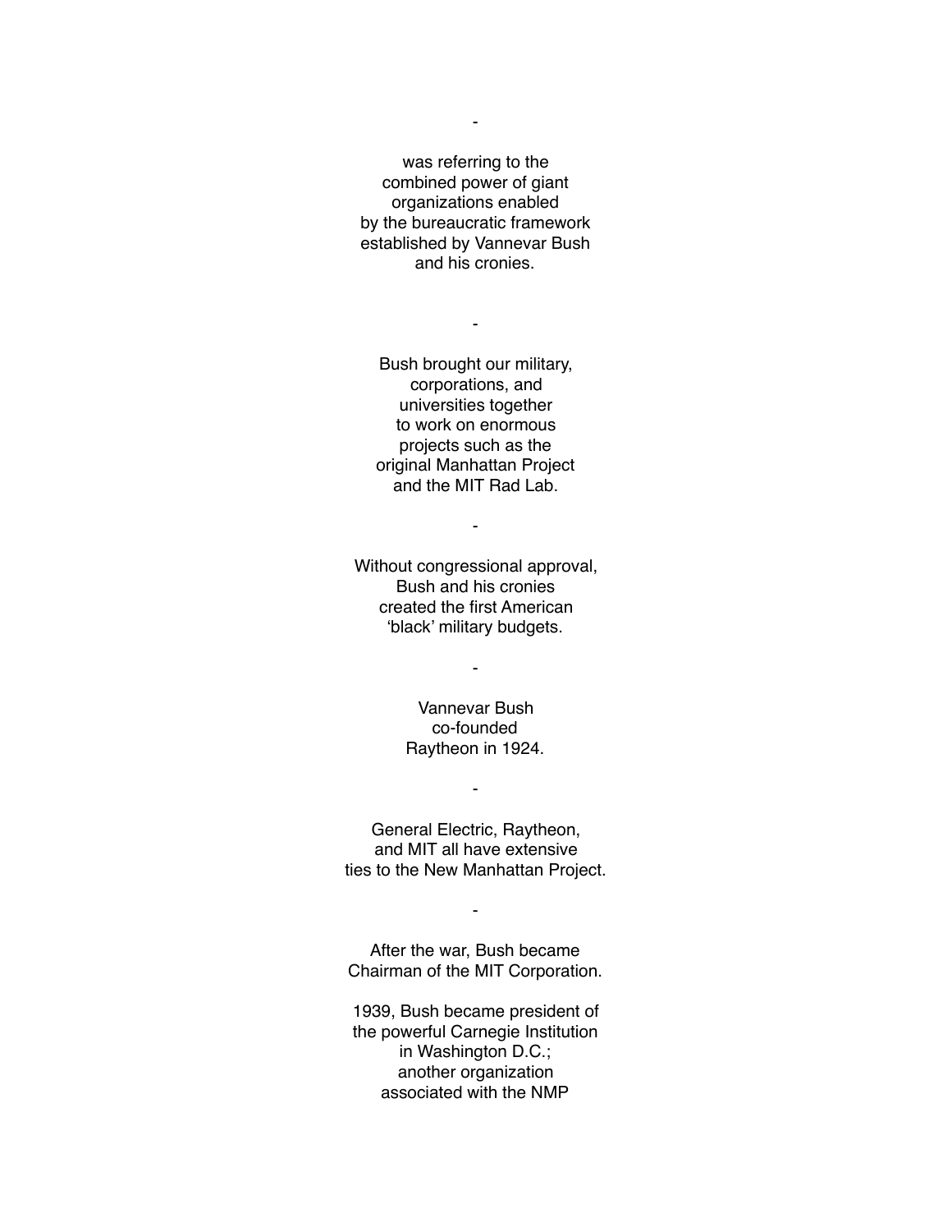-

was referring to the
combined power of giant
organizations enabled
by the bureaucratic framework
established by Vannevar Bush
and his cronies.

-

Bush brought our military,
corporations, and
universities together
to work on enormous
projects such as the
original Manhattan Project
and the MIT Rad Lab.

-

Without congressional approval,
Bush and his cronies
created the first American
'black' military budgets.

-

Vannevar Bush
co-founded
Raytheon in 1924.

-

General Electric, Raytheon,
and MIT all have extensive
ties to the New Manhattan Project.

-

After the war, Bush became
Chairman of the MIT Corporation.

1939, Bush became president of
the powerful Carnegie Institution
in Washington D.C.;
another organization
associated with the NMP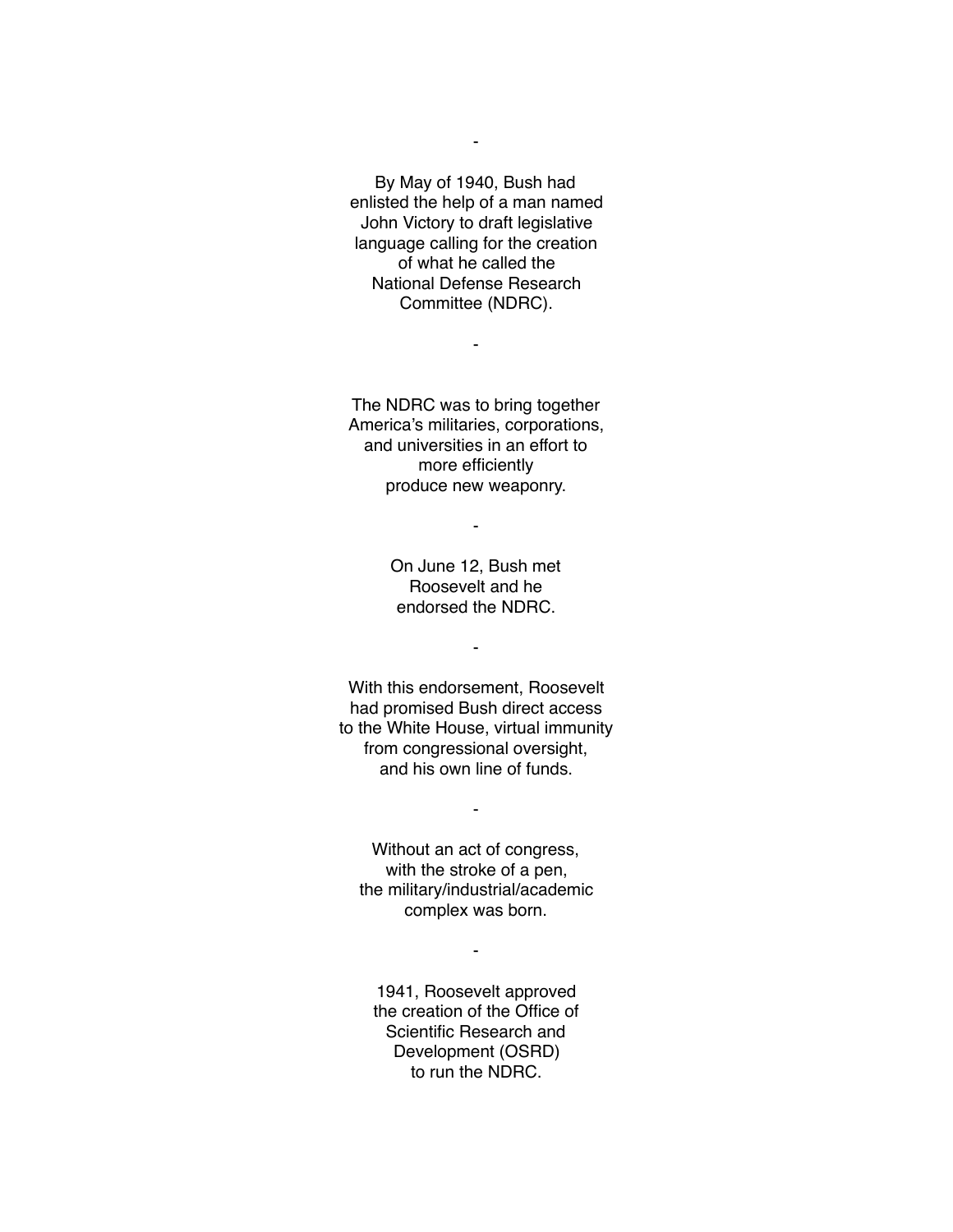-

By May of 1940, Bush had enlisted the help of a man named John Victory to draft legislative language calling for the creation of what he called the National Defense Research Committee (NDRC).

-

The NDRC was to bring together America's militaries, corporations, and universities in an effort to more efficiently produce new weaponry.

-

On June 12, Bush met Roosevelt and he endorsed the NDRC.

-

With this endorsement, Roosevelt had promised Bush direct access to the White House, virtual immunity from congressional oversight, and his own line of funds.

-

Without an act of congress, with the stroke of a pen, the military/industrial/academic complex was born.

-

1941, Roosevelt approved the creation of the Office of Scientific Research and Development (OSRD) to run the NDRC.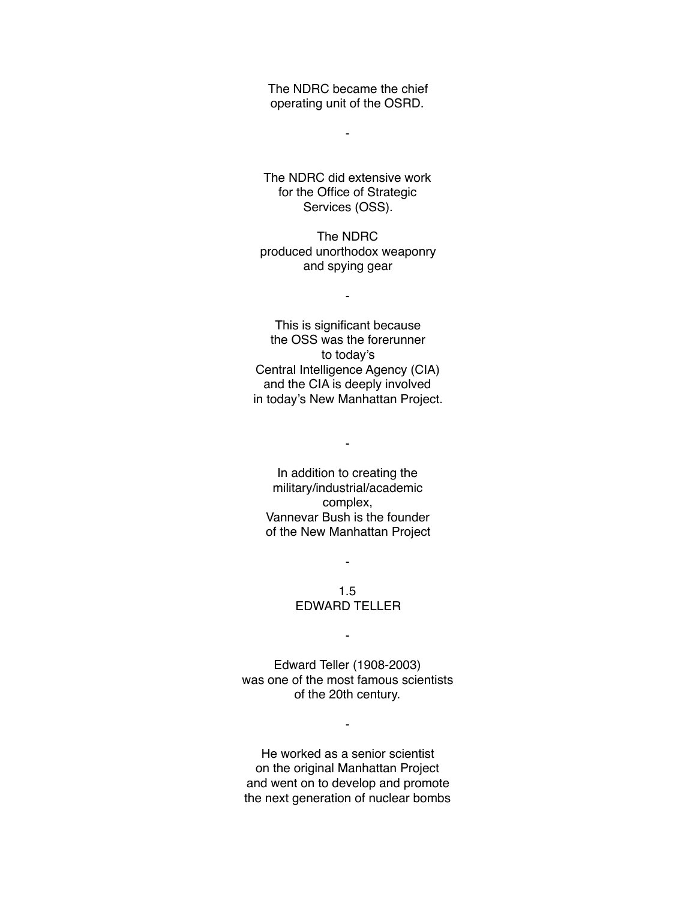The NDRC became the chief
operating unit of the OSRD.

-

The NDRC did extensive work
for the Office of Strategic
Services (OSS).

The NDRC
produced unorthodox weaponry
and spying gear

-

This is significant because
the OSS was the forerunner
to today's
Central Intelligence Agency (CIA)
and the CIA is deeply involved
in today's New Manhattan Project.

-

In addition to creating the
military/industrial/academic
complex,
Vannevar Bush is the founder
of the New Manhattan Project

-

## 1.5
## EDWARD TELLER

-

Edward Teller (1908-2003)
was one of the most famous scientists
of the 20th century.

-

He worked as a senior scientist
on the original Manhattan Project
and went on to develop and promote
the next generation of nuclear bombs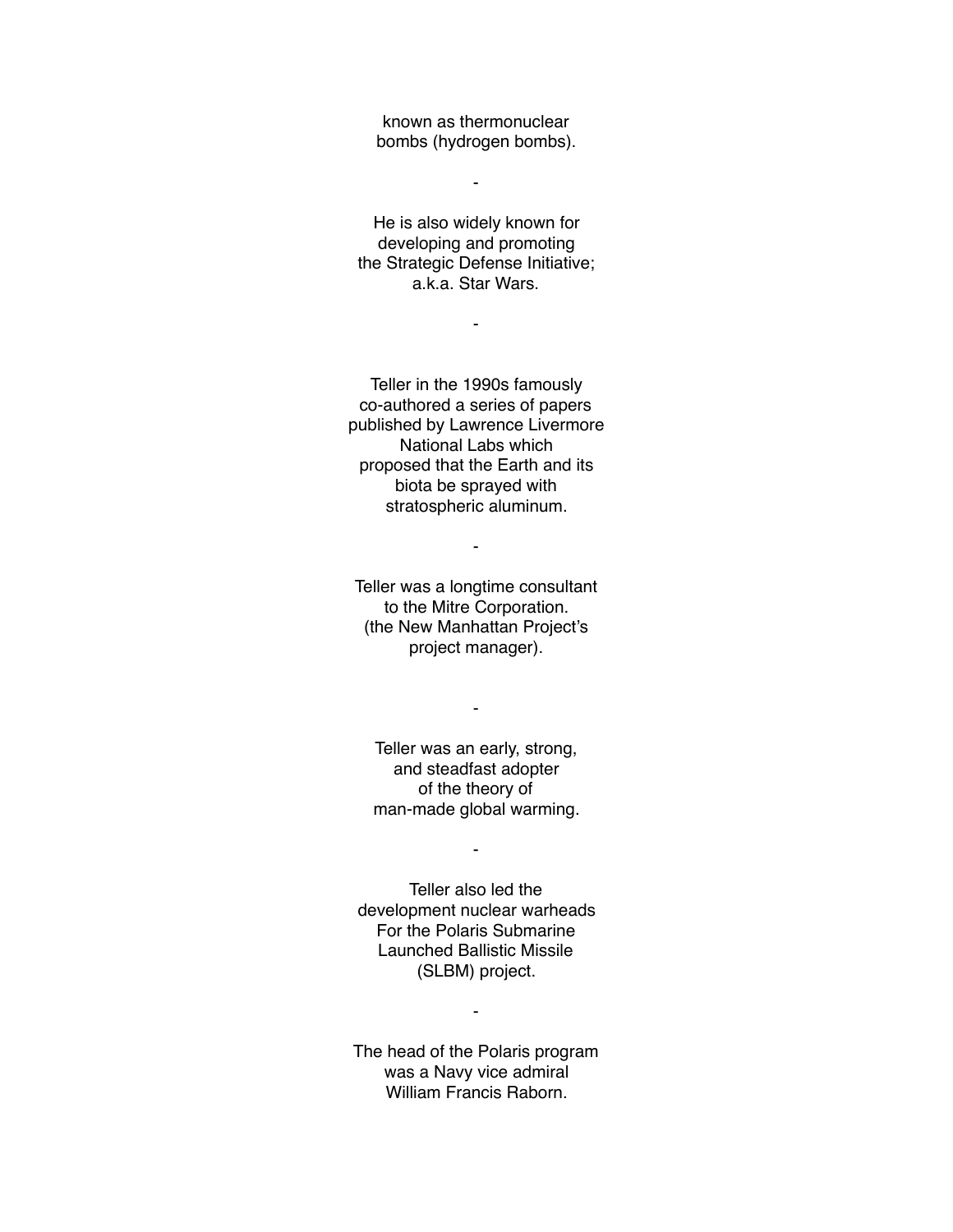known as thermonuclear
bombs (hydrogen bombs).

-

He is also widely known for
developing and promoting
the Strategic Defense Initiative;
a.k.a. Star Wars.

-

Teller in the 1990s famously
co-authored a series of papers
published by Lawrence Livermore
National Labs which
proposed that the Earth and its
biota be sprayed with
stratospheric aluminum.

-

Teller was a longtime consultant
to the Mitre Corporation.
(the New Manhattan Project's
project manager).

-

Teller was an early, strong,
and steadfast adopter
of the theory of
man-made global warming.

-

Teller also led the
development nuclear warheads
For the Polaris Submarine
Launched Ballistic Missile
(SLBM) project.

-

The head of the Polaris program
was a Navy vice admiral
William Francis Raborn.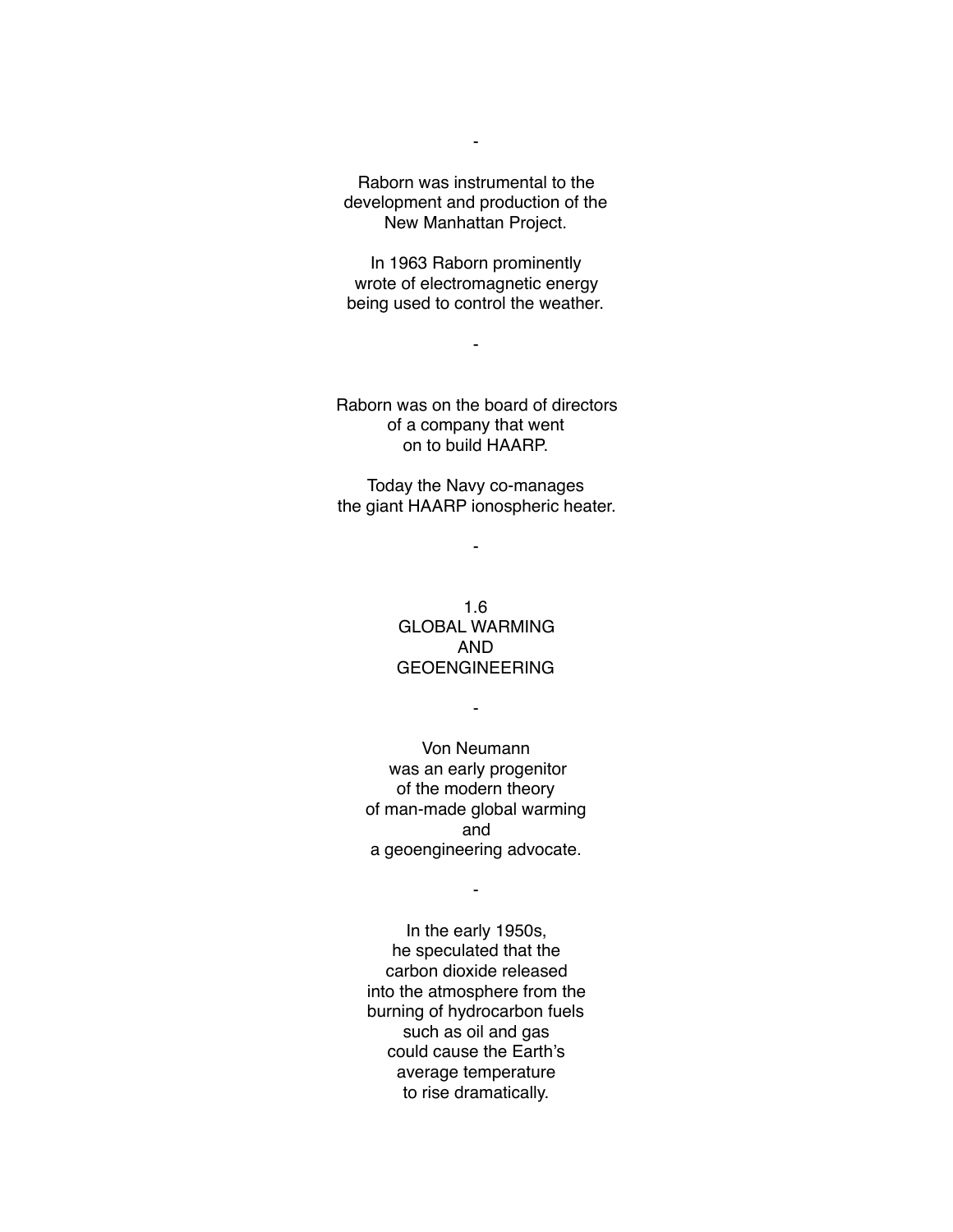-

Raborn was instrumental to the development and production of the New Manhattan Project.

In 1963 Raborn prominently wrote of electromagnetic energy being used to control the weather.

-

Raborn was on the board of directors of a company that went on to build HAARP.

Today the Navy co-manages the giant HAARP ionospheric heater.

-

## 1.6 GLOBAL WARMING AND GEOENGINEERING

-

Von Neumann was an early progenitor of the modern theory of man-made global warming and a geoengineering advocate.

-

In the early 1950s, he speculated that the carbon dioxide released into the atmosphere from the burning of hydrocarbon fuels such as oil and gas could cause the Earth's average temperature to rise dramatically.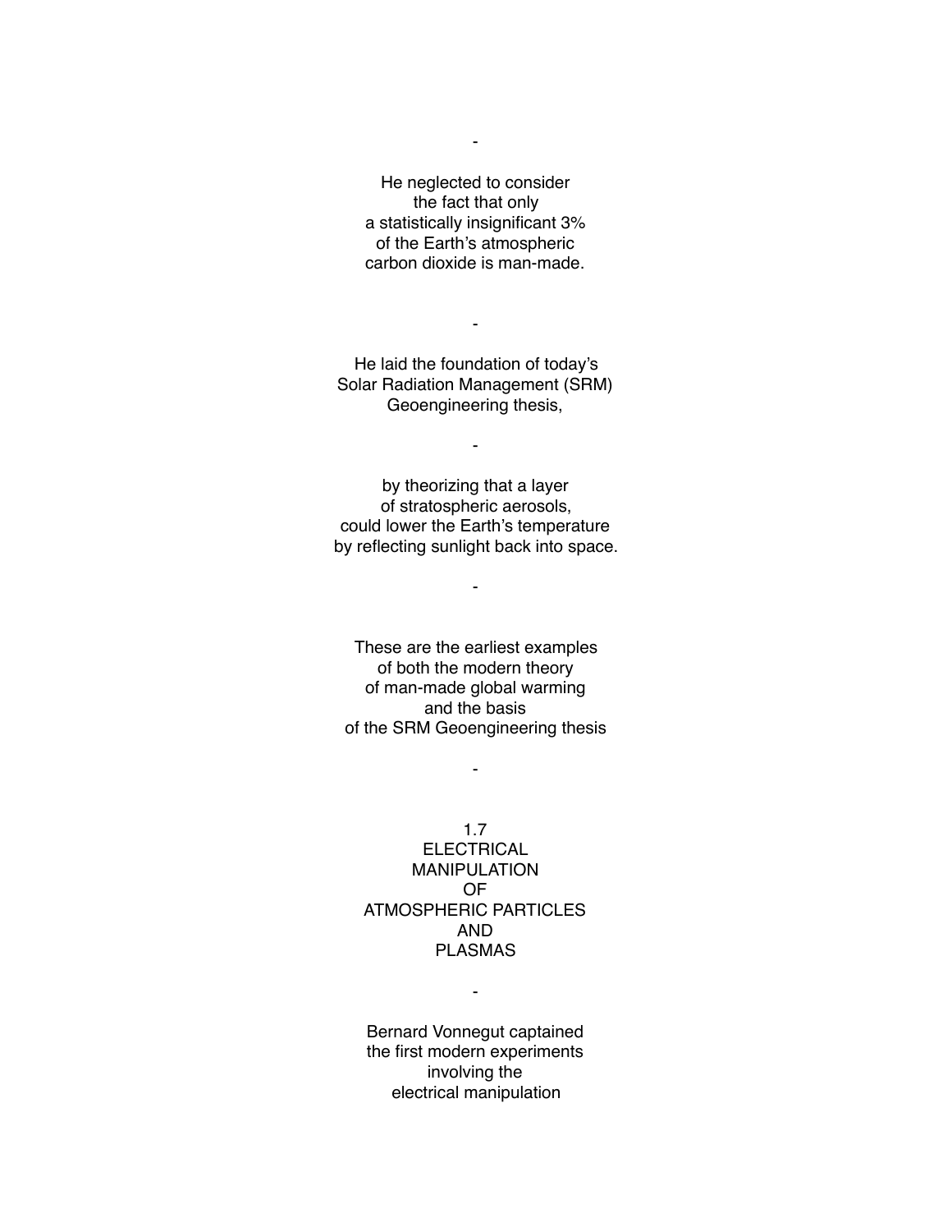-

He neglected to consider
the fact that only
a statistically insignificant 3%
of the Earth's atmospheric
carbon dioxide is man-made.

-

He laid the foundation of today's
Solar Radiation Management (SRM)
Geoengineering thesis,

-

by theorizing that a layer
of stratospheric aerosols,
could lower the Earth's temperature
by reflecting sunlight back into space.

-

These are the earliest examples
of both the modern theory
of man-made global warming
and the basis
of the SRM Geoengineering thesis

-

## 1.7 ELECTRICAL MANIPULATION OF ATMOSPHERIC PARTICLES AND PLASMAS

-

Bernard Vonnegut captained
the first modern experiments
involving the
electrical manipulation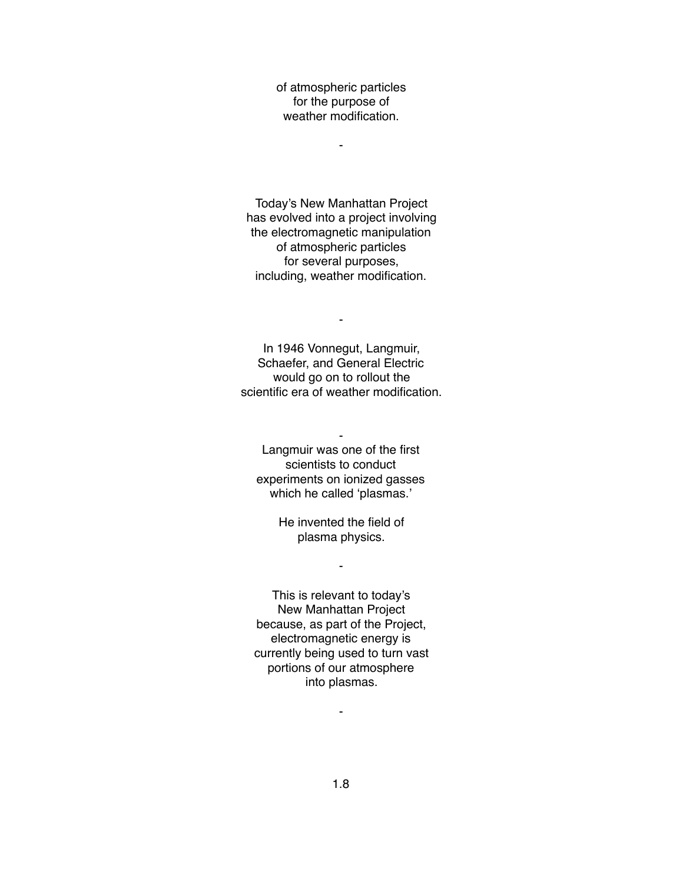of atmospheric particles
for the purpose of
weather modification.

-

Today's New Manhattan Project
has evolved into a project involving
the electromagnetic manipulation
of atmospheric particles
for several purposes,
including, weather modification.

-

In 1946 Vonnegut, Langmuir,
Schaefer, and General Electric
would go on to rollout the
scientific era of weather modification.

-

Langmuir was one of the first
scientists to conduct
experiments on ionized gasses
which he called 'plasmas.'

He invented the field of
plasma physics.

-

This is relevant to today's
New Manhattan Project
because, as part of the Project,
electromagnetic energy is
currently being used to turn vast
portions of our atmosphere
into plasmas.

-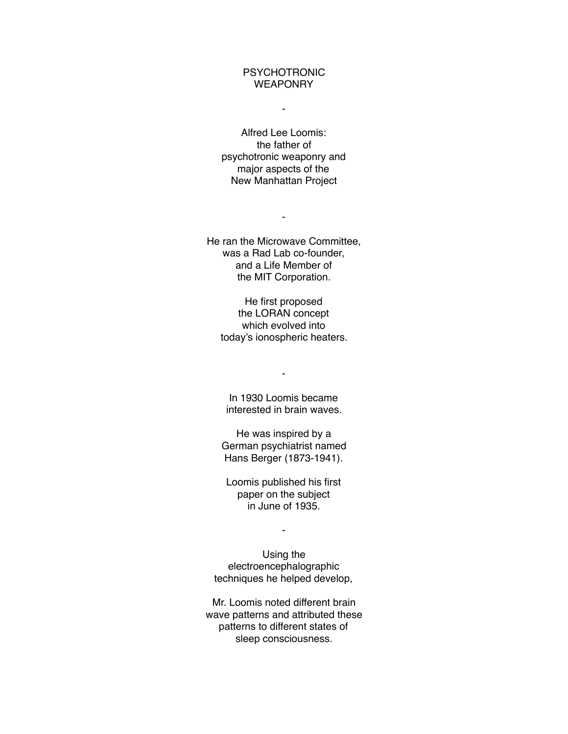# PSYCHOTRONIC WEAPONRY

-

Alfred Lee Loomis:
the father of
psychotronic weaponry and
major aspects of the
New Manhattan Project

-

He ran the Microwave Committee,
was a Rad Lab co-founder,
and a Life Member of
the MIT Corporation.

He first proposed
the LORAN concept
which evolved into
today's ionospheric heaters.

-

In 1930 Loomis became
interested in brain waves.

He was inspired by a
German psychiatrist named
Hans Berger (1873-1941).

Loomis published his first
paper on the subject
in June of 1935.

-

Using the
electroencephalographic
techniques he helped develop,

Mr. Loomis noted different brain
wave patterns and attributed these
patterns to different states of
sleep consciousness.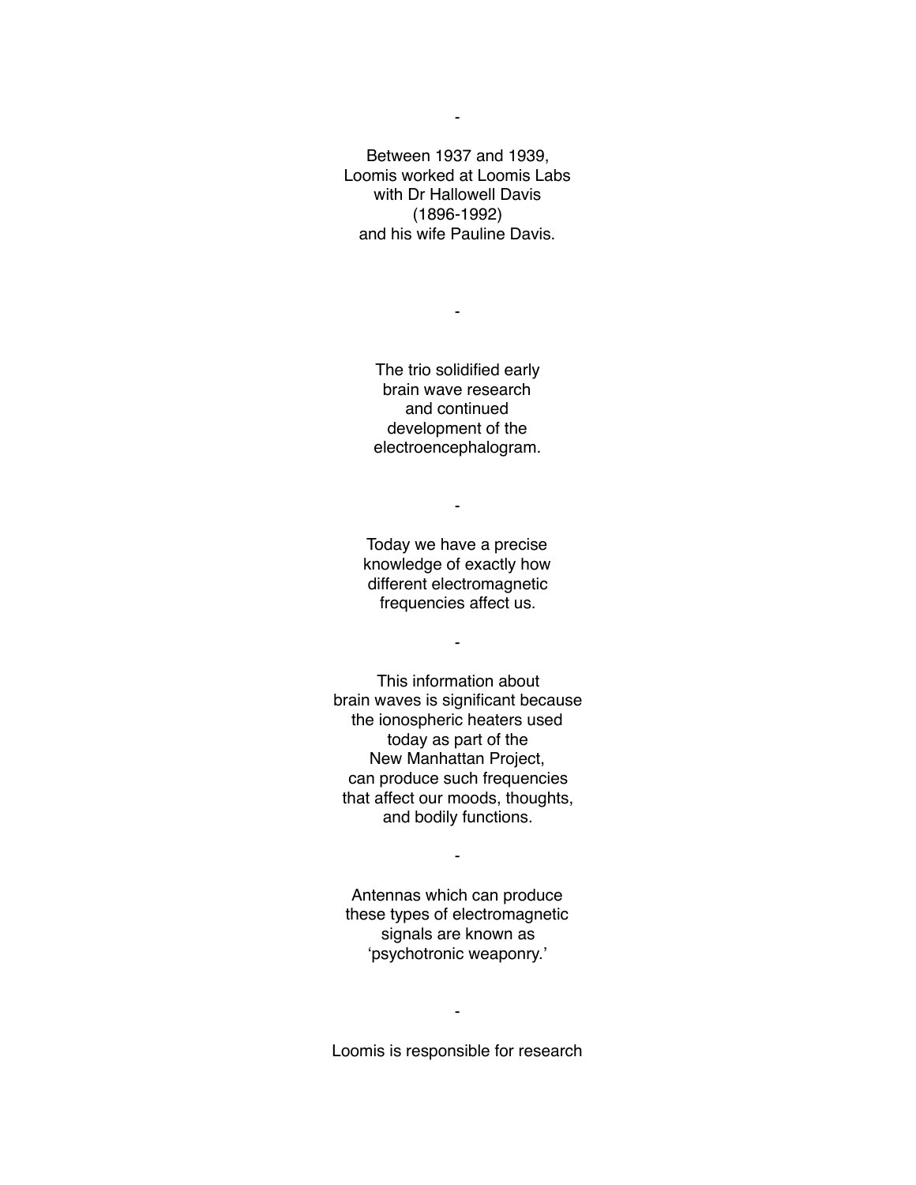-

Between 1937 and 1939,
Loomis worked at Loomis Labs
with Dr Hallowell Davis
(1896-1992)
and his wife Pauline Davis.

-

The trio solidified early
brain wave research
and continued
development of the
electroencephalogram.

-

Today we have a precise
knowledge of exactly how
different electromagnetic
frequencies affect us.

-

This information about
brain waves is significant because
the ionospheric heaters used
today as part of the
New Manhattan Project,
can produce such frequencies
that affect our moods, thoughts,
and bodily functions.

-

Antennas which can produce
these types of electromagnetic
signals are known as
'psychotronic weaponry.'

-

Loomis is responsible for research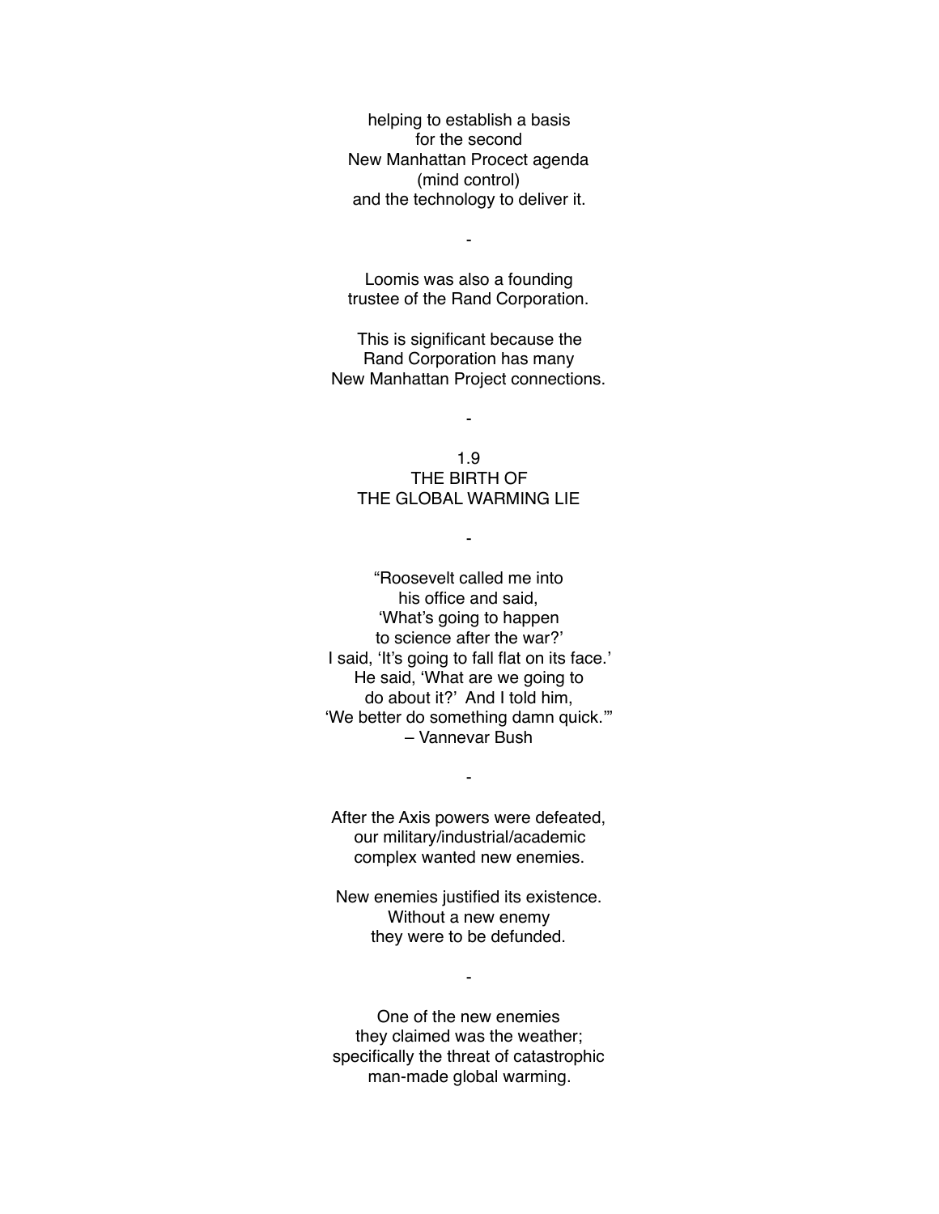helping to establish a basis
for the second
New Manhattan Procect agenda
(mind control)
and the technology to deliver it.

-

Loomis was also a founding
trustee of the Rand Corporation.

This is significant because the
Rand Corporation has many
New Manhattan Project connections.

-

## 1.9
## THE BIRTH OF
## THE GLOBAL WARMING LIE

-

“Roosevelt called me into
his office and said,
‘What’s going to happen
to science after the war?’
I said, ‘It’s going to fall flat on its face.’
He said, ‘What are we going to
do about it?’ And I told him,
‘We better do something damn quick.’”
– Vannevar Bush

-

After the Axis powers were defeated,
our military/industrial/academic
complex wanted new enemies.

New enemies justified its existence.
Without a new enemy
they were to be defunded.

-

One of the new enemies
they claimed was the weather;
specifically the threat of catastrophic
man-made global warming.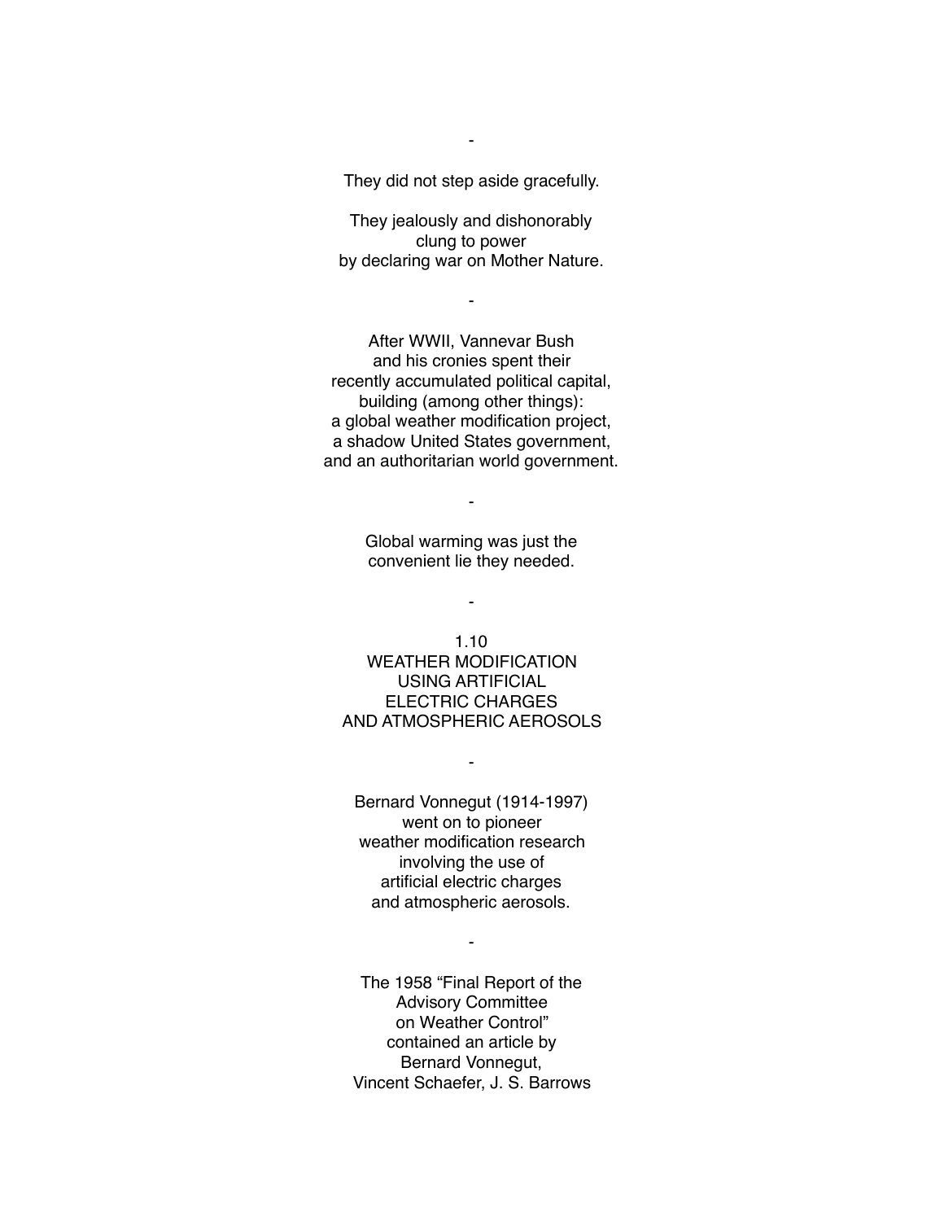-

They did not step aside gracefully.

They jealously and dishonorably
clung to power
by declaring war on Mother Nature.

-

After WWII, Vannevar Bush
and his cronies spent their
recently accumulated political capital,
building (among other things):
a global weather modification project,
a shadow United States government,
and an authoritarian world government.

-

Global warming was just the
convenient lie they needed.

-

## 1.10 WEATHER MODIFICATION USING ARTIFICIAL ELECTRIC CHARGES AND ATMOSPHERIC AEROSOLS

-

Bernard Vonnegut (1914-1997)
went on to pioneer
weather modification research
involving the use of
artificial electric charges
and atmospheric aerosols.

-

The 1958 “Final Report of the
Advisory Committee
on Weather Control”
contained an article by
Bernard Vonnegut,
Vincent Schaefer, J. S. Barrows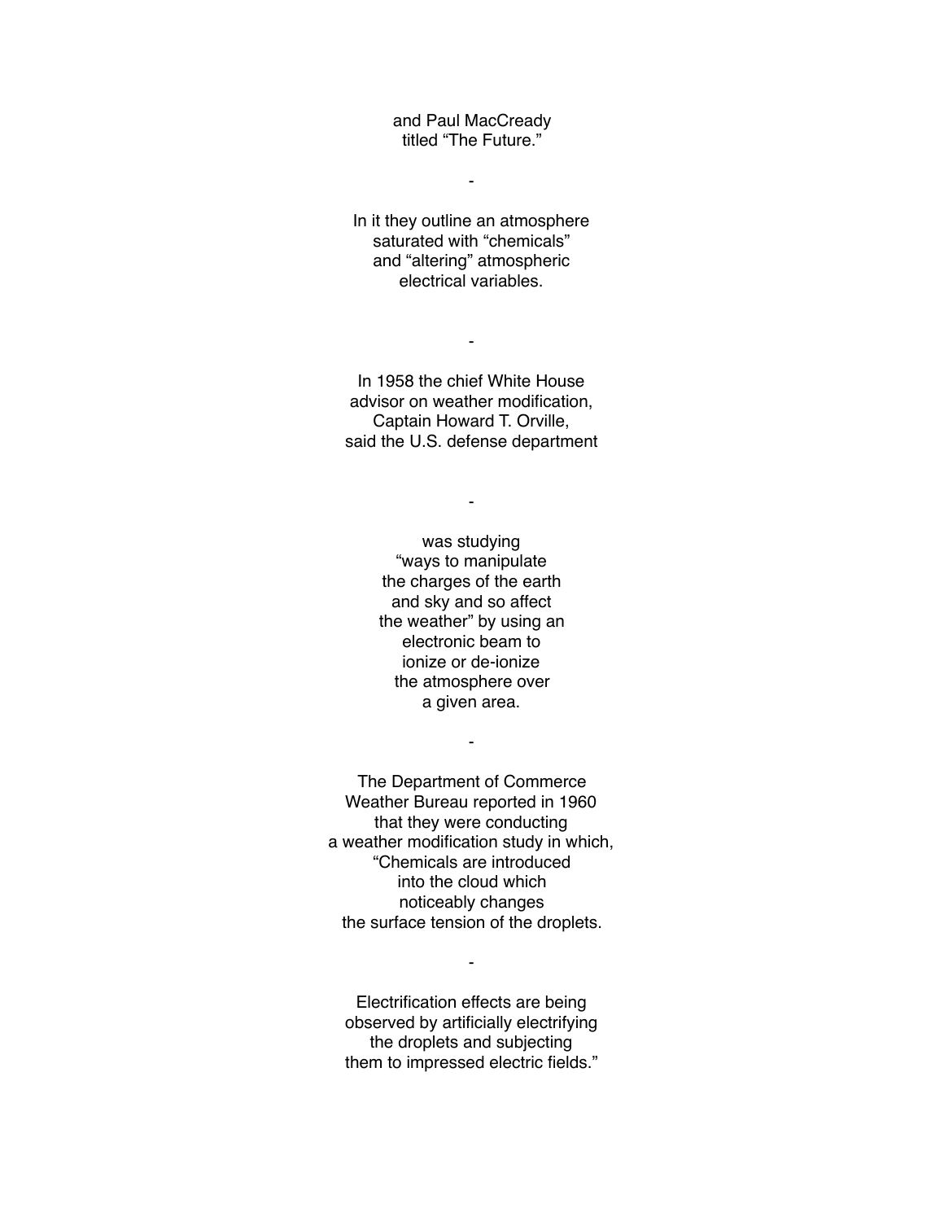and Paul MacCready
titled “The Future.”

-

In it they outline an atmosphere
saturated with “chemicals”
and “altering” atmospheric
electrical variables.

-

In 1958 the chief White House
advisor on weather modification,
Captain Howard T. Orville,
said the U.S. defense department

-

was studying
“ways to manipulate
the charges of the earth
and sky and so affect
the weather” by using an
electronic beam to
ionize or de-ionize
the atmosphere over
a given area.

-

The Department of Commerce
Weather Bureau reported in 1960
that they were conducting
a weather modification study in which,
“Chemicals are introduced
into the cloud which
noticeably changes
the surface tension of the droplets.

-

Electrification effects are being
observed by artificially electrifying
the droplets and subjecting
them to impressed electric fields.”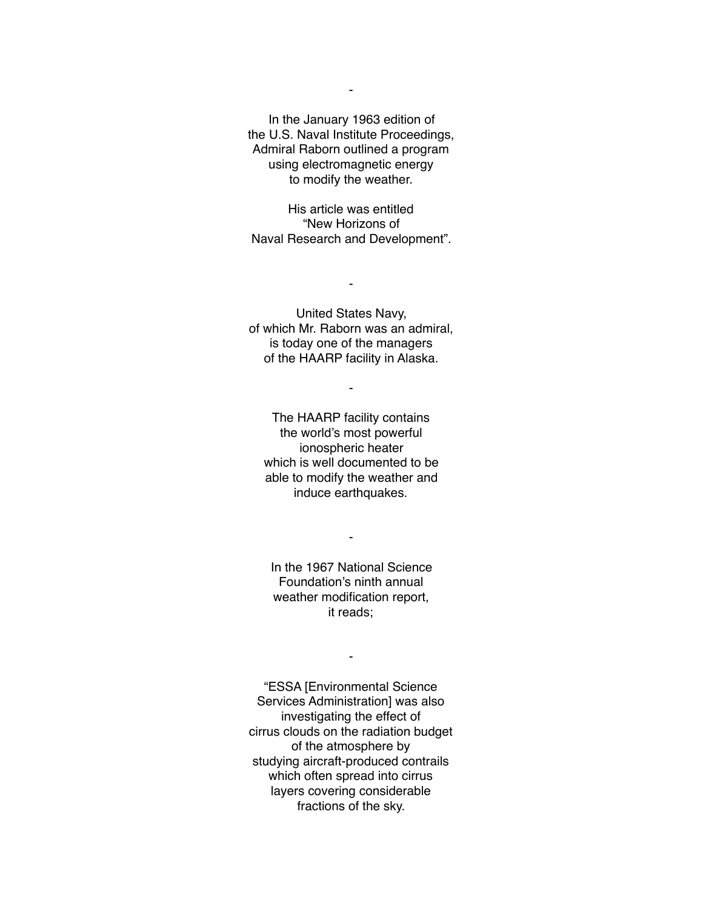-

In the January 1963 edition of
the U.S. Naval Institute Proceedings,
Admiral Raborn outlined a program
using electromagnetic energy
to modify the weather.

His article was entitled
"New Horizons of
Naval Research and Development".

-

United States Navy,
of which Mr. Raborn was an admiral,
is today one of the managers
of the HAARP facility in Alaska.

-

The HAARP facility contains
the world's most powerful
ionospheric heater
which is well documented to be
able to modify the weather and
induce earthquakes.

-

In the 1967 National Science
Foundation's ninth annual
weather modification report,
it reads;

-

"ESSA [Environmental Science
Services Administration] was also
investigating the effect of
cirrus clouds on the radiation budget
of the atmosphere by
studying aircraft-produced contrails
which often spread into cirrus
layers covering considerable
fractions of the sky.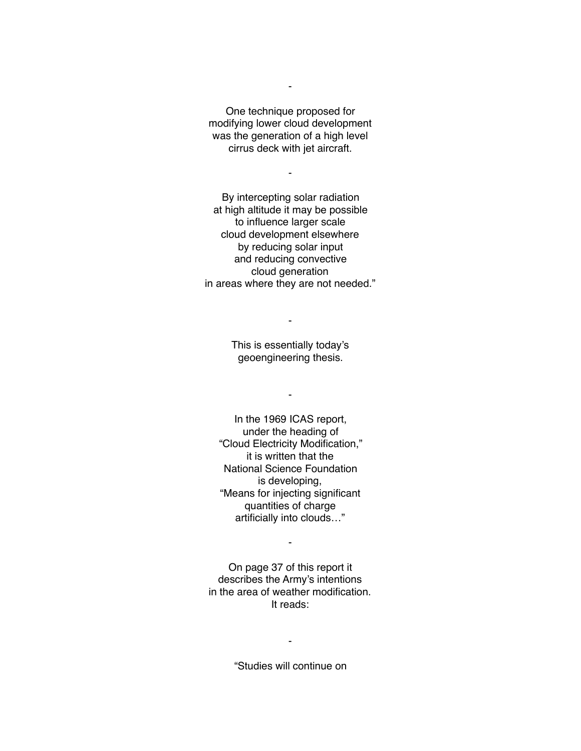-

One technique proposed for modifying lower cloud development was the generation of a high level cirrus deck with jet aircraft.

-

By intercepting solar radiation at high altitude it may be possible to influence larger scale cloud development elsewhere by reducing solar input and reducing convective cloud generation in areas where they are not needed."

-

This is essentially today's geoengineering thesis.

-

In the 1969 ICAS report, under the heading of "Cloud Electricity Modification," it is written that the National Science Foundation is developing, "Means for injecting significant quantities of charge artificially into clouds…"

-

On page 37 of this report it describes the Army's intentions in the area of weather modification. It reads:

-

"Studies will continue on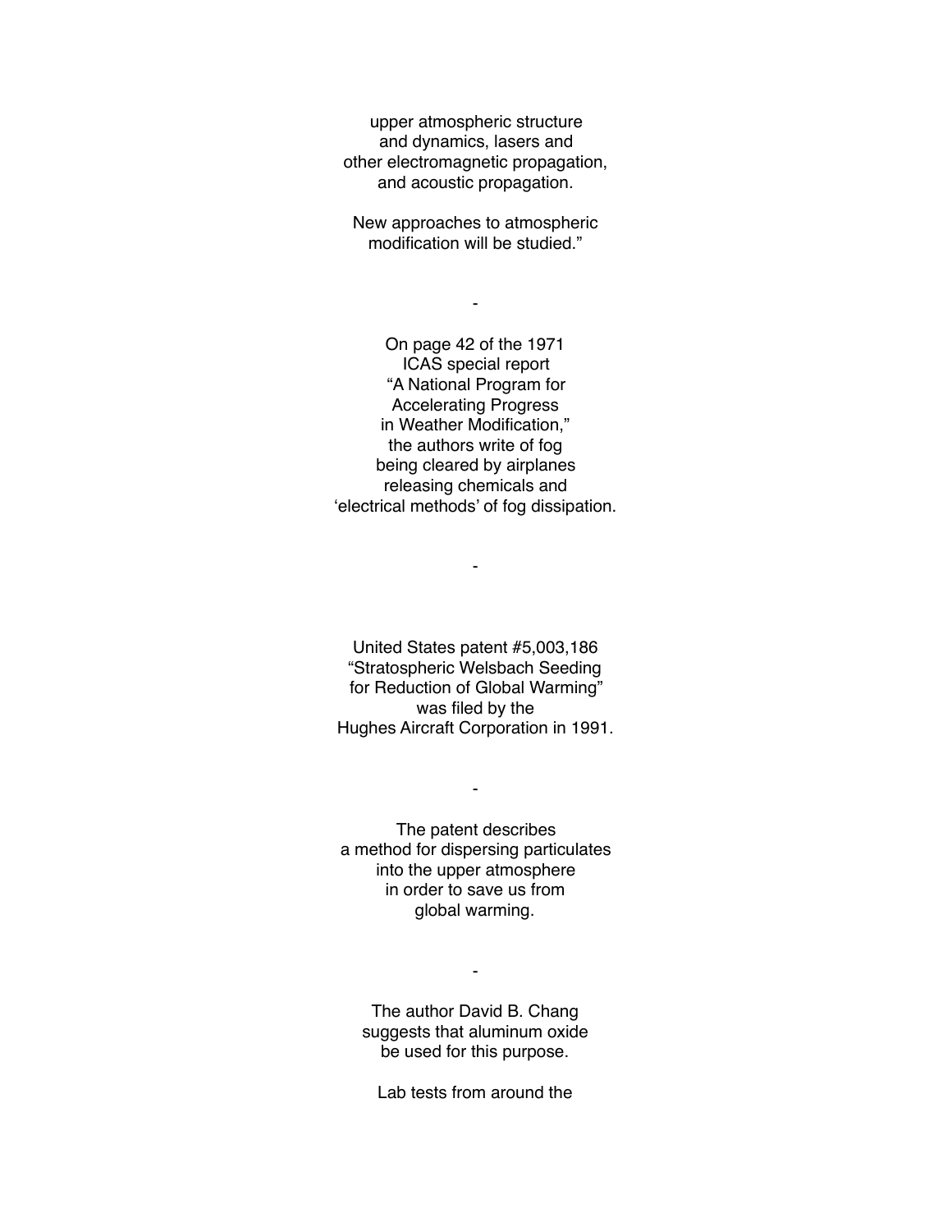upper atmospheric structure
and dynamics, lasers and
other electromagnetic propagation,
and acoustic propagation.

New approaches to atmospheric
modification will be studied."

-

On page 42 of the 1971
ICAS special report
"A National Program for
Accelerating Progress
in Weather Modification,"
the authors write of fog
being cleared by airplanes
releasing chemicals and
'electrical methods' of fog dissipation.

-

United States patent #5,003,186
"Stratospheric Welsbach Seeding
for Reduction of Global Warming"
was filed by the
Hughes Aircraft Corporation in 1991.

-

The patent describes
a method for dispersing particulates
into the upper atmosphere
in order to save us from
global warming.

-

The author David B. Chang
suggests that aluminum oxide
be used for this purpose.

Lab tests from around the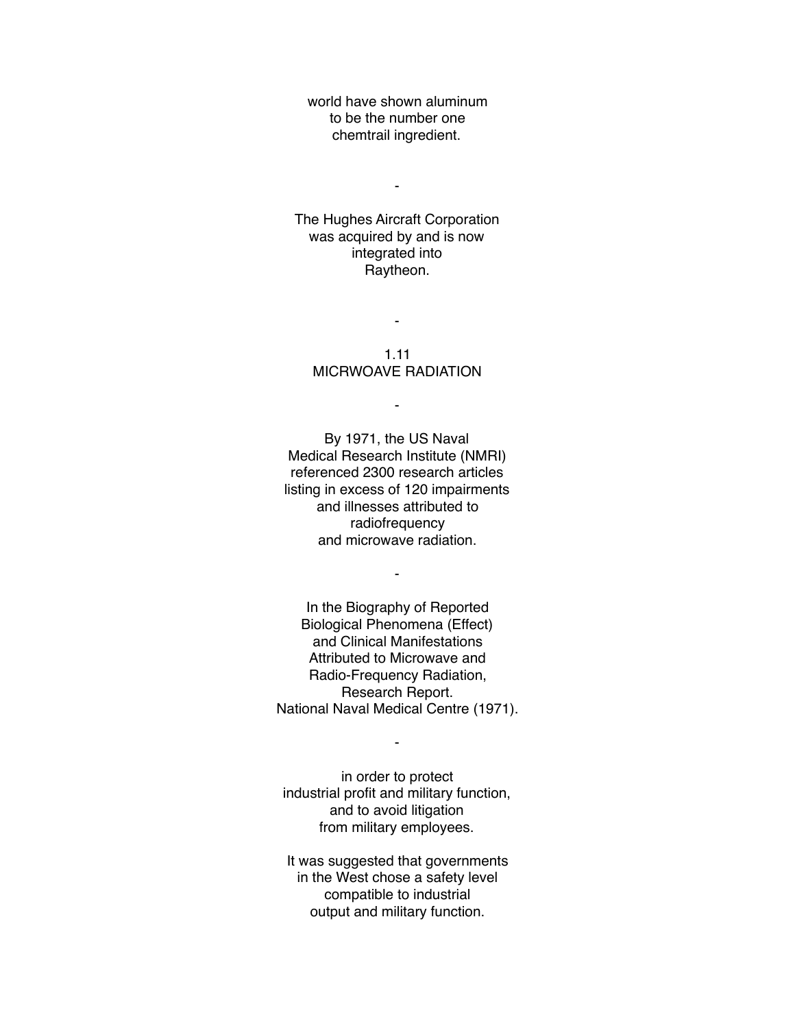world have shown aluminum
to be the number one
chemtrail ingredient.

-

The Hughes Aircraft Corporation
was acquired by and is now
integrated into
Raytheon.

-

## 1.11
## MICRWOAVE RADIATION

-

By 1971, the US Naval
Medical Research Institute (NMRI)
referenced 2300 research articles
listing in excess of 120 impairments
and illnesses attributed to
radiofrequency
and microwave radiation.

-

In the Biography of Reported
Biological Phenomena (Effect)
and Clinical Manifestations
Attributed to Microwave and
Radio-Frequency Radiation,
Research Report.
National Naval Medical Centre (1971).

-

in order to protect
industrial profit and military function,
and to avoid litigation
from military employees.

It was suggested that governments
in the West chose a safety level
compatible to industrial
output and military function.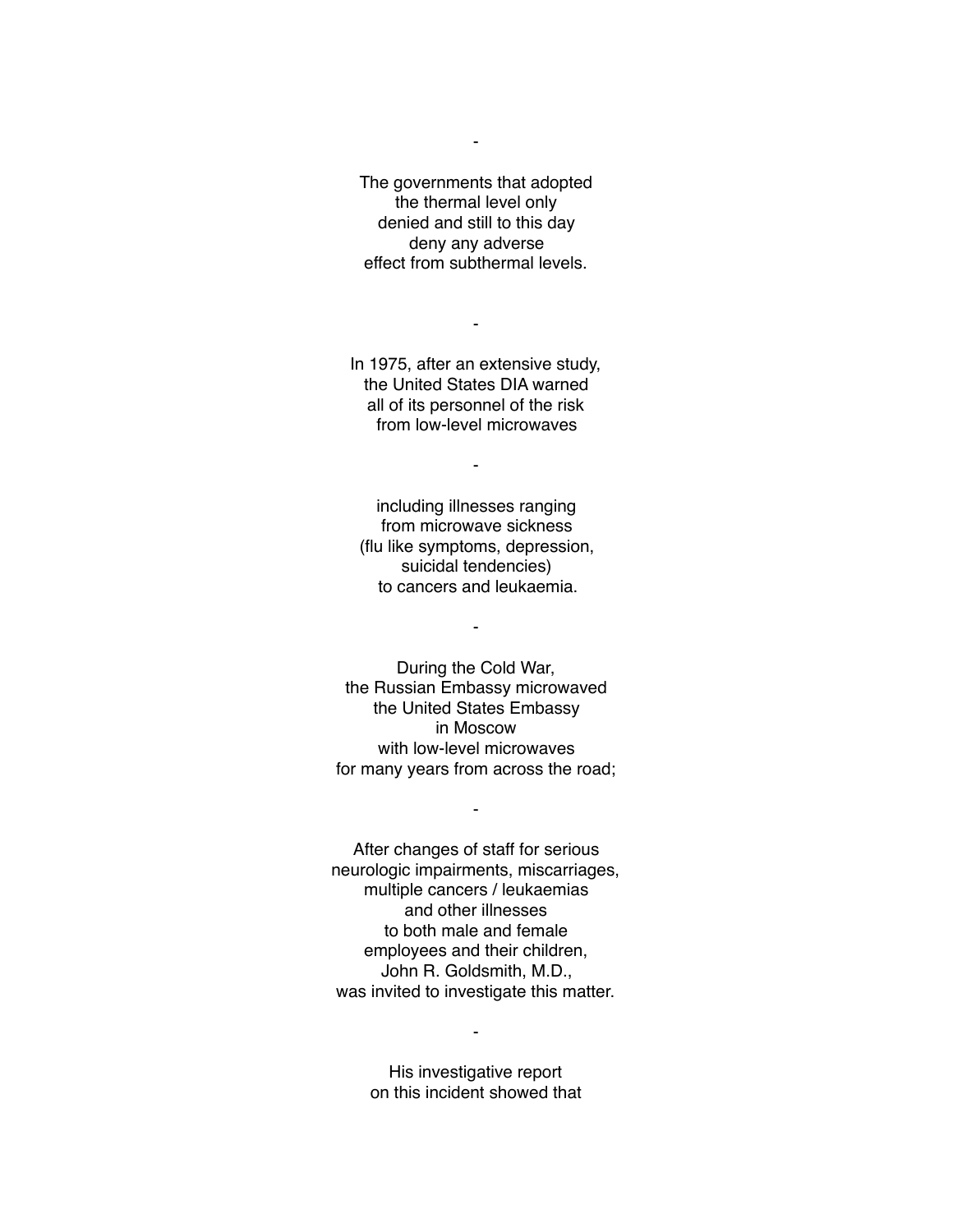-

The governments that adopted
the thermal level only
denied and still to this day
deny any adverse
effect from subthermal levels.

-

In 1975, after an extensive study,
the United States DIA warned
all of its personnel of the risk
from low-level microwaves

-

including illnesses ranging
from microwave sickness
(flu like symptoms, depression,
suicidal tendencies)
to cancers and leukaemia.

-

During the Cold War,
the Russian Embassy microwaved
the United States Embassy
in Moscow
with low-level microwaves
for many years from across the road;

-

After changes of staff for serious
neurologic impairments, miscarriages,
multiple cancers / leukaemias
and other illnesses
to both male and female
employees and their children,
John R. Goldsmith, M.D.,
was invited to investigate this matter.

-

His investigative report
on this incident showed that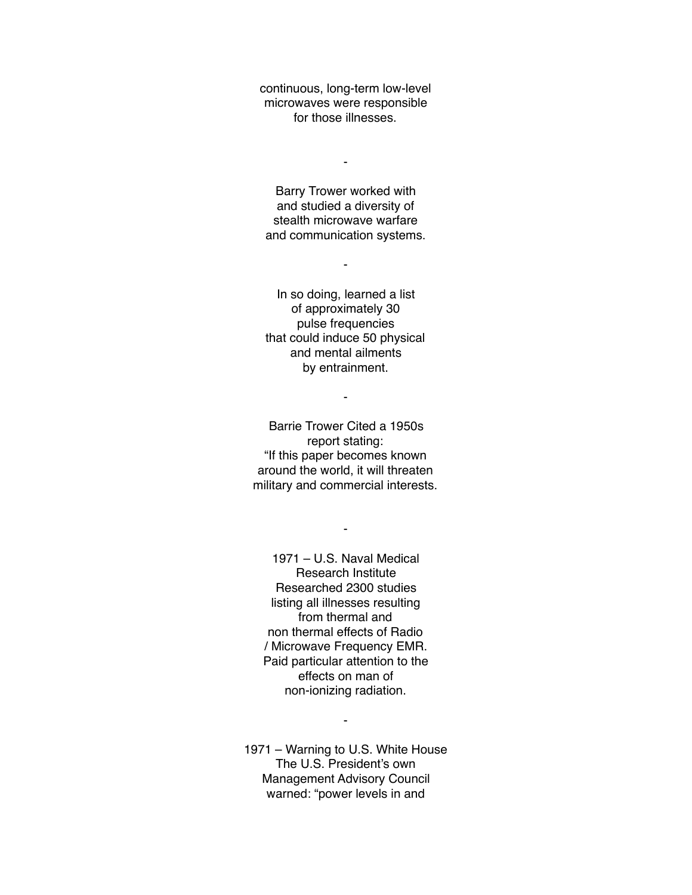continuous, long-term low-level
microwaves were responsible
for those illnesses.

-

Barry Trower worked with
and studied a diversity of
stealth microwave warfare
and communication systems.

-

In so doing, learned a list
of approximately 30
pulse frequencies
that could induce 50 physical
and mental ailments
by entrainment.

-

Barrie Trower Cited a 1950s
report stating:
"If this paper becomes known
around the world, it will threaten
military and commercial interests.

-

1971 – U.S. Naval Medical
Research Institute
Researched 2300 studies
listing all illnesses resulting
from thermal and
non thermal effects of Radio
/ Microwave Frequency EMR.
Paid particular attention to the
effects on man of
non-ionizing radiation.

-

1971 – Warning to U.S. White House
The U.S. President's own
Management Advisory Council
warned: "power levels in and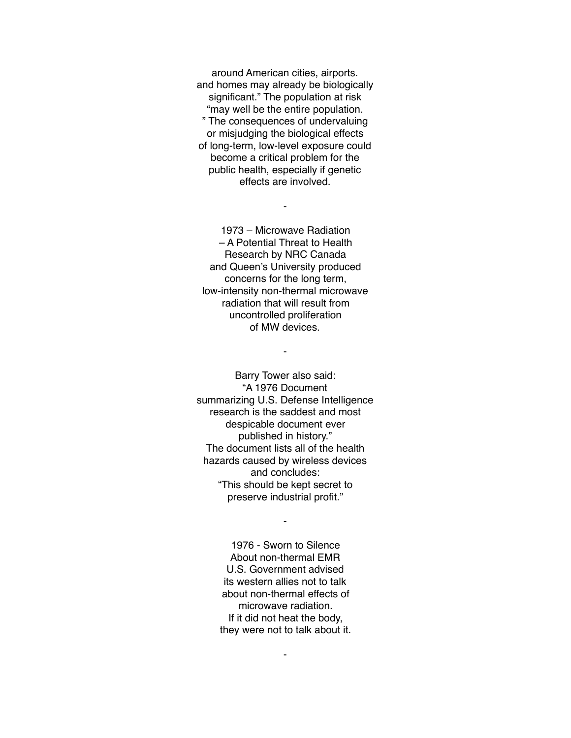around American cities, airports.
and homes may already be biologically
significant." The population at risk
"may well be the entire population.
" The consequences of undervaluing
or misjudging the biological effects
of long-term, low-level exposure could
become a critical problem for the
public health, especially if genetic
effects are involved.

-

1973 – Microwave Radiation
– A Potential Threat to Health
Research by NRC Canada
and Queen's University produced
concerns for the long term,
low-intensity non-thermal microwave
radiation that will result from
uncontrolled proliferation
of MW devices.

-

Barry Tower also said:
"A 1976 Document
summarizing U.S. Defense Intelligence
research is the saddest and most
despicable document ever
published in history."
The document lists all of the health
hazards caused by wireless devices
and concludes:
"This should be kept secret to
preserve industrial profit."

-

1976 - Sworn to Silence
About non-thermal EMR
U.S. Government advised
its western allies not to talk
about non-thermal effects of
microwave radiation.
If it did not heat the body,
they were not to talk about it.

-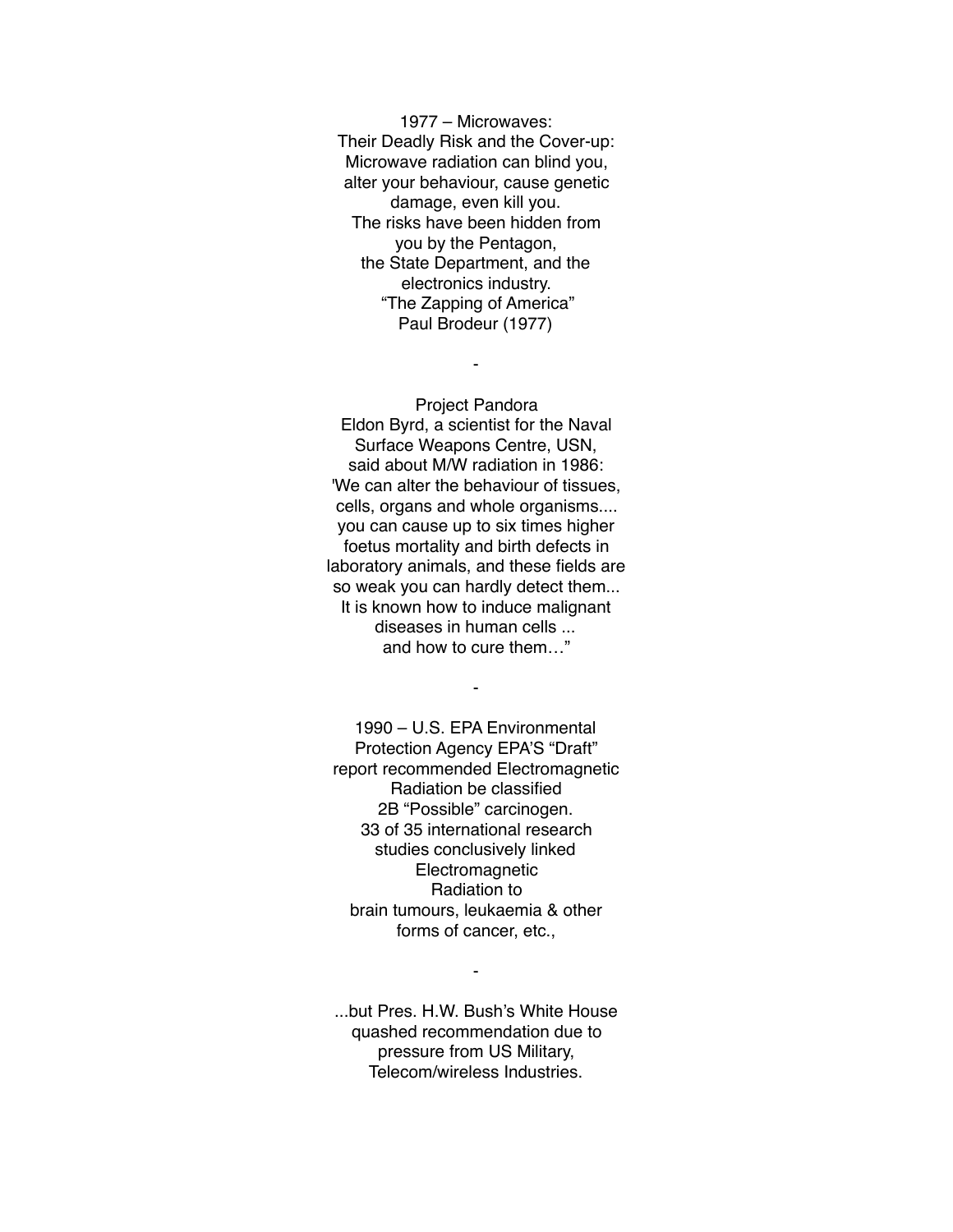1977 – Microwaves:
Their Deadly Risk and the Cover-up:
Microwave radiation can blind you,
alter your behaviour, cause genetic
damage, even kill you.
The risks have been hidden from
you by the Pentagon,
the State Department, and the
electronics industry.
"The Zapping of America"
Paul Brodeur (1977)

-

Project Pandora
Eldon Byrd, a scientist for the Naval
Surface Weapons Centre, USN,
said about M/W radiation in 1986:
'We can alter the behaviour of tissues,
cells, organs and whole organisms....
you can cause up to six times higher
foetus mortality and birth defects in
laboratory animals, and these fields are
so weak you can hardly detect them...
It is known how to induce malignant
diseases in human cells ...
and how to cure them…"

-

1990 – U.S. EPA Environmental
Protection Agency EPA'S "Draft"
report recommended Electromagnetic
Radiation be classified
2B "Possible" carcinogen.
33 of 35 international research
studies conclusively linked
Electromagnetic
Radiation to
brain tumours, leukaemia & other
forms of cancer, etc.,

-

...but Pres. H.W. Bush's White House
quashed recommendation due to
pressure from US Military,
Telecom/wireless Industries.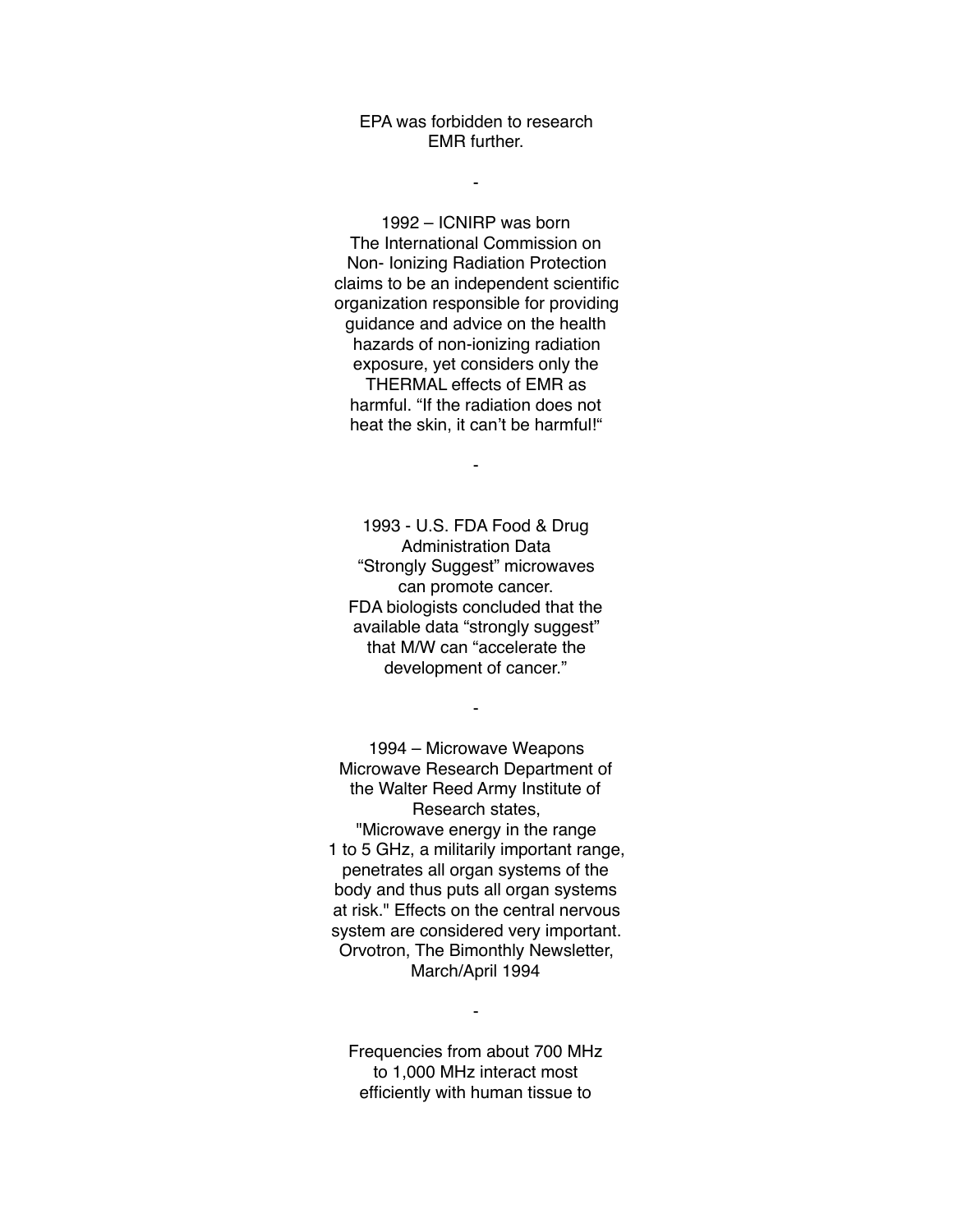EPA was forbidden to research EMR further.

-

1992 – ICNIRP was born
The International Commission on Non- Ionizing Radiation Protection claims to be an independent scientific organization responsible for providing guidance and advice on the health hazards of non-ionizing radiation exposure, yet considers only the THERMAL effects of EMR as harmful. “If the radiation does not heat the skin, it can’t be harmful!“

-

1993 - U.S. FDA Food & Drug Administration Data
“Strongly Suggest” microwaves can promote cancer.
FDA biologists concluded that the available data “strongly suggest” that M/W can “accelerate the development of cancer.”

-

1994 – Microwave Weapons
Microwave Research Department of the Walter Reed Army Institute of Research states,
"Microwave energy in the range 1 to 5 GHz, a militarily important range, penetrates all organ systems of the body and thus puts all organ systems at risk." Effects on the central nervous system are considered very important.
Orvotron, The Bimonthly Newsletter, March/April 1994

-

Frequencies from about 700 MHz to 1,000 MHz interact most efficiently with human tissue to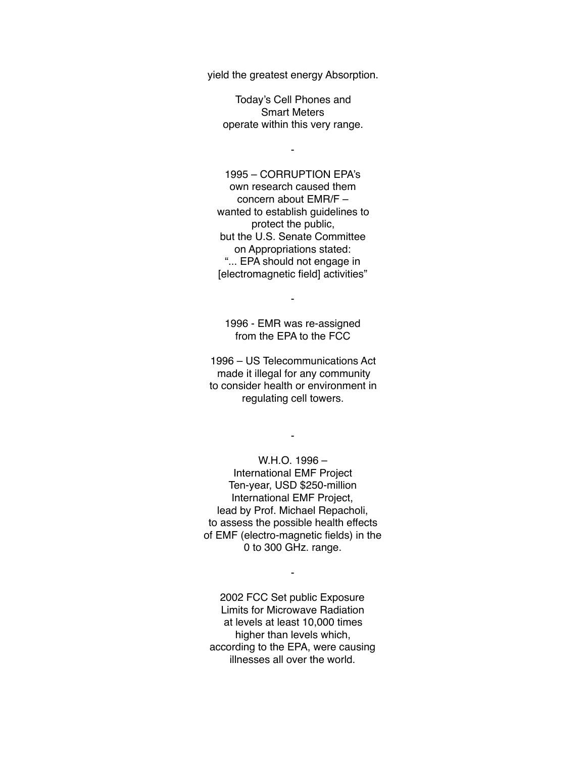yield the greatest energy Absorption.

Today's Cell Phones and
Smart Meters
operate within this very range.

-

1995 – CORRUPTION EPA's
own research caused them
concern about EMR/F –
wanted to establish guidelines to
protect the public,
but the U.S. Senate Committee
on Appropriations stated:
"... EPA should not engage in
[electromagnetic field] activities"

-

1996 - EMR was re-assigned
from the EPA to the FCC

1996 – US Telecommunications Act
made it illegal for any community
to consider health or environment in
regulating cell towers.

-

W.H.O. 1996 –
International EMF Project
Ten-year, USD $250-million
International EMF Project,
lead by Prof. Michael Repacholi,
to assess the possible health effects
of EMF (electro-magnetic fields) in the
0 to 300 GHz. range.

-

2002 FCC Set public Exposure
Limits for Microwave Radiation
at levels at least 10,000 times
higher than levels which,
according to the EPA, were causing
illnesses all over the world.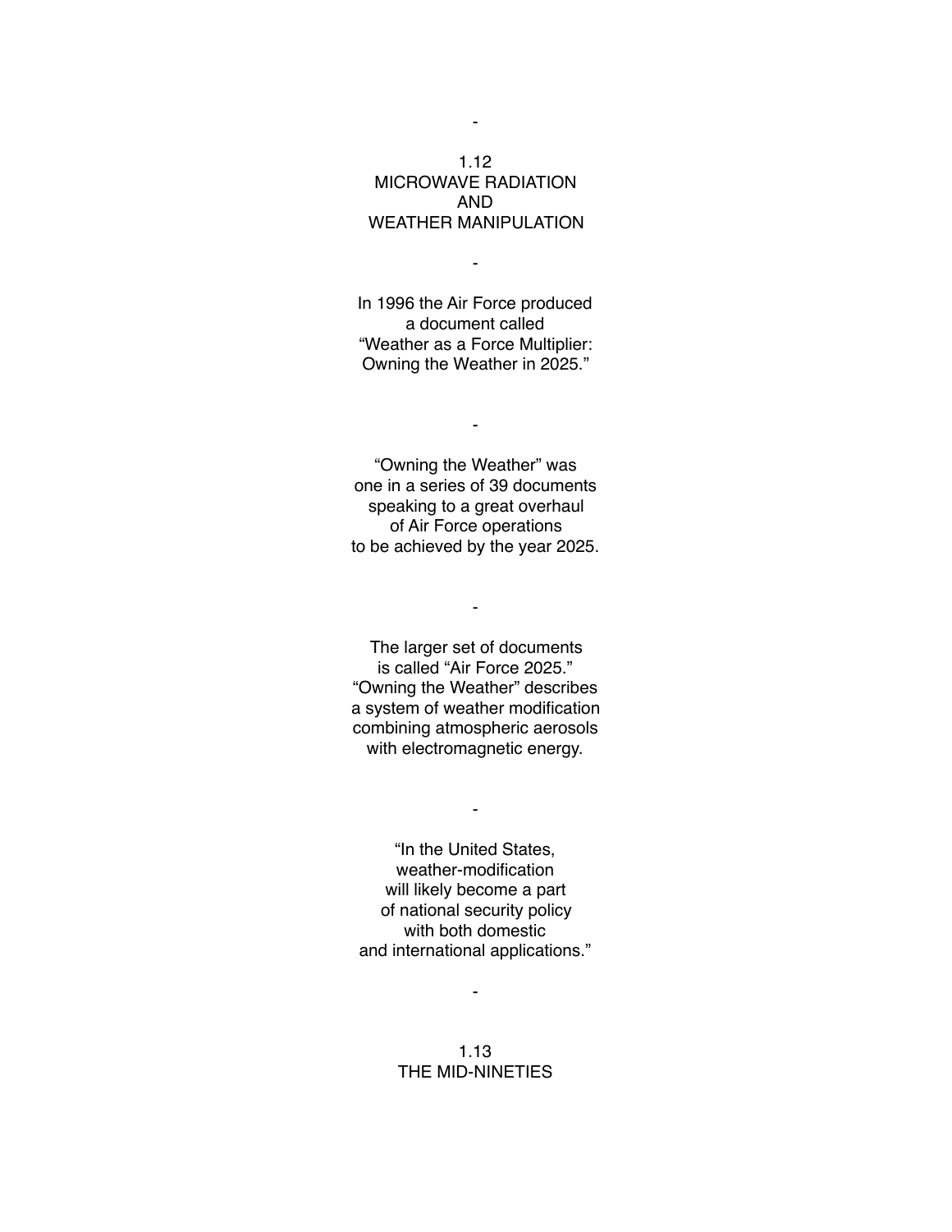-

## 1.12 MICROWAVE RADIATION AND WEATHER MANIPULATION

-

In 1996 the Air Force produced
a document called
“Weather as a Force Multiplier:
Owning the Weather in 2025.”

-

“Owning the Weather” was
one in a series of 39 documents
speaking to a great overhaul
of Air Force operations
to be achieved by the year 2025.

-

The larger set of documents
is called “Air Force 2025.”
“Owning the Weather” describes
a system of weather modification
combining atmospheric aerosols
with electromagnetic energy.

-

“In the United States,
weather-modification
will likely become a part
of national security policy
with both domestic
and international applications.”

-

## 1.13 THE MID-NINETIES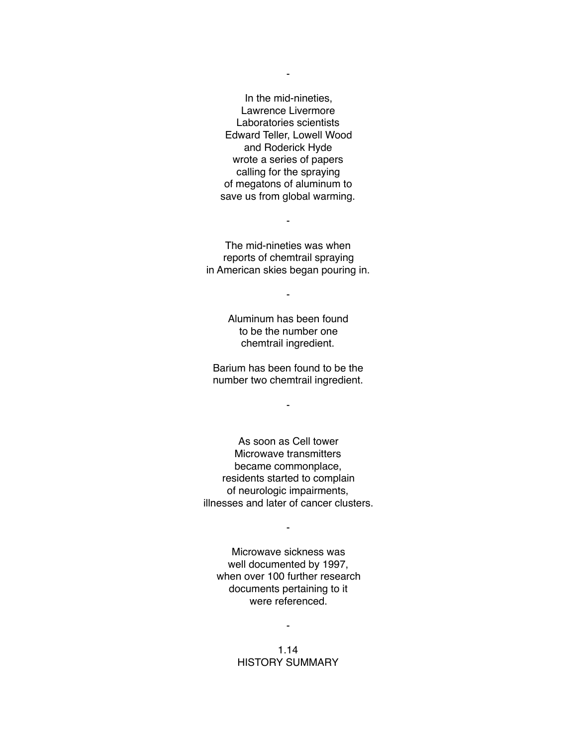-

In the mid-nineties,
Lawrence Livermore
Laboratories scientists
Edward Teller, Lowell Wood
and Roderick Hyde
wrote a series of papers
calling for the spraying
of megatons of aluminum to
save us from global warming.

-

The mid-nineties was when
reports of chemtrail spraying
in American skies began pouring in.

-

Aluminum has been found
to be the number one
chemtrail ingredient.

Barium has been found to be the
number two chemtrail ingredient.

-

As soon as Cell tower
Microwave transmitters
became commonplace,
residents started to complain
of neurologic impairments,
illnesses and later of cancer clusters.

-

Microwave sickness was
well documented by 1997,
when over 100 further research
documents pertaining to it
were referenced.

-

1.14
HISTORY SUMMARY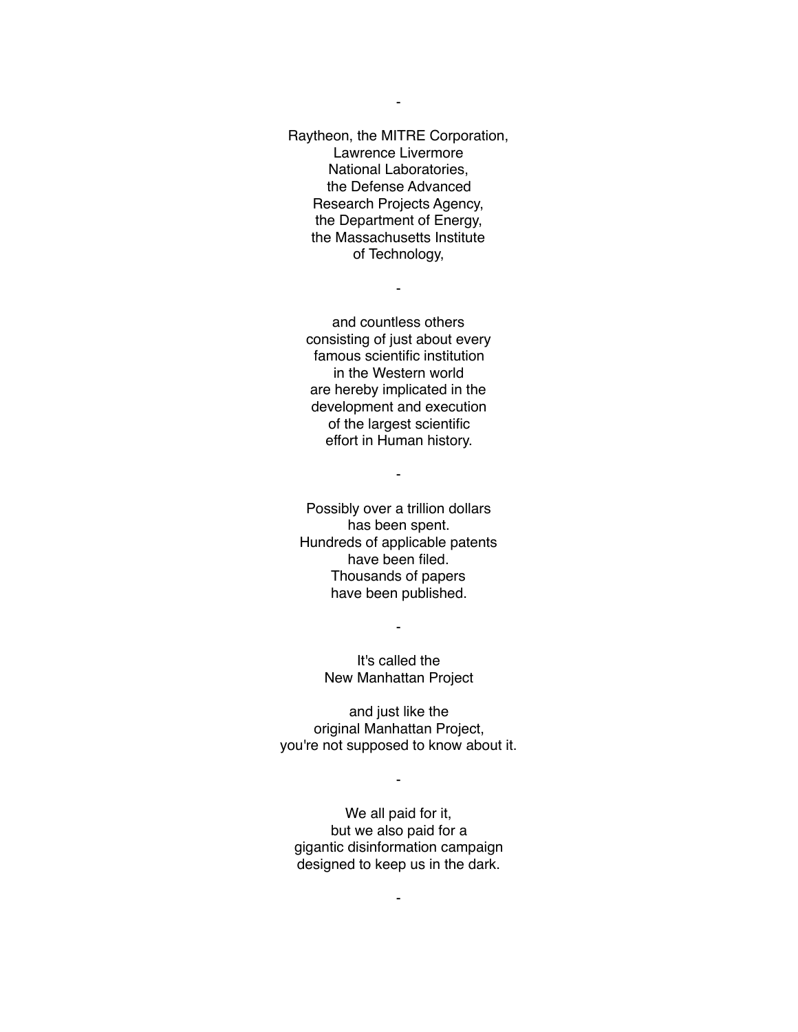-

Raytheon, the MITRE Corporation,
Lawrence Livermore
National Laboratories,
the Defense Advanced
Research Projects Agency,
the Department of Energy,
the Massachusetts Institute
of Technology,

-

and countless others
consisting of just about every
famous scientific institution
in the Western world
are hereby implicated in the
development and execution
of the largest scientific
effort in Human history.

-

Possibly over a trillion dollars
has been spent.
Hundreds of applicable patents
have been filed.
Thousands of papers
have been published.

-

It's called the
New Manhattan Project

and just like the
original Manhattan Project,
you're not supposed to know about it.

-

We all paid for it,
but we also paid for a
gigantic disinformation campaign
designed to keep us in the dark.

-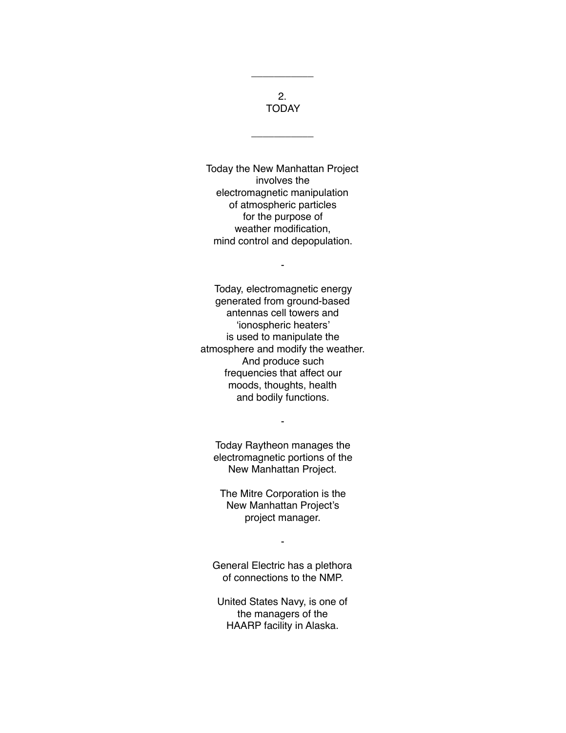___________

## 2.
## TODAY

___________

Today the New Manhattan Project
involves the
electromagnetic manipulation
of atmospheric particles
for the purpose of
weather modification,
mind control and depopulation.

-

Today, electromagnetic energy
generated from ground-based
antennas cell towers and
'ionospheric heaters'
is used to manipulate the
atmosphere and modify the weather.
And produce such
frequencies that affect our
moods, thoughts, health
and bodily functions.

-

Today Raytheon manages the
electromagnetic portions of the
New Manhattan Project.

The Mitre Corporation is the
New Manhattan Project's
project manager.

-

General Electric has a plethora
of connections to the NMP.

United States Navy, is one of
the managers of the
HAARP facility in Alaska.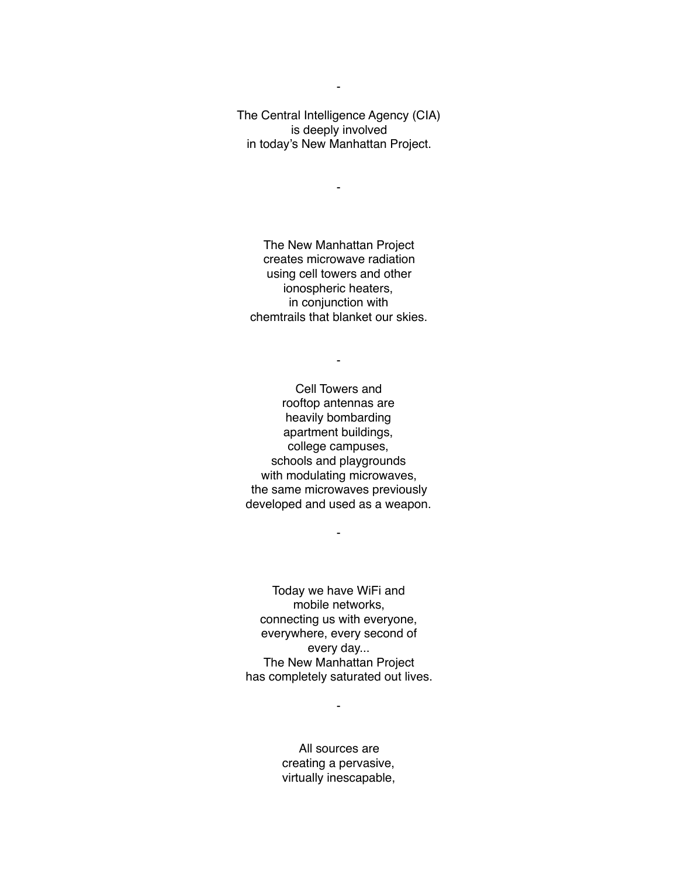-

The Central Intelligence Agency (CIA)
is deeply involved
in today's New Manhattan Project.

-

The New Manhattan Project
creates microwave radiation
using cell towers and other
ionospheric heaters,
in conjunction with
chemtrails that blanket our skies.

-

Cell Towers and
rooftop antennas are
heavily bombarding
apartment buildings,
college campuses,
schools and playgrounds
with modulating microwaves,
the same microwaves previously
developed and used as a weapon.

-

Today we have WiFi and
mobile networks,
connecting us with everyone,
everywhere, every second of
every day...
The New Manhattan Project
has completely saturated out lives.

-

All sources are
creating a pervasive,
virtually inescapable,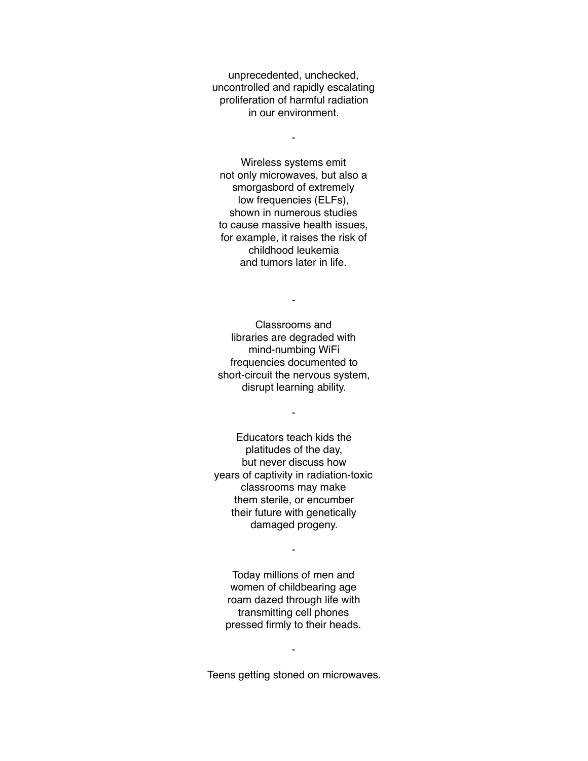unprecedented, unchecked,  
uncontrolled and rapidly escalating  
proliferation of harmful radiation  
in our environment.

-

Wireless systems emit  
not only microwaves, but also a  
smorgasbord of extremely  
low frequencies (ELFs),  
shown in numerous studies  
to cause massive health issues,  
for example, it raises the risk of  
childhood leukemia  
and tumors later in life.

-

Classrooms and  
libraries are degraded with  
mind-numbing WiFi  
frequencies documented to  
short-circuit the nervous system,  
disrupt learning ability.

-

Educators teach kids the  
platitudes of the day,  
but never discuss how  
years of captivity in radiation-toxic  
classrooms may make  
them sterile, or encumber  
their future with genetically  
damaged progeny.

-

Today millions of men and  
women of childbearing age  
roam dazed through life with  
transmitting cell phones  
pressed firmly to their heads.

-

Teens getting stoned on microwaves.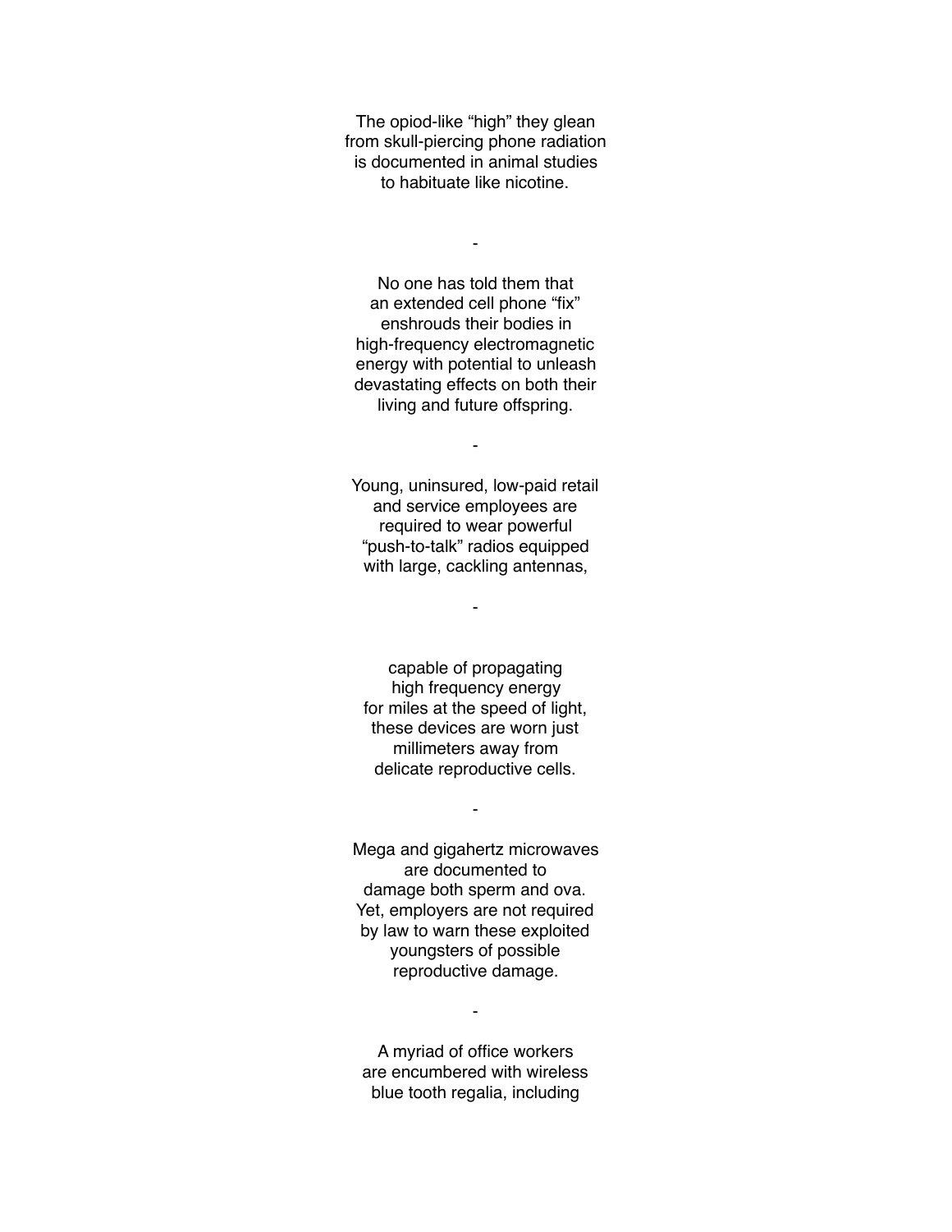The opiod-like “high” they glean
from skull-piercing phone radiation
is documented in animal studies
to habituate like nicotine.

-

No one has told them that
an extended cell phone “fix”
enshrouds their bodies in
high-frequency electromagnetic
energy with potential to unleash
devastating effects on both their
living and future offspring.

-

Young, uninsured, low-paid retail
and service employees are
required to wear powerful
“push-to-talk” radios equipped
with large, cackling antennas,

-

capable of propagating
high frequency energy
for miles at the speed of light,
these devices are worn just
millimeters away from
delicate reproductive cells.

-

Mega and gigahertz microwaves
are documented to
damage both sperm and ova.
Yet, employers are not required
by law to warn these exploited
youngsters of possible
reproductive damage.

-

A myriad of office workers
are encumbered with wireless
blue tooth regalia, including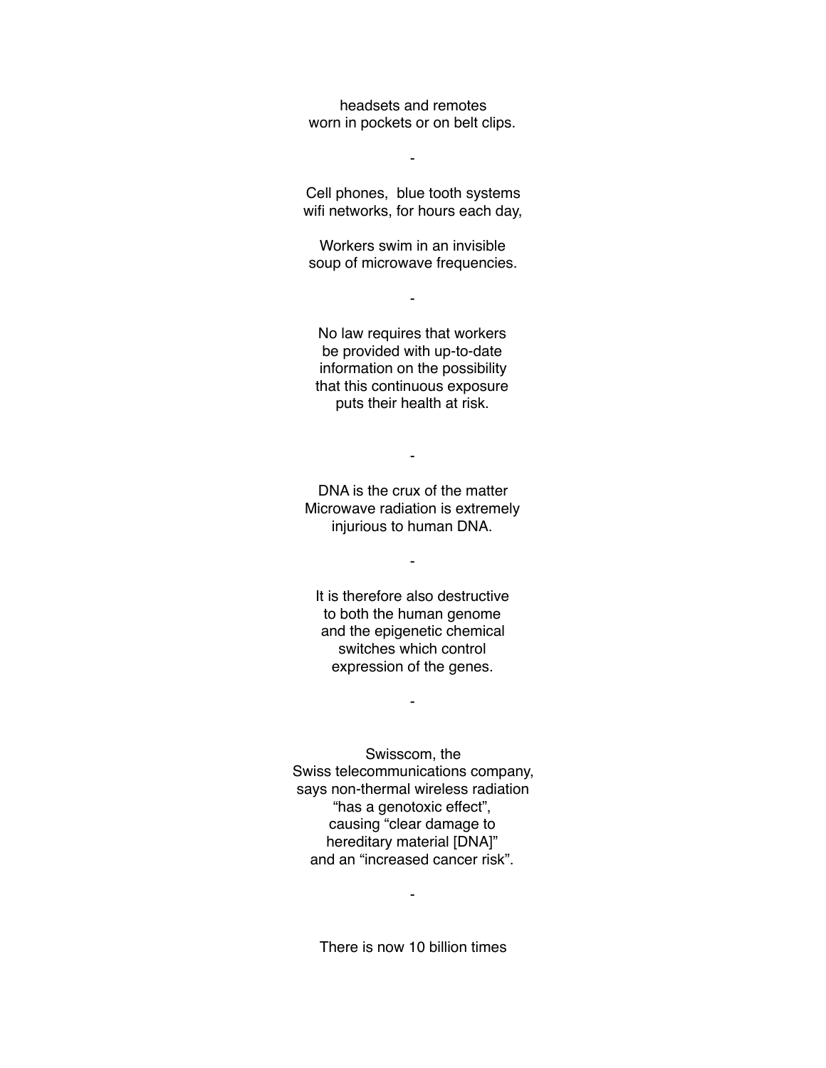headsets and remotes
worn in pockets or on belt clips.

-

Cell phones,  blue tooth systems
wifi networks, for hours each day,

Workers swim in an invisible
soup of microwave frequencies.

-

No law requires that workers
be provided with up-to-date
information on the possibility
that this continuous exposure
puts their health at risk.

-

DNA is the crux of the matter
Microwave radiation is extremely
injurious to human DNA.

-

It is therefore also destructive
to both the human genome
and the epigenetic chemical
switches which control
expression of the genes.

-

Swisscom, the
Swiss telecommunications company,
says non-thermal wireless radiation
“has a genotoxic effect”,
causing “clear damage to
hereditary material [DNA]”
and an “increased cancer risk”.

-

There is now 10 billion times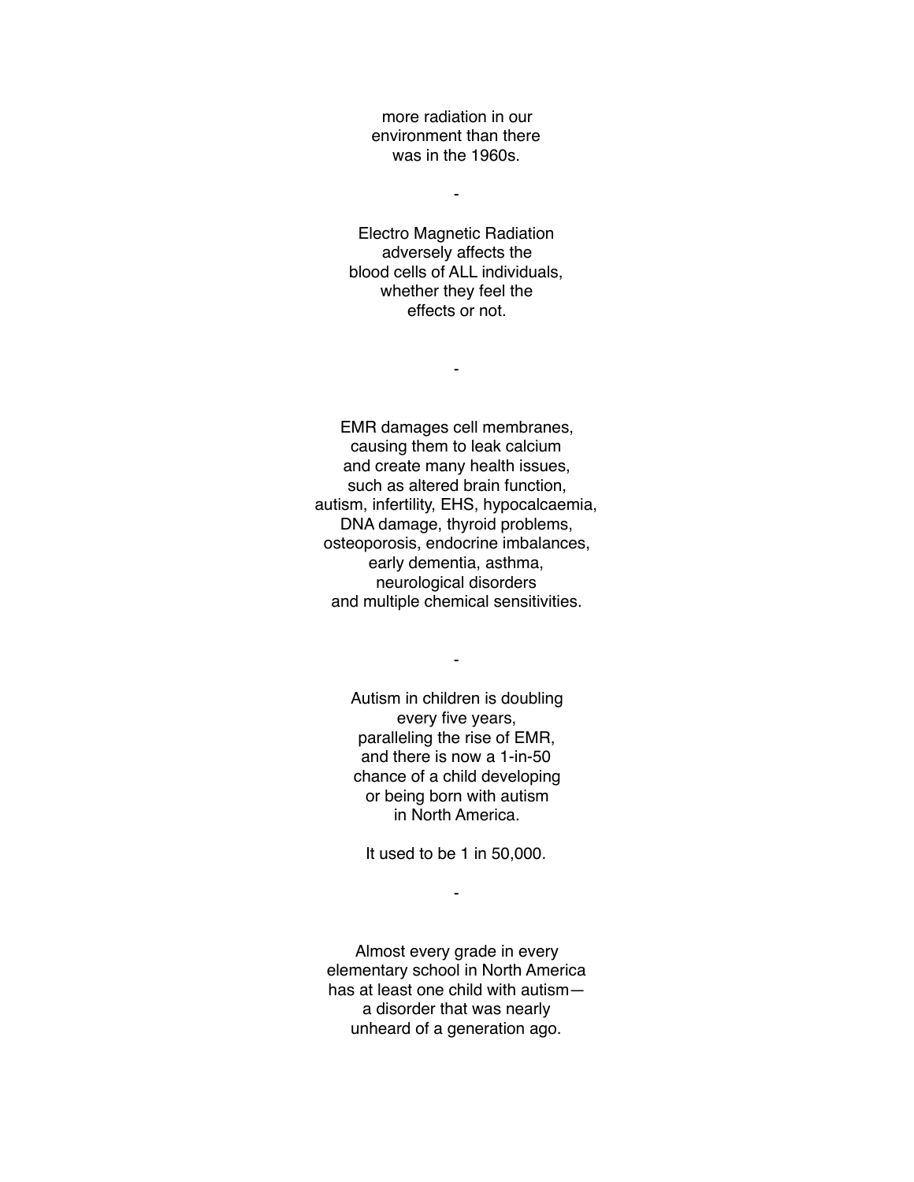more radiation in our
environment than there
was in the 1960s.

-

Electro Magnetic Radiation
adversely affects the
blood cells of ALL individuals,
whether they feel the
effects or not.

-

EMR damages cell membranes,
causing them to leak calcium
and create many health issues,
such as altered brain function,
autism, infertility, EHS, hypocalcaemia,
DNA damage, thyroid problems,
osteoporosis, endocrine imbalances,
early dementia, asthma,
neurological disorders
and multiple chemical sensitivities.

-

Autism in children is doubling
every five years,
paralleling the rise of EMR,
and there is now a 1-in-50
chance of a child developing
or being born with autism
in North America.

It used to be 1 in 50,000.

-

Almost every grade in every
elementary school in North America
has at least one child with autism—
a disorder that was nearly
unheard of a generation ago.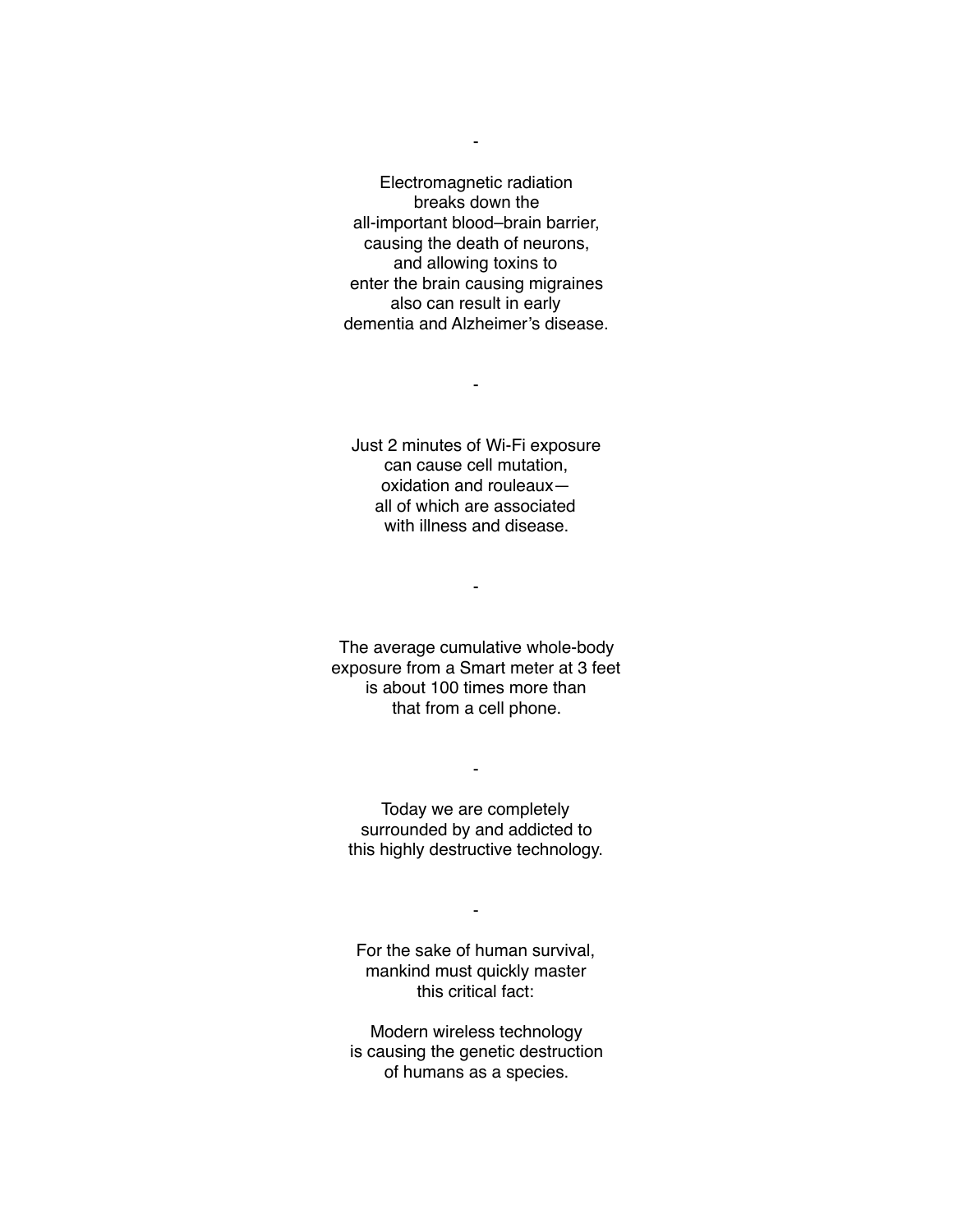-

Electromagnetic radiation
breaks down the
all-important blood–brain barrier,
causing the death of neurons,
and allowing toxins to
enter the brain causing migraines
also can result in early
dementia and Alzheimer's disease.

-

Just 2 minutes of Wi-Fi exposure
can cause cell mutation,
oxidation and rouleaux—
all of which are associated
with illness and disease.

-

The average cumulative whole-body
exposure from a Smart meter at 3 feet
is about 100 times more than
that from a cell phone.

-

Today we are completely
surrounded by and addicted to
this highly destructive technology.

-

For the sake of human survival,
mankind must quickly master
this critical fact:

Modern wireless technology
is causing the genetic destruction
of humans as a species.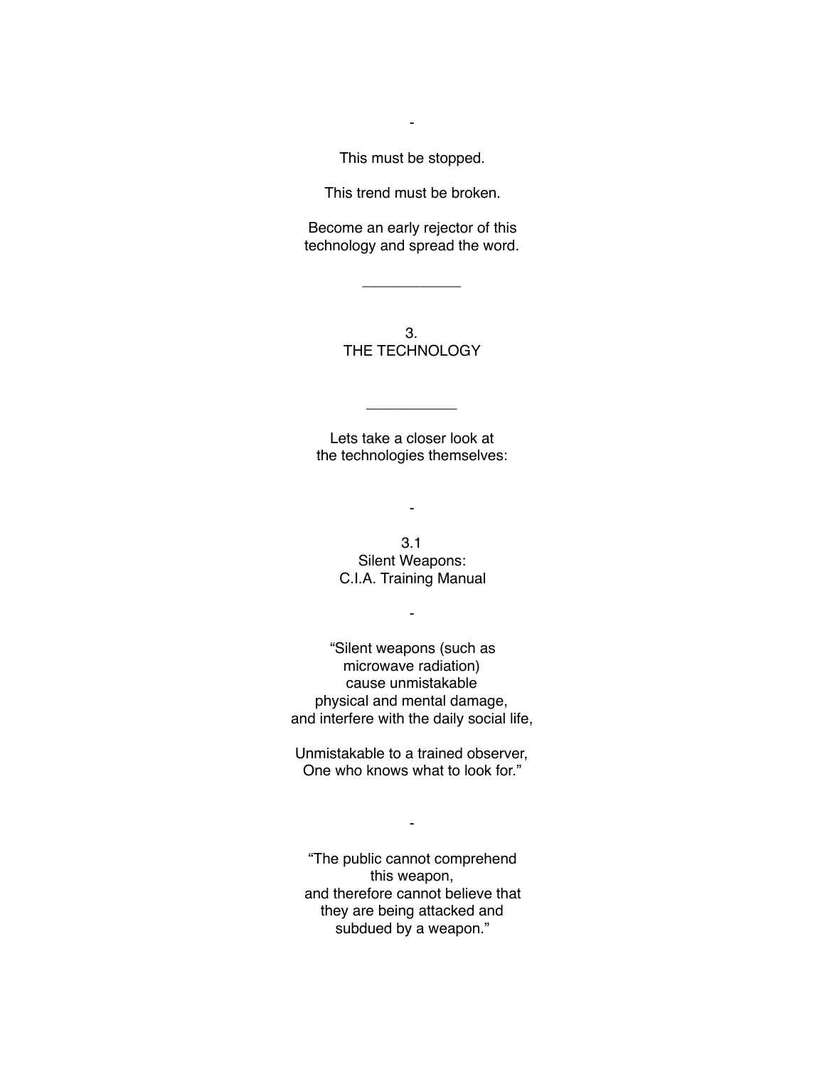-

This must be stopped.

This trend must be broken.

Become an early rejector of this technology and spread the word.

---

## 3. THE TECHNOLOGY

---

Lets take a closer look at the technologies themselves:

-

### 3.1 Silent Weapons: C.I.A. Training Manual

-

"Silent weapons (such as microwave radiation) cause unmistakable physical and mental damage, and interfere with the daily social life,

Unmistakable to a trained observer, One who knows what to look for."

-

"The public cannot comprehend this weapon, and therefore cannot believe that they are being attacked and subdued by a weapon."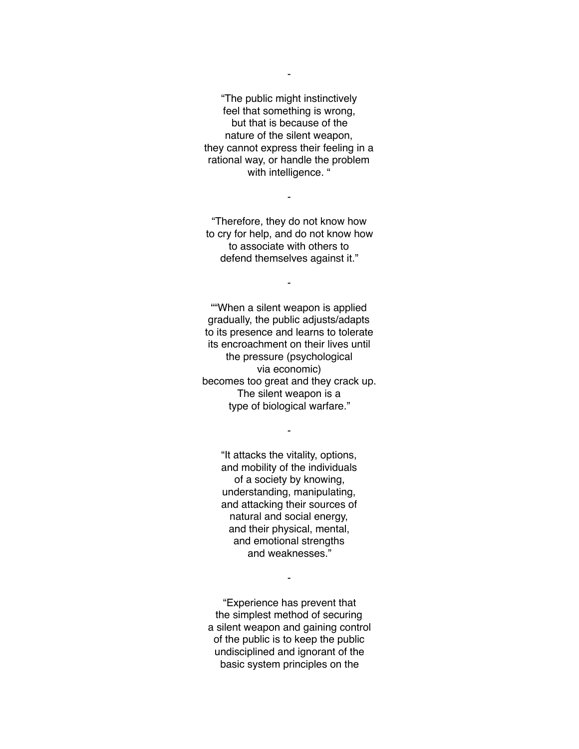-

"The public might instinctively
feel that something is wrong,
but that is because of the
nature of the silent weapon,
they cannot express their feeling in a
rational way, or handle the problem
with intelligence. "

-

"Therefore, they do not know how
to cry for help, and do not know how
to associate with others to
defend themselves against it."

-

""When a silent weapon is applied
gradually, the public adjusts/adapts
to its presence and learns to tolerate
its encroachment on their lives until
the pressure (psychological
via economic)
becomes too great and they crack up.
The silent weapon is a
type of biological warfare."

-

"It attacks the vitality, options,
and mobility of the individuals
of a society by knowing,
understanding, manipulating,
and attacking their sources of
natural and social energy,
and their physical, mental,
and emotional strengths
and weaknesses."

-

"Experience has prevent that
the simplest method of securing
a silent weapon and gaining control
of the public is to keep the public
undisciplined and ignorant of the
basic system principles on the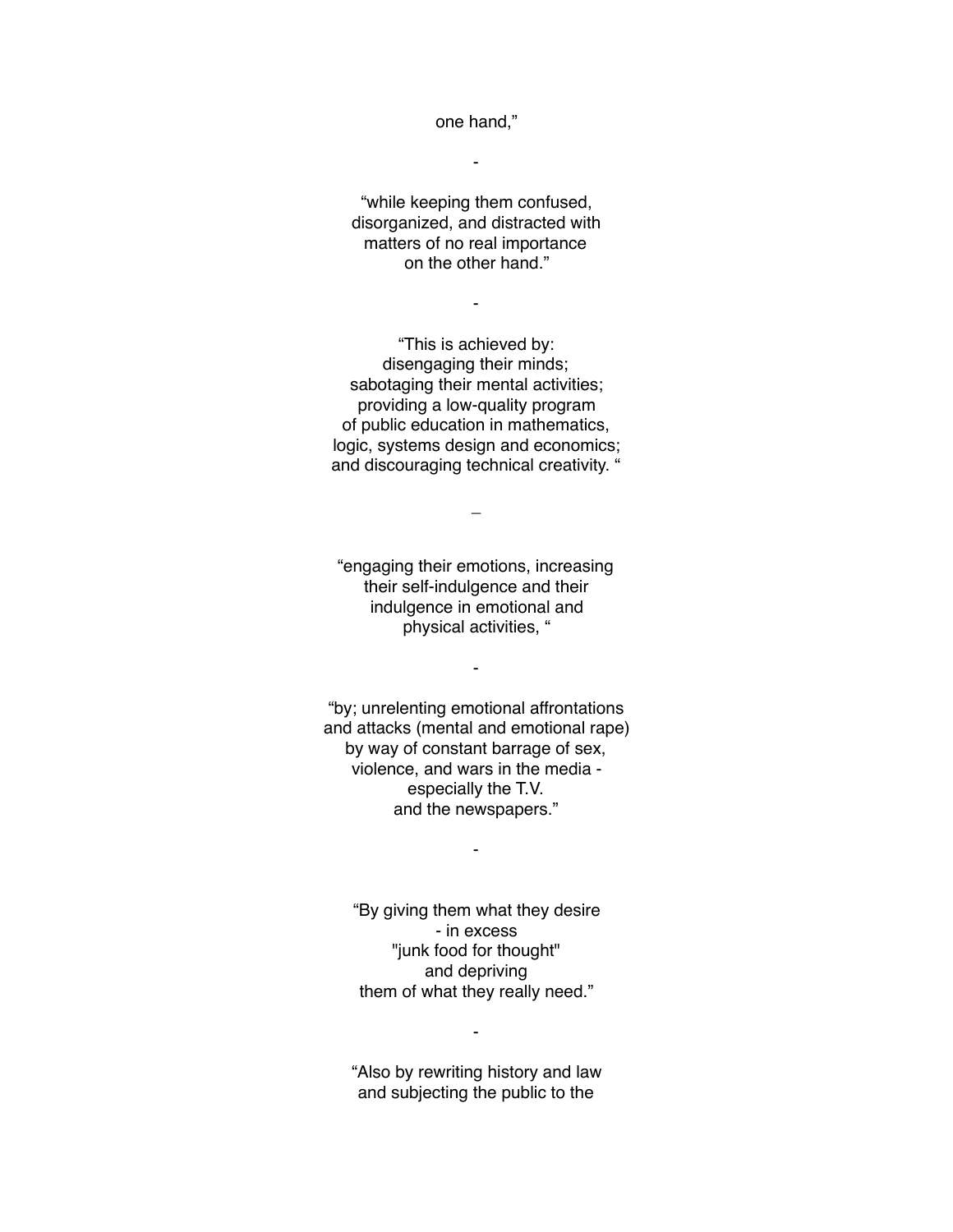one hand,”

-

“while keeping them confused,
disorganized, and distracted with
matters of no real importance
on the other hand.”

-

“This is achieved by:
disengaging their minds;
sabotaging their mental activities;
providing a low-quality program
of public education in mathematics,
logic, systems design and economics;
and discouraging technical creativity. “

_

“engaging their emotions, increasing
their self-indulgence and their
indulgence in emotional and
physical activities, “

-

“by; unrelenting emotional affrontations
and attacks (mental and emotional rape)
by way of constant barrage of sex,
violence, and wars in the media -
especially the T.V.
and the newspapers.”

-

“By giving them what they desire
- in excess
"junk food for thought"
and depriving
them of what they really need.”

-

“Also by rewriting history and law
and subjecting the public to the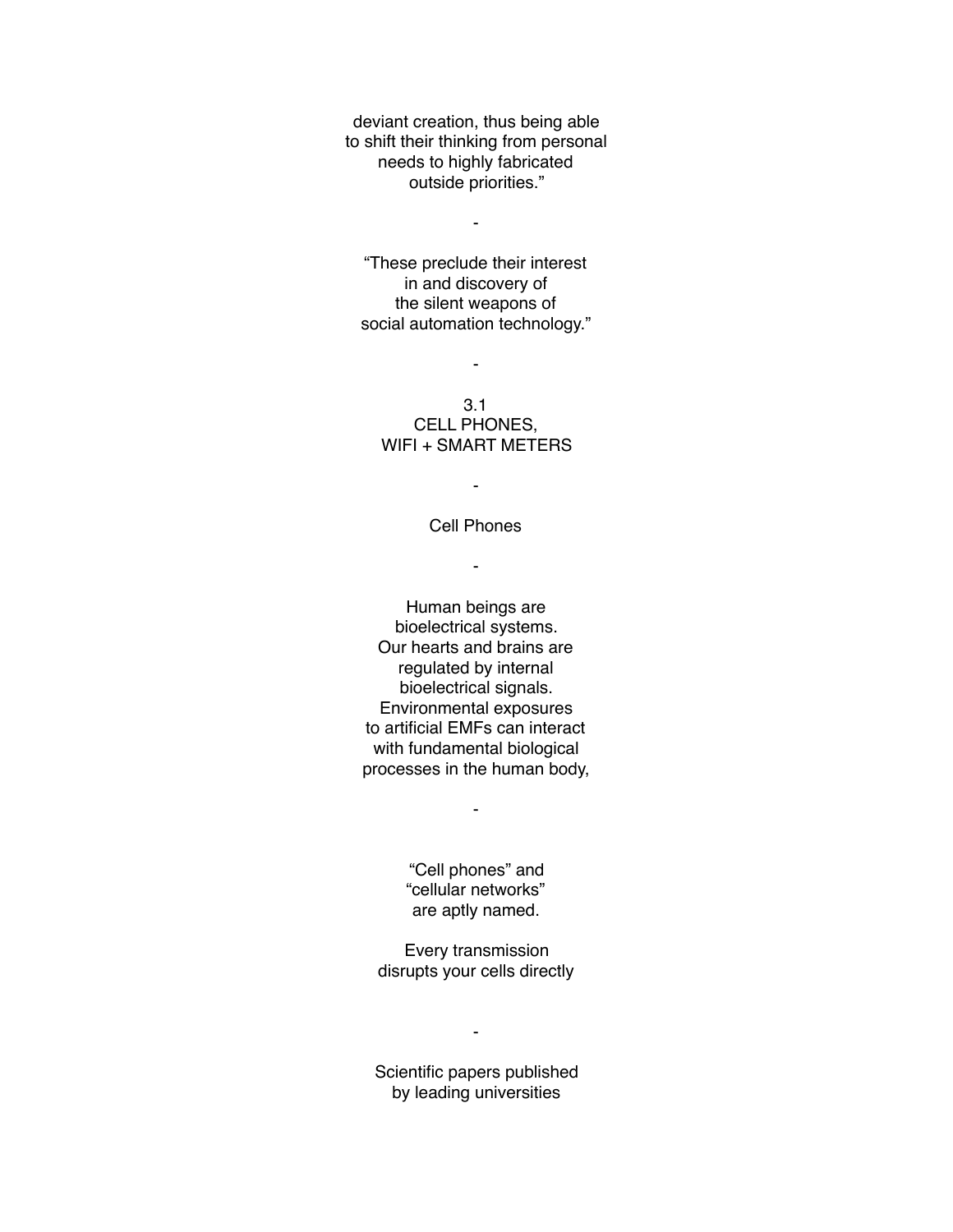deviant creation, thus being able
to shift their thinking from personal
needs to highly fabricated
outside priorities."

-

"These preclude their interest
in and discovery of
the silent weapons of
social automation technology."

-

## 3.1
## CELL PHONES,
## WIFI + SMART METERS

-

### Cell Phones

-

Human beings are
bioelectrical systems.
Our hearts and brains are
regulated by internal
bioelectrical signals.
Environmental exposures
to artificial EMFs can interact
with fundamental biological
processes in the human body,

-

"Cell phones" and
"cellular networks"
are aptly named.

Every transmission
disrupts your cells directly

-

Scientific papers published
by leading universities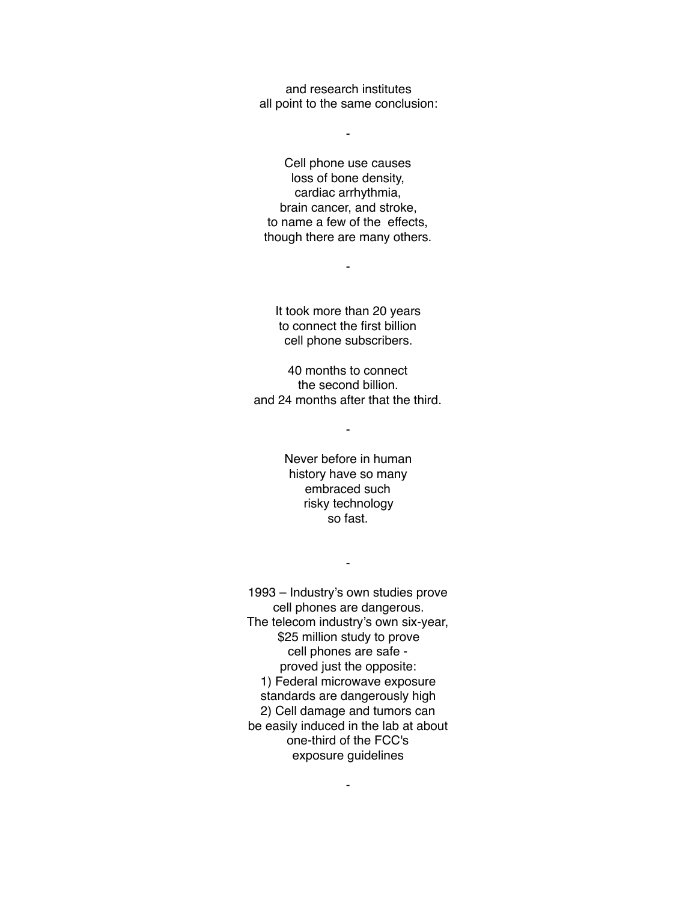and research institutes
all point to the same conclusion:

-

Cell phone use causes
loss of bone density,
cardiac arrhythmia,
brain cancer, and stroke,
to name a few of the effects,
though there are many others.

-

It took more than 20 years
to connect the first billion
cell phone subscribers.

40 months to connect
the second billion.
and 24 months after that the third.

-

Never before in human
history have so many
embraced such
risky technology
so fast.

-

1993 – Industry's own studies prove
cell phones are dangerous.
The telecom industry's own six-year,
$25 million study to prove
cell phones are safe -
proved just the opposite:
1) Federal microwave exposure
standards are dangerously high
2) Cell damage and tumors can
be easily induced in the lab at about
one-third of the FCC's
exposure guidelines

-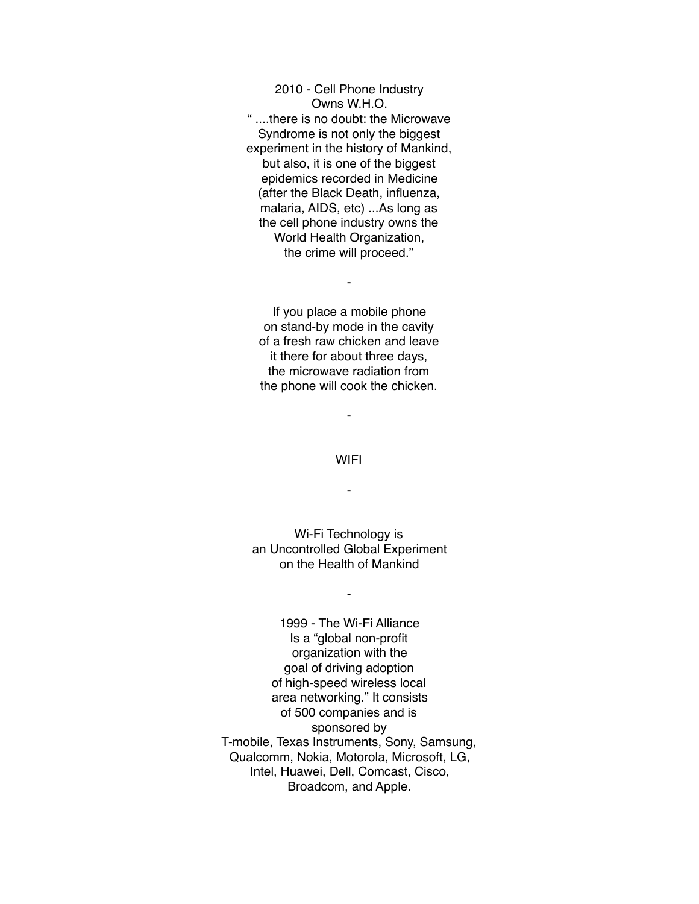2010 - Cell Phone Industry
Owns W.H.O.

" ....there is no doubt: the Microwave Syndrome is not only the biggest experiment in the history of Mankind, but also, it is one of the biggest epidemics recorded in Medicine (after the Black Death, influenza, malaria, AIDS, etc) ...As long as the cell phone industry owns the World Health Organization, the crime will proceed."

-

If you place a mobile phone on stand-by mode in the cavity of a fresh raw chicken and leave it there for about three days, the microwave radiation from the phone will cook the chicken.

-

WIFI

-

Wi-Fi Technology is an Uncontrolled Global Experiment on the Health of Mankind

-

1999 - The Wi-Fi Alliance Is a "global non-profit organization with the goal of driving adoption of high-speed wireless local area networking." It consists of 500 companies and is sponsored by T-mobile, Texas Instruments, Sony, Samsung, Qualcomm, Nokia, Motorola, Microsoft, LG, Intel, Huawei, Dell, Comcast, Cisco, Broadcom, and Apple.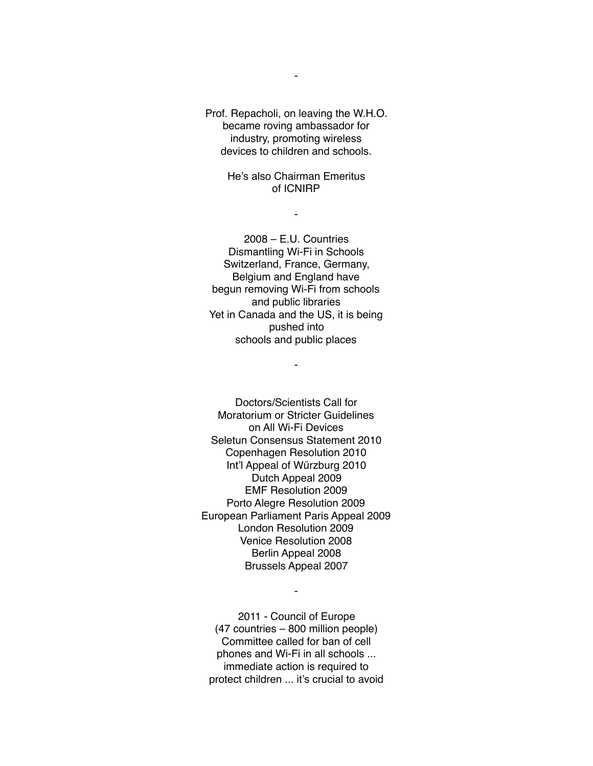-

Prof. Repacholi, on leaving the W.H.O. became roving ambassador for industry, promoting wireless devices to children and schools.

He's also Chairman Emeritus of ICNIRP

-

2008 – E.U. Countries Dismantling Wi-Fi in Schools
Switzerland, France, Germany, Belgium and England have begun removing Wi-Fi from schools and public libraries
Yet in Canada and the US, it is being pushed into schools and public places

-

Doctors/Scientists Call for Moratorium or Stricter Guidelines on All Wi-Fi Devices

Seletun Consensus Statement 2010
Copenhagen Resolution 2010
Int'l Appeal of Würzburg 2010
Dutch Appeal 2009
EMF Resolution 2009
Porto Alegre Resolution 2009
European Parliament Paris Appeal 2009
London Resolution 2009
Venice Resolution 2008
Berlin Appeal 2008
Brussels Appeal 2007

-

2011 - Council of Europe
(47 countries – 800 million people)
Committee called for ban of cell phones and Wi-Fi in all schools ... immediate action is required to protect children ... it's crucial to avoid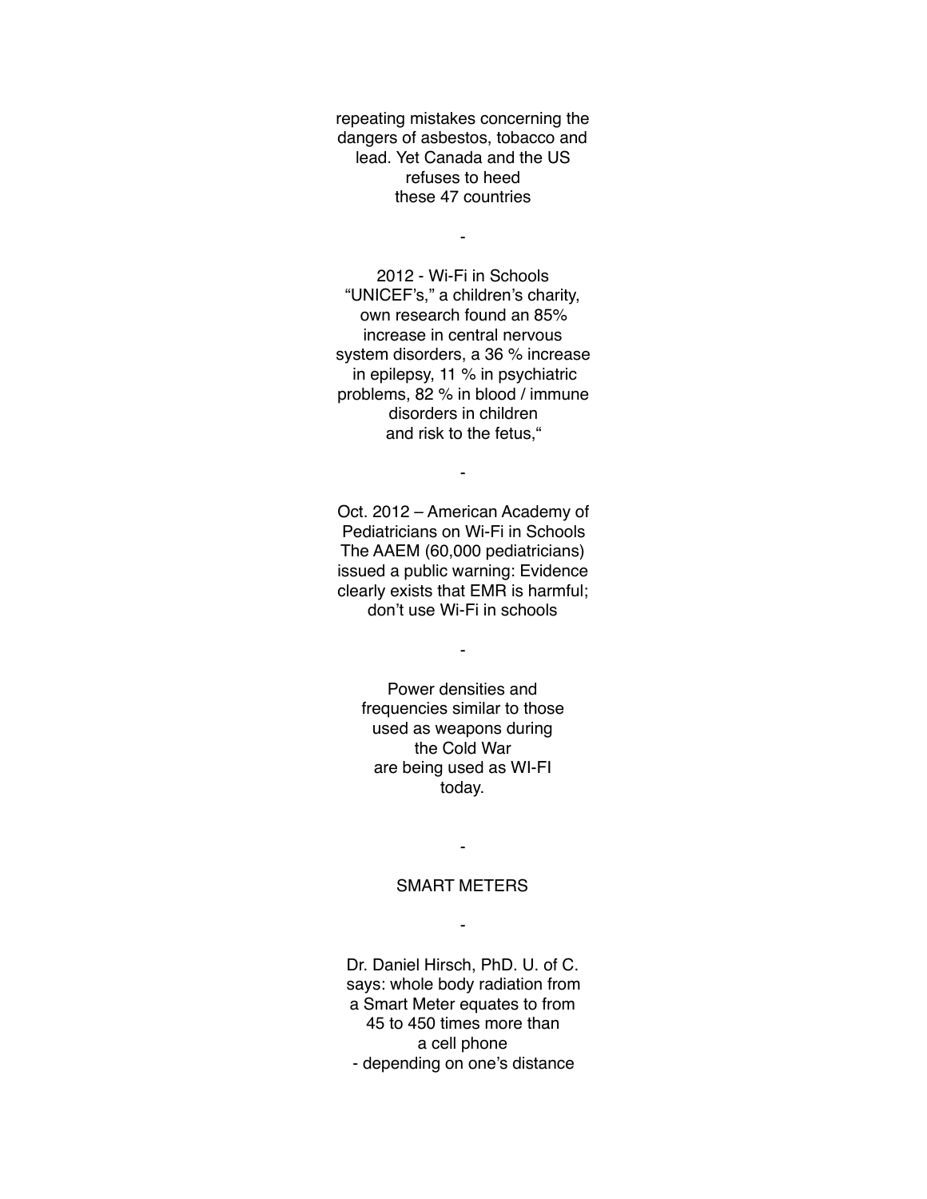repeating mistakes concerning the dangers of asbestos, tobacco and lead. Yet Canada and the US refuses to heed these 47 countries

-

2012 - Wi-Fi in Schools
"UNICEF's," a children's charity, own research found an 85% increase in central nervous system disorders, a 36 % increase in epilepsy, 11 % in psychiatric problems, 82 % in blood / immune disorders in children and risk to the fetus,"

-

Oct. 2012 – American Academy of Pediatricians on Wi-Fi in Schools
The AAEM (60,000 pediatricians) issued a public warning: Evidence clearly exists that EMR is harmful; don't use Wi-Fi in schools

-

Power densities and frequencies similar to those used as weapons during the Cold War are being used as WI-FI today.

-

SMART METERS

-

Dr. Daniel Hirsch, PhD. U. of C. says: whole body radiation from a Smart Meter equates to from 45 to 450 times more than a cell phone
- depending on one's distance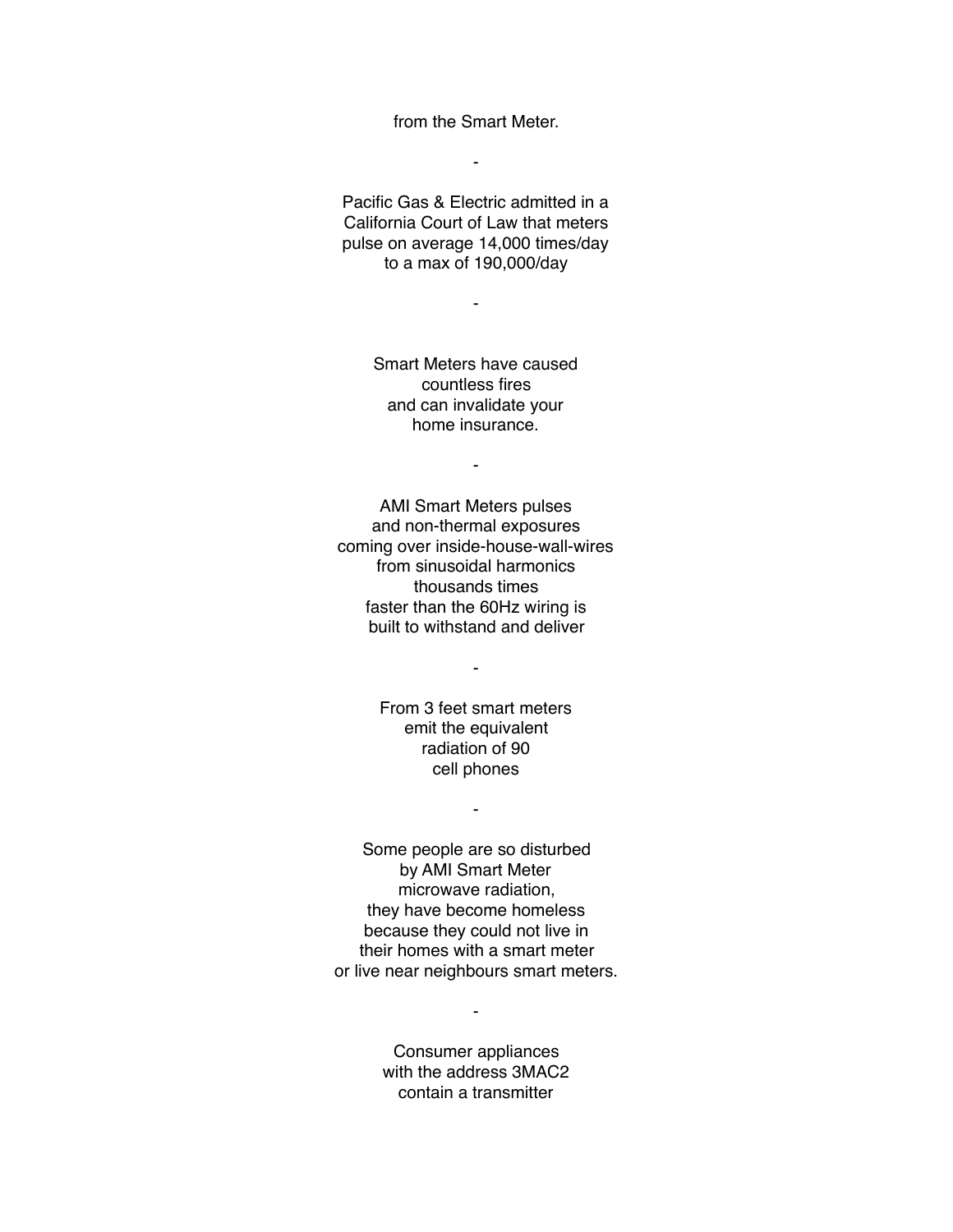from the Smart Meter.

-

Pacific Gas & Electric admitted in a California Court of Law that meters pulse on average 14,000 times/day to a max of 190,000/day

-

Smart Meters have caused countless fires and can invalidate your home insurance.

-

AMI Smart Meters pulses and non-thermal exposures coming over inside-house-wall-wires from sinusoidal harmonics thousands times faster than the 60Hz wiring is built to withstand and deliver

-

From 3 feet smart meters emit the equivalent radiation of 90 cell phones

-

Some people are so disturbed by AMI Smart Meter microwave radiation, they have become homeless because they could not live in their homes with a smart meter or live near neighbours smart meters.

-

Consumer appliances with the address 3MAC2 contain a transmitter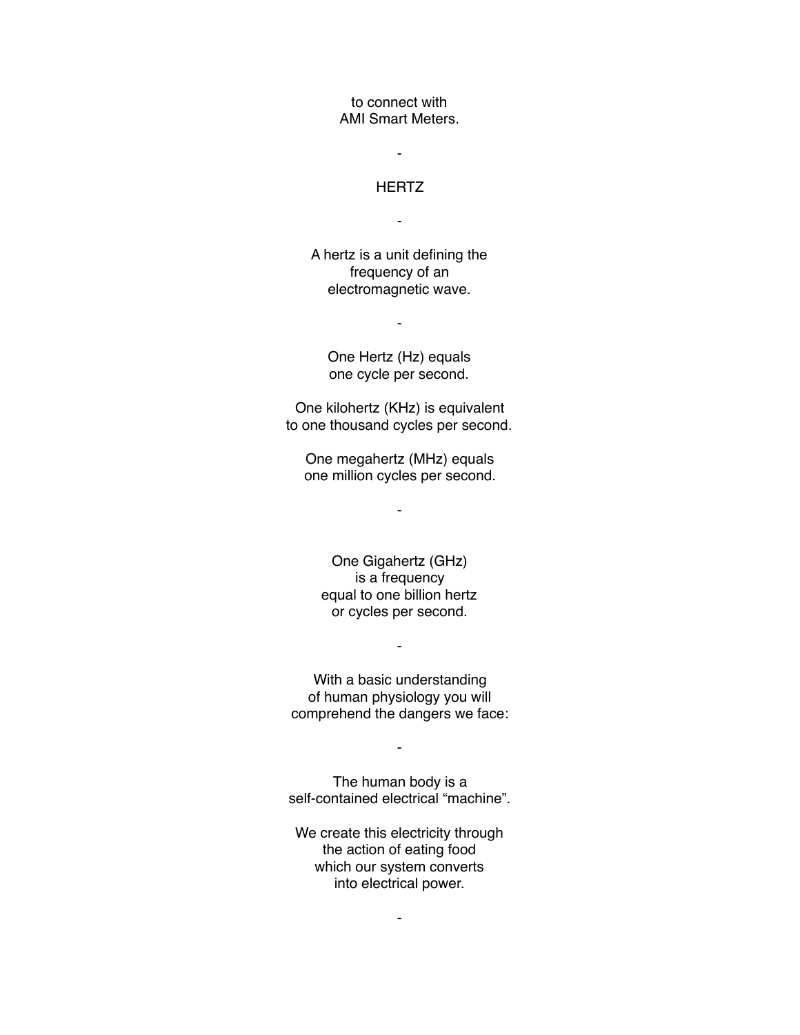to connect with
AMI Smart Meters.

-

## HERTZ

-

A hertz is a unit defining the
frequency of an
electromagnetic wave.

-

One Hertz (Hz) equals
one cycle per second.

One kilohertz (KHz) is equivalent
to one thousand cycles per second.

One megahertz (MHz) equals
one million cycles per second.

-

One Gigahertz (GHz)
is a frequency
equal to one billion hertz
or cycles per second.

-

With a basic understanding
of human physiology you will
comprehend the dangers we face:

-

The human body is a
self-contained electrical “machine”.

We create this electricity through
the action of eating food
which our system converts
into electrical power.

-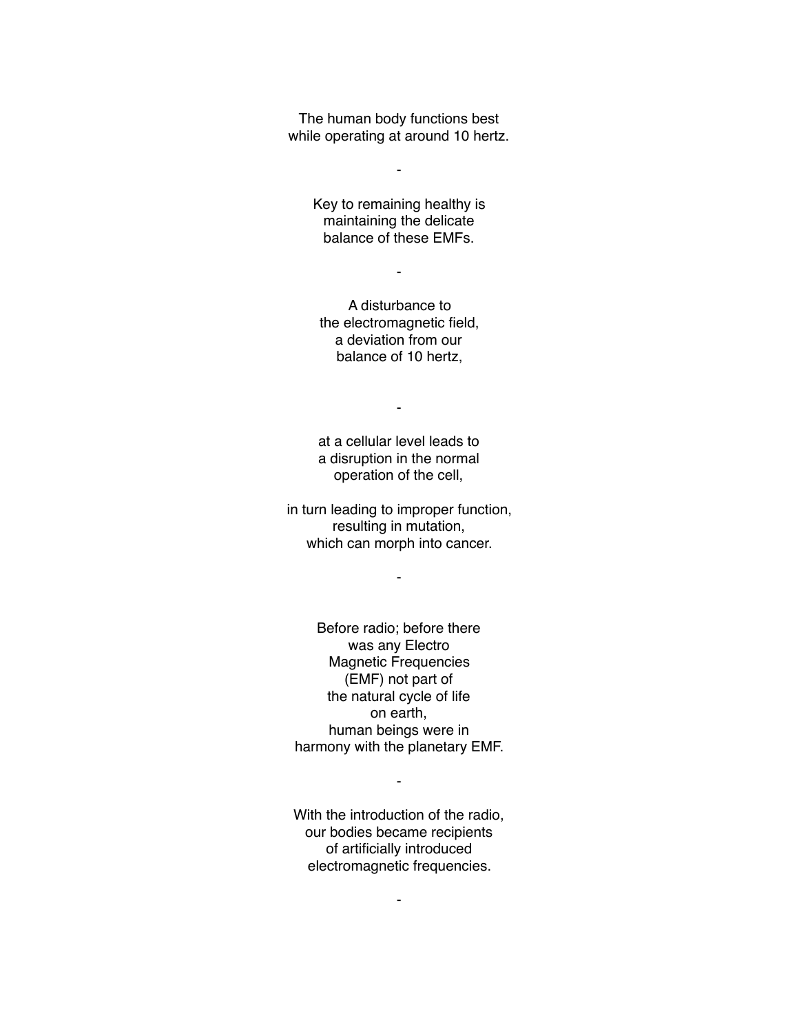The human body functions best
while operating at around 10 hertz.

-

Key to remaining healthy is
maintaining the delicate
balance of these EMFs.

-

A disturbance to
the electromagnetic field,
a deviation from our
balance of 10 hertz,

-

at a cellular level leads to
a disruption in the normal
operation of the cell,

in turn leading to improper function,
resulting in mutation,
which can morph into cancer.

-

Before radio; before there
was any Electro
Magnetic Frequencies
(EMF) not part of
the natural cycle of life
on earth,
human beings were in
harmony with the planetary EMF.

-

With the introduction of the radio,
our bodies became recipients
of artificially introduced
electromagnetic frequencies.

-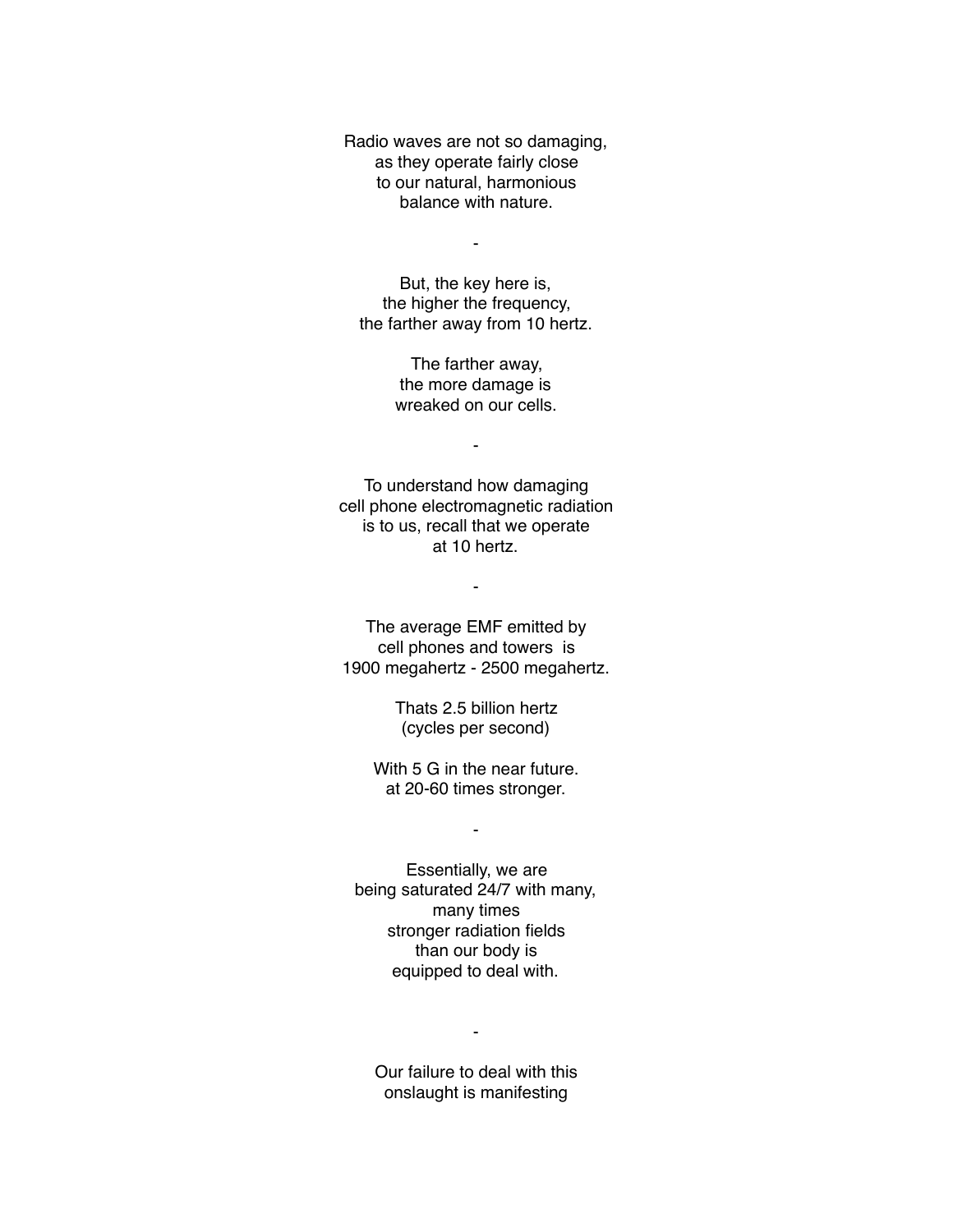Radio waves are not so damaging,
as they operate fairly close
to our natural, harmonious
balance with nature.

-

But, the key here is,
the higher the frequency,
the farther away from 10 hertz.

The farther away,
the more damage is
wreaked on our cells.

-

To understand how damaging
cell phone electromagnetic radiation
is to us, recall that we operate
at 10 hertz.

-

The average EMF emitted by
cell phones and towers is
1900 megahertz - 2500 megahertz.

Thats 2.5 billion hertz
(cycles per second)

With 5 G in the near future.
at 20-60 times stronger.

-

Essentially, we are
being saturated 24/7 with many,
many times
stronger radiation fields
than our body is
equipped to deal with.

-

Our failure to deal with this
onslaught is manifesting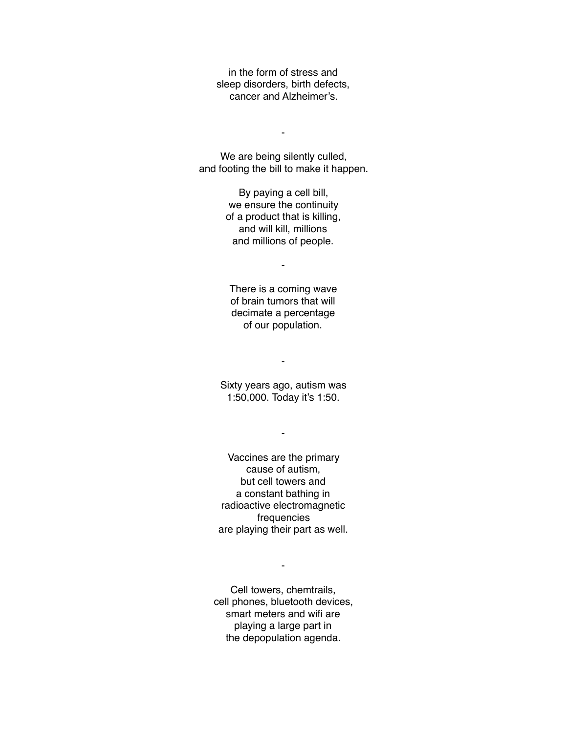in the form of stress and
sleep disorders, birth defects,
cancer and Alzheimer's.

-

We are being silently culled,
and footing the bill to make it happen.

By paying a cell bill,
we ensure the continuity
of a product that is killing,
and will kill, millions
and millions of people.

-

There is a coming wave
of brain tumors that will
decimate a percentage
of our population.

-

Sixty years ago, autism was
1:50,000. Today it's 1:50.

-

Vaccines are the primary
cause of autism,
but cell towers and
a constant bathing in
radioactive electromagnetic
frequencies
are playing their part as well.

-

Cell towers, chemtrails,
cell phones, bluetooth devices,
smart meters and wifi are
playing a large part in
the depopulation agenda.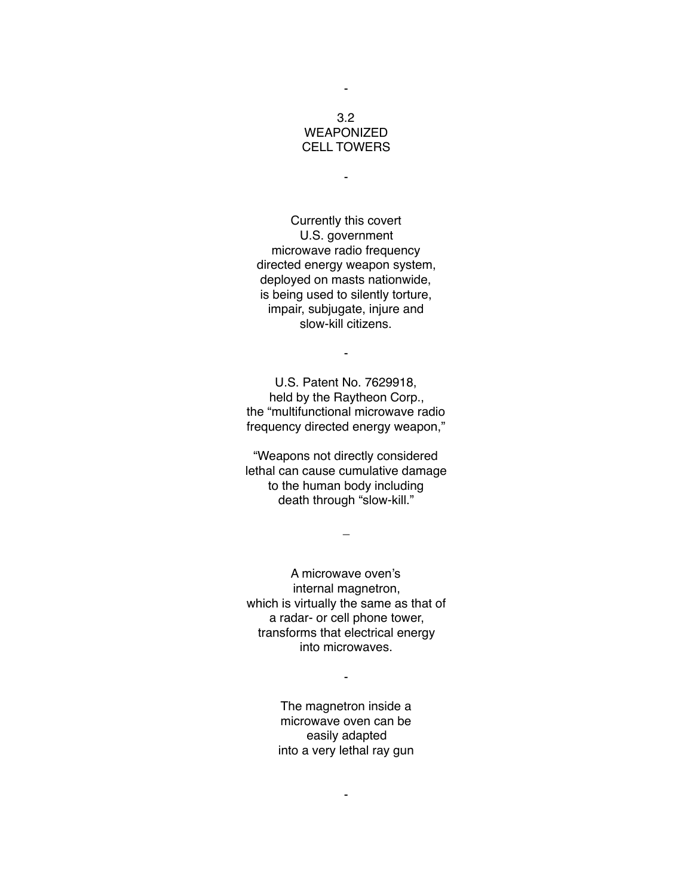-

## 3.2 WEAPONIZED CELL TOWERS

-

Currently this covert
U.S. government
microwave radio frequency
directed energy weapon system,
deployed on masts nationwide,
is being used to silently torture,
impair, subjugate, injure and
slow-kill citizens.

-

U.S. Patent No. 7629918,
held by the Raytheon Corp.,
the "multifunctional microwave radio
frequency directed energy weapon,"

"Weapons not directly considered
lethal can cause cumulative damage
to the human body including
death through "slow-kill."

–

A microwave oven's
internal magnetron,
which is virtually the same as that of
a radar- or cell phone tower,
transforms that electrical energy
into microwaves.

-

The magnetron inside a
microwave oven can be
easily adapted
into a very lethal ray gun

-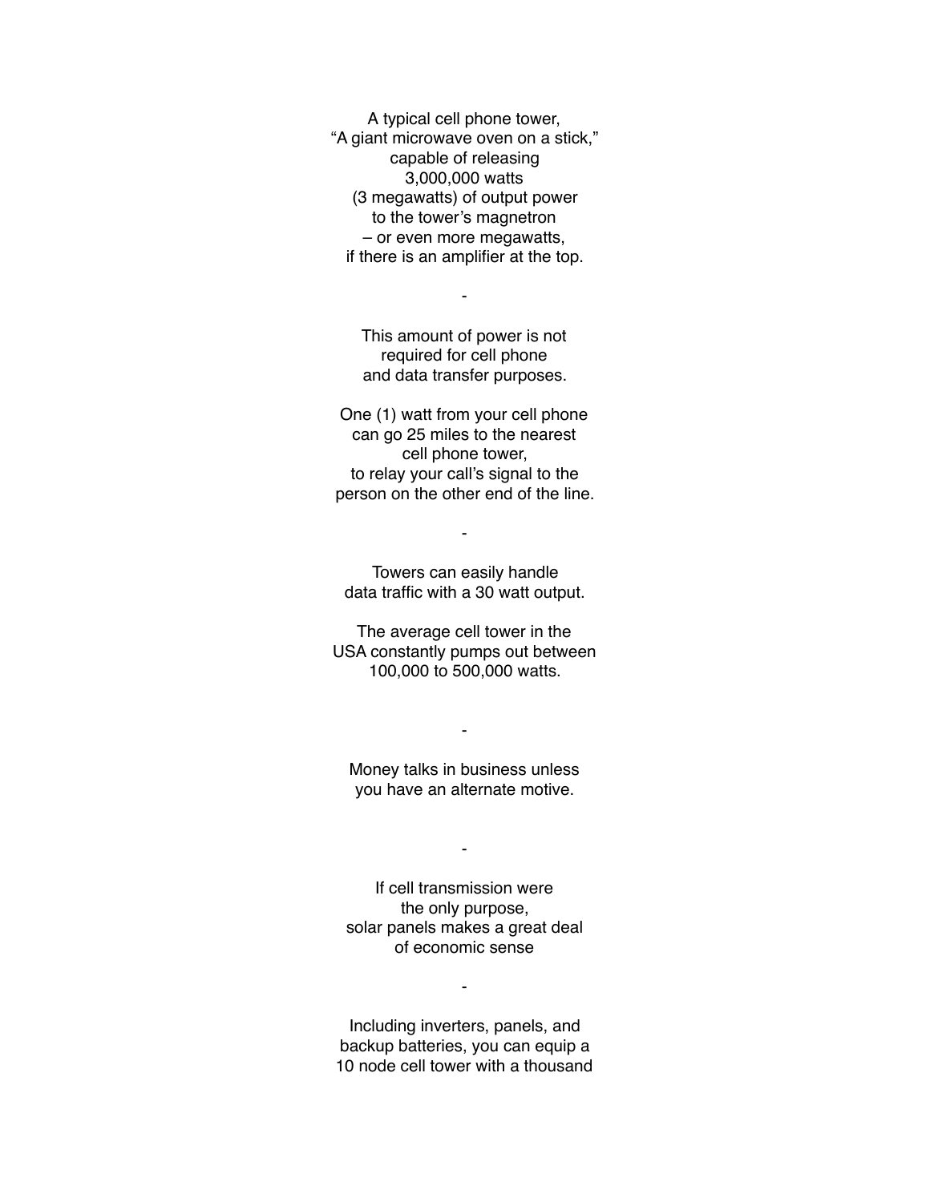A typical cell phone tower,
"A giant microwave oven on a stick,"
capable of releasing
3,000,000 watts
(3 megawatts) of output power
to the tower's magnetron
– or even more megawatts,
if there is an amplifier at the top.

-

This amount of power is not
required for cell phone
and data transfer purposes.

One (1) watt from your cell phone
can go 25 miles to the nearest
cell phone tower,
to relay your call's signal to the
person on the other end of the line.

-

Towers can easily handle
data traffic with a 30 watt output.

The average cell tower in the
USA constantly pumps out between
100,000 to 500,000 watts.

-

Money talks in business unless
you have an alternate motive.

-

If cell transmission were
the only purpose,
solar panels makes a great deal
of economic sense

-

Including inverters, panels, and
backup batteries, you can equip a
10 node cell tower with a thousand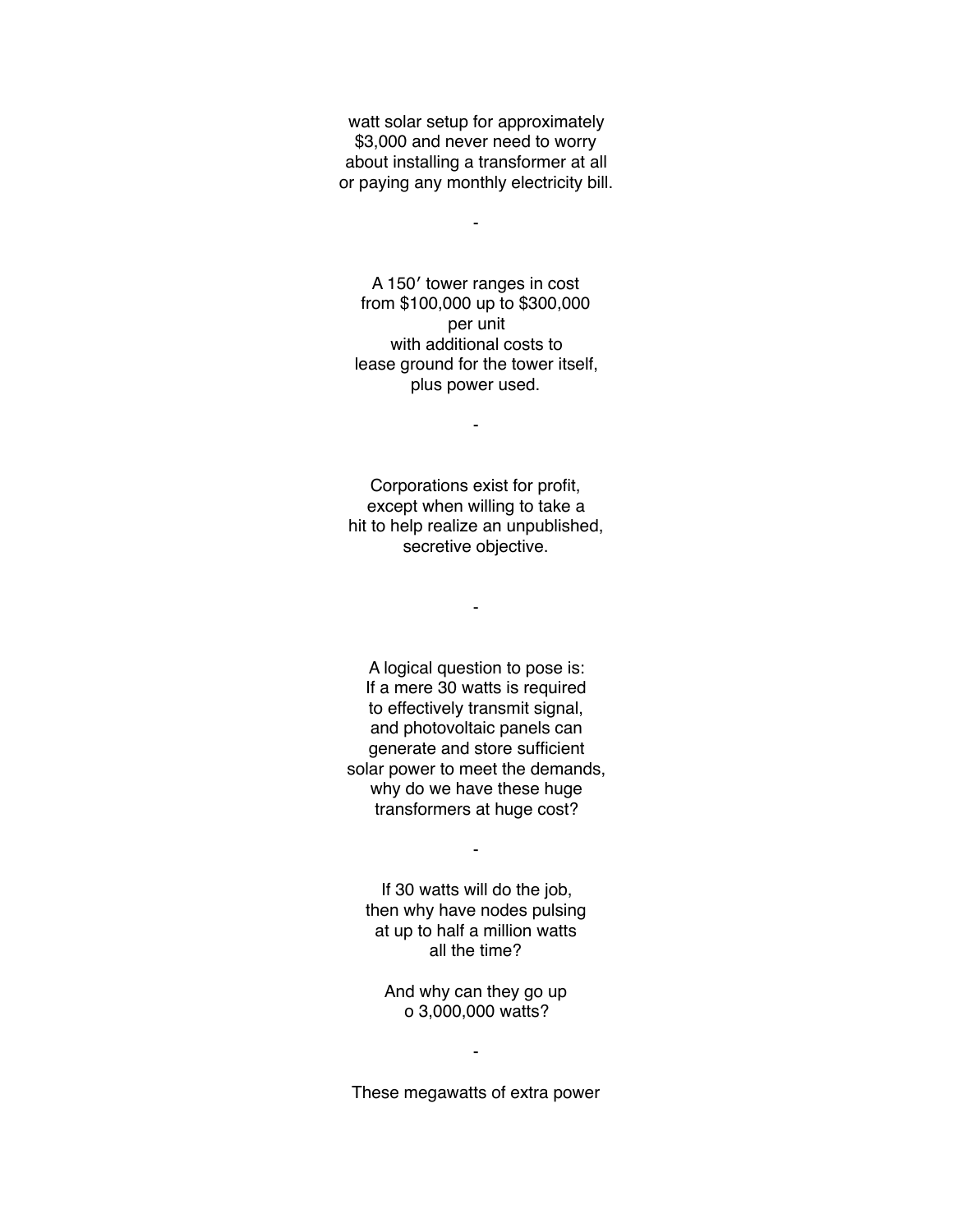watt solar setup for approximately
$3,000 and never need to worry
about installing a transformer at all
or paying any monthly electricity bill.

-

A 150′ tower ranges in cost
from $100,000 up to $300,000
per unit
with additional costs to
lease ground for the tower itself,
plus power used.

-

Corporations exist for profit,
except when willing to take a
hit to help realize an unpublished,
secretive objective.

-

A logical question to pose is:
If a mere 30 watts is required
to effectively transmit signal,
and photovoltaic panels can
generate and store sufficient
solar power to meet the demands,
why do we have these huge
transformers at huge cost?

-

If 30 watts will do the job,
then why have nodes pulsing
at up to half a million watts
all the time?

And why can they go up
o 3,000,000 watts?

-

These megawatts of extra power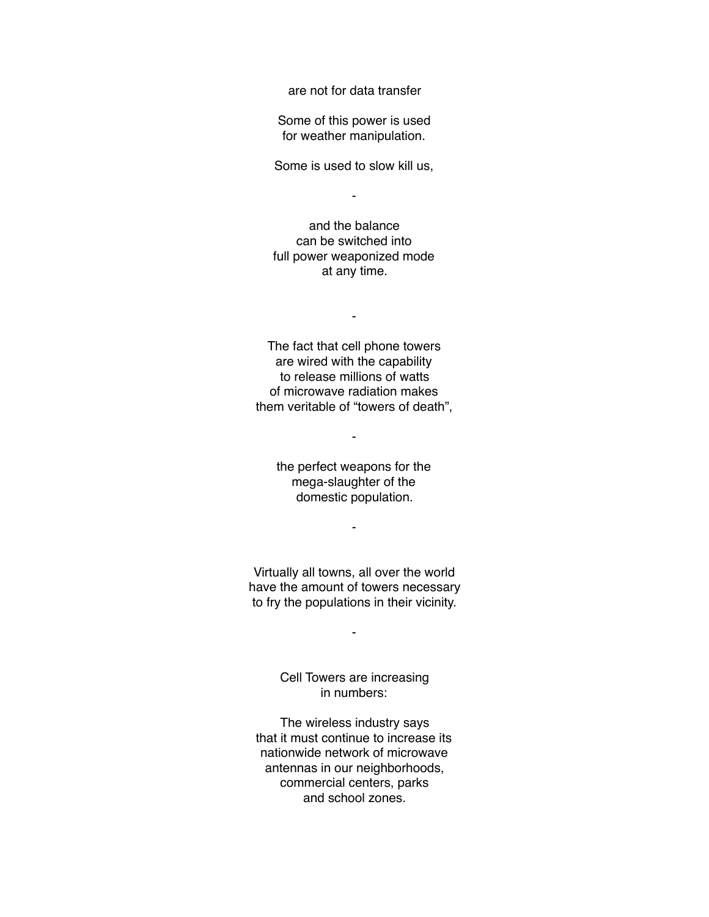are not for data transfer

Some of this power is used
for weather manipulation.

Some is used to slow kill us,

-

and the balance
can be switched into
full power weaponized mode
at any time.

-

The fact that cell phone towers
are wired with the capability
to release millions of watts
of microwave radiation makes
them veritable of “towers of death”,

-

the perfect weapons for the
mega-slaughter of the
domestic population.

-

Virtually all towns, all over the world
have the amount of towers necessary
to fry the populations in their vicinity.

-

Cell Towers are increasing
in numbers:

The wireless industry says
that it must continue to increase its
nationwide network of microwave
antennas in our neighborhoods,
commercial centers, parks
and school zones.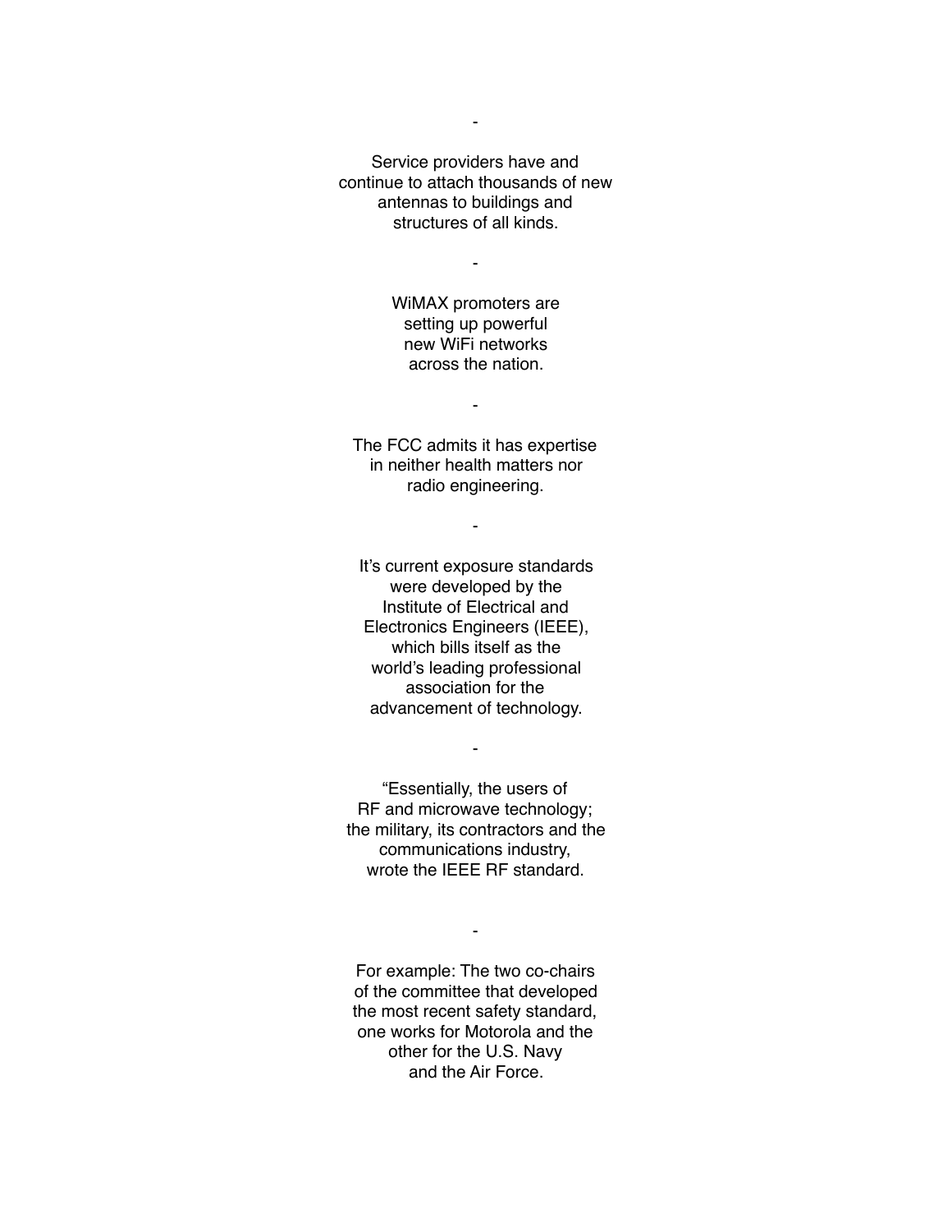-

Service providers have and continue to attach thousands of new antennas to buildings and structures of all kinds.

-

WiMAX promoters are setting up powerful new WiFi networks across the nation.

-

The FCC admits it has expertise in neither health matters nor radio engineering.

-

It's current exposure standards were developed by the Institute of Electrical and Electronics Engineers (IEEE), which bills itself as the world's leading professional association for the advancement of technology.

-

"Essentially, the users of RF and microwave technology; the military, its contractors and the communications industry, wrote the IEEE RF standard.

-

For example: The two co-chairs of the committee that developed the most recent safety standard, one works for Motorola and the other for the U.S. Navy and the Air Force.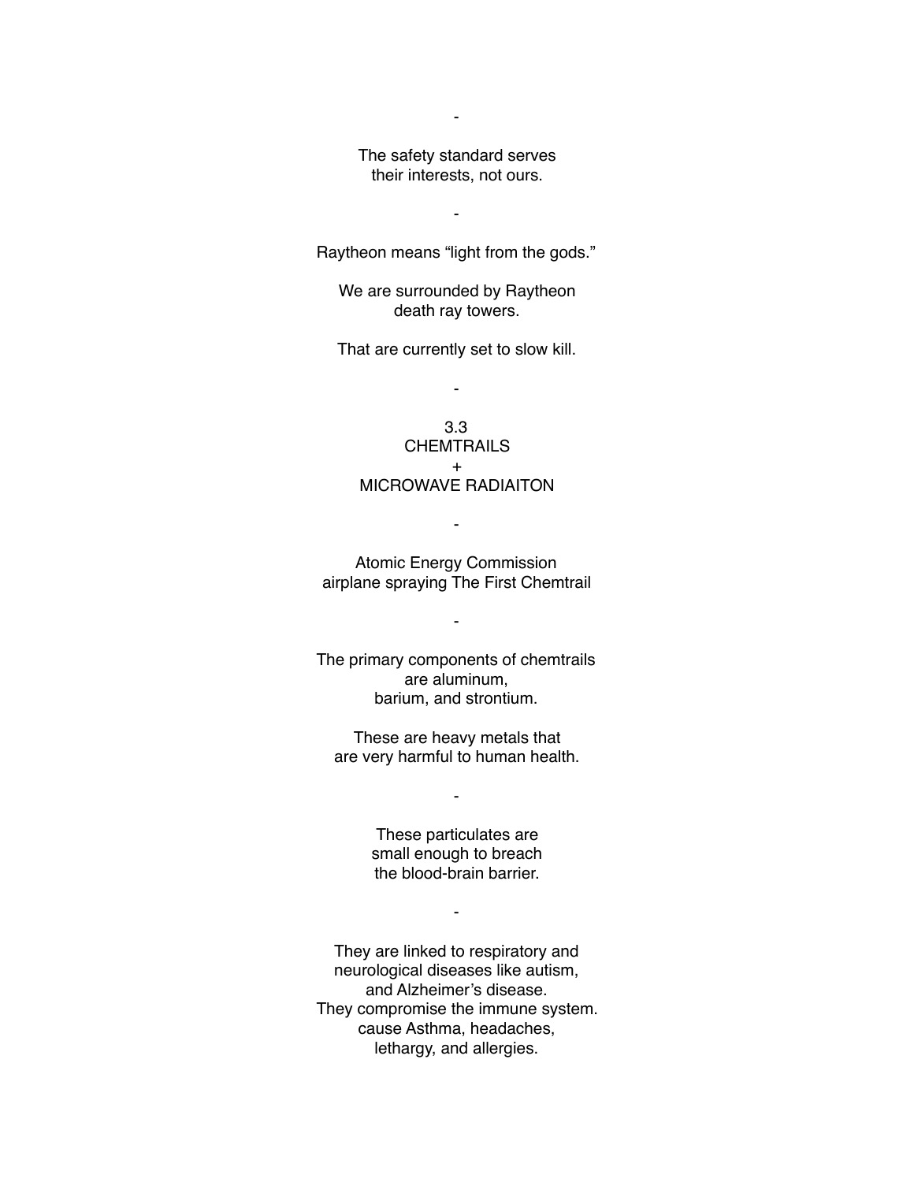-

The safety standard serves
their interests, not ours.

-

Raytheon means "light from the gods."

We are surrounded by Raytheon
death ray towers.

That are currently set to slow kill.

-

## 3.3
## CHEMTRAILS
## +
## MICROWAVE RADIAITON

-

Atomic Energy Commission
airplane spraying The First Chemtrail

-

The primary components of chemtrails
are aluminum,
barium, and strontium.

These are heavy metals that
are very harmful to human health.

-

These particulates are
small enough to breach
the blood-brain barrier.

-

They are linked to respiratory and
neurological diseases like autism,
and Alzheimer's disease.
They compromise the immune system.
cause Asthma, headaches,
lethargy, and allergies.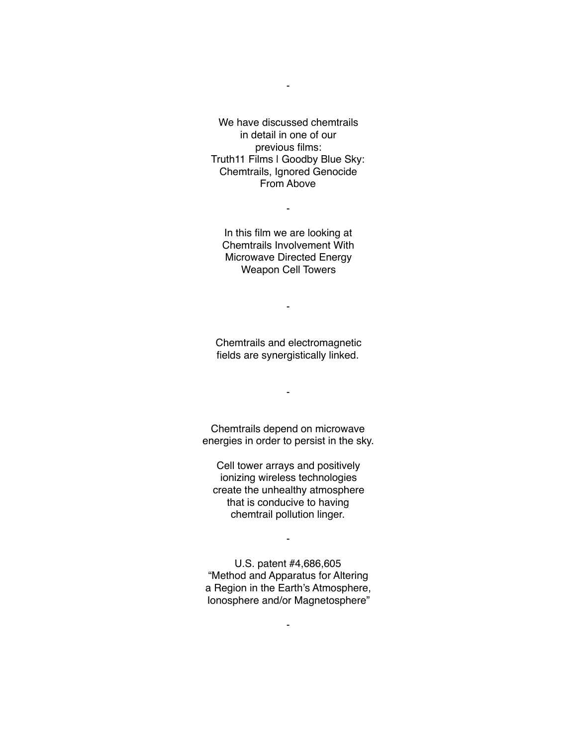-

We have discussed chemtrails in detail in one of our previous films: Truth11 Films | Goodby Blue Sky: Chemtrails, Ignored Genocide From Above

-

In this film we are looking at Chemtrails Involvement With Microwave Directed Energy Weapon Cell Towers

-

Chemtrails and electromagnetic fields are synergistically linked.

-

Chemtrails depend on microwave energies in order to persist in the sky.

Cell tower arrays and positively ionizing wireless technologies create the unhealthy atmosphere that is conducive to having chemtrail pollution linger.

-

U.S. patent #4,686,605 "Method and Apparatus for Altering a Region in the Earth's Atmosphere, Ionosphere and/or Magnetosphere"

-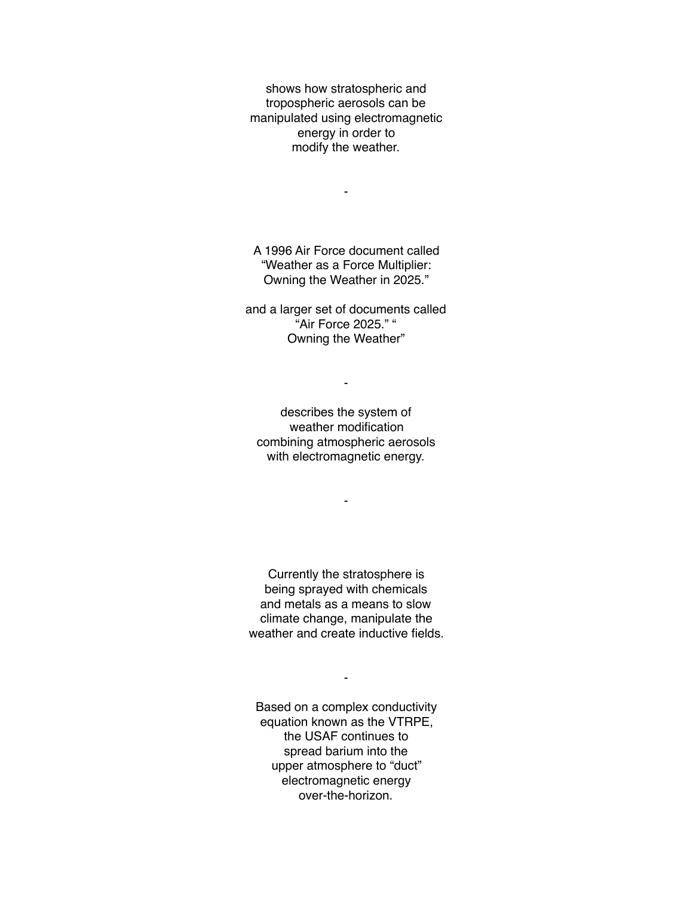shows how stratospheric and
tropospheric aerosols can be
manipulated using electromagnetic
energy in order to
modify the weather.

-

A 1996 Air Force document called
“Weather as a Force Multiplier:
Owning the Weather in 2025.”

and a larger set of documents called
“Air Force 2025.” “
Owning the Weather”

-

describes the system of
weather modification
combining atmospheric aerosols
with electromagnetic energy.

-

Currently the stratosphere is
being sprayed with chemicals
and metals as a means to slow
climate change, manipulate the
weather and create inductive fields.

-

Based on a complex conductivity
equation known as the VTRPE,
the USAF continues to
spread barium into the
upper atmosphere to “duct”
electromagnetic energy
over-the-horizon.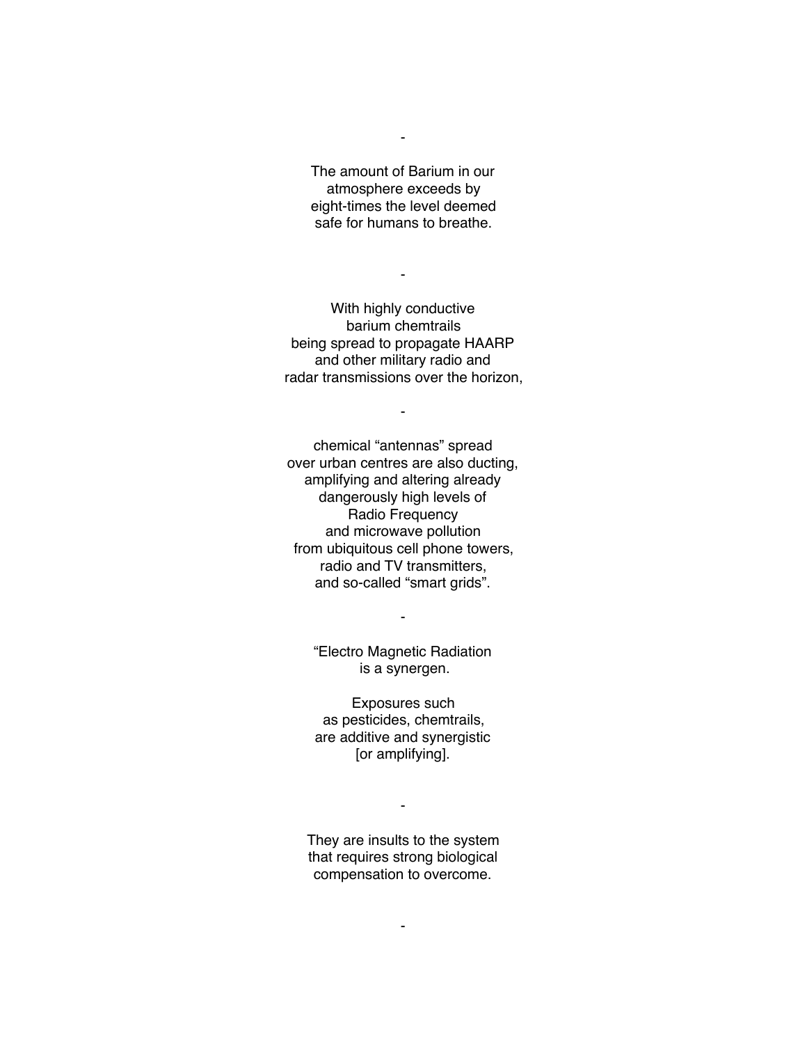-

The amount of Barium in our
atmosphere exceeds by
eight-times the level deemed
safe for humans to breathe.

-

With highly conductive
barium chemtrails
being spread to propagate HAARP
and other military radio and
radar transmissions over the horizon,

-

chemical “antennas” spread
over urban centres are also ducting,
amplifying and altering already
dangerously high levels of
Radio Frequency
and microwave pollution
from ubiquitous cell phone towers,
radio and TV transmitters,
and so-called “smart grids”.

-

“Electro Magnetic Radiation
is a synergen.

Exposures such
as pesticides, chemtrails,
are additive and synergistic
[or amplifying].

-

They are insults to the system
that requires strong biological
compensation to overcome.

-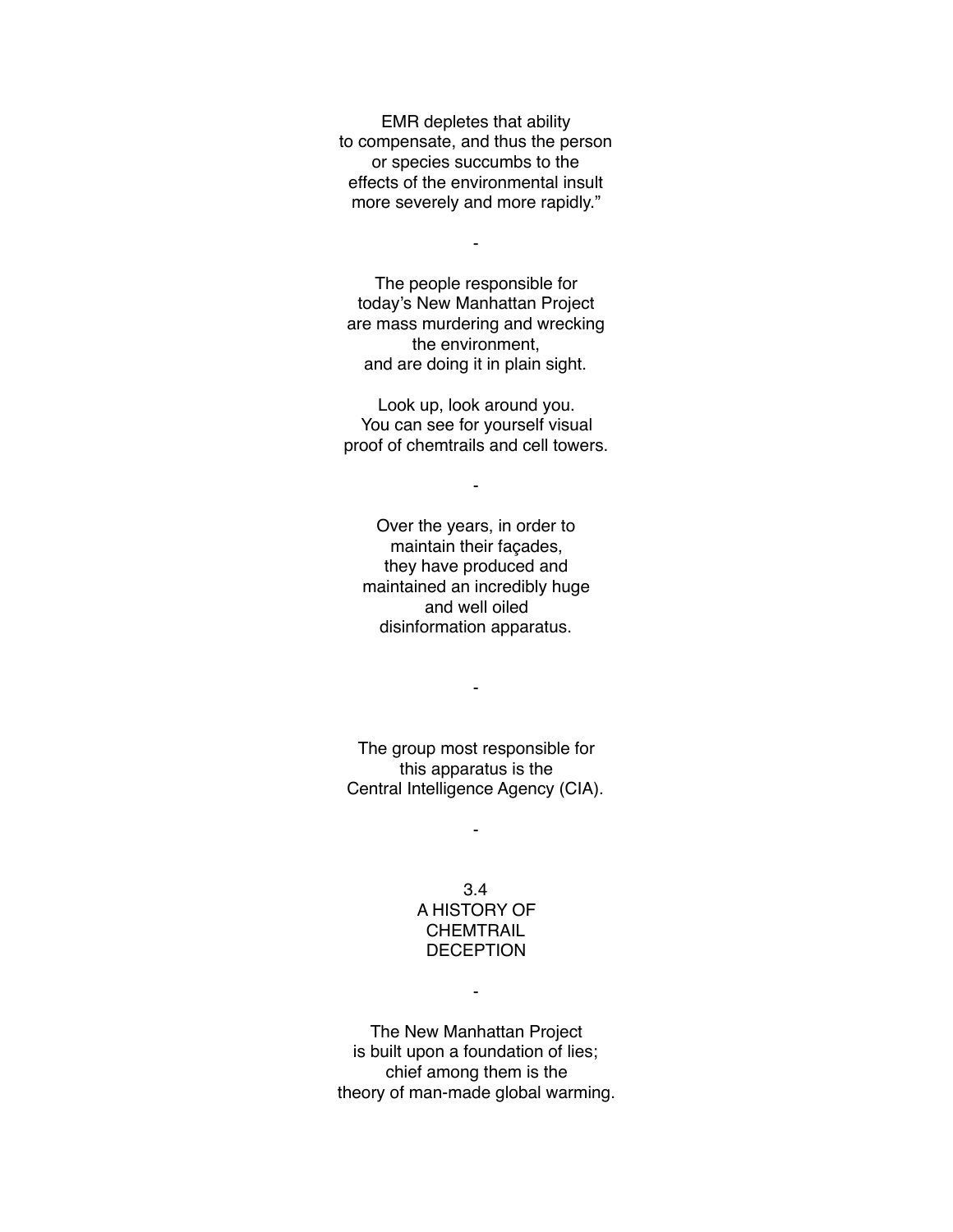EMR depletes that ability
to compensate, and thus the person
or species succumbs to the
effects of the environmental insult
more severely and more rapidly."

-

The people responsible for
today's New Manhattan Project
are mass murdering and wrecking
the environment,
and are doing it in plain sight.

Look up, look around you.
You can see for yourself visual
proof of chemtrails and cell towers.

-

Over the years, in order to
maintain their façades,
they have produced and
maintained an incredibly huge
and well oiled
disinformation apparatus.

-

The group most responsible for
this apparatus is the
Central Intelligence Agency (CIA).

-

## 3.4 A HISTORY OF CHEMTRAIL DECEPTION

-

The New Manhattan Project
is built upon a foundation of lies;
chief among them is the
theory of man-made global warming.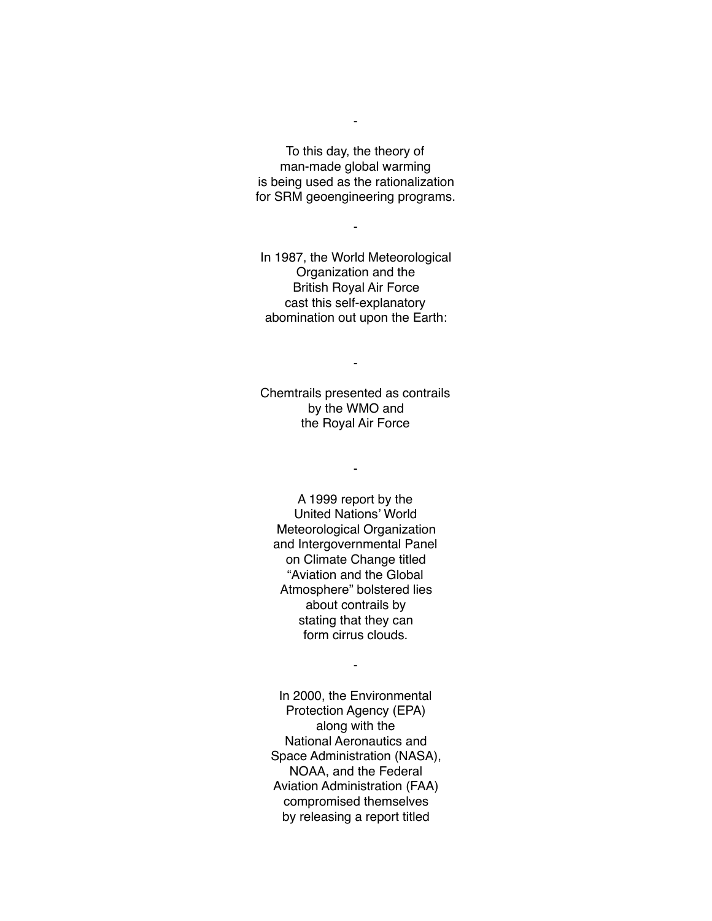-

To this day, the theory of
man-made global warming
is being used as the rationalization
for SRM geoengineering programs.

-

In 1987, the World Meteorological
Organization and the
British Royal Air Force
cast this self-explanatory
abomination out upon the Earth:

-

Chemtrails presented as contrails
by the WMO and
the Royal Air Force

-

A 1999 report by the
United Nations' World
Meteorological Organization
and Intergovernmental Panel
on Climate Change titled
"Aviation and the Global
Atmosphere" bolstered lies
about contrails by
stating that they can
form cirrus clouds.

-

In 2000, the Environmental
Protection Agency (EPA)
along with the
National Aeronautics and
Space Administration (NASA),
NOAA, and the Federal
Aviation Administration (FAA)
compromised themselves
by releasing a report titled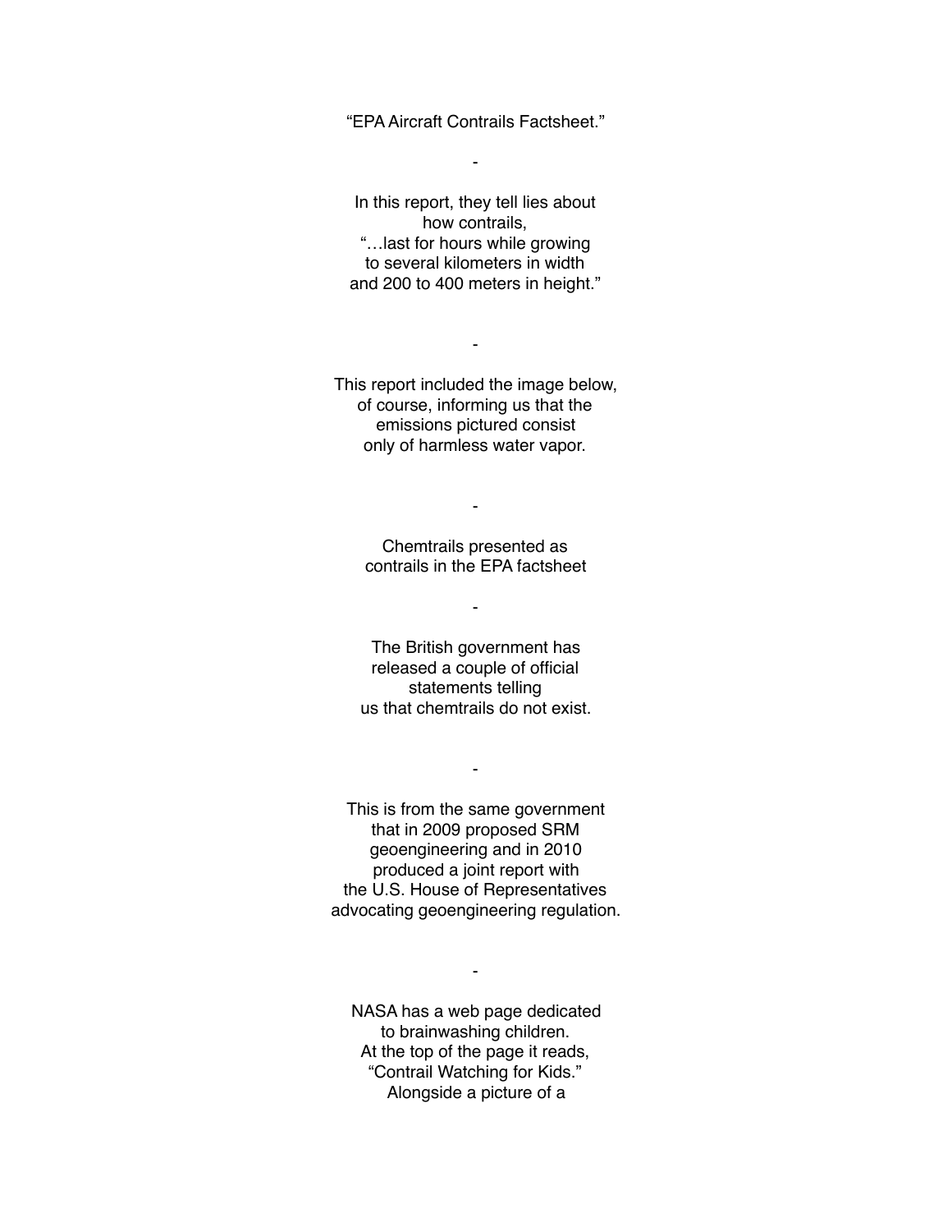"EPA Aircraft Contrails Factsheet."

-

In this report, they tell lies about how contrails, "…last for hours while growing to several kilometers in width and 200 to 400 meters in height."

-

This report included the image below, of course, informing us that the emissions pictured consist only of harmless water vapor.

-

Chemtrails presented as contrails in the EPA factsheet

-

The British government has released a couple of official statements telling us that chemtrails do not exist.

-

This is from the same government that in 2009 proposed SRM geoengineering and in 2010 produced a joint report with the U.S. House of Representatives advocating geoengineering regulation.

-

NASA has a web page dedicated to brainwashing children. At the top of the page it reads, "Contrail Watching for Kids." Alongside a picture of a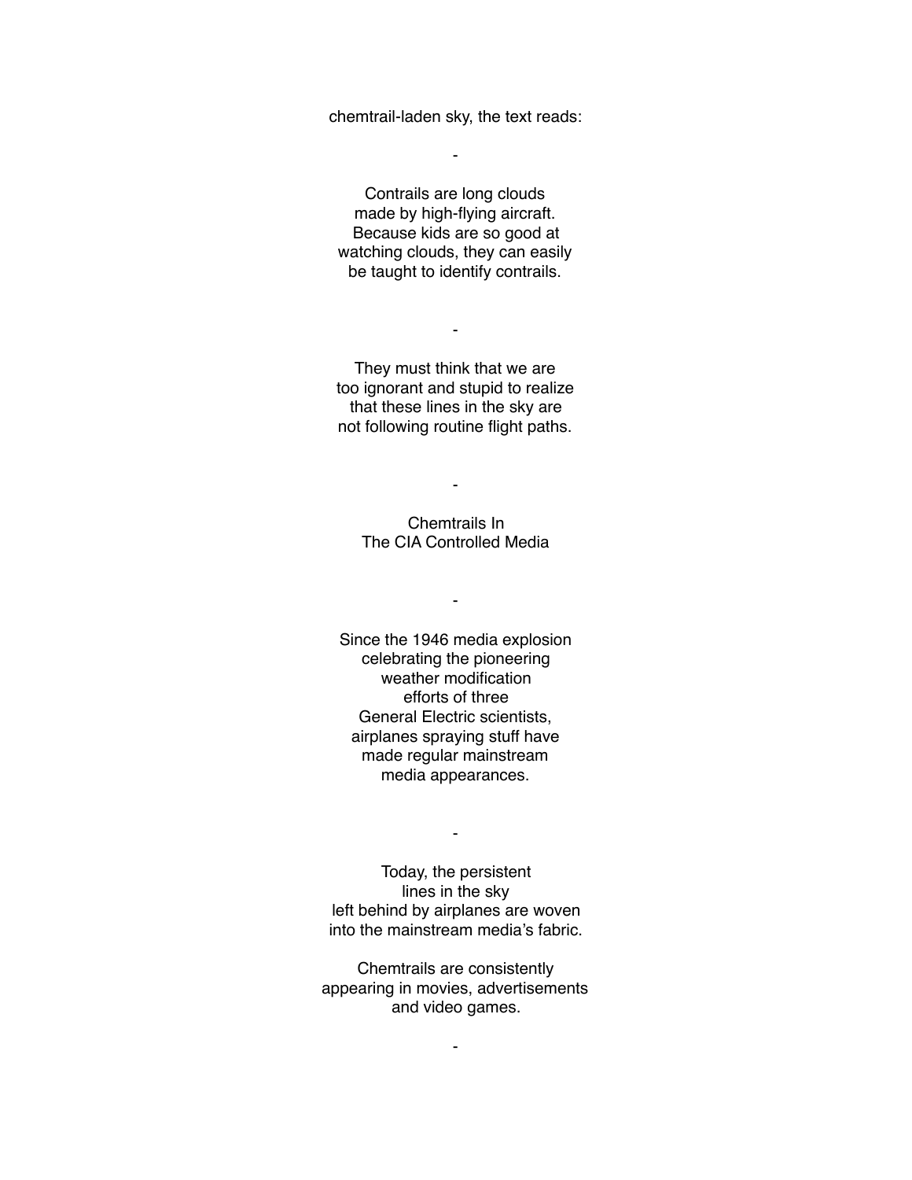chemtrail-laden sky, the text reads:

-

Contrails are long clouds
made by high-flying aircraft.
Because kids are so good at
watching clouds, they can easily
be taught to identify contrails.

-

They must think that we are
too ignorant and stupid to realize
that these lines in the sky are
not following routine flight paths.

-

Chemtrails In
The CIA Controlled Media

-

Since the 1946 media explosion
celebrating the pioneering
weather modification
efforts of three
General Electric scientists,
airplanes spraying stuff have
made regular mainstream
media appearances.

-

Today, the persistent
lines in the sky
left behind by airplanes are woven
into the mainstream media's fabric.

Chemtrails are consistently
appearing in movies, advertisements
and video games.

-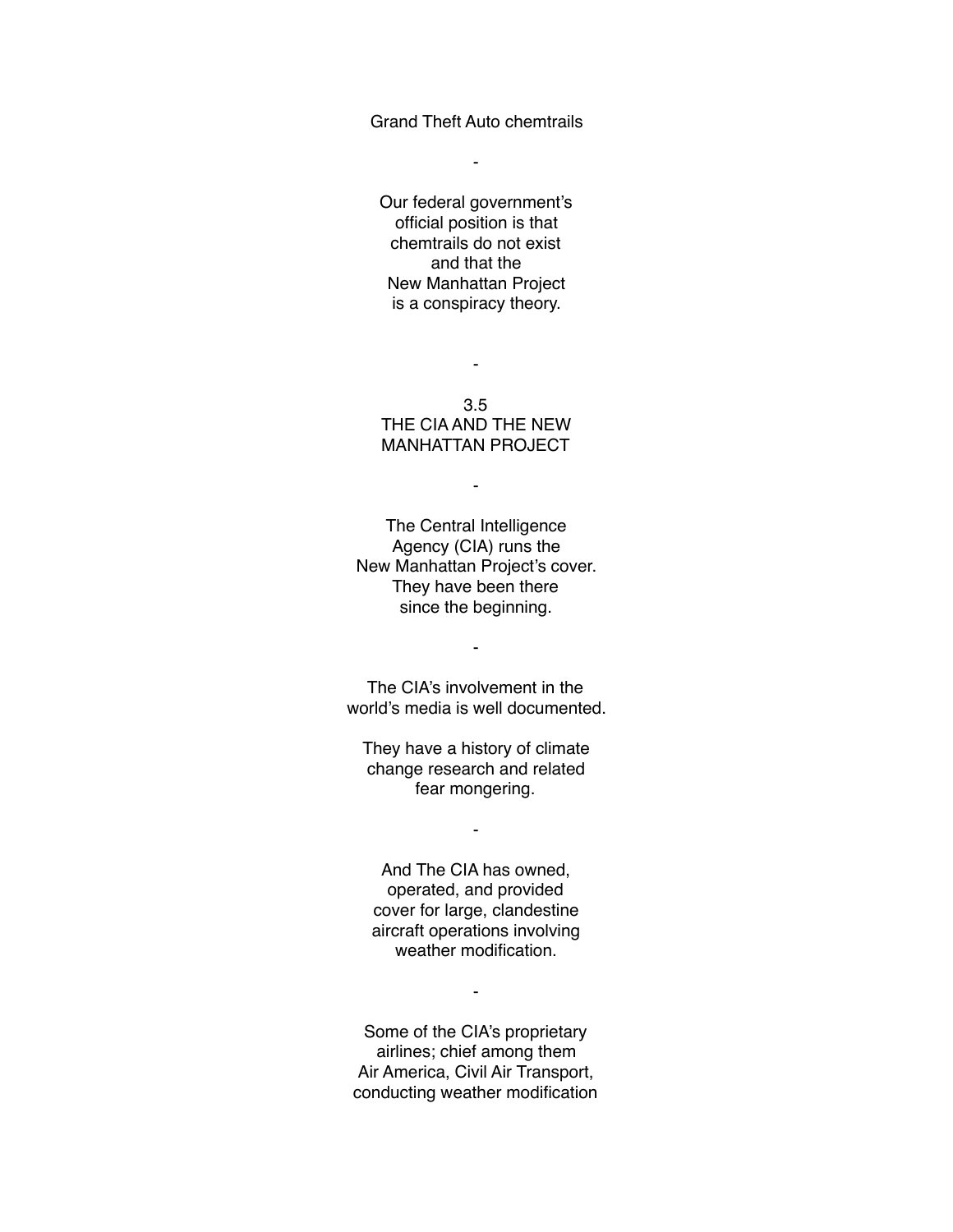Grand Theft Auto chemtrails

-

Our federal government's official position is that chemtrails do not exist and that the New Manhattan Project is a conspiracy theory.

-

## 3.5 THE CIA AND THE NEW MANHATTAN PROJECT

-

The Central Intelligence Agency (CIA) runs the New Manhattan Project's cover. They have been there since the beginning.

-

The CIA's involvement in the world's media is well documented.

They have a history of climate change research and related fear mongering.

-

And The CIA has owned, operated, and provided cover for large, clandestine aircraft operations involving weather modification.

-

Some of the CIA's proprietary airlines; chief among them Air America, Civil Air Transport, conducting weather modification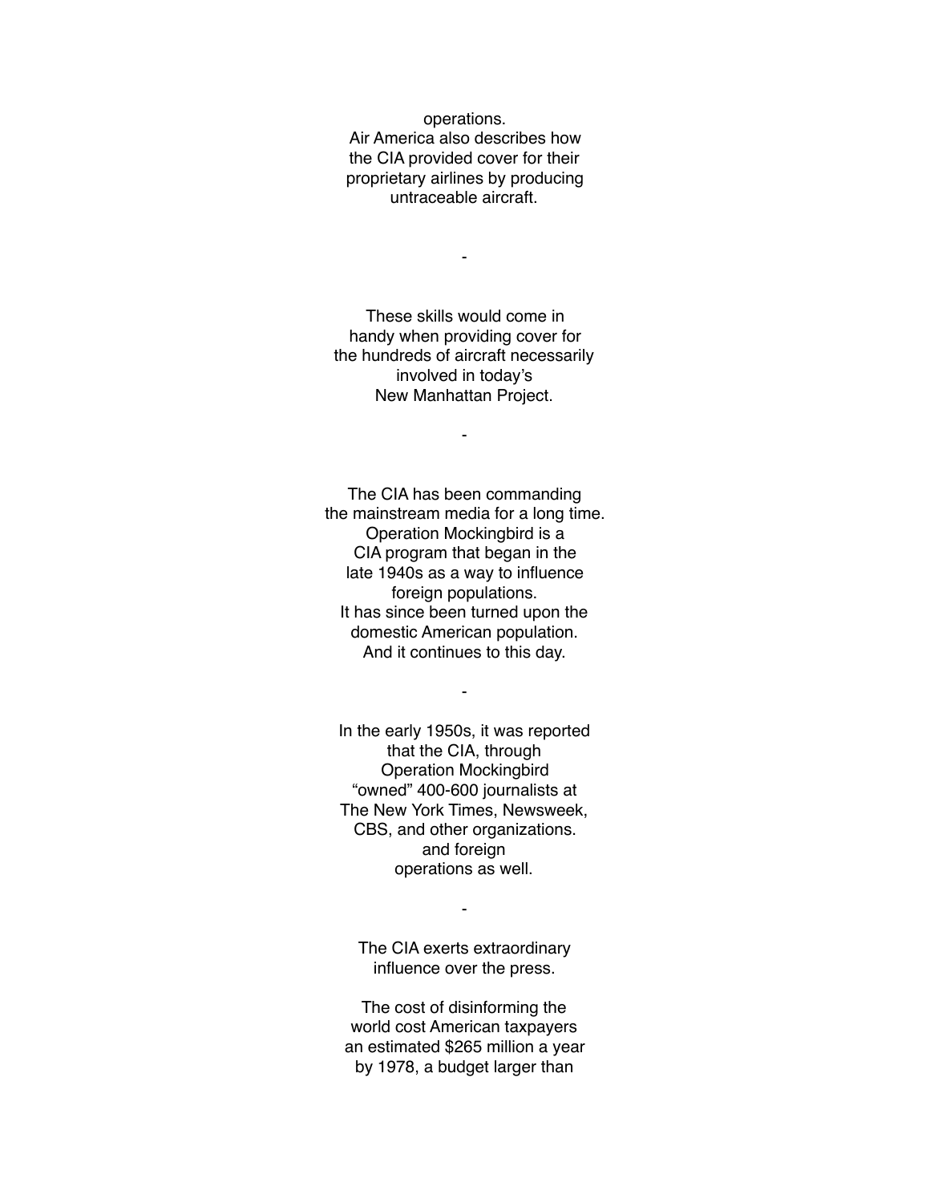operations.
Air America also describes how the CIA provided cover for their proprietary airlines by producing untraceable aircraft.

-

These skills would come in handy when providing cover for the hundreds of aircraft necessarily involved in today's New Manhattan Project.

-

The CIA has been commanding the mainstream media for a long time. Operation Mockingbird is a CIA program that began in the late 1940s as a way to influence foreign populations.
It has since been turned upon the domestic American population.
And it continues to this day.

-

In the early 1950s, it was reported that the CIA, through Operation Mockingbird "owned" 400-600 journalists at The New York Times, Newsweek, CBS, and other organizations. and foreign operations as well.

-

The CIA exerts extraordinary influence over the press.

The cost of disinforming the world cost American taxpayers an estimated $265 million a year by 1978, a budget larger than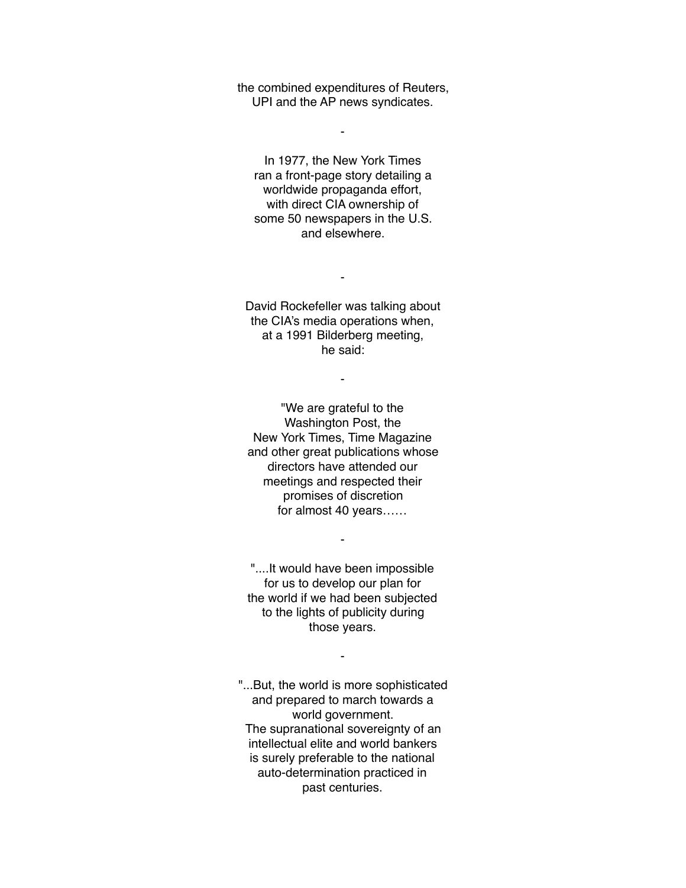the combined expenditures of Reuters, UPI and the AP news syndicates.

-

In 1977, the New York Times ran a front-page story detailing a worldwide propaganda effort, with direct CIA ownership of some 50 newspapers in the U.S. and elsewhere.

-

David Rockefeller was talking about the CIA's media operations when, at a 1991 Bilderberg meeting, he said:

-

"We are grateful to the Washington Post, the New York Times, Time Magazine and other great publications whose directors have attended our meetings and respected their promises of discretion for almost 40 years……

-

"....It would have been impossible for us to develop our plan for the world if we had been subjected to the lights of publicity during those years.

-

"...But, the world is more sophisticated and prepared to march towards a world government. The supranational sovereignty of an intellectual elite and world bankers is surely preferable to the national auto-determination practiced in past centuries.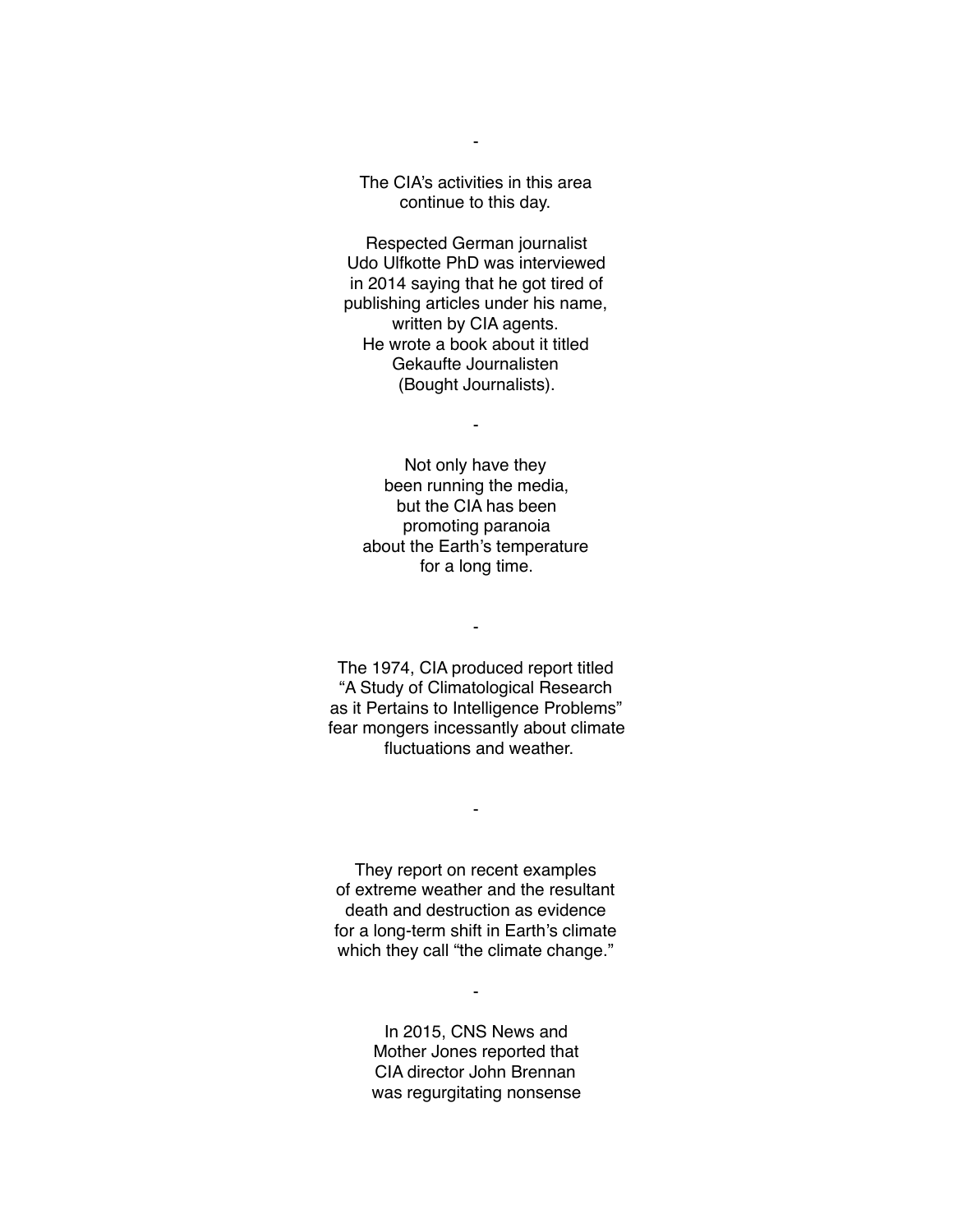-

The CIA's activities in this area
continue to this day.

Respected German journalist
Udo Ulfkotte PhD was interviewed
in 2014 saying that he got tired of
publishing articles under his name,
written by CIA agents.
He wrote a book about it titled
Gekaufte Journalisten
(Bought Journalists).

-

Not only have they
been running the media,
but the CIA has been
promoting paranoia
about the Earth's temperature
for a long time.

-

The 1974, CIA produced report titled
"A Study of Climatological Research
as it Pertains to Intelligence Problems"
fear mongers incessantly about climate
fluctuations and weather.

-

They report on recent examples
of extreme weather and the resultant
death and destruction as evidence
for a long-term shift in Earth's climate
which they call "the climate change."

-

In 2015, CNS News and
Mother Jones reported that
CIA director John Brennan
was regurgitating nonsense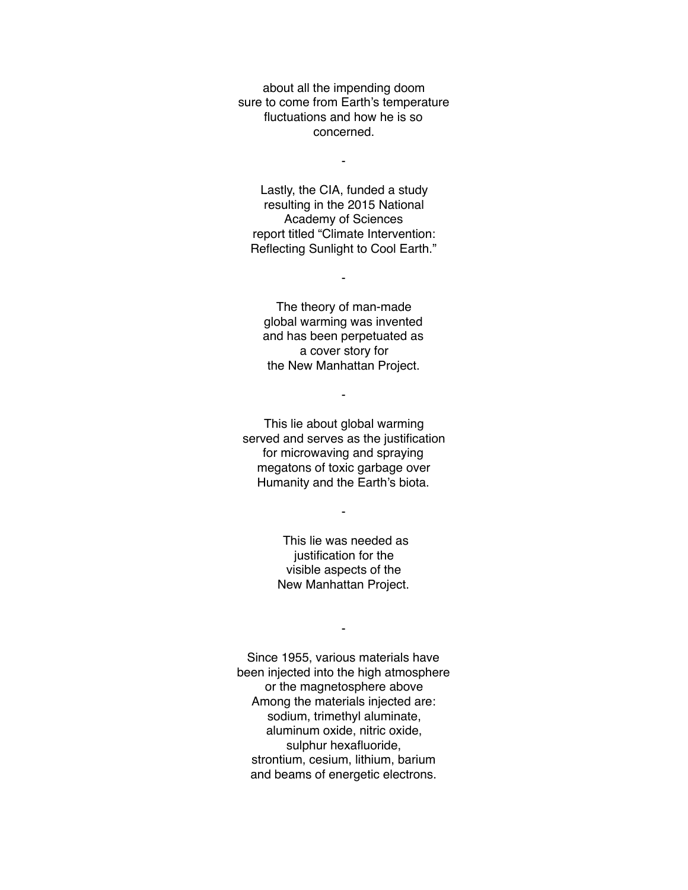about all the impending doom
sure to come from Earth's temperature
fluctuations and how he is so
concerned.

-

Lastly, the CIA, funded a study
resulting in the 2015 National
Academy of Sciences
report titled "Climate Intervention:
Reflecting Sunlight to Cool Earth."

-

The theory of man-made
global warming was invented
and has been perpetuated as
a cover story for
the New Manhattan Project.

-

This lie about global warming
served and serves as the justification
for microwaving and spraying
megatons of toxic garbage over
Humanity and the Earth's biota.

-

This lie was needed as
justification for the
visible aspects of the
New Manhattan Project.

-

Since 1955, various materials have
been injected into the high atmosphere
or the magnetosphere above
Among the materials injected are:
sodium, trimethyl aluminate,
aluminum oxide, nitric oxide,
sulphur hexafluoride,
strontium, cesium, lithium, barium
and beams of energetic electrons.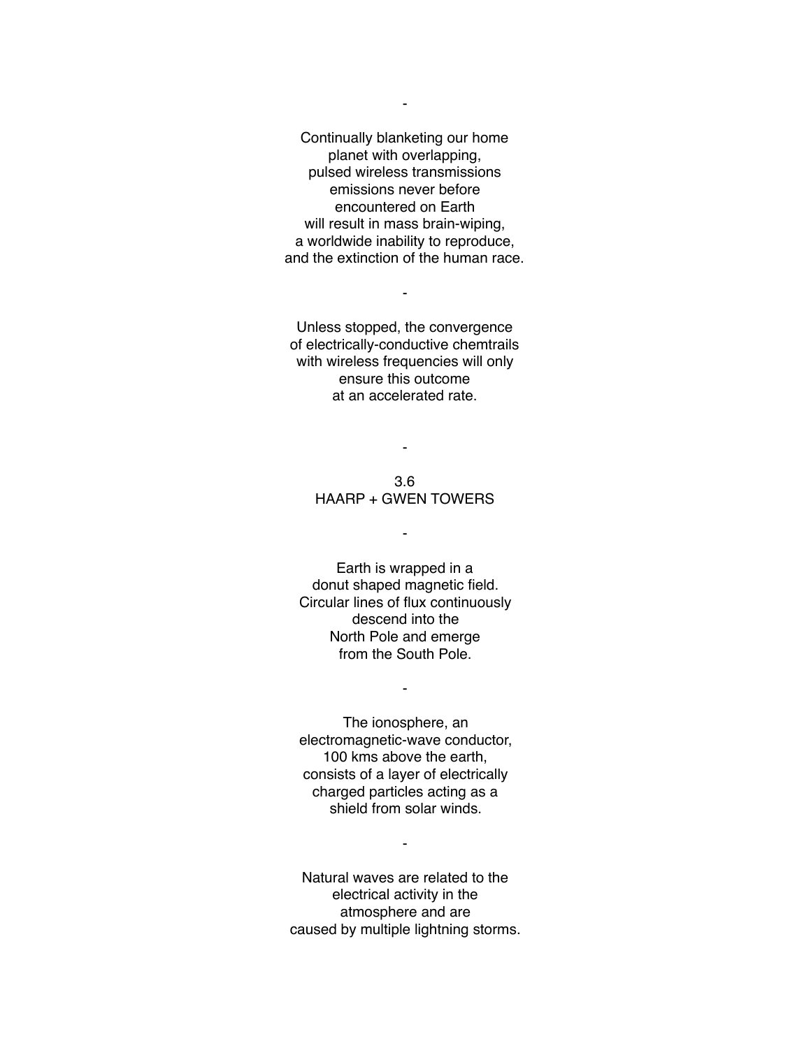-

Continually blanketing our home
planet with overlapping,
pulsed wireless transmissions
emissions never before
encountered on Earth
will result in mass brain-wiping,
a worldwide inability to reproduce,
and the extinction of the human race.

-

Unless stopped, the convergence
of electrically-conductive chemtrails
with wireless frequencies will only
ensure this outcome
at an accelerated rate.

-

## 3.6
## HAARP + GWEN TOWERS

-

Earth is wrapped in a
donut shaped magnetic field.
Circular lines of flux continuously
descend into the
North Pole and emerge
from the South Pole.

-

The ionosphere, an
electromagnetic-wave conductor,
100 kms above the earth,
consists of a layer of electrically
charged particles acting as a
shield from solar winds.

-

Natural waves are related to the
electrical activity in the
atmosphere and are
caused by multiple lightning storms.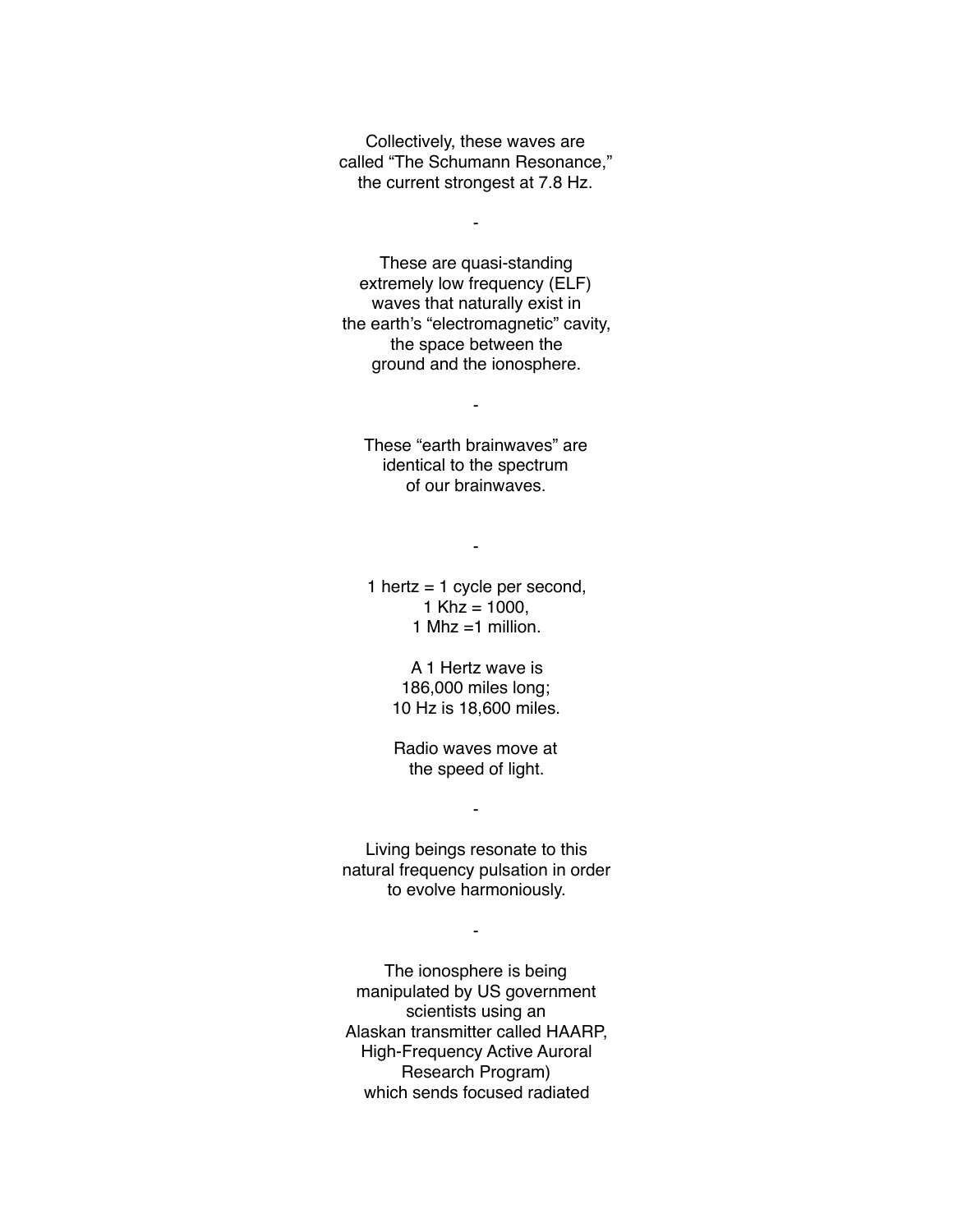Collectively, these waves are
called “The Schumann Resonance,”
the current strongest at 7.8 Hz.

-

These are quasi-standing
extremely low frequency (ELF)
waves that naturally exist in
the earth’s “electromagnetic” cavity,
the space between the
ground and the ionosphere.

-

These “earth brainwaves” are
identical to the spectrum
of our brainwaves.

-

1 hertz = 1 cycle per second,
1 Khz = 1000,
1 Mhz =1 million.

A 1 Hertz wave is
186,000 miles long;
10 Hz is 18,600 miles.

Radio waves move at
the speed of light.

-

Living beings resonate to this
natural frequency pulsation in order
to evolve harmoniously.

-

The ionosphere is being
manipulated by US government
scientists using an
Alaskan transmitter called HAARP,
High-Frequency Active Auroral
Research Program)
which sends focused radiated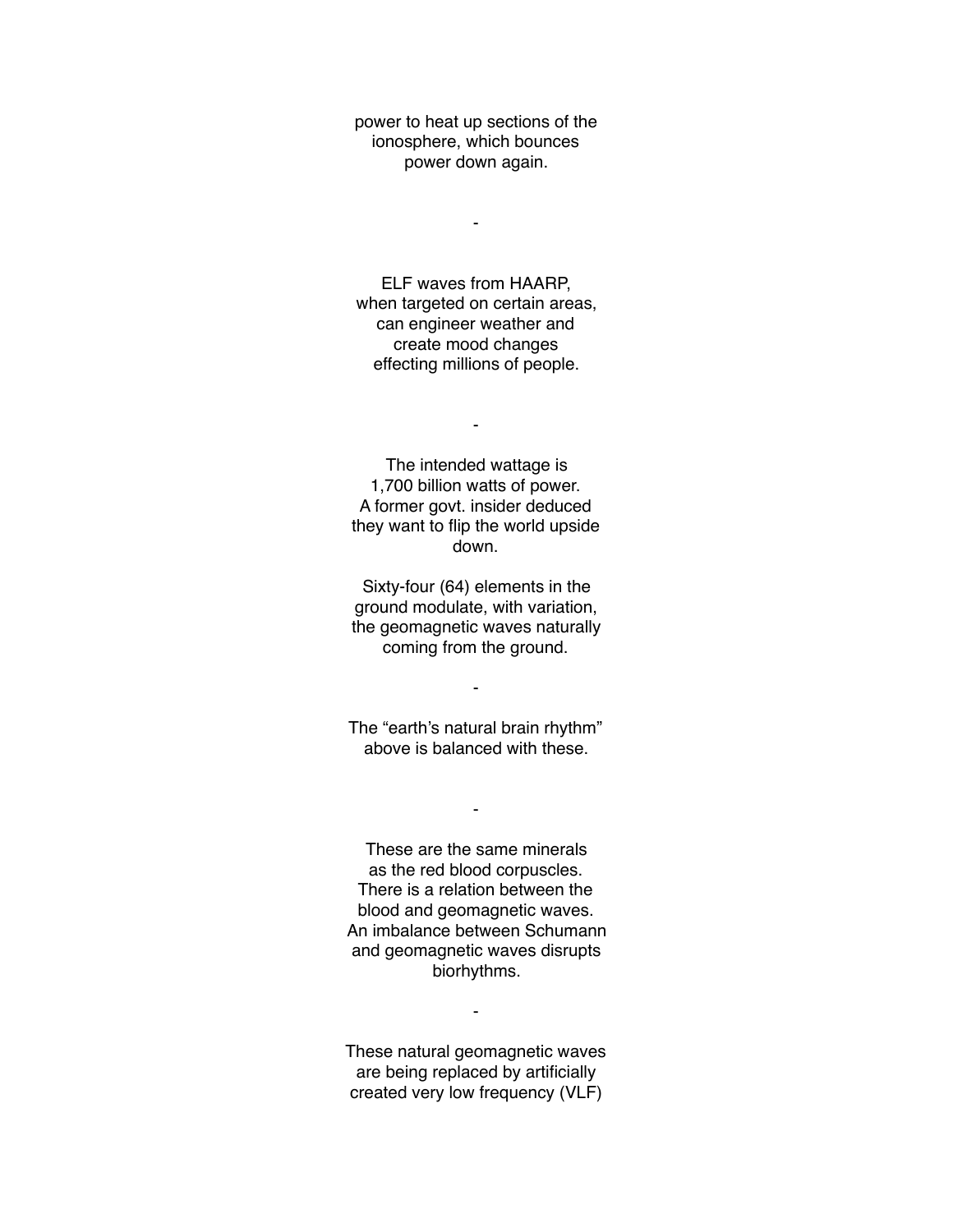power to heat up sections of the ionosphere, which bounces power down again.

-

ELF waves from HAARP, when targeted on certain areas, can engineer weather and create mood changes effecting millions of people.

-

The intended wattage is 1,700 billion watts of power. A former govt. insider deduced they want to flip the world upside down.

Sixty-four (64) elements in the ground modulate, with variation, the geomagnetic waves naturally coming from the ground.

-

The “earth’s natural brain rhythm” above is balanced with these.

-

These are the same minerals as the red blood corpuscles. There is a relation between the blood and geomagnetic waves. An imbalance between Schumann and geomagnetic waves disrupts biorhythms.

-

These natural geomagnetic waves are being replaced by artificially created very low frequency (VLF)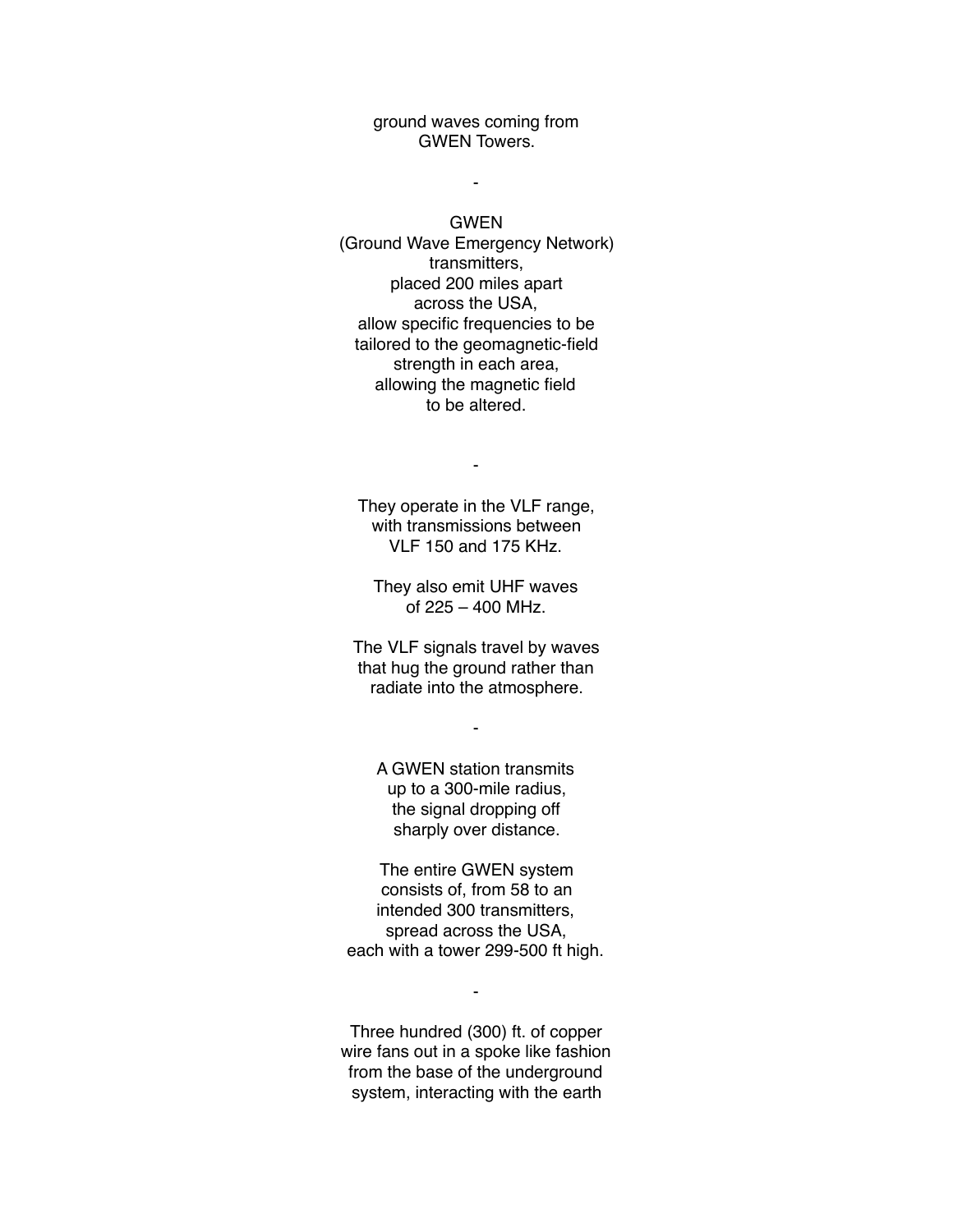ground waves coming from
GWEN Towers.

-

GWEN
(Ground Wave Emergency Network)
transmitters,
placed 200 miles apart
across the USA,
allow specific frequencies to be
tailored to the geomagnetic-field
strength in each area,
allowing the magnetic field
to be altered.

-

They operate in the VLF range,
with transmissions between
VLF 150 and 175 KHz.

They also emit UHF waves
of 225 – 400 MHz.

The VLF signals travel by waves
that hug the ground rather than
radiate into the atmosphere.

-

A GWEN station transmits
up to a 300-mile radius,
the signal dropping off
sharply over distance.

The entire GWEN system
consists of, from 58 to an
intended 300 transmitters,
spread across the USA,
each with a tower 299-500 ft high.

-

Three hundred (300) ft. of copper
wire fans out in a spoke like fashion
from the base of the underground
system, interacting with the earth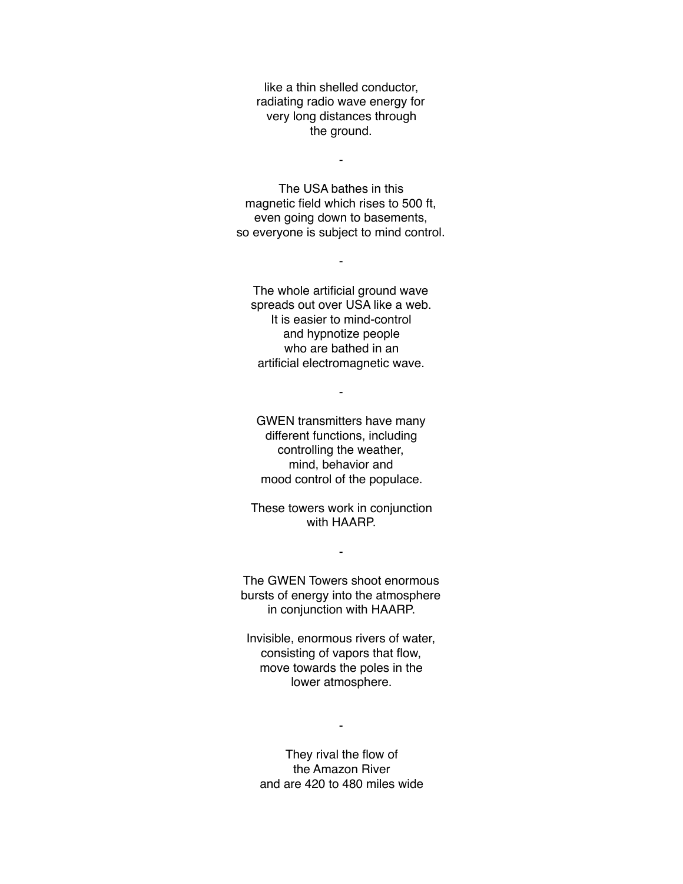like a thin shelled conductor,
radiating radio wave energy for
very long distances through
the ground.

-

The USA bathes in this
magnetic field which rises to 500 ft,
even going down to basements,
so everyone is subject to mind control.

-

The whole artificial ground wave
spreads out over USA like a web.
It is easier to mind-control
and hypnotize people
who are bathed in an
artificial electromagnetic wave.

-

GWEN transmitters have many
different functions, including
controlling the weather,
mind, behavior and
mood control of the populace.

These towers work in conjunction
with HAARP.

-

The GWEN Towers shoot enormous
bursts of energy into the atmosphere
in conjunction with HAARP.

Invisible, enormous rivers of water,
consisting of vapors that flow,
move towards the poles in the
lower atmosphere.

-

They rival the flow of
the Amazon River
and are 420 to 480 miles wide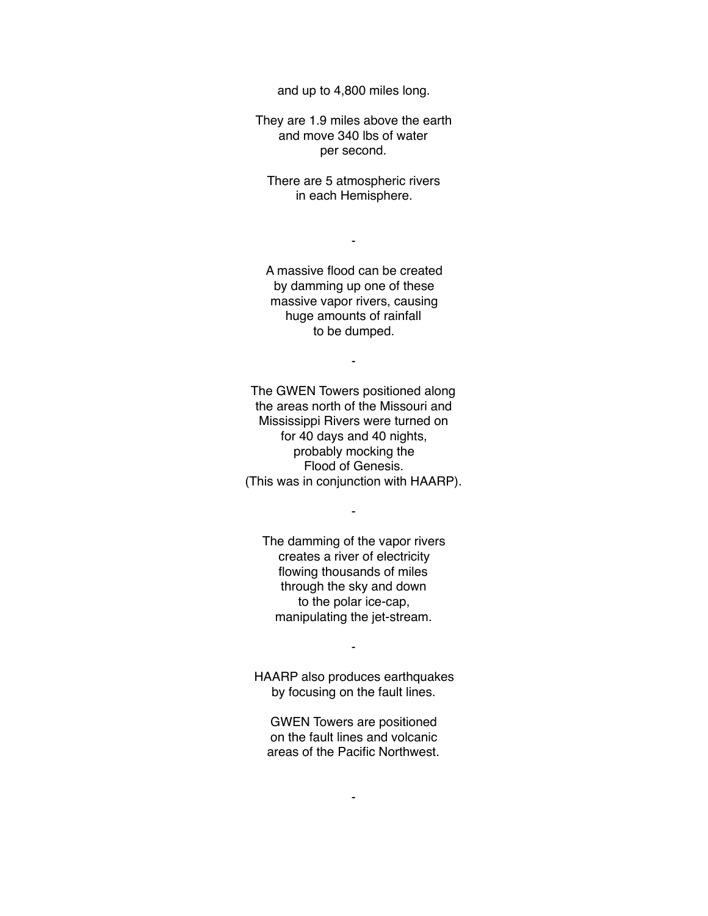and up to 4,800 miles long.

They are 1.9 miles above the earth
and move 340 lbs of water
per second.

There are 5 atmospheric rivers
in each Hemisphere.

-

A massive flood can be created
by damming up one of these
massive vapor rivers, causing
huge amounts of rainfall
to be dumped.

-

The GWEN Towers positioned along
the areas north of the Missouri and
Mississippi Rivers were turned on
for 40 days and 40 nights,
probably mocking the
Flood of Genesis.
(This was in conjunction with HAARP).

-

The damming of the vapor rivers
creates a river of electricity
flowing thousands of miles
through the sky and down
to the polar ice-cap,
manipulating the jet-stream.

-

HAARP also produces earthquakes
by focusing on the fault lines.

GWEN Towers are positioned
on the fault lines and volcanic
areas of the Pacific Northwest.

-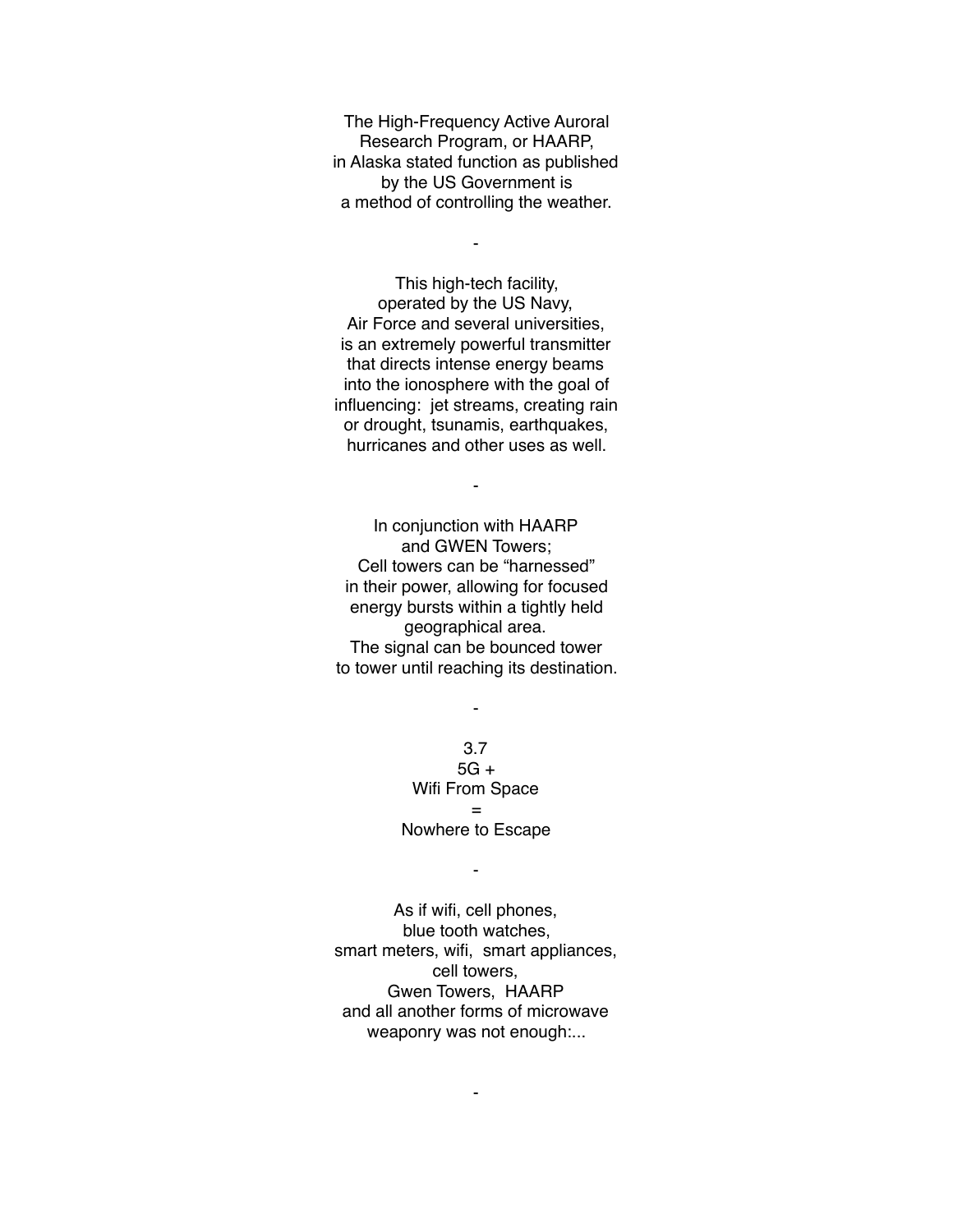The High-Frequency Active Auroral
Research Program, or HAARP,
in Alaska stated function as published
by the US Government is
a method of controlling the weather.

-

This high-tech facility,
operated by the US Navy,
Air Force and several universities,
is an extremely powerful transmitter
that directs intense energy beams
into the ionosphere with the goal of
influencing:  jet streams, creating rain
or drought, tsunamis, earthquakes,
hurricanes and other uses as well.

-

In conjunction with HAARP
and GWEN Towers;
Cell towers can be “harnessed”
in their power, allowing for focused
energy bursts within a tightly held
geographical area.
The signal can be bounced tower
to tower until reaching its destination.

-

3.7
5G +
Wifi From Space
=
Nowhere to Escape

-

As if wifi, cell phones,
blue tooth watches,
smart meters, wifi,  smart appliances,
cell towers,
Gwen Towers,  HAARP
and all another forms of microwave
weaponry was not enough:...

-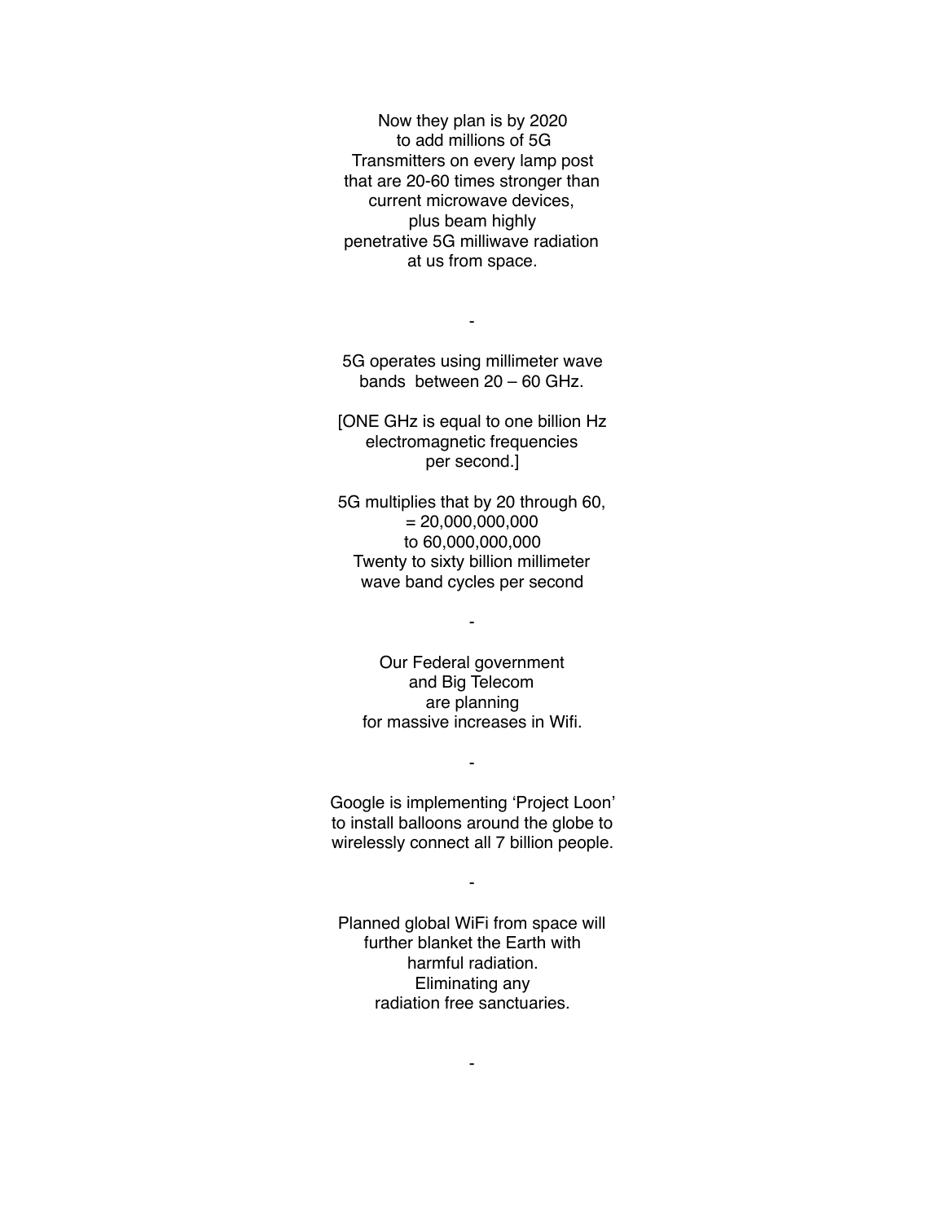Now they plan is by 2020
to add millions of 5G
Transmitters on every lamp post
that are 20-60 times stronger than
current microwave devices,
plus beam highly
penetrative 5G milliwave radiation
at us from space.

-

5G operates using millimeter wave
bands  between 20 – 60 GHz.

[ONE GHz is equal to one billion Hz
electromagnetic frequencies
per second.]

5G multiplies that by 20 through 60,
= 20,000,000,000
to 60,000,000,000
Twenty to sixty billion millimeter
wave band cycles per second

-

Our Federal government
and Big Telecom
are planning
for massive increases in Wifi.

-

Google is implementing 'Project Loon'
to install balloons around the globe to
wirelessly connect all 7 billion people.

-

Planned global WiFi from space will
further blanket the Earth with
harmful radiation.
Eliminating any
radiation free sanctuaries.

-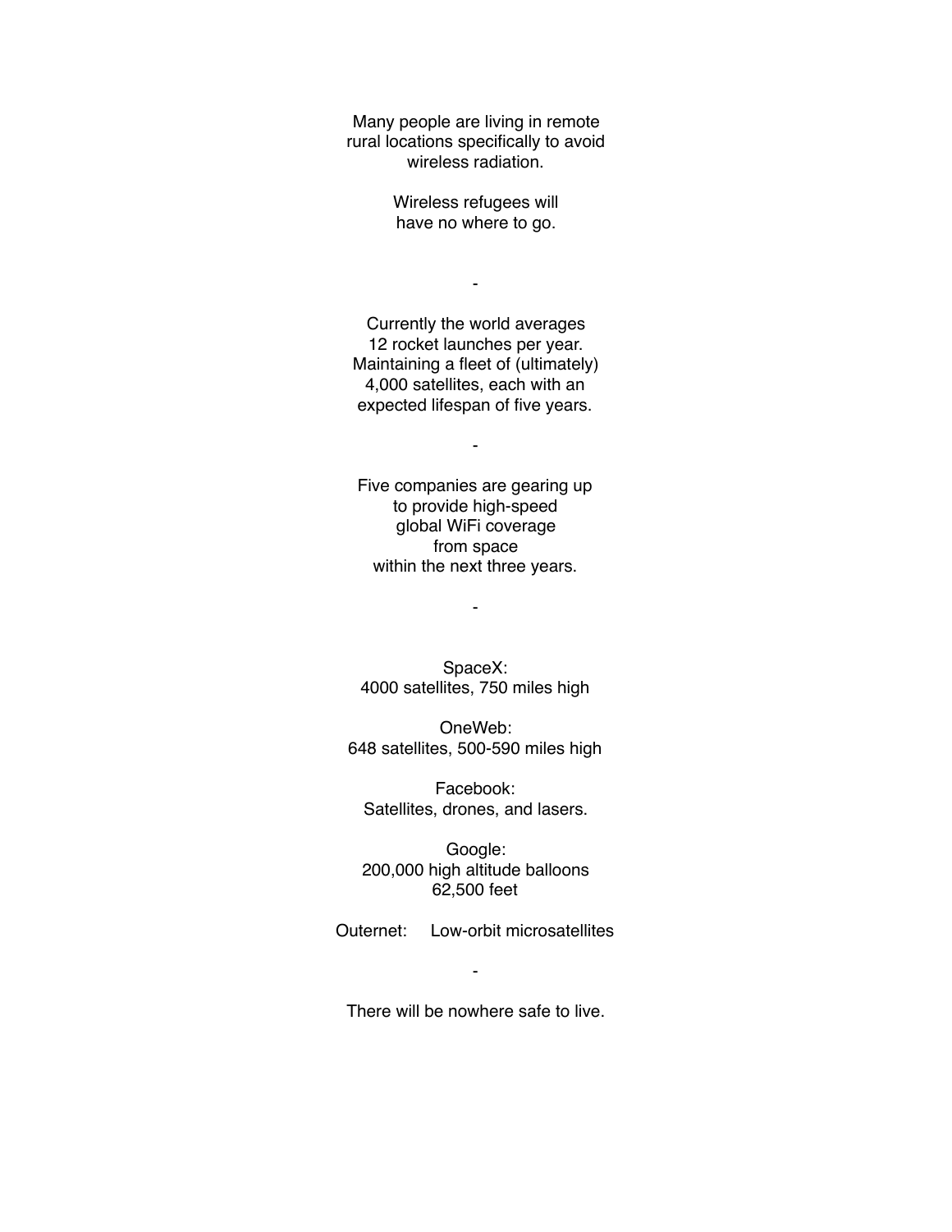Many people are living in remote rural locations specifically to avoid wireless radiation.

Wireless refugees will have no where to go.

-

Currently the world averages 12 rocket launches per year. Maintaining a fleet of (ultimately) 4,000 satellites, each with an expected lifespan of five years.

-

Five companies are gearing up to provide high-speed global WiFi coverage from space within the next three years.

-

SpaceX:
4000 satellites, 750 miles high

OneWeb:
648 satellites, 500-590 miles high

Facebook:
Satellites, drones, and lasers.

Google:
200,000 high altitude balloons
62,500 feet

Outernet: Low-orbit microsatellites

-

There will be nowhere safe to live.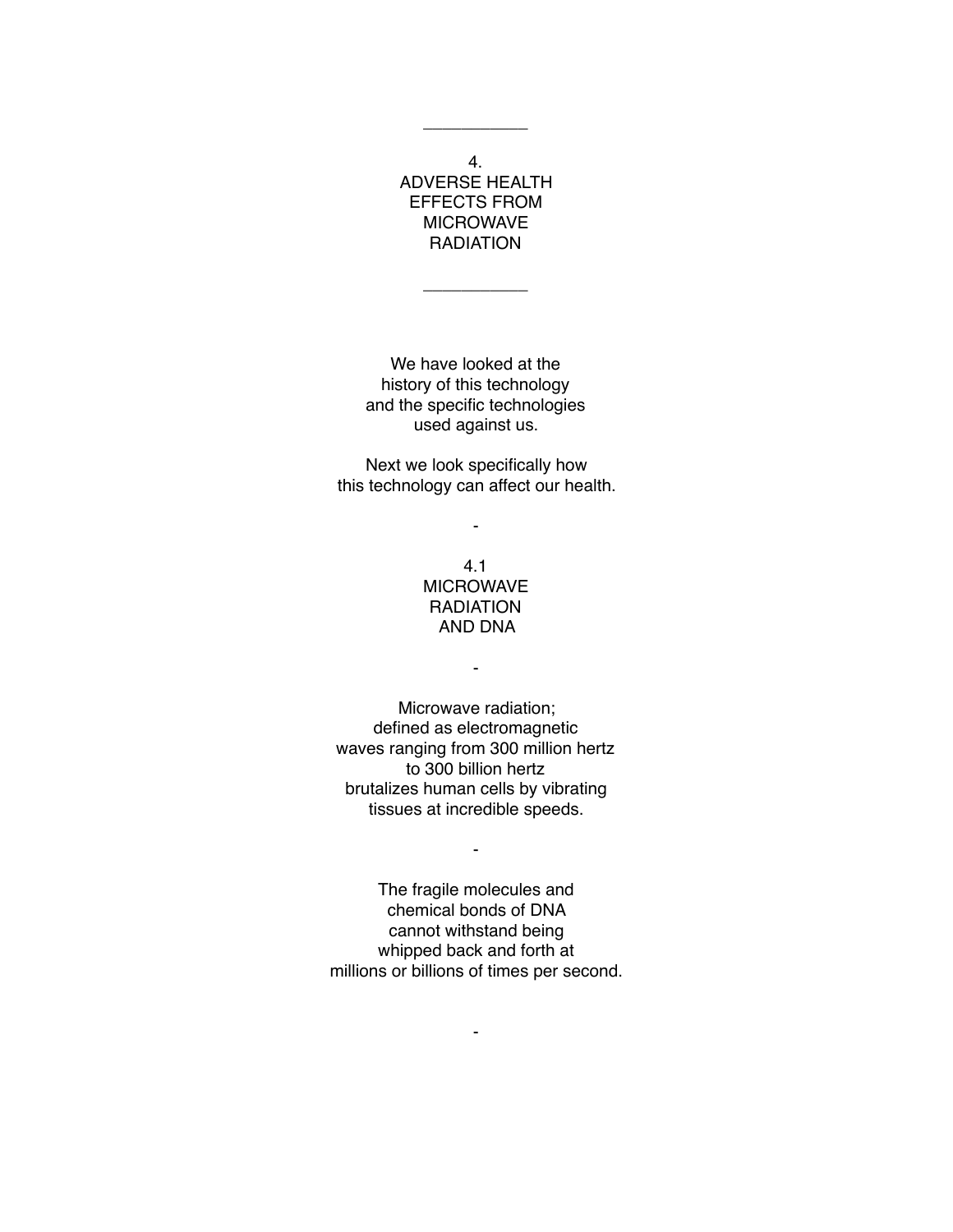___________

# 4. ADVERSE HEALTH EFFECTS FROM MICROWAVE RADIATION

___________

We have looked at the history of this technology and the specific technologies used against us.

Next we look specifically how this technology can affect our health.

-

## 4.1 MICROWAVE RADIATION AND DNA

-

Microwave radiation; defined as electromagnetic waves ranging from 300 million hertz to 300 billion hertz brutalizes human cells by vibrating tissues at incredible speeds.

-

The fragile molecules and chemical bonds of DNA cannot withstand being whipped back and forth at millions or billions of times per second.

-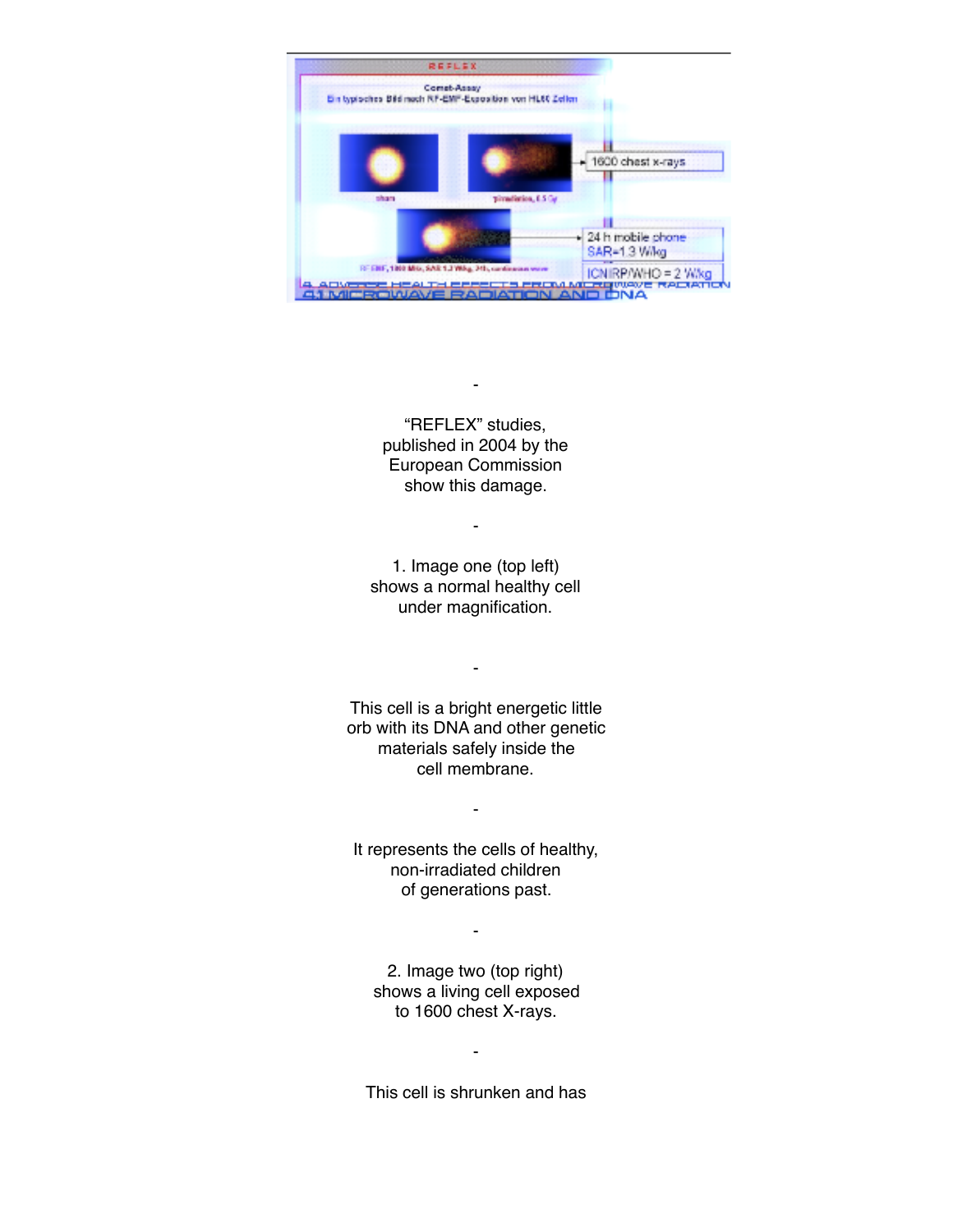REFLEX

Comet-Assay

Ein typisches Bild nach RF-EMF-Exposition von HL60 Zellen

sham

γ-irradiation, 0.5 Gy

1600 chest x-rays

RF EMF, 1800 MHz, SAR 1.3 W/kg, 24h, continuous wave

24 h mobile phone SAR=1.3 W/kg

ICNIRP/WHO = 2 W/kg

4. ADVERSE HEALTH EFFECTS FROM MICROWAVE RADIATION

4.1 MICROWAVE RADIATION AND DNA

-

“REFLEX” studies, published in 2004 by the European Commission show this damage.

-

1. Image one (top left) shows a normal healthy cell under magnification.

-

This cell is a bright energetic little orb with its DNA and other genetic materials safely inside the cell membrane.

-

It represents the cells of healthy, non-irradiated children of generations past.

-

2. Image two (top right) shows a living cell exposed to 1600 chest X-rays.

-

This cell is shrunken and has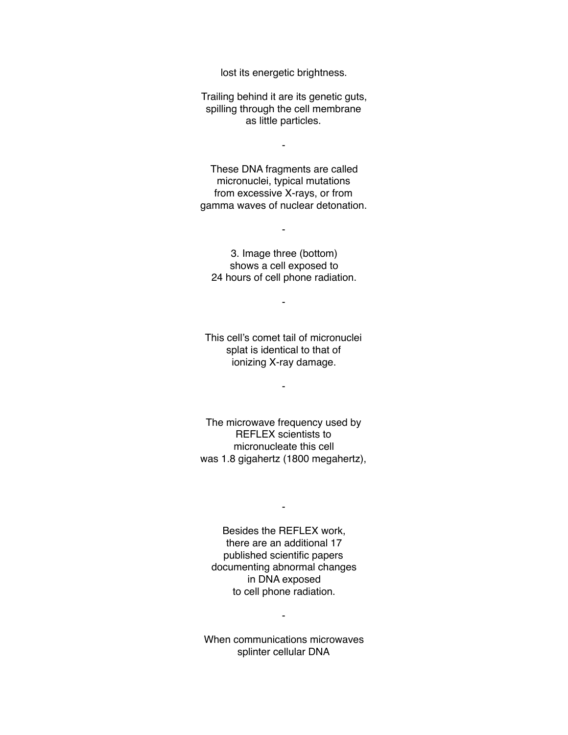lost its energetic brightness.

Trailing behind it are its genetic guts,
spilling through the cell membrane
as little particles.

-

These DNA fragments are called
micronuclei, typical mutations
from excessive X-rays, or from
gamma waves of nuclear detonation.

-

3. Image three (bottom)
shows a cell exposed to
24 hours of cell phone radiation.

-

This cell's comet tail of micronuclei
splat is identical to that of
ionizing X-ray damage.

-

The microwave frequency used by
REFLEX scientists to
micronucleate this cell
was 1.8 gigahertz (1800 megahertz),

-

Besides the REFLEX work,
there are an additional 17
published scientific papers
documenting abnormal changes
in DNA exposed
to cell phone radiation.

-

When communications microwaves
splinter cellular DNA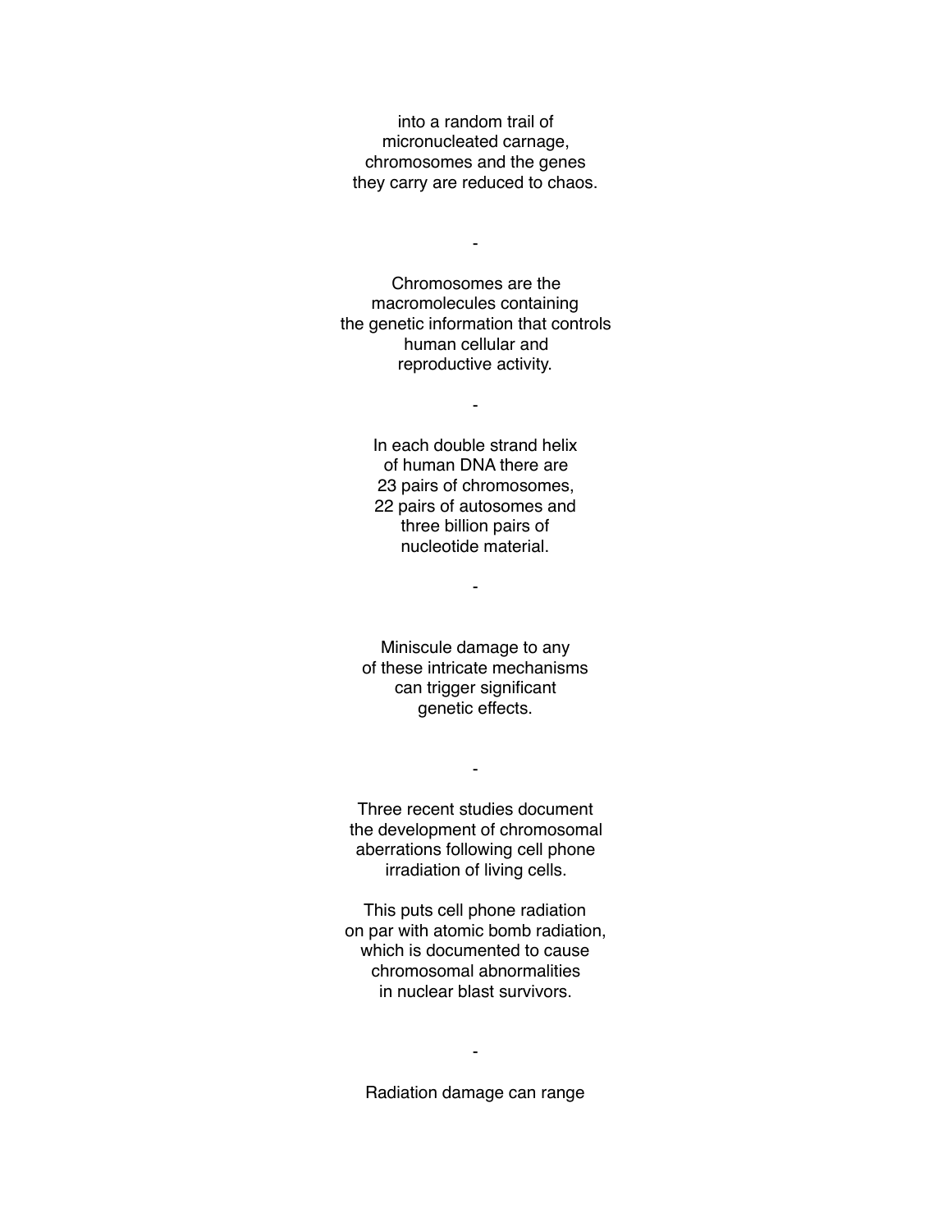into a random trail of
micronucleated carnage,
chromosomes and the genes
they carry are reduced to chaos.

-

Chromosomes are the
macromolecules containing
the genetic information that controls
human cellular and
reproductive activity.

-

In each double strand helix
of human DNA there are
23 pairs of chromosomes,
22 pairs of autosomes and
three billion pairs of
nucleotide material.

-

Miniscule damage to any
of these intricate mechanisms
can trigger significant
genetic effects.

-

Three recent studies document
the development of chromosomal
aberrations following cell phone
irradiation of living cells.

This puts cell phone radiation
on par with atomic bomb radiation,
which is documented to cause
chromosomal abnormalities
in nuclear blast survivors.

-

Radiation damage can range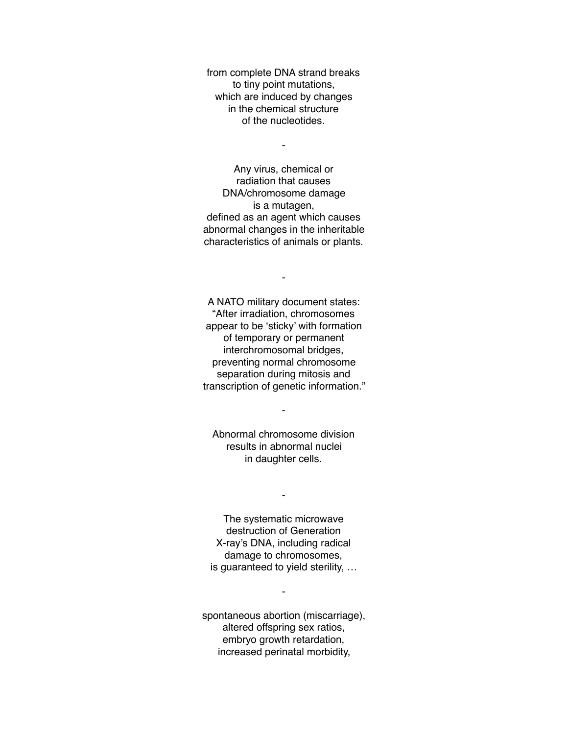from complete DNA strand breaks
to tiny point mutations,
which are induced by changes
in the chemical structure
of the nucleotides.

-

Any virus, chemical or
radiation that causes
DNA/chromosome damage
is a mutagen,
defined as an agent which causes
abnormal changes in the inheritable
characteristics of animals or plants.

-

A NATO military document states:
"After irradiation, chromosomes
appear to be 'sticky' with formation
of temporary or permanent
interchromosomal bridges,
preventing normal chromosome
separation during mitosis and
transcription of genetic information."

-

Abnormal chromosome division
results in abnormal nuclei
in daughter cells.

-

The systematic microwave
destruction of Generation
X-ray's DNA, including radical
damage to chromosomes,
is guaranteed to yield sterility, …

-

spontaneous abortion (miscarriage),
altered offspring sex ratios,
embryo growth retardation,
increased perinatal morbidity,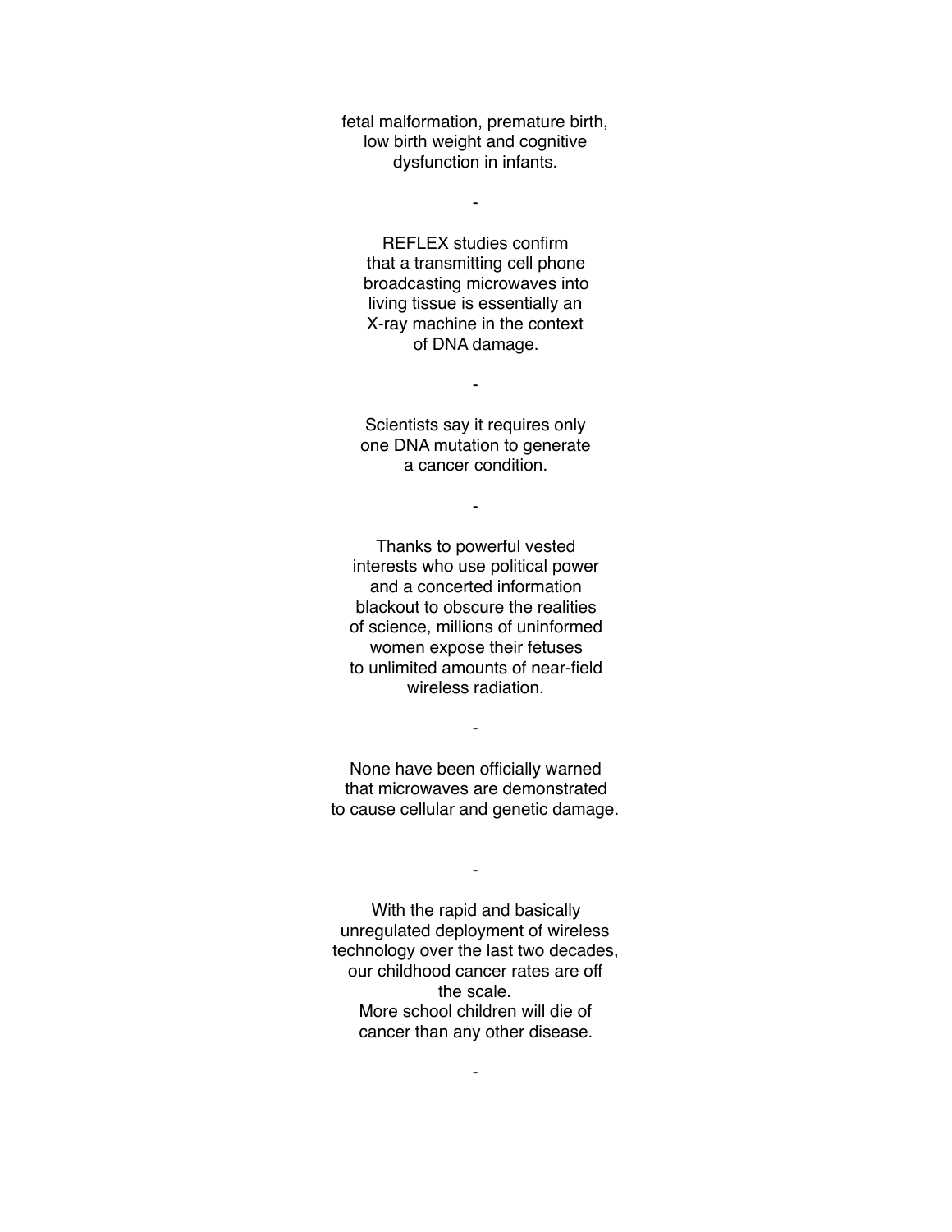fetal malformation, premature birth, low birth weight and cognitive dysfunction in infants.

-

REFLEX studies confirm that a transmitting cell phone broadcasting microwaves into living tissue is essentially an X-ray machine in the context of DNA damage.

-

Scientists say it requires only one DNA mutation to generate a cancer condition.

-

Thanks to powerful vested interests who use political power and a concerted information blackout to obscure the realities of science, millions of uninformed women expose their fetuses to unlimited amounts of near-field wireless radiation.

-

None have been officially warned that microwaves are demonstrated to cause cellular and genetic damage.

-

With the rapid and basically unregulated deployment of wireless technology over the last two decades, our childhood cancer rates are off the scale.
More school children will die of cancer than any other disease.

-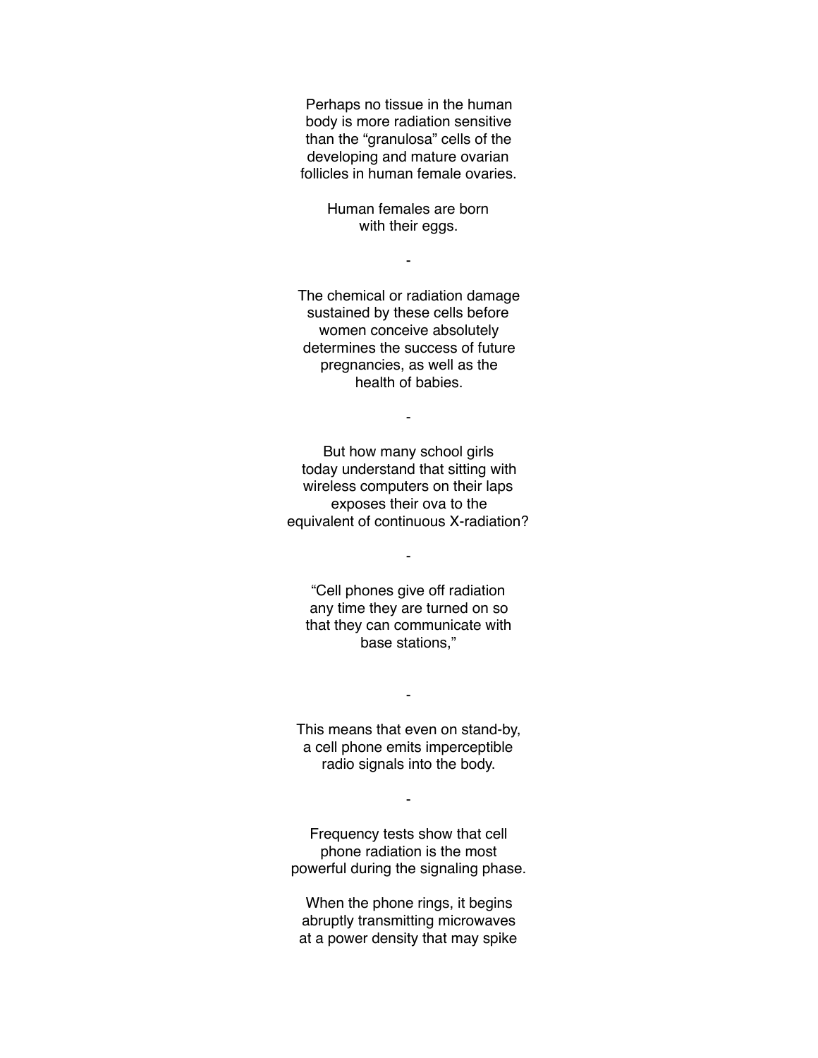Perhaps no tissue in the human body is more radiation sensitive than the "granulosa" cells of the developing and mature ovarian follicles in human female ovaries.

Human females are born with their eggs.

-

The chemical or radiation damage sustained by these cells before women conceive absolutely determines the success of future pregnancies, as well as the health of babies.

-

But how many school girls today understand that sitting with wireless computers on their laps exposes their ova to the equivalent of continuous X-radiation?

-

"Cell phones give off radiation any time they are turned on so that they can communicate with base stations,"

-

This means that even on stand-by, a cell phone emits imperceptible radio signals into the body.

-

Frequency tests show that cell phone radiation is the most powerful during the signaling phase.

When the phone rings, it begins abruptly transmitting microwaves at a power density that may spike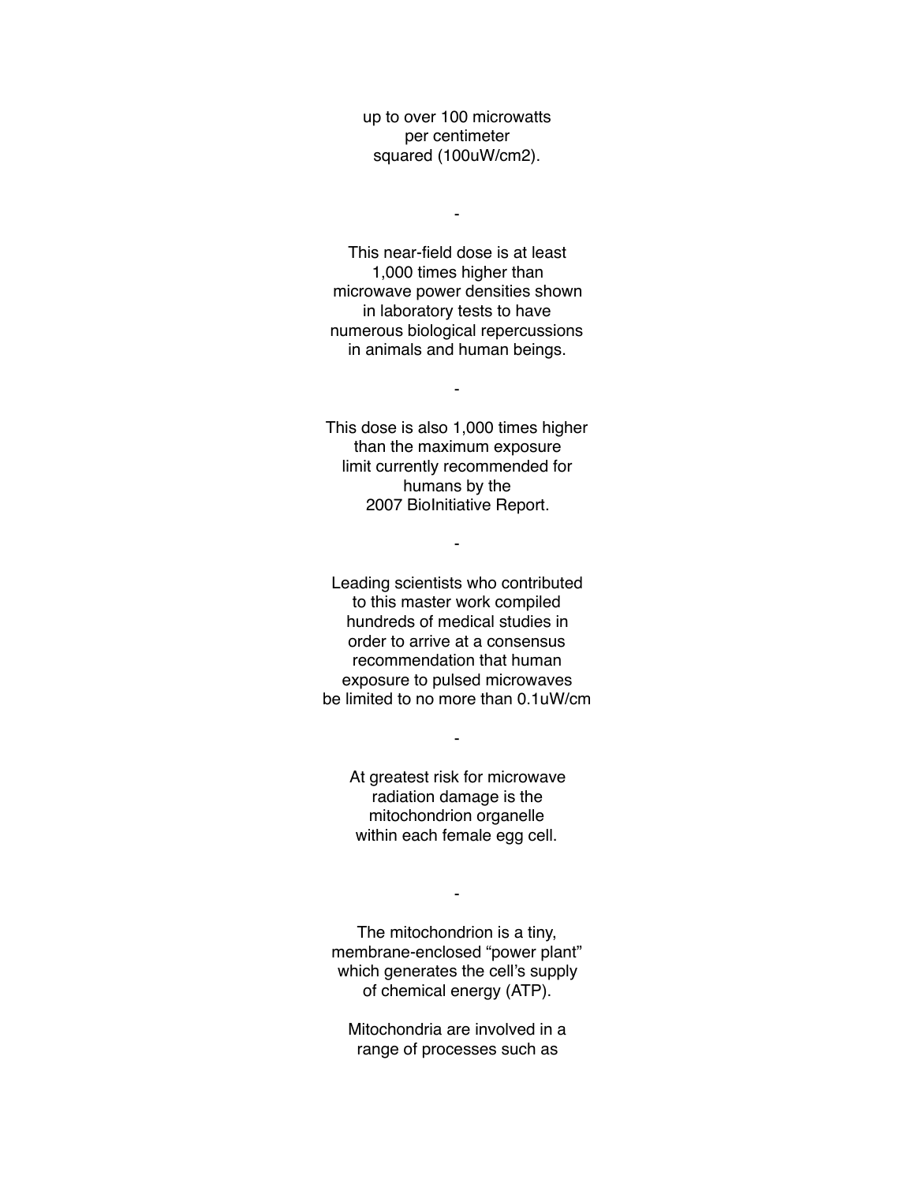up to over 100 microwatts per centimeter squared (100uW/cm2).

-

This near-field dose is at least 1,000 times higher than microwave power densities shown in laboratory tests to have numerous biological repercussions in animals and human beings.

-

This dose is also 1,000 times higher than the maximum exposure limit currently recommended for humans by the 2007 BioInitiative Report.

-

Leading scientists who contributed to this master work compiled hundreds of medical studies in order to arrive at a consensus recommendation that human exposure to pulsed microwaves be limited to no more than 0.1uW/cm

-

At greatest risk for microwave radiation damage is the mitochondrion organelle within each female egg cell.

-

The mitochondrion is a tiny, membrane-enclosed "power plant" which generates the cell's supply of chemical energy (ATP).

Mitochondria are involved in a range of processes such as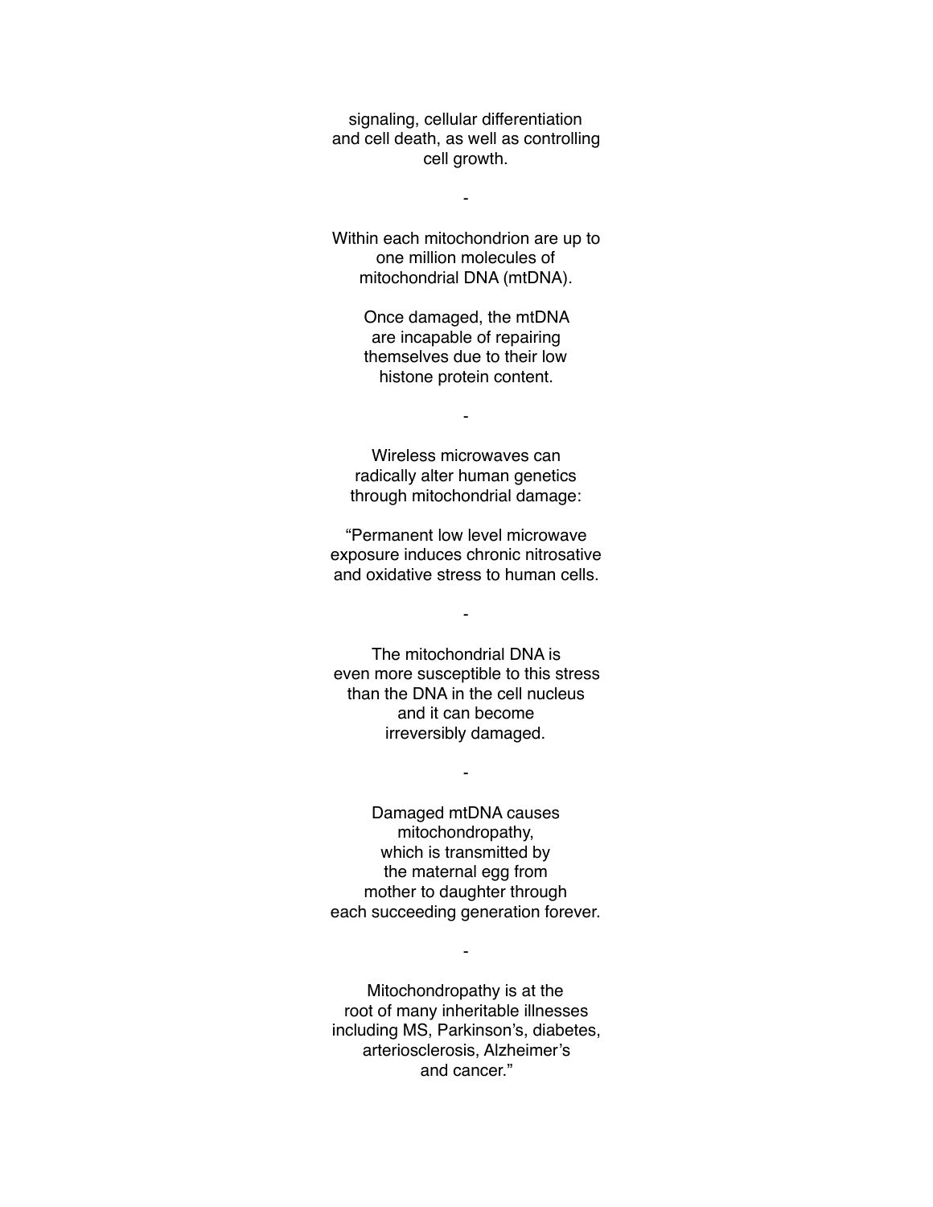signaling, cellular differentiation and cell death, as well as controlling cell growth.

-

Within each mitochondrion are up to one million molecules of mitochondrial DNA (mtDNA).

Once damaged, the mtDNA are incapable of repairing themselves due to their low histone protein content.

-

Wireless microwaves can radically alter human genetics through mitochondrial damage:

“Permanent low level microwave exposure induces chronic nitrosative and oxidative stress to human cells.

-

The mitochondrial DNA is even more susceptible to this stress than the DNA in the cell nucleus and it can become irreversibly damaged.

-

Damaged mtDNA causes mitochondropathy, which is transmitted by the maternal egg from mother to daughter through each succeeding generation forever.

-

Mitochondropathy is at the root of many inheritable illnesses including MS, Parkinson’s, diabetes, arteriosclerosis, Alzheimer’s and cancer.”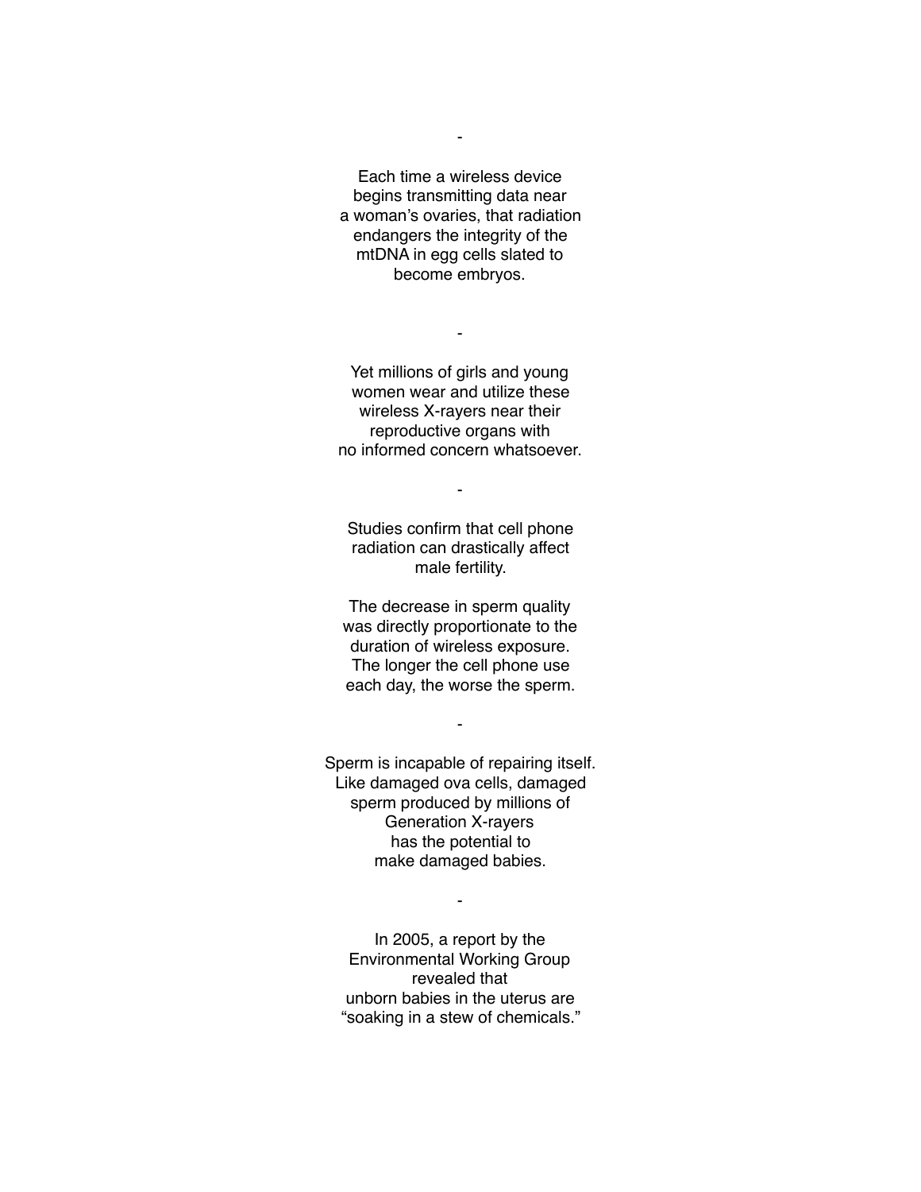-

Each time a wireless device begins transmitting data near a woman's ovaries, that radiation endangers the integrity of the mtDNA in egg cells slated to become embryos.

-

Yet millions of girls and young women wear and utilize these wireless X-rayers near their reproductive organs with no informed concern whatsoever.

-

Studies confirm that cell phone radiation can drastically affect male fertility.

The decrease in sperm quality was directly proportionate to the duration of wireless exposure. The longer the cell phone use each day, the worse the sperm.

-

Sperm is incapable of repairing itself. Like damaged ova cells, damaged sperm produced by millions of Generation X-rayers has the potential to make damaged babies.

-

In 2005, a report by the Environmental Working Group revealed that unborn babies in the uterus are "soaking in a stew of chemicals."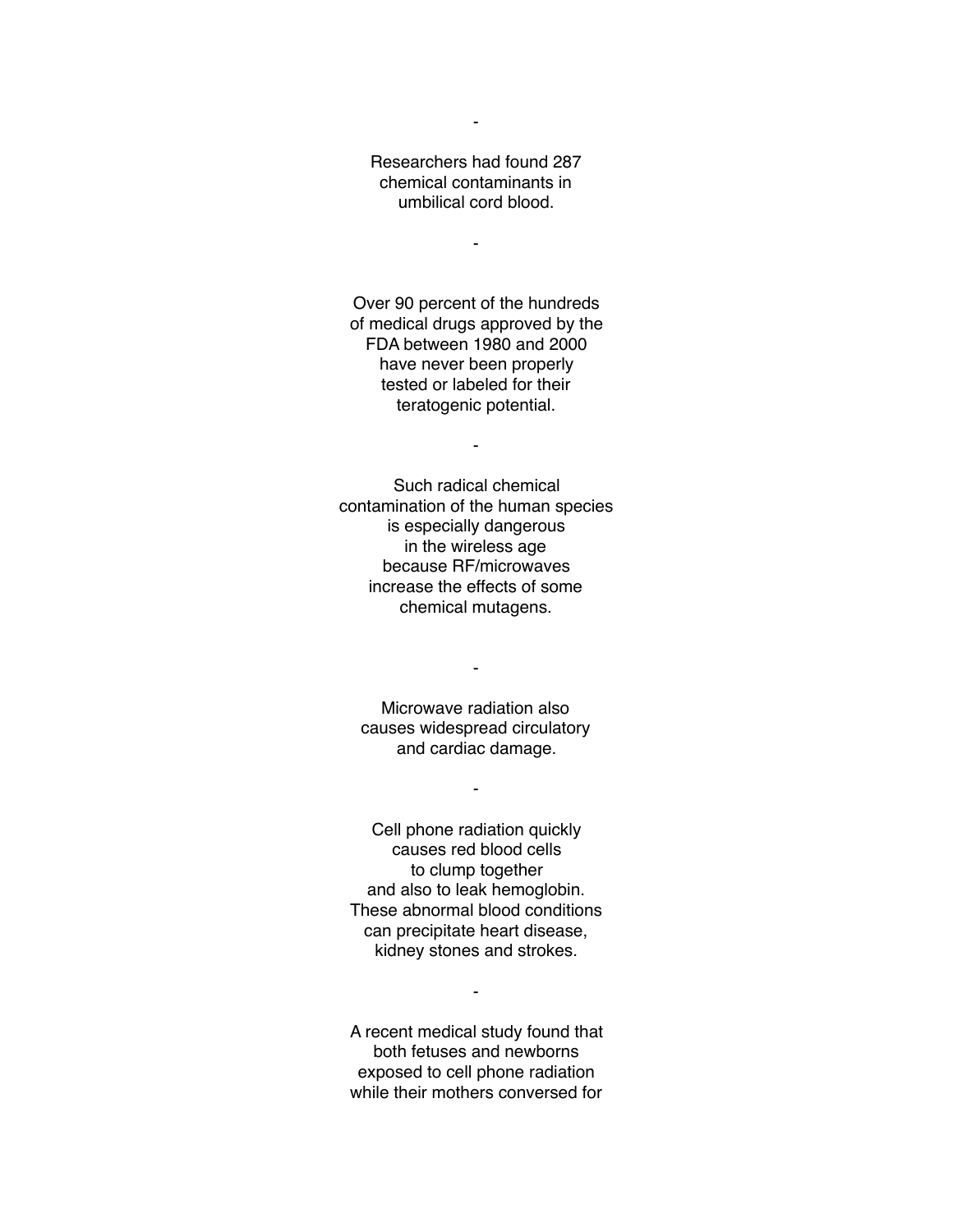-

Researchers had found 287
chemical contaminants in
umbilical cord blood.

-

Over 90 percent of the hundreds
of medical drugs approved by the
FDA between 1980 and 2000
have never been properly
tested or labeled for their
teratogenic potential.

-

Such radical chemical
contamination of the human species
is especially dangerous
in the wireless age
because RF/microwaves
increase the effects of some
chemical mutagens.

-

Microwave radiation also
causes widespread circulatory
and cardiac damage.

-

Cell phone radiation quickly
causes red blood cells
to clump together
and also to leak hemoglobin.
These abnormal blood conditions
can precipitate heart disease,
kidney stones and strokes.

-

A recent medical study found that
both fetuses and newborns
exposed to cell phone radiation
while their mothers conversed for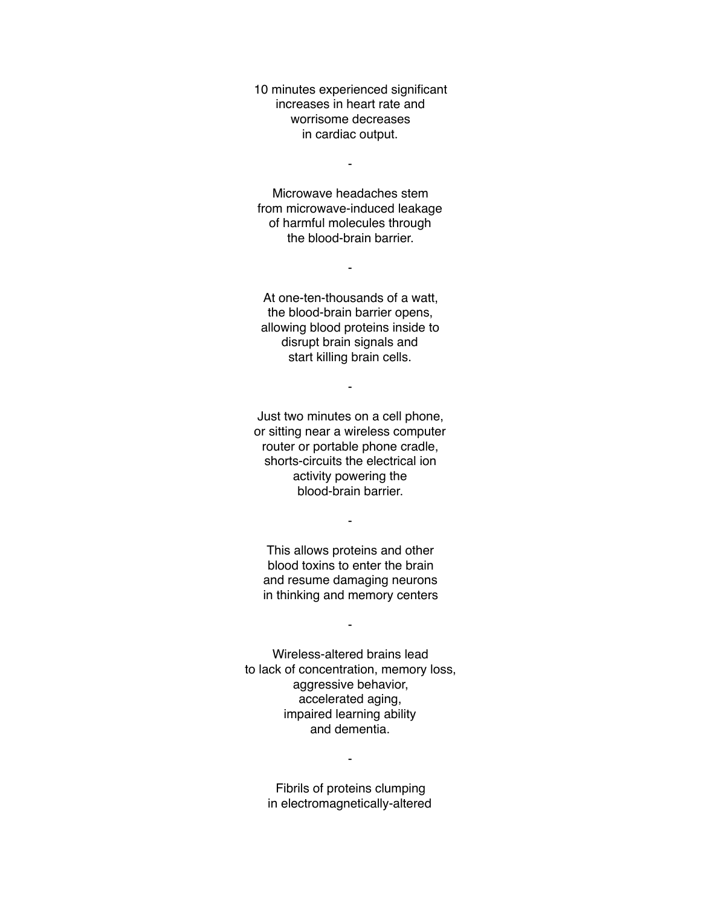10 minutes experienced significant
increases in heart rate and
worrisome decreases
in cardiac output.

-

Microwave headaches stem
from microwave-induced leakage
of harmful molecules through
the blood-brain barrier.

-

At one-ten-thousands of a watt,
the blood-brain barrier opens,
allowing blood proteins inside to
disrupt brain signals and
start killing brain cells.

-

Just two minutes on a cell phone,
or sitting near a wireless computer
router or portable phone cradle,
shorts-circuits the electrical ion
activity powering the
blood-brain barrier.

-

This allows proteins and other
blood toxins to enter the brain
and resume damaging neurons
in thinking and memory centers

-

Wireless-altered brains lead
to lack of concentration, memory loss,
aggressive behavior,
accelerated aging,
impaired learning ability
and dementia.

-

Fibrils of proteins clumping
in electromagnetically-altered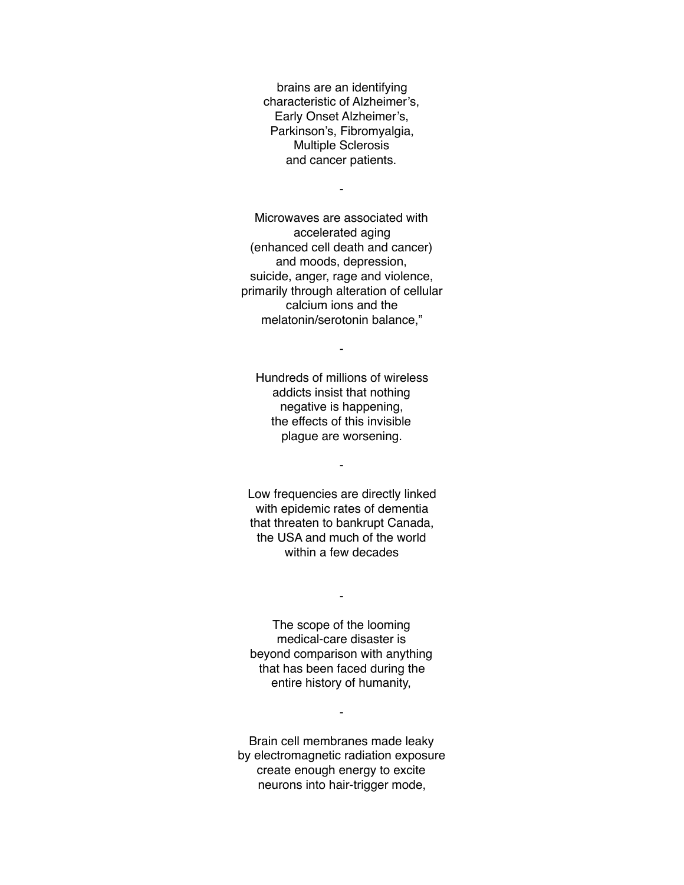brains are an identifying
characteristic of Alzheimer's,
Early Onset Alzheimer's,
Parkinson's, Fibromyalgia,
Multiple Sclerosis
and cancer patients.

-

Microwaves are associated with
accelerated aging
(enhanced cell death and cancer)
and moods, depression,
suicide, anger, rage and violence,
primarily through alteration of cellular
calcium ions and the
melatonin/serotonin balance,"

-

Hundreds of millions of wireless
addicts insist that nothing
negative is happening,
the effects of this invisible
plague are worsening.

-

Low frequencies are directly linked
with epidemic rates of dementia
that threaten to bankrupt Canada,
the USA and much of the world
within a few decades

-

The scope of the looming
medical-care disaster is
beyond comparison with anything
that has been faced during the
entire history of humanity,

-

Brain cell membranes made leaky
by electromagnetic radiation exposure
create enough energy to excite
neurons into hair-trigger mode,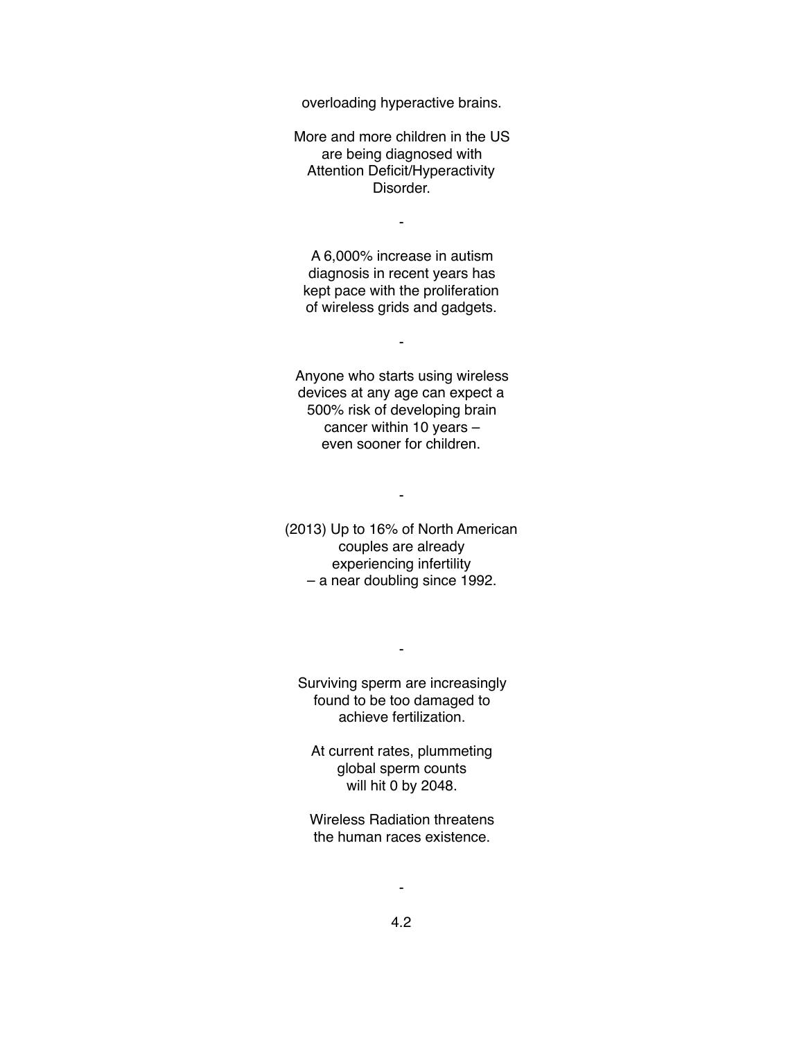overloading hyperactive brains.

More and more children in the US are being diagnosed with Attention Deficit/Hyperactivity Disorder.

-

A 6,000% increase in autism diagnosis in recent years has kept pace with the proliferation of wireless grids and gadgets.

-

Anyone who starts using wireless devices at any age can expect a 500% risk of developing brain cancer within 10 years – even sooner for children.

-

(2013) Up to 16% of North American couples are already experiencing infertility – a near doubling since 1992.

-

Surviving sperm are increasingly found to be too damaged to achieve fertilization.

At current rates, plummeting global sperm counts will hit 0 by 2048.

Wireless Radiation threatens the human races existence.

-

4.2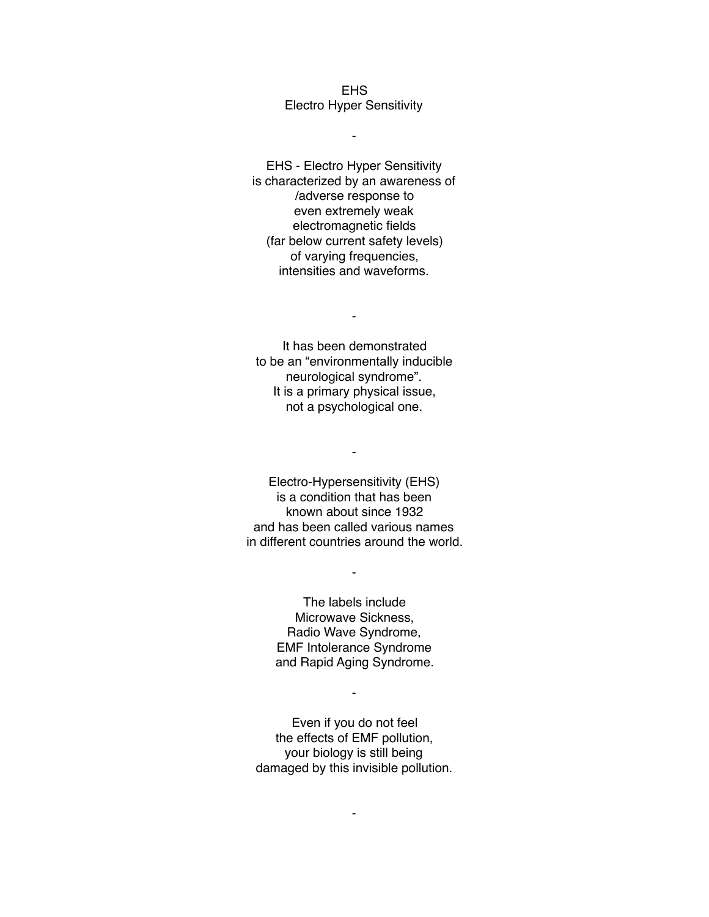EHS
Electro Hyper Sensitivity

-

EHS - Electro Hyper Sensitivity
is characterized by an awareness of
/adverse response to
even extremely weak
electromagnetic fields
(far below current safety levels)
of varying frequencies,
intensities and waveforms.

-

It has been demonstrated
to be an "environmentally inducible
neurological syndrome".
It is a primary physical issue,
not a psychological one.

-

Electro-Hypersensitivity (EHS)
is a condition that has been
known about since 1932
and has been called various names
in different countries around the world.

-

The labels include
Microwave Sickness,
Radio Wave Syndrome,
EMF Intolerance Syndrome
and Rapid Aging Syndrome.

-

Even if you do not feel
the effects of EMF pollution,
your biology is still being
damaged by this invisible pollution.

-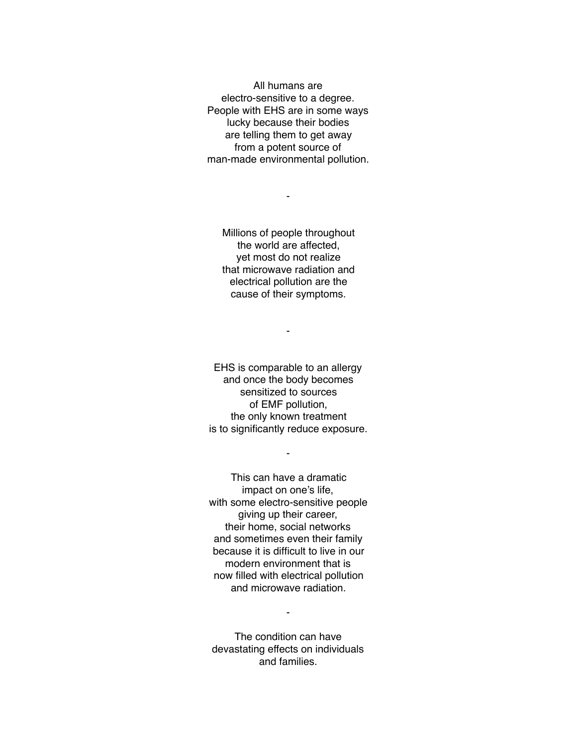All humans are
electro-sensitive to a degree.
People with EHS are in some ways
lucky because their bodies
are telling them to get away
from a potent source of
man-made environmental pollution.

-

Millions of people throughout
the world are affected,
yet most do not realize
that microwave radiation and
electrical pollution are the
cause of their symptoms.

-

EHS is comparable to an allergy
and once the body becomes
sensitized to sources
of EMF pollution,
the only known treatment
is to significantly reduce exposure.

-

This can have a dramatic
impact on one's life,
with some electro-sensitive people
giving up their career,
their home, social networks
and sometimes even their family
because it is difficult to live in our
modern environment that is
now filled with electrical pollution
and microwave radiation.

-

The condition can have
devastating effects on individuals
and families.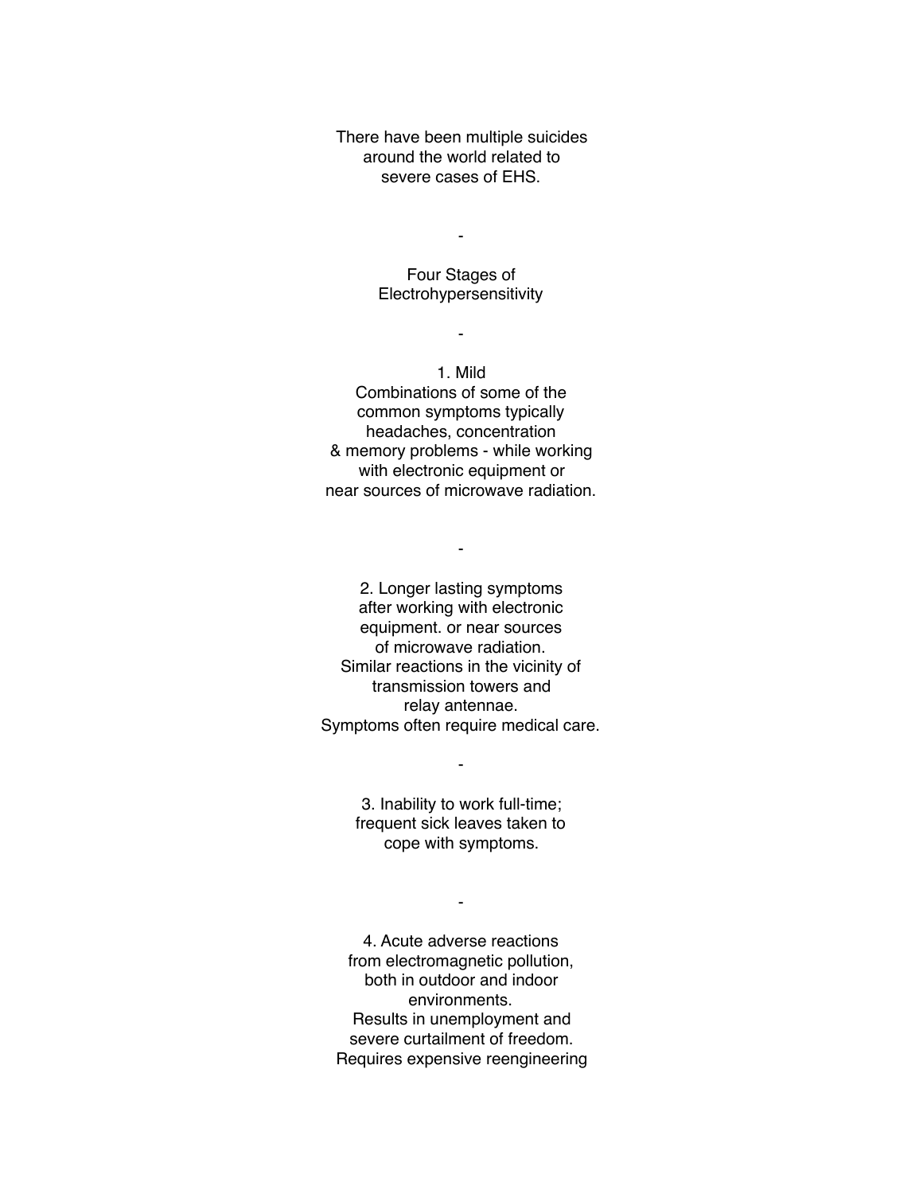There have been multiple suicides around the world related to severe cases of EHS.

-

## Four Stages of Electrohypersensitivity

-

1. Mild
Combinations of some of the common symptoms typically headaches, concentration & memory problems - while working with electronic equipment or near sources of microwave radiation.

-

2. Longer lasting symptoms after working with electronic equipment. or near sources of microwave radiation.
Similar reactions in the vicinity of transmission towers and relay antennae.
Symptoms often require medical care.

-

3. Inability to work full-time; frequent sick leaves taken to cope with symptoms.

-

4. Acute adverse reactions from electromagnetic pollution, both in outdoor and indoor environments.
Results in unemployment and severe curtailment of freedom.
Requires expensive reengineering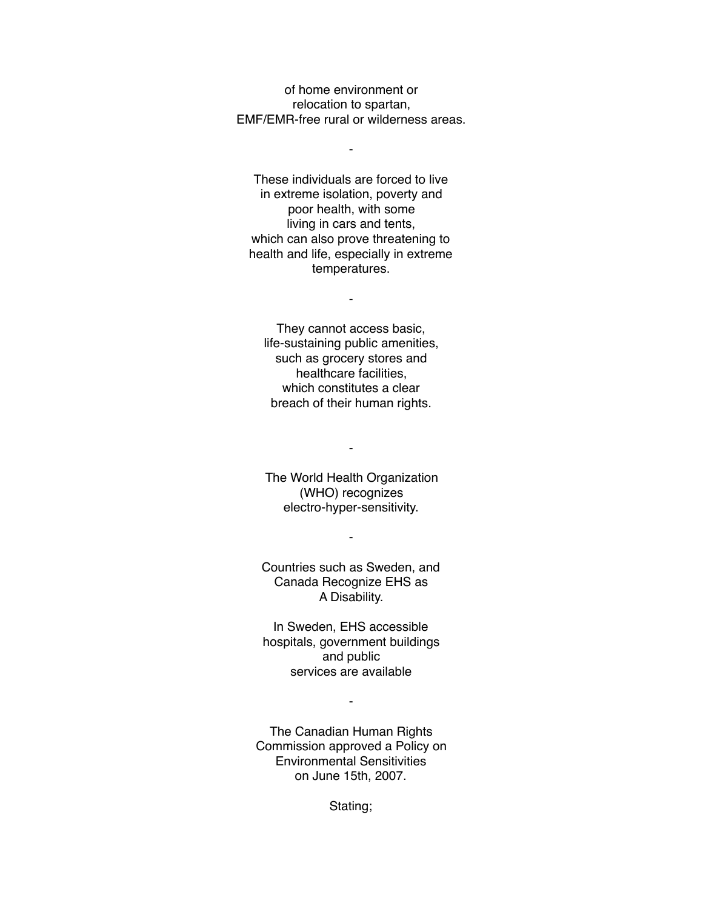of home environment or
relocation to spartan,
EMF/EMR-free rural or wilderness areas.

-

These individuals are forced to live
in extreme isolation, poverty and
poor health, with some
living in cars and tents,
which can also prove threatening to
health and life, especially in extreme
temperatures.

-

They cannot access basic,
life-sustaining public amenities,
such as grocery stores and
healthcare facilities,
which constitutes a clear
breach of their human rights.

-

The World Health Organization
(WHO) recognizes
electro-hyper-sensitivity.

-

Countries such as Sweden, and
Canada Recognize EHS as
A Disability.

In Sweden, EHS accessible
hospitals, government buildings
and public
services are available

-

The Canadian Human Rights
Commission approved a Policy on
Environmental Sensitivities
on June 15th, 2007.

Stating;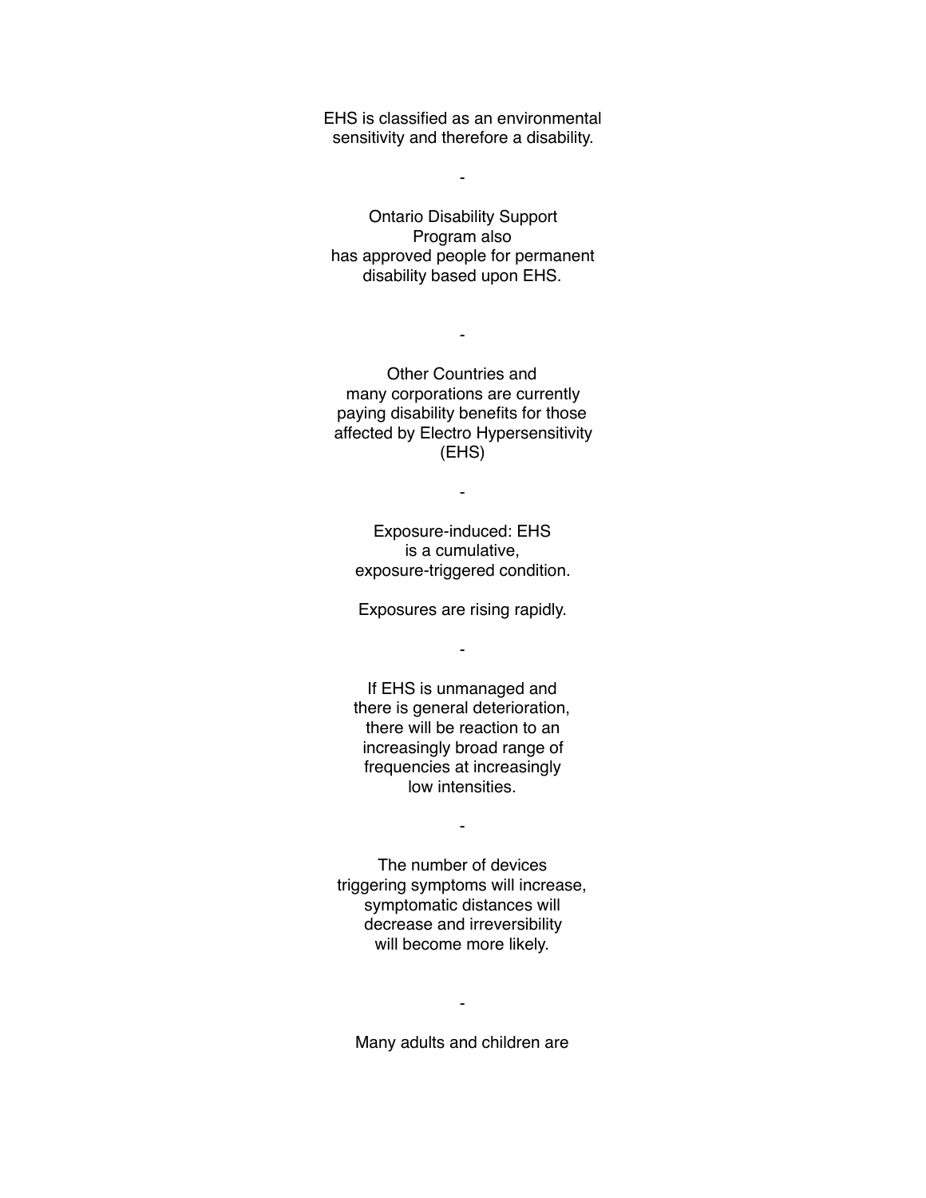EHS is classified as an environmental sensitivity and therefore a disability.

-

Ontario Disability Support Program also has approved people for permanent disability based upon EHS.

-

Other Countries and many corporations are currently paying disability benefits for those affected by Electro Hypersensitivity (EHS)

-

Exposure-induced: EHS is a cumulative, exposure-triggered condition.

Exposures are rising rapidly.

-

If EHS is unmanaged and there is general deterioration, there will be reaction to an increasingly broad range of frequencies at increasingly low intensities.

-

The number of devices triggering symptoms will increase, symptomatic distances will decrease and irreversibility will become more likely.

-

Many adults and children are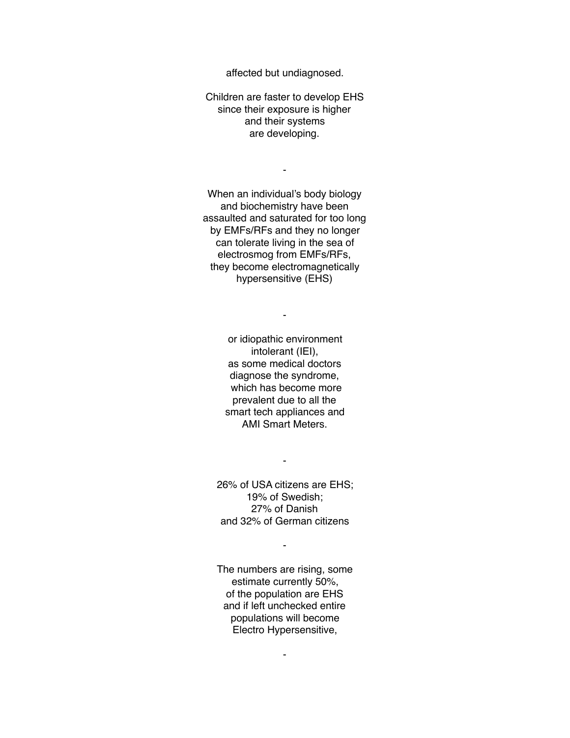affected but undiagnosed.

Children are faster to develop EHS
since their exposure is higher
and their systems
are developing.

-

When an individual's body biology
and biochemistry have been
assaulted and saturated for too long
by EMFs/RFs and they no longer
can tolerate living in the sea of
electrosmog from EMFs/RFs,
they become electromagnetically
hypersensitive (EHS)

-

or idiopathic environment
intolerant (IEI),
as some medical doctors
diagnose the syndrome,
which has become more
prevalent due to all the
smart tech appliances and
AMI Smart Meters.

-

26% of USA citizens are EHS;
19% of Swedish;
27% of Danish
and 32% of German citizens

-

The numbers are rising, some
estimate currently 50%,
of the population are EHS
and if left unchecked entire
populations will become
Electro Hypersensitive,

-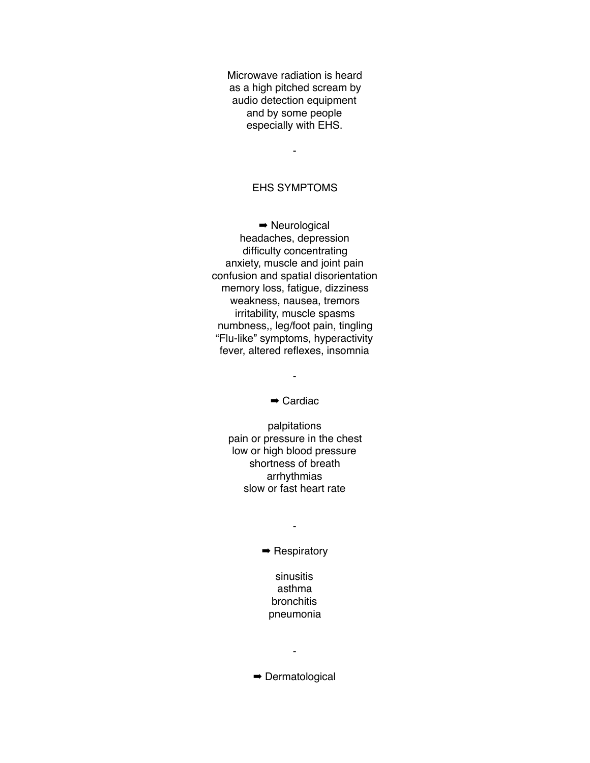Microwave radiation is heard
as a high pitched scream by
audio detection equipment
and by some people
especially with EHS.

-

## EHS SYMPTOMS

➡ Neurological

headaches, depression
difficulty concentrating
anxiety, muscle and joint pain
confusion and spatial disorientation
memory loss, fatigue, dizziness
weakness, nausea, tremors
irritability, muscle spasms
numbness,, leg/foot pain, tingling
“Flu-like” symptoms, hyperactivity
fever, altered reflexes, insomnia

-

➡ Cardiac

palpitations
pain or pressure in the chest
low or high blood pressure
shortness of breath
arrhythmias
slow or fast heart rate

-

➡ Respiratory

sinusitis
asthma
bronchitis
pneumonia

-

➡ Dermatological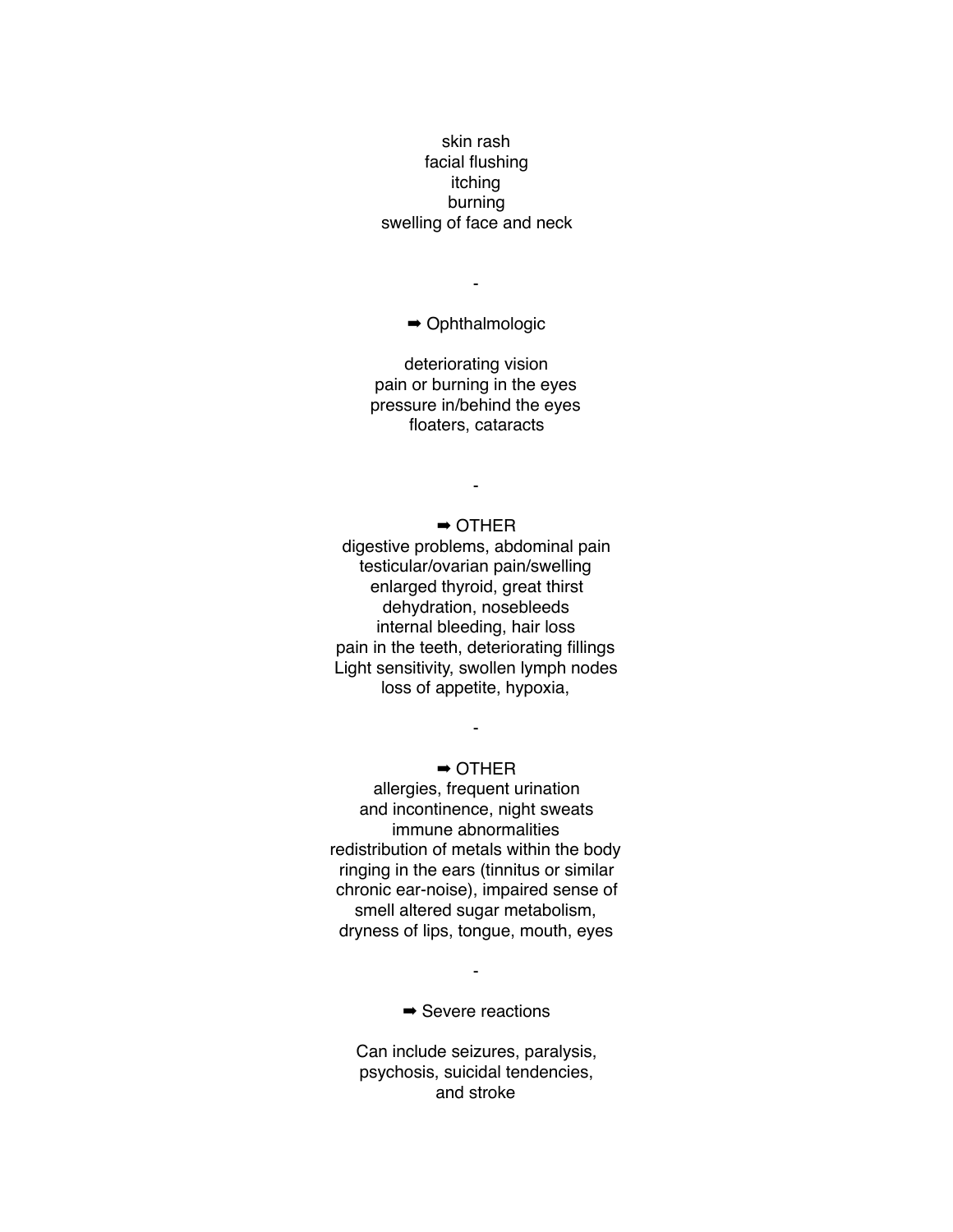skin rash
facial flushing
itching
burning
swelling of face and neck

-

➡ Ophthalmologic

deteriorating vision
pain or burning in the eyes
pressure in/behind the eyes
floaters, cataracts

-

➡ OTHER
digestive problems, abdominal pain
testicular/ovarian pain/swelling
enlarged thyroid, great thirst
dehydration, nosebleeds
internal bleeding, hair loss
pain in the teeth, deteriorating fillings
Light sensitivity, swollen lymph nodes
loss of appetite, hypoxia,

-

➡ OTHER
allergies, frequent urination
and incontinence, night sweats
immune abnormalities
redistribution of metals within the body
ringing in the ears (tinnitus or similar
chronic ear-noise), impaired sense of
smell altered sugar metabolism,
dryness of lips, tongue, mouth, eyes

-

➡ Severe reactions

Can include seizures, paralysis,
psychosis, suicidal tendencies,
and stroke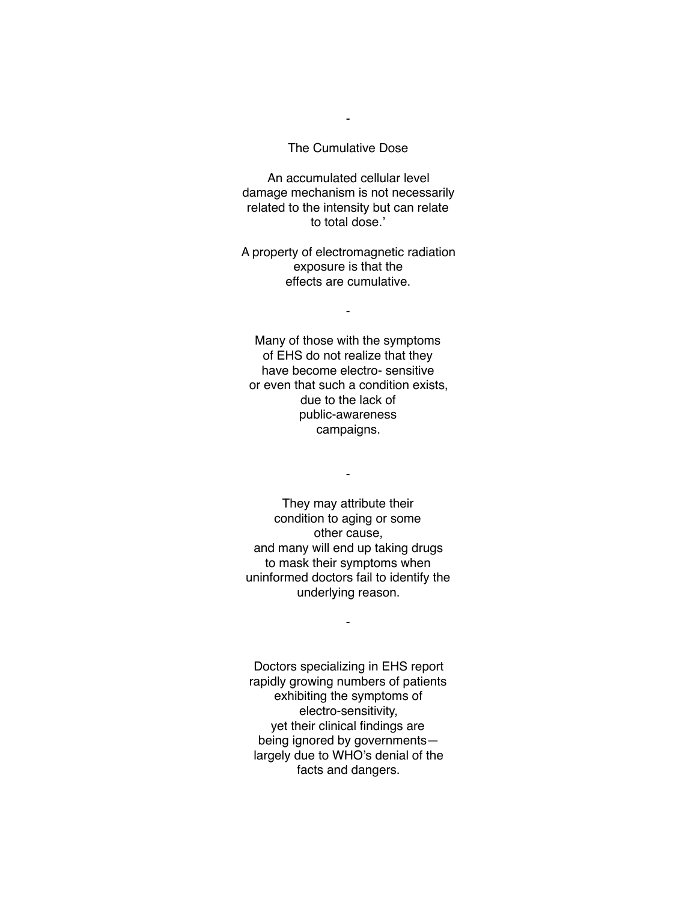-

The Cumulative Dose

An accumulated cellular level damage mechanism is not necessarily related to the intensity but can relate to total dose.'

A property of electromagnetic radiation exposure is that the effects are cumulative.

-

Many of those with the symptoms of EHS do not realize that they have become electro- sensitive or even that such a condition exists, due to the lack of public-awareness campaigns.

-

They may attribute their condition to aging or some other cause, and many will end up taking drugs to mask their symptoms when uninformed doctors fail to identify the underlying reason.

-

Doctors specializing in EHS report rapidly growing numbers of patients exhibiting the symptoms of electro-sensitivity, yet their clinical findings are being ignored by governments—largely due to WHO's denial of the facts and dangers.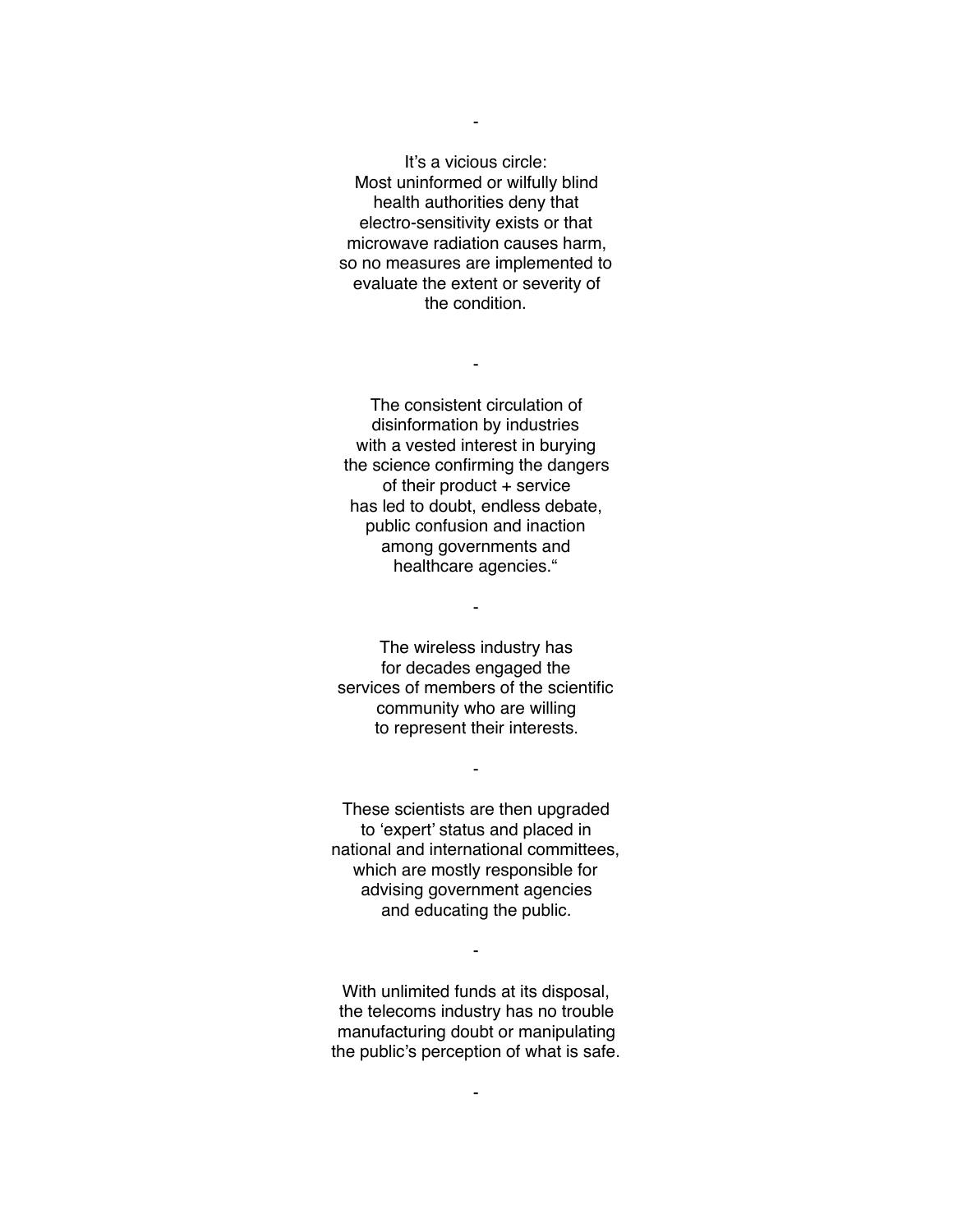-

It's a vicious circle:
Most uninformed or wilfully blind health authorities deny that electro-sensitivity exists or that microwave radiation causes harm, so no measures are implemented to evaluate the extent or severity of the condition.

-

The consistent circulation of disinformation by industries with a vested interest in burying the science confirming the dangers of their product + service has led to doubt, endless debate, public confusion and inaction among governments and healthcare agencies."

-

The wireless industry has for decades engaged the services of members of the scientific community who are willing to represent their interests.

-

These scientists are then upgraded to 'expert' status and placed in national and international committees, which are mostly responsible for advising government agencies and educating the public.

-

With unlimited funds at its disposal, the telecoms industry has no trouble manufacturing doubt or manipulating the public's perception of what is safe.

-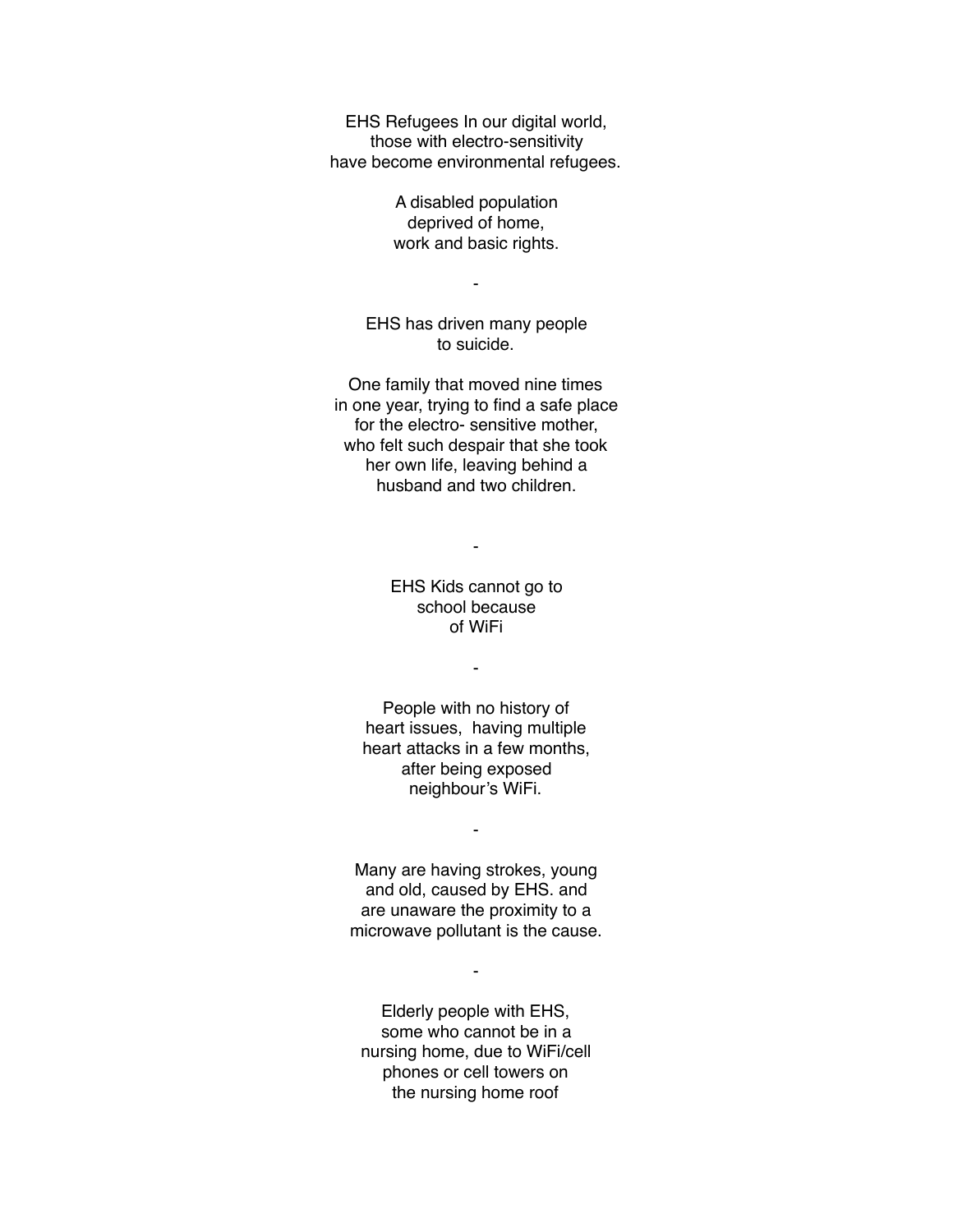EHS Refugees In our digital world,
those with electro-sensitivity
have become environmental refugees.

A disabled population
deprived of home,
work and basic rights.

-

EHS has driven many people
to suicide.

One family that moved nine times
in one year, trying to find a safe place
for the electro- sensitive mother,
who felt such despair that she took
her own life, leaving behind a
husband and two children.

-

EHS Kids cannot go to
school because
of WiFi

-

People with no history of
heart issues,  having multiple
heart attacks in a few months,
after being exposed
neighbour's WiFi.

-

Many are having strokes, young
and old, caused by EHS. and
are unaware the proximity to a
microwave pollutant is the cause.

-

Elderly people with EHS,
some who cannot be in a
nursing home, due to WiFi/cell
phones or cell towers on
the nursing home roof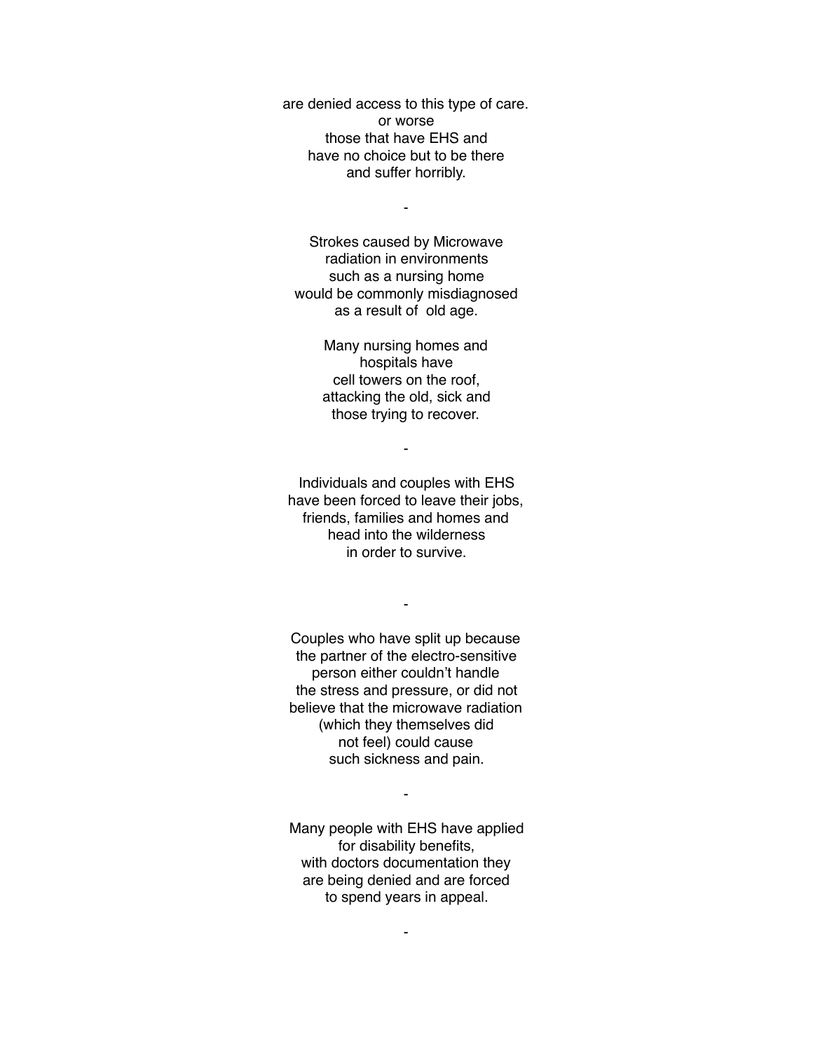are denied access to this type of care.
or worse
those that have EHS and
have no choice but to be there
and suffer horribly.

-

Strokes caused by Microwave
radiation in environments
such as a nursing home
would be commonly misdiagnosed
as a result of old age.

Many nursing homes and
hospitals have
cell towers on the roof,
attacking the old, sick and
those trying to recover.

-

Individuals and couples with EHS
have been forced to leave their jobs,
friends, families and homes and
head into the wilderness
in order to survive.

-

Couples who have split up because
the partner of the electro-sensitive
person either couldn't handle
the stress and pressure, or did not
believe that the microwave radiation
(which they themselves did
not feel) could cause
such sickness and pain.

-

Many people with EHS have applied
for disability benefits,
with doctors documentation they
are being denied and are forced
to spend years in appeal.

-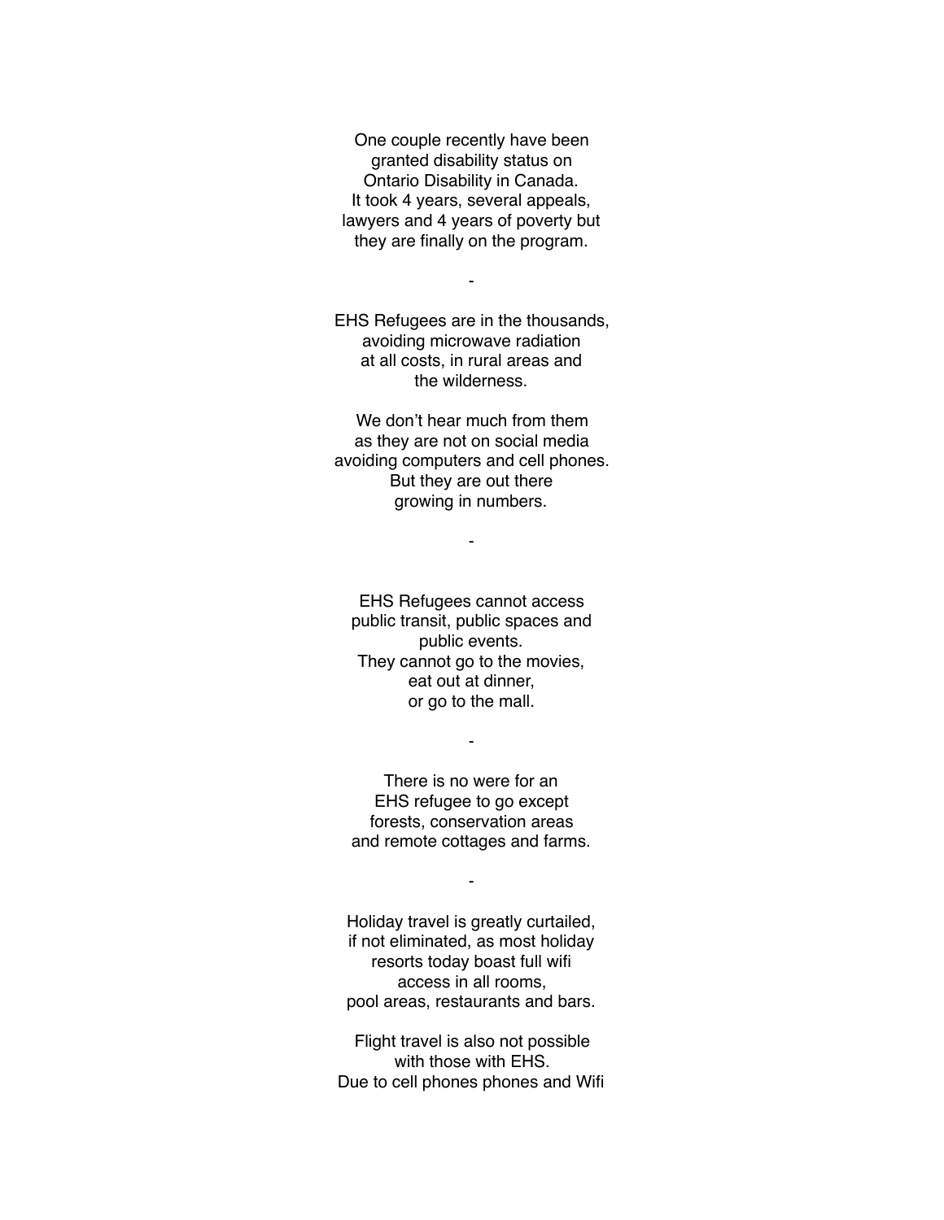One couple recently have been
granted disability status on
Ontario Disability in Canada.
It took 4 years, several appeals,
lawyers and 4 years of poverty but
they are finally on the program.

-

EHS Refugees are in the thousands,
avoiding microwave radiation
at all costs, in rural areas and
the wilderness.

We don't hear much from them
as they are not on social media
avoiding computers and cell phones.
But they are out there
growing in numbers.

-

EHS Refugees cannot access
public transit, public spaces and
public events.
They cannot go to the movies,
eat out at dinner,
or go to the mall.

-

There is no were for an
EHS refugee to go except
forests, conservation areas
and remote cottages and farms.

-

Holiday travel is greatly curtailed,
if not eliminated, as most holiday
resorts today boast full wifi
access in all rooms,
pool areas, restaurants and bars.

Flight travel is also not possible
with those with EHS.
Due to cell phones phones and Wifi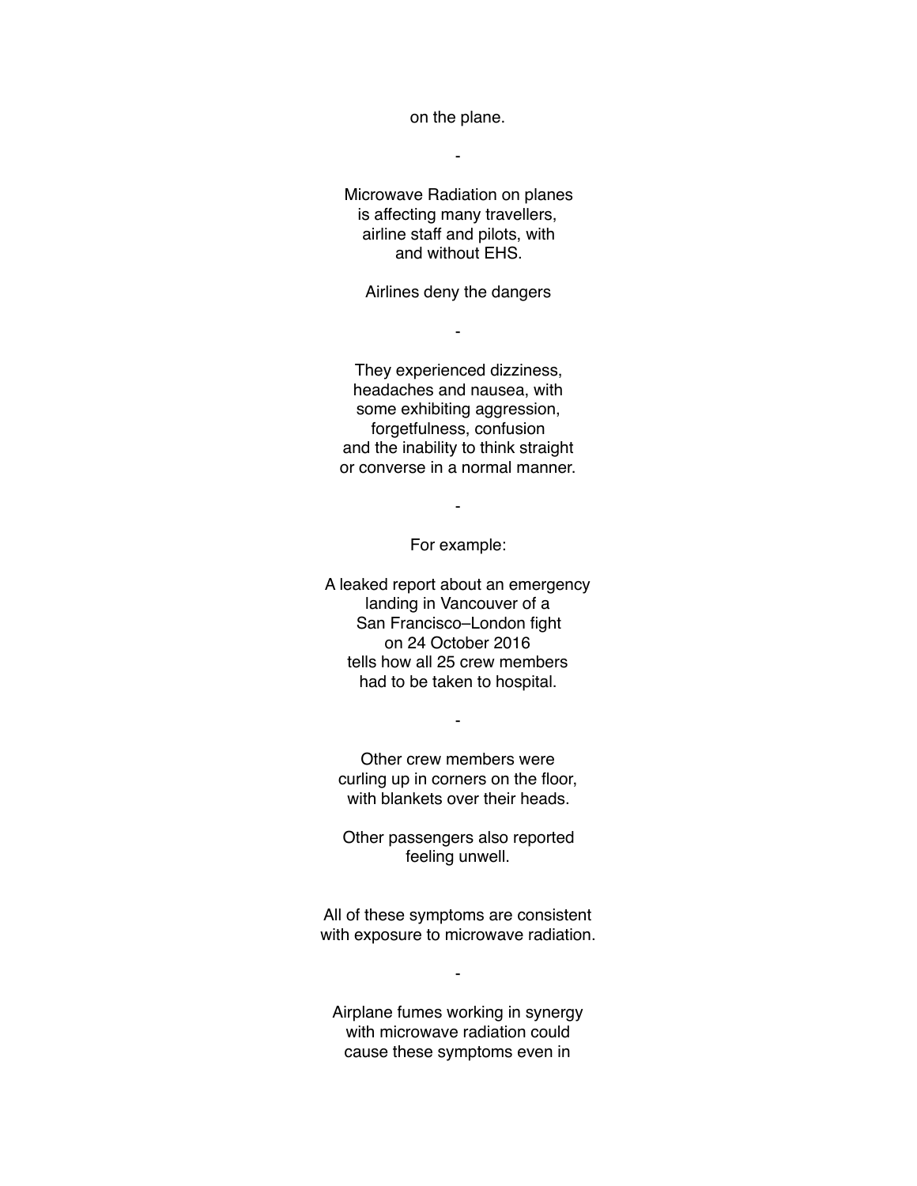on the plane.

-

Microwave Radiation on planes
is affecting many travellers,
airline staff and pilots, with
and without EHS.

Airlines deny the dangers

-

They experienced dizziness,
headaches and nausea, with
some exhibiting aggression,
forgetfulness, confusion
and the inability to think straight
or converse in a normal manner.

-

For example:

A leaked report about an emergency
landing in Vancouver of a
San Francisco–London fight
on 24 October 2016
tells how all 25 crew members
had to be taken to hospital.

-

Other crew members were
curling up in corners on the floor,
with blankets over their heads.

Other passengers also reported
feeling unwell.

All of these symptoms are consistent
with exposure to microwave radiation.

-

Airplane fumes working in synergy
with microwave radiation could
cause these symptoms even in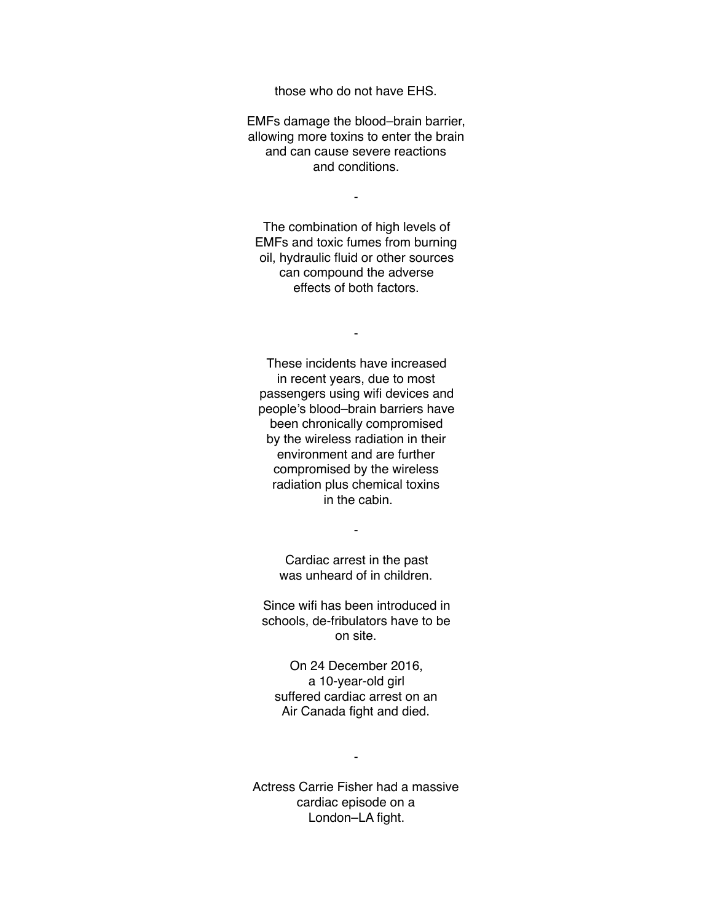those who do not have EHS.

EMFs damage the blood–brain barrier, allowing more toxins to enter the brain and can cause severe reactions and conditions.

-

The combination of high levels of EMFs and toxic fumes from burning oil, hydraulic fluid or other sources can compound the adverse effects of both factors.

-

These incidents have increased in recent years, due to most passengers using wifi devices and people's blood–brain barriers have been chronically compromised by the wireless radiation in their environment and are further compromised by the wireless radiation plus chemical toxins in the cabin.

-

Cardiac arrest in the past was unheard of in children.

Since wifi has been introduced in schools, de-fribulators have to be on site.

On 24 December 2016, a 10-year-old girl suffered cardiac arrest on an Air Canada fight and died.

-

Actress Carrie Fisher had a massive cardiac episode on a London–LA fight.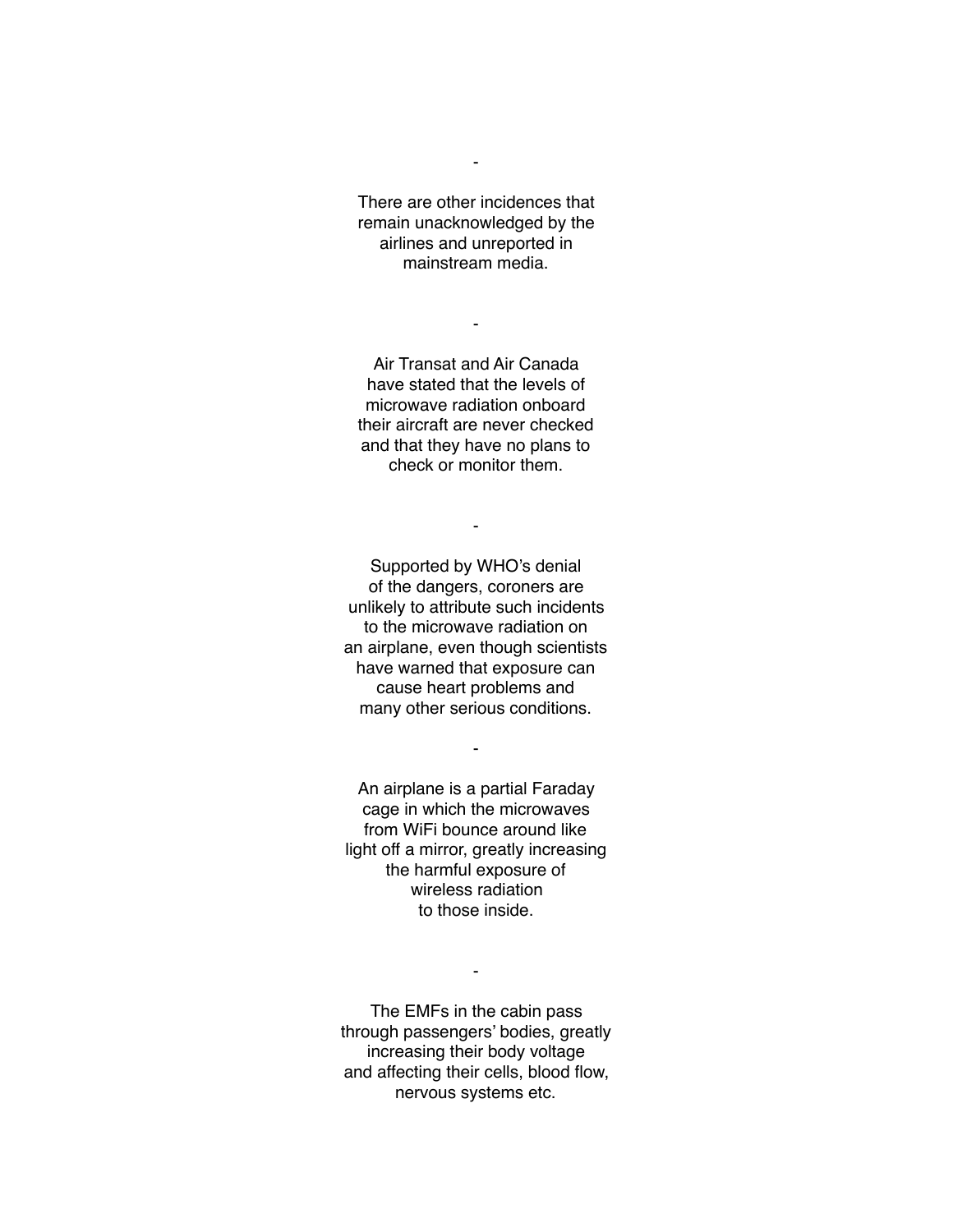-

There are other incidences that remain unacknowledged by the airlines and unreported in mainstream media.

-

Air Transat and Air Canada have stated that the levels of microwave radiation onboard their aircraft are never checked and that they have no plans to check or monitor them.

-

Supported by WHO's denial of the dangers, coroners are unlikely to attribute such incidents to the microwave radiation on an airplane, even though scientists have warned that exposure can cause heart problems and many other serious conditions.

-

An airplane is a partial Faraday cage in which the microwaves from WiFi bounce around like light off a mirror, greatly increasing the harmful exposure of wireless radiation to those inside.

-

The EMFs in the cabin pass through passengers' bodies, greatly increasing their body voltage and affecting their cells, blood flow, nervous systems etc.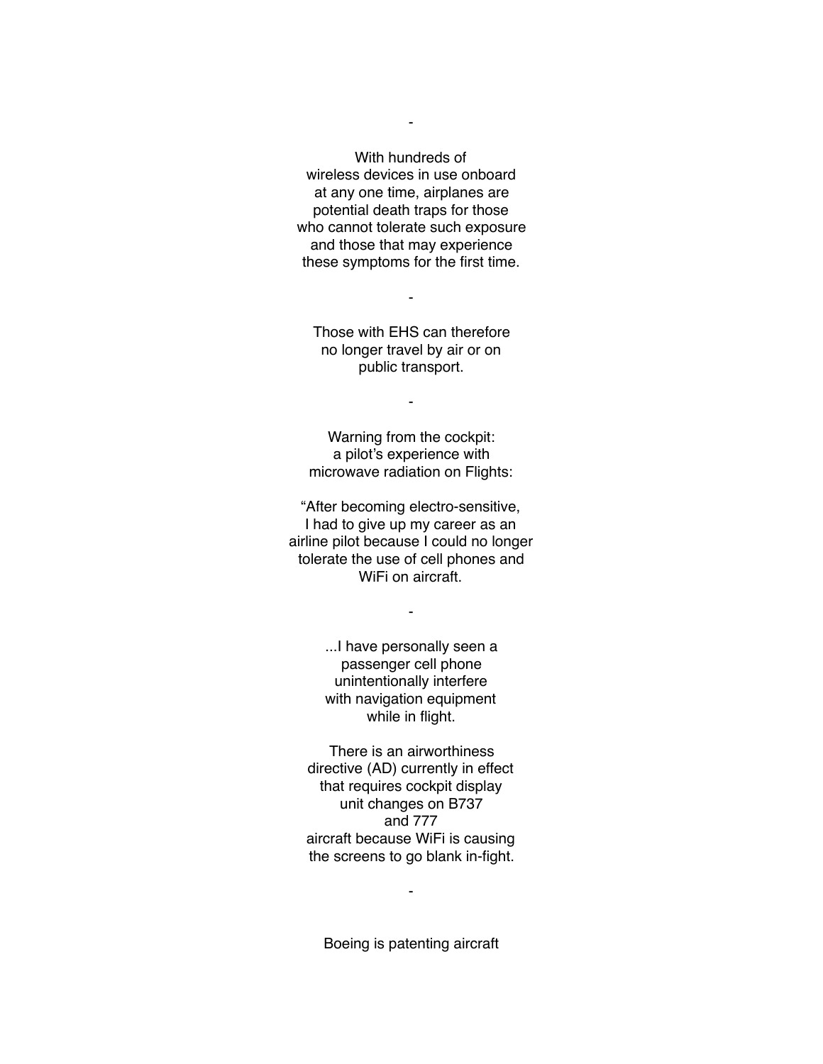-

With hundreds of wireless devices in use onboard at any one time, airplanes are potential death traps for those who cannot tolerate such exposure and those that may experience these symptoms for the first time.

-

Those with EHS can therefore no longer travel by air or on public transport.

-

Warning from the cockpit: a pilot's experience with microwave radiation on Flights:

"After becoming electro-sensitive, I had to give up my career as an airline pilot because I could no longer tolerate the use of cell phones and WiFi on aircraft.

-

...I have personally seen a passenger cell phone unintentionally interfere with navigation equipment while in flight.

There is an airworthiness directive (AD) currently in effect that requires cockpit display unit changes on B737 and 777 aircraft because WiFi is causing the screens to go blank in-fight.

-

Boeing is patenting aircraft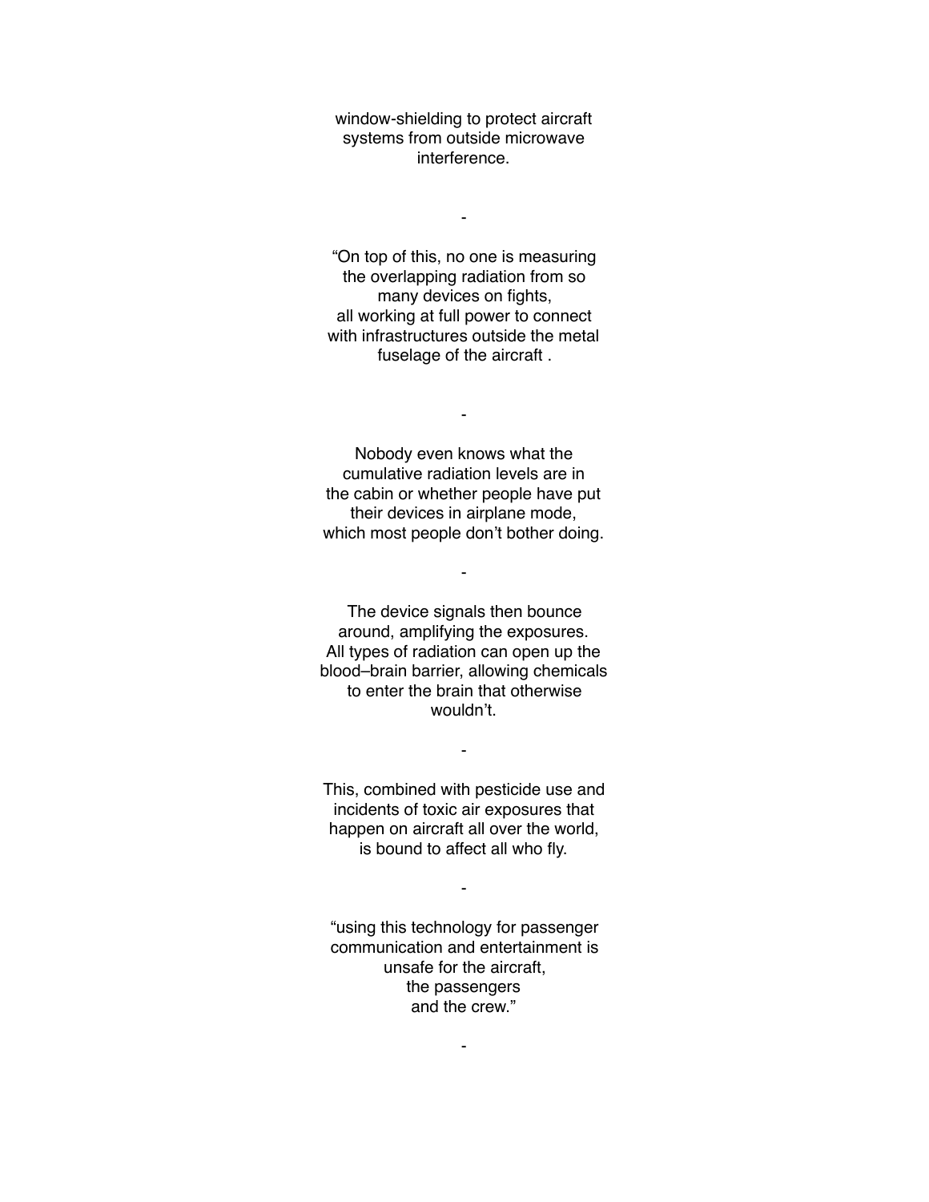window-shielding to protect aircraft systems from outside microwave interference.

-

“On top of this, no one is measuring the overlapping radiation from so many devices on fights,
all working at full power to connect with infrastructures outside the metal fuselage of the aircraft .

-

Nobody even knows what the cumulative radiation levels are in the cabin or whether people have put their devices in airplane mode,
which most people don’t bother doing.

-

The device signals then bounce around, amplifying the exposures.
All types of radiation can open up the blood–brain barrier, allowing chemicals to enter the brain that otherwise wouldn’t.

-

This, combined with pesticide use and incidents of toxic air exposures that happen on aircraft all over the world, is bound to affect all who fly.

-

“using this technology for passenger communication and entertainment is unsafe for the aircraft,
the passengers
and the crew.”

-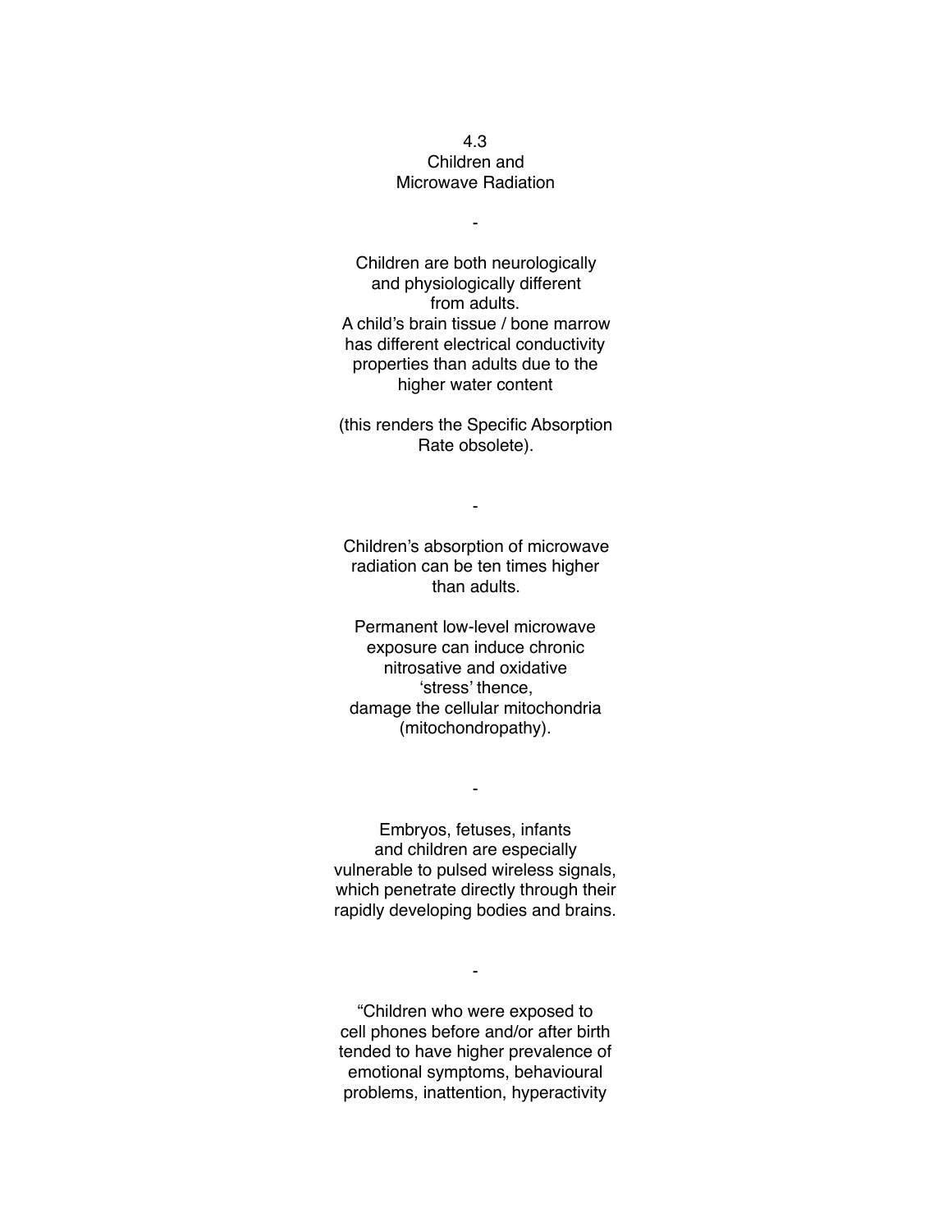# 4.3 Children and Microwave Radiation

-

Children are both neurologically and physiologically different from adults.
A child's brain tissue / bone marrow has different electrical conductivity properties than adults due to the higher water content

(this renders the Specific Absorption Rate obsolete).

-

Children's absorption of microwave radiation can be ten times higher than adults.

Permanent low-level microwave exposure can induce chronic nitrosative and oxidative 'stress' thence, damage the cellular mitochondria (mitochondropathy).

-

Embryos, fetuses, infants and children are especially vulnerable to pulsed wireless signals, which penetrate directly through their rapidly developing bodies and brains.

-

"Children who were exposed to cell phones before and/or after birth tended to have higher prevalence of emotional symptoms, behavioural problems, inattention, hyperactivity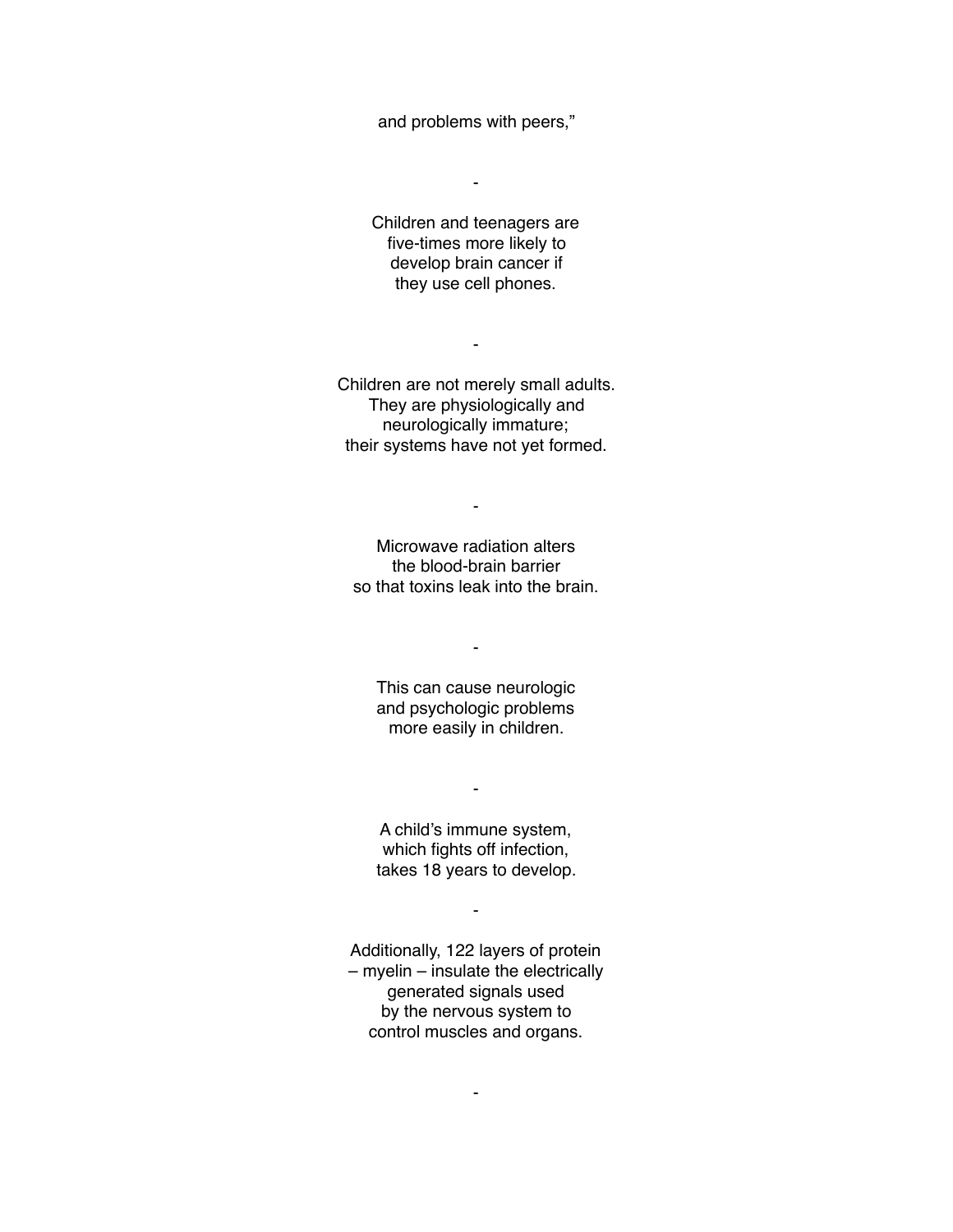and problems with peers,"

-

Children and teenagers are
five-times more likely to
develop brain cancer if
they use cell phones.

-

Children are not merely small adults.
They are physiologically and
neurologically immature;
their systems have not yet formed.

-

Microwave radiation alters
the blood-brain barrier
so that toxins leak into the brain.

-

This can cause neurologic
and psychologic problems
more easily in children.

-

A child's immune system,
which fights off infection,
takes 18 years to develop.

-

Additionally, 122 layers of protein
– myelin – insulate the electrically
generated signals used
by the nervous system to
control muscles and organs.

-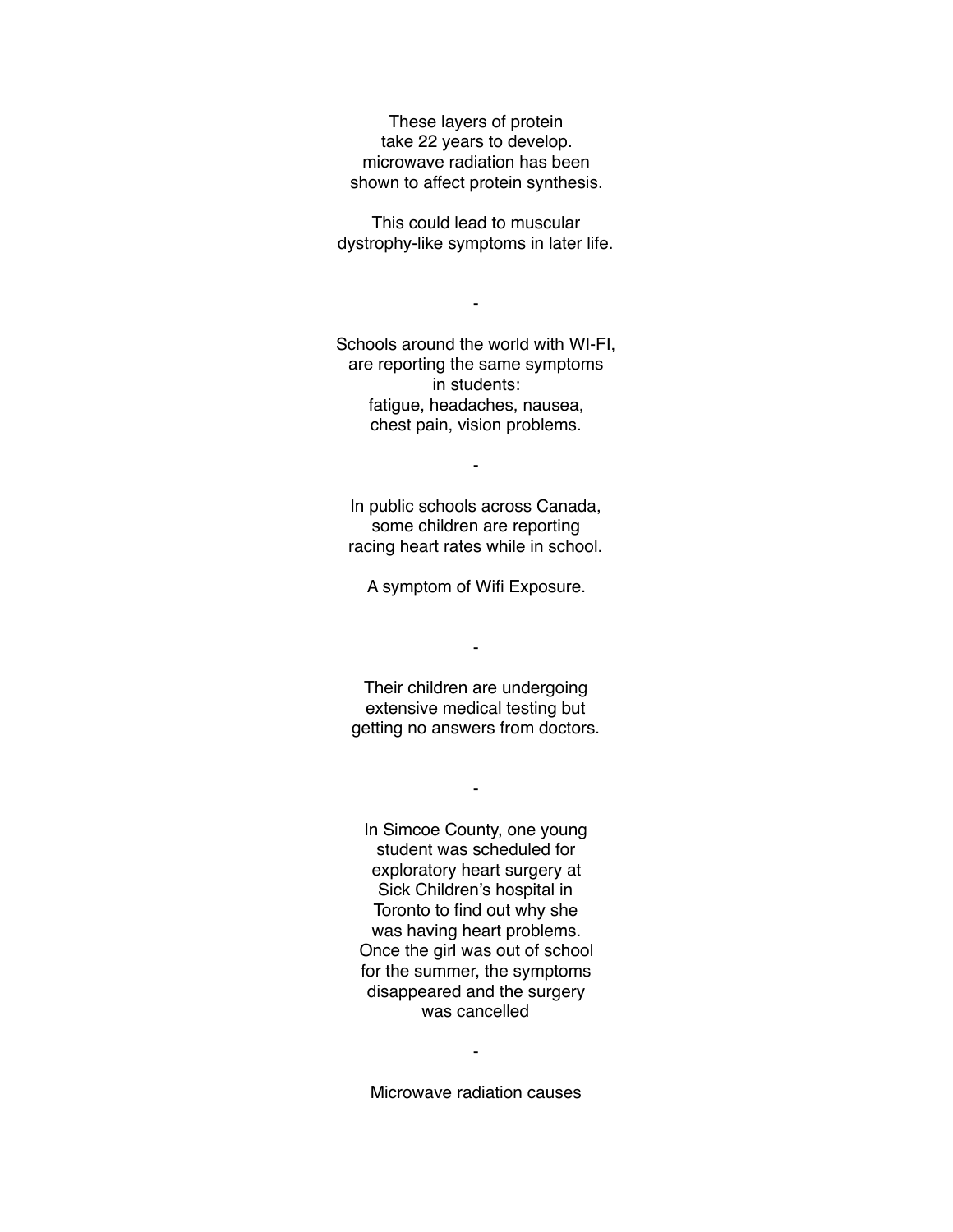These layers of protein
take 22 years to develop.
microwave radiation has been
shown to affect protein synthesis.

This could lead to muscular
dystrophy-like symptoms in later life.

-

Schools around the world with WI-FI,
are reporting the same symptoms
in students:
fatigue, headaches, nausea,
chest pain, vision problems.

-

In public schools across Canada,
some children are reporting
racing heart rates while in school.

A symptom of Wifi Exposure.

-

Their children are undergoing
extensive medical testing but
getting no answers from doctors.

-

In Simcoe County, one young
student was scheduled for
exploratory heart surgery at
Sick Children's hospital in
Toronto to find out why she
was having heart problems.
Once the girl was out of school
for the summer, the symptoms
disappeared and the surgery
was cancelled

-

Microwave radiation causes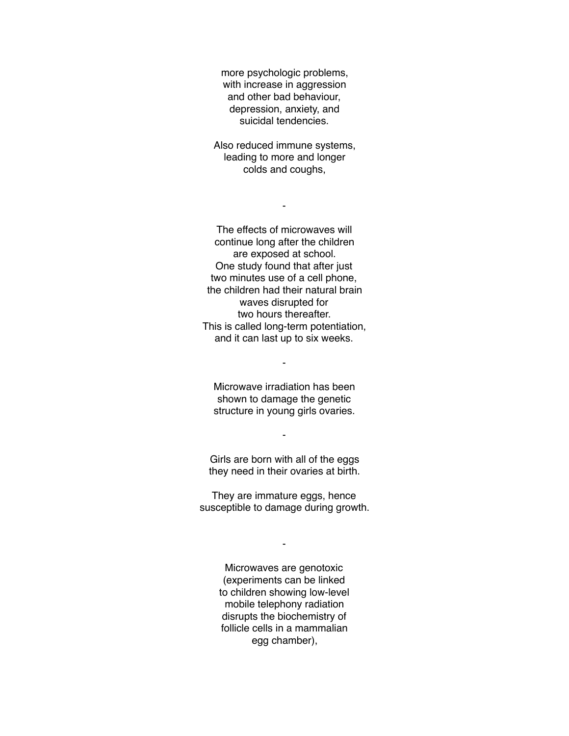more psychologic problems,
with increase in aggression
and other bad behaviour,
depression, anxiety, and
suicidal tendencies.

Also reduced immune systems,
leading to more and longer
colds and coughs,

-

The effects of microwaves will
continue long after the children
are exposed at school.
One study found that after just
two minutes use of a cell phone,
the children had their natural brain
waves disrupted for
two hours thereafter.
This is called long-term potentiation,
and it can last up to six weeks.

-

Microwave irradiation has been
shown to damage the genetic
structure in young girls ovaries.

-

Girls are born with all of the eggs
they need in their ovaries at birth.

They are immature eggs, hence
susceptible to damage during growth.

-

Microwaves are genotoxic
(experiments can be linked
to children showing low-level
mobile telephony radiation
disrupts the biochemistry of
follicle cells in a mammalian
egg chamber),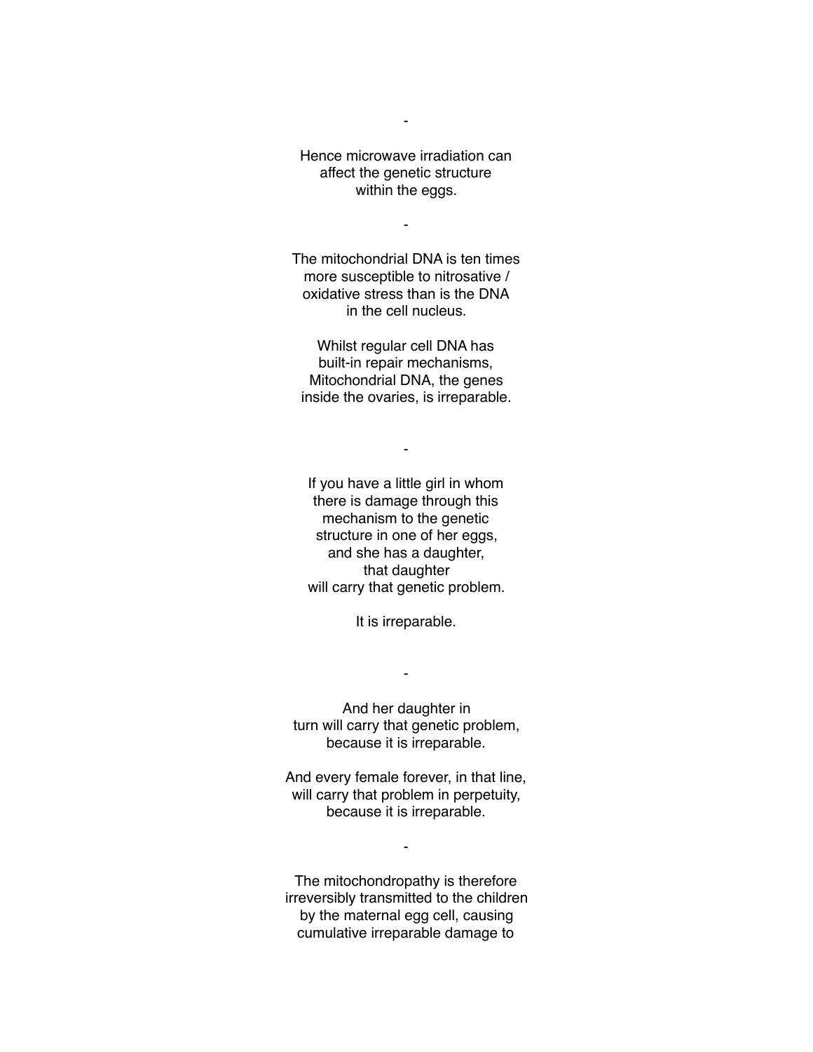-

Hence microwave irradiation can
affect the genetic structure
within the eggs.

-

The mitochondrial DNA is ten times
more susceptible to nitrosative /
oxidative stress than is the DNA
in the cell nucleus.

Whilst regular cell DNA has
built-in repair mechanisms,
Mitochondrial DNA, the genes
inside the ovaries, is irreparable.

-

If you have a little girl in whom
there is damage through this
mechanism to the genetic
structure in one of her eggs,
and she has a daughter,
that daughter
will carry that genetic problem.

It is irreparable.

-

And her daughter in
turn will carry that genetic problem,
because it is irreparable.

And every female forever, in that line,
will carry that problem in perpetuity,
because it is irreparable.

-

The mitochondropathy is therefore
irreversibly transmitted to the children
by the maternal egg cell, causing
cumulative irreparable damage to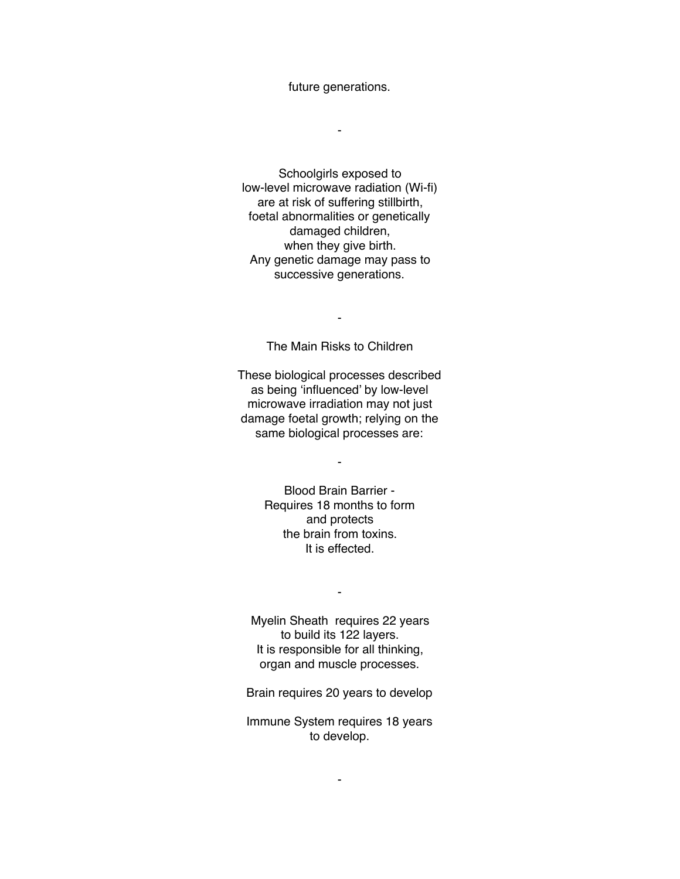future generations.

-

Schoolgirls exposed to
low-level microwave radiation (Wi-fi)
are at risk of suffering stillbirth,
foetal abnormalities or genetically
damaged children,
when they give birth.
Any genetic damage may pass to
successive generations.

-

## The Main Risks to Children

These biological processes described
as being 'influenced' by low-level
microwave irradiation may not just
damage foetal growth; relying on the
same biological processes are:

-

Blood Brain Barrier -
Requires 18 months to form
and protects
the brain from toxins.
It is effected.

-

Myelin Sheath requires 22 years
to build its 122 layers.
It is responsible for all thinking,
organ and muscle processes.

Brain requires 20 years to develop

Immune System requires 18 years
to develop.

-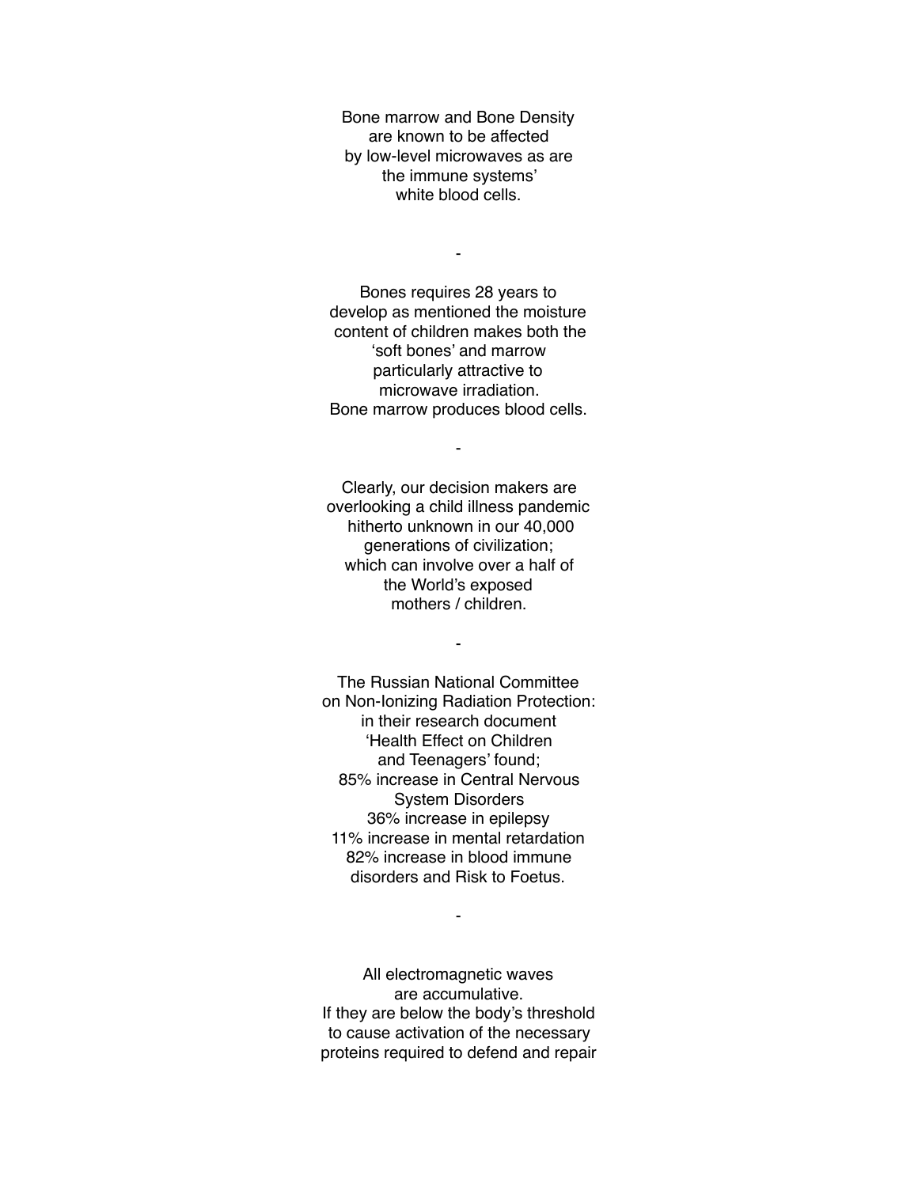Bone marrow and Bone Density
are known to be affected
by low-level microwaves as are
the immune systems'
white blood cells.

-

Bones requires 28 years to
develop as mentioned the moisture
content of children makes both the
'soft bones' and marrow
particularly attractive to
microwave irradiation.
Bone marrow produces blood cells.

-

Clearly, our decision makers are
overlooking a child illness pandemic
hitherto unknown in our 40,000
generations of civilization;
which can involve over a half of
the World's exposed
mothers / children.

-

The Russian National Committee
on Non-Ionizing Radiation Protection:
in their research document
'Health Effect on Children
and Teenagers' found;
85% increase in Central Nervous
System Disorders
36% increase in epilepsy
11% increase in mental retardation
82% increase in blood immune
disorders and Risk to Foetus.

-

All electromagnetic waves
are accumulative.
If they are below the body's threshold
to cause activation of the necessary
proteins required to defend and repair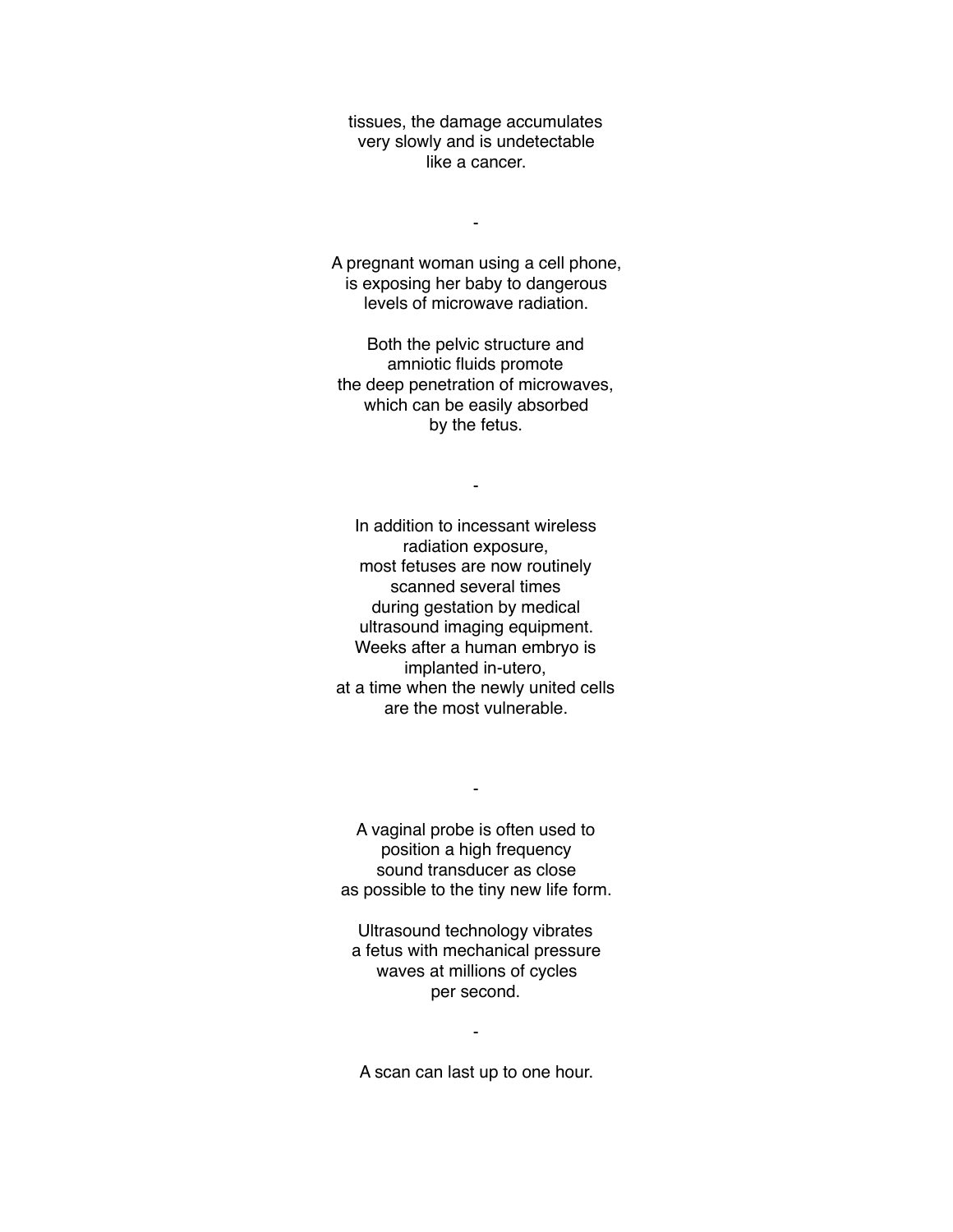tissues, the damage accumulates
very slowly and is undetectable
like a cancer.

-

A pregnant woman using a cell phone,
is exposing her baby to dangerous
levels of microwave radiation.

Both the pelvic structure and
amniotic fluids promote
the deep penetration of microwaves,
which can be easily absorbed
by the fetus.

-

In addition to incessant wireless
radiation exposure,
most fetuses are now routinely
scanned several times
during gestation by medical
ultrasound imaging equipment.
Weeks after a human embryo is
implanted in-utero,
at a time when the newly united cells
are the most vulnerable.

-

A vaginal probe is often used to
position a high frequency
sound transducer as close
as possible to the tiny new life form.

Ultrasound technology vibrates
a fetus with mechanical pressure
waves at millions of cycles
per second.

-

A scan can last up to one hour.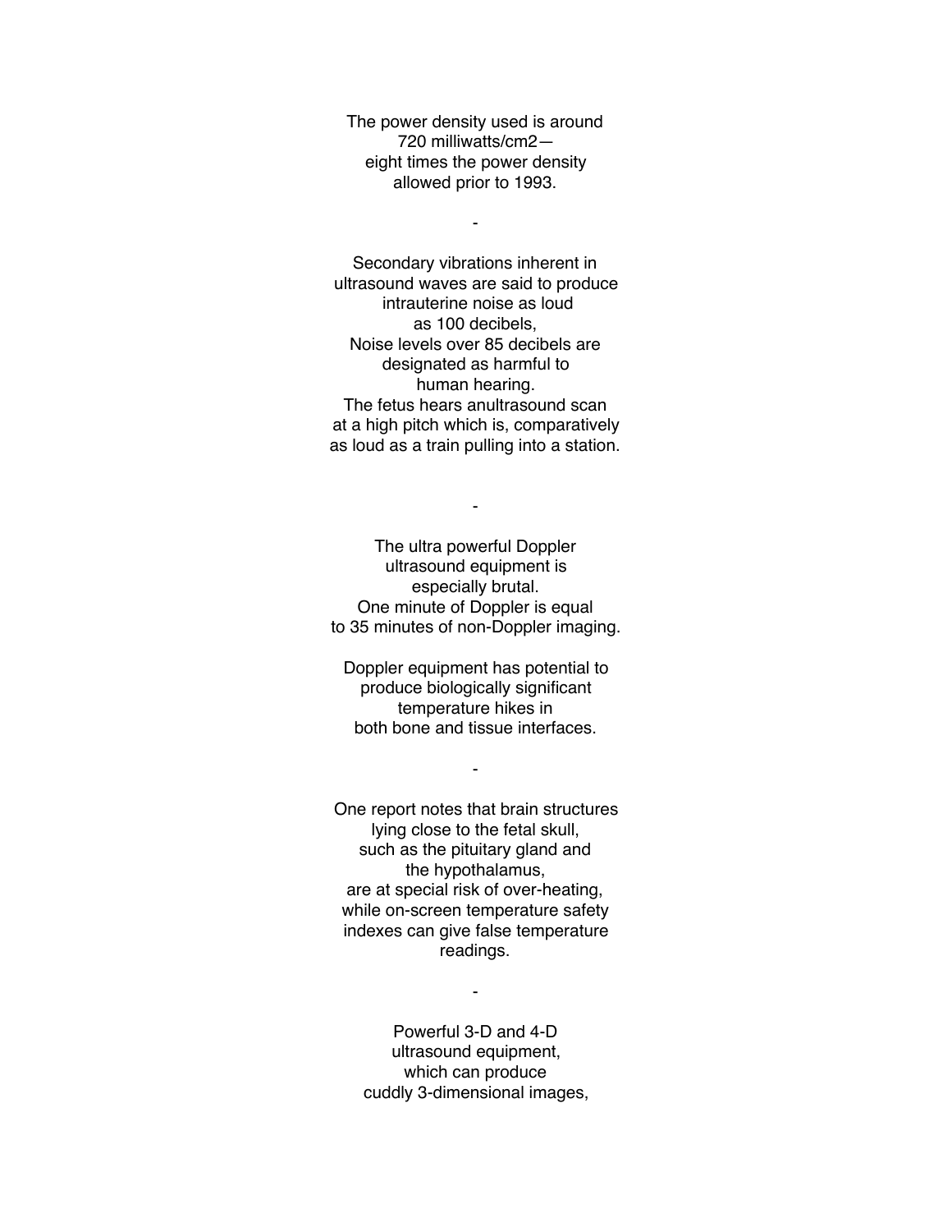The power density used is around
720 milliwatts/cm2—
eight times the power density
allowed prior to 1993.

-

Secondary vibrations inherent in
ultrasound waves are said to produce
intrauterine noise as loud
as 100 decibels,
Noise levels over 85 decibels are
designated as harmful to
human hearing.
The fetus hears anultrasound scan
at a high pitch which is, comparatively
as loud as a train pulling into a station.

-

The ultra powerful Doppler
ultrasound equipment is
especially brutal.
One minute of Doppler is equal
to 35 minutes of non-Doppler imaging.

Doppler equipment has potential to
produce biologically significant
temperature hikes in
both bone and tissue interfaces.

-

One report notes that brain structures
lying close to the fetal skull,
such as the pituitary gland and
the hypothalamus,
are at special risk of over-heating,
while on-screen temperature safety
indexes can give false temperature
readings.

-

Powerful 3-D and 4-D
ultrasound equipment,
which can produce
cuddly 3-dimensional images,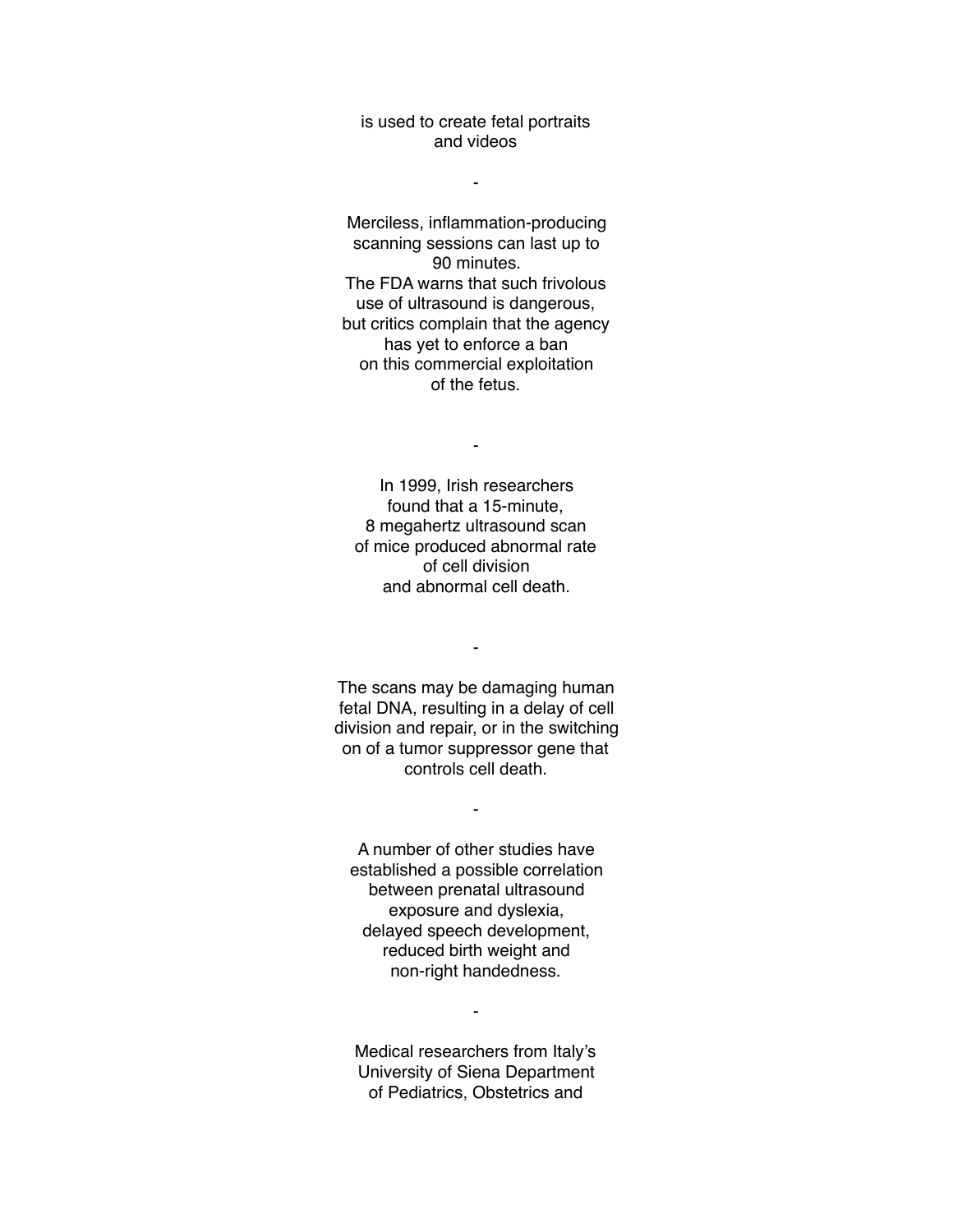is used to create fetal portraits and videos

-

Merciless, inflammation-producing scanning sessions can last up to 90 minutes.
The FDA warns that such frivolous use of ultrasound is dangerous, but critics complain that the agency has yet to enforce a ban on this commercial exploitation of the fetus.

-

In 1999, Irish researchers found that a 15-minute, 8 megahertz ultrasound scan of mice produced abnormal rate of cell division and abnormal cell death.

-

The scans may be damaging human fetal DNA, resulting in a delay of cell division and repair, or in the switching on of a tumor suppressor gene that controls cell death.

-

A number of other studies have established a possible correlation between prenatal ultrasound exposure and dyslexia, delayed speech development, reduced birth weight and non-right handedness.

-

Medical researchers from Italy's University of Siena Department of Pediatrics, Obstetrics and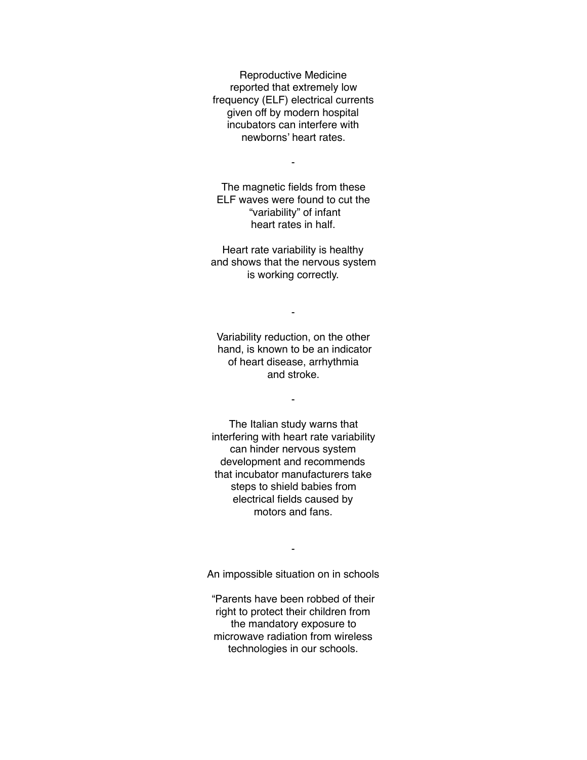Reproductive Medicine reported that extremely low frequency (ELF) electrical currents given off by modern hospital incubators can interfere with newborns' heart rates.

-

The magnetic fields from these ELF waves were found to cut the "variability" of infant heart rates in half.

Heart rate variability is healthy and shows that the nervous system is working correctly.

-

Variability reduction, on the other hand, is known to be an indicator of heart disease, arrhythmia and stroke.

-

The Italian study warns that interfering with heart rate variability can hinder nervous system development and recommends that incubator manufacturers take steps to shield babies from electrical fields caused by motors and fans.

-

An impossible situation on in schools

"Parents have been robbed of their right to protect their children from the mandatory exposure to microwave radiation from wireless technologies in our schools.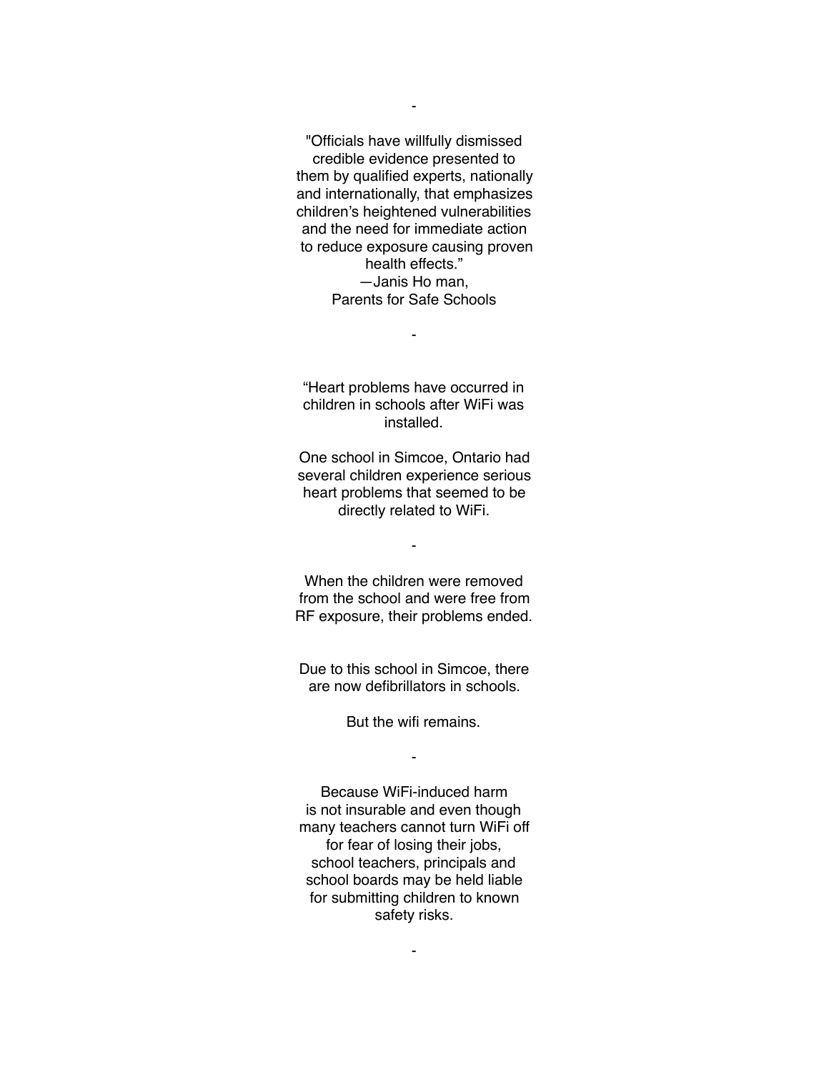-

"Officials have willfully dismissed credible evidence presented to them by qualified experts, nationally and internationally, that emphasizes children's heightened vulnerabilities and the need for immediate action to reduce exposure causing proven health effects."
—Janis Ho man,
Parents for Safe Schools

-

"Heart problems have occurred in children in schools after WiFi was installed.

One school in Simcoe, Ontario had several children experience serious heart problems that seemed to be directly related to WiFi.

-

When the children were removed from the school and were free from RF exposure, their problems ended.

Due to this school in Simcoe, there are now defibrillators in schools.

But the wifi remains.

-

Because WiFi-induced harm is not insurable and even though many teachers cannot turn WiFi off for fear of losing their jobs, school teachers, principals and school boards may be held liable for submitting children to known safety risks.

-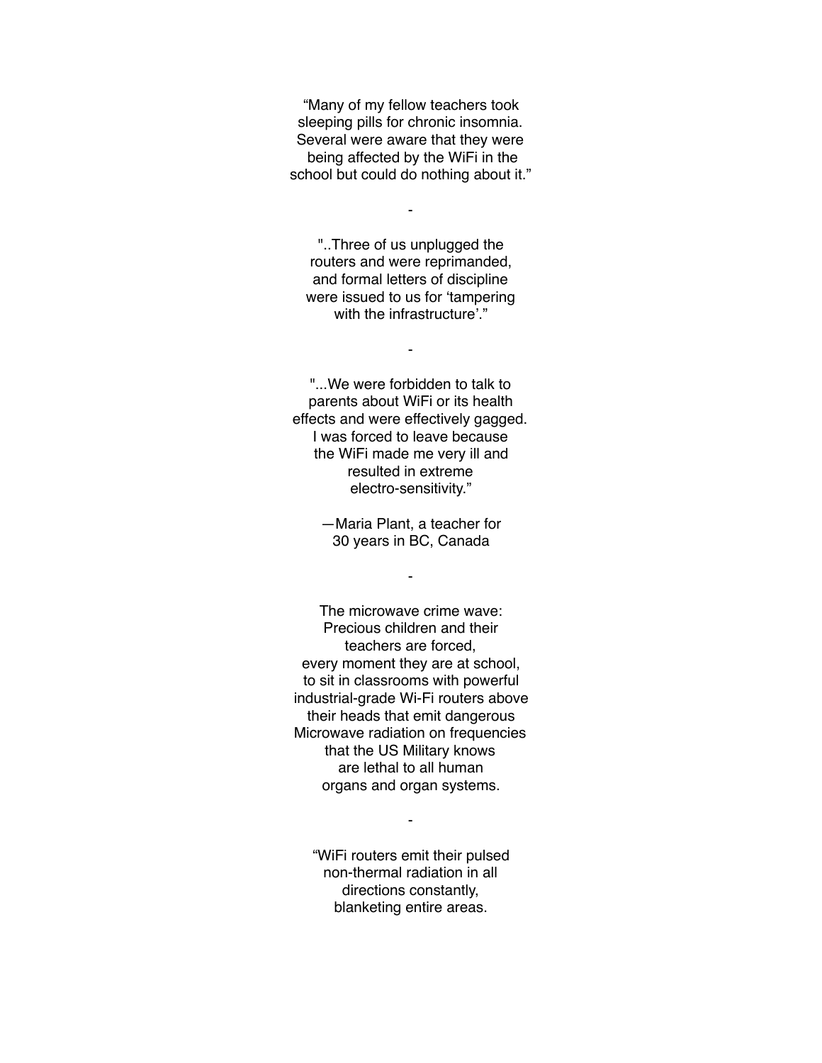"Many of my fellow teachers took sleeping pills for chronic insomnia. Several were aware that they were being affected by the WiFi in the school but could do nothing about it."

-

"..Three of us unplugged the routers and were reprimanded, and formal letters of discipline were issued to us for 'tampering with the infrastructure'."

-

"...We were forbidden to talk to parents about WiFi or its health effects and were effectively gagged. I was forced to leave because the WiFi made me very ill and resulted in extreme electro-sensitivity."

—Maria Plant, a teacher for 30 years in BC, Canada

-

The microwave crime wave: Precious children and their teachers are forced, every moment they are at school, to sit in classrooms with powerful industrial-grade Wi-Fi routers above their heads that emit dangerous Microwave radiation on frequencies that the US Military knows are lethal to all human organs and organ systems.

-

"WiFi routers emit their pulsed non-thermal radiation in all directions constantly, blanketing entire areas.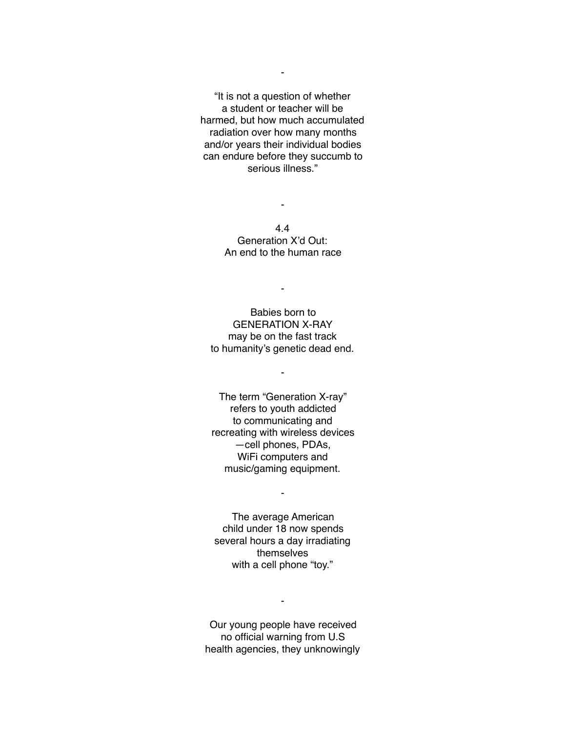-

"It is not a question of whether a student or teacher will be harmed, but how much accumulated radiation over how many months and/or years their individual bodies can endure before they succumb to serious illness."

-

## 4.4 Generation X'd Out: An end to the human race

-

Babies born to GENERATION X-RAY may be on the fast track to humanity's genetic dead end.

-

The term "Generation X-ray" refers to youth addicted to communicating and recreating with wireless devices —cell phones, PDAs, WiFi computers and music/gaming equipment.

-

The average American child under 18 now spends several hours a day irradiating themselves with a cell phone "toy."

-

Our young people have received no official warning from U.S health agencies, they unknowingly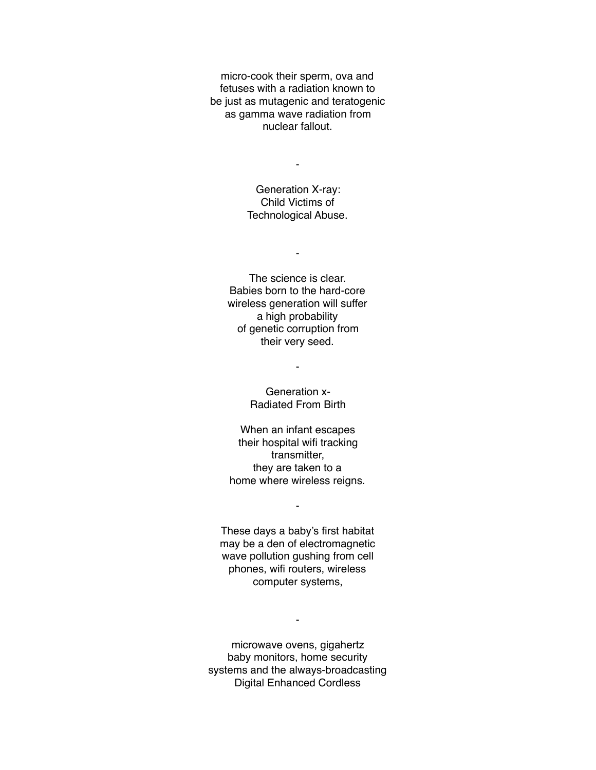micro-cook their sperm, ova and  
fetuses with a radiation known to  
be just as mutagenic and teratogenic  
as gamma wave radiation from  
nuclear fallout.

-

Generation X-ray:  
Child Victims of  
Technological Abuse.

-

The science is clear.  
Babies born to the hard-core  
wireless generation will suffer  
a high probability  
of genetic corruption from  
their very seed.

-

Generation x-  
Radiated From Birth

When an infant escapes  
their hospital wifi tracking  
transmitter,  
they are taken to a  
home where wireless reigns.

-

These days a baby's first habitat  
may be a den of electromagnetic  
wave pollution gushing from cell  
phones, wifi routers, wireless  
computer systems,

-

microwave ovens, gigahertz  
baby monitors, home security  
systems and the always-broadcasting  
Digital Enhanced Cordless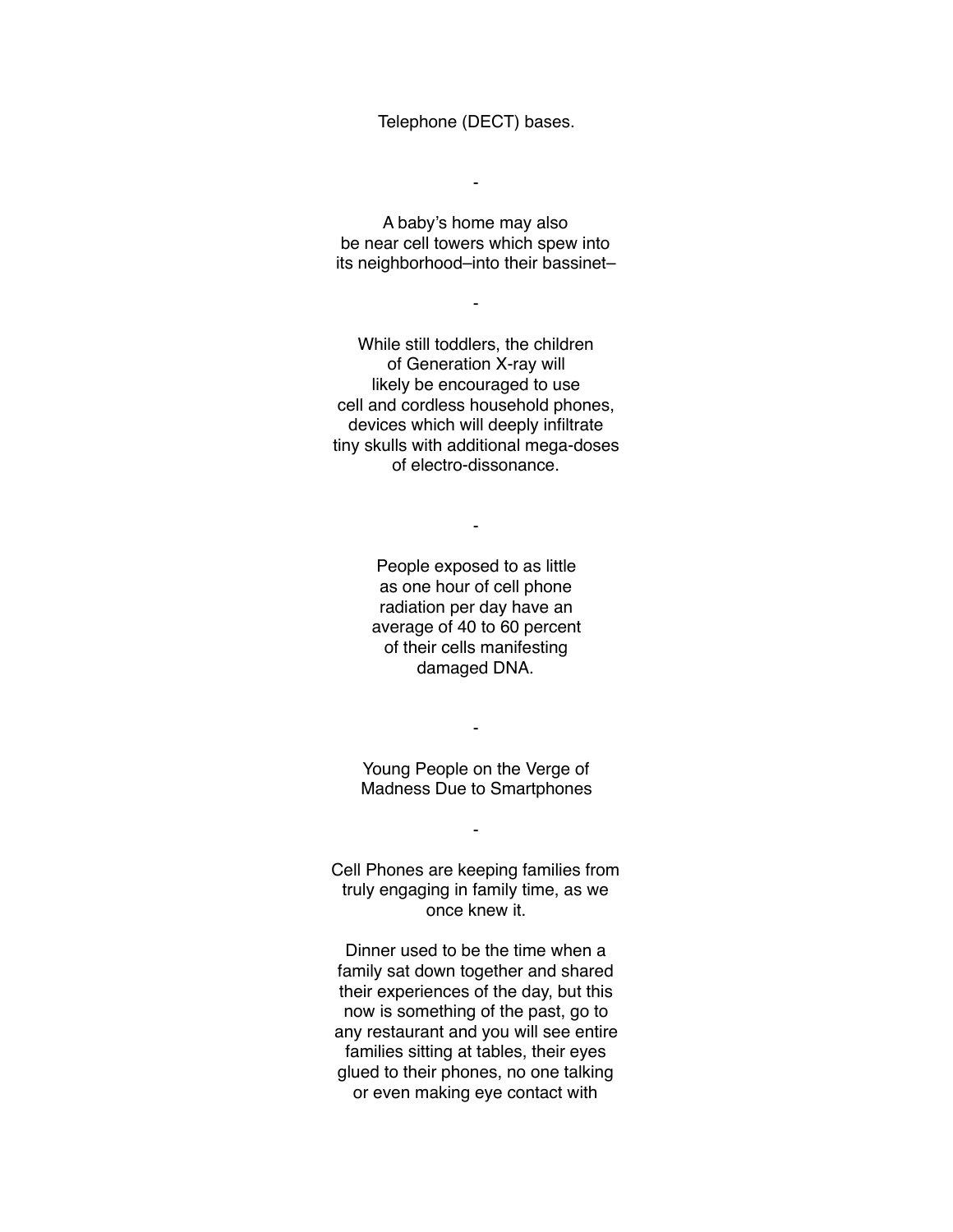Telephone (DECT) bases.

-

A baby's home may also be near cell towers which spew into its neighborhood–into their bassinet–

-

While still toddlers, the children of Generation X-ray will likely be encouraged to use cell and cordless household phones, devices which will deeply infiltrate tiny skulls with additional mega-doses of electro-dissonance.

-

People exposed to as little as one hour of cell phone radiation per day have an average of 40 to 60 percent of their cells manifesting damaged DNA.

-

Young People on the Verge of Madness Due to Smartphones

-

Cell Phones are keeping families from truly engaging in family time, as we once knew it.

Dinner used to be the time when a family sat down together and shared their experiences of the day, but this now is something of the past, go to any restaurant and you will see entire families sitting at tables, their eyes glued to their phones, no one talking or even making eye contact with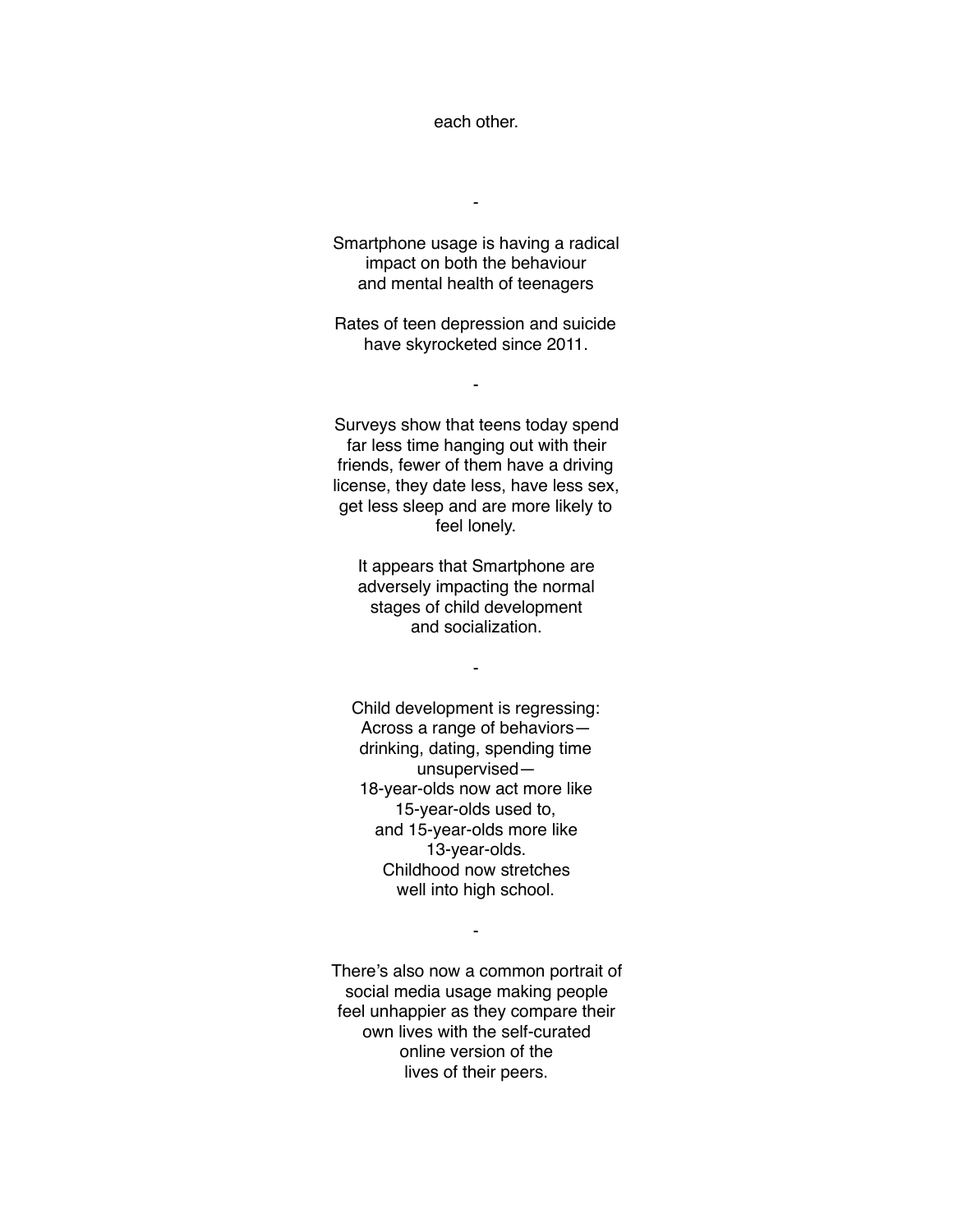each other.

-

Smartphone usage is having a radical impact on both the behaviour and mental health of teenagers

Rates of teen depression and suicide have skyrocketed since 2011.

-

Surveys show that teens today spend far less time hanging out with their friends, fewer of them have a driving license, they date less, have less sex, get less sleep and are more likely to feel lonely.

It appears that Smartphone are adversely impacting the normal stages of child development and socialization.

-

Child development is regressing:
Across a range of behaviors—drinking, dating, spending time unsupervised—
18-year-olds now act more like 15-year-olds used to,
and 15-year-olds more like 13-year-olds.
Childhood now stretches well into high school.

-

There's also now a common portrait of social media usage making people feel unhappier as they compare their own lives with the self-curated online version of the lives of their peers.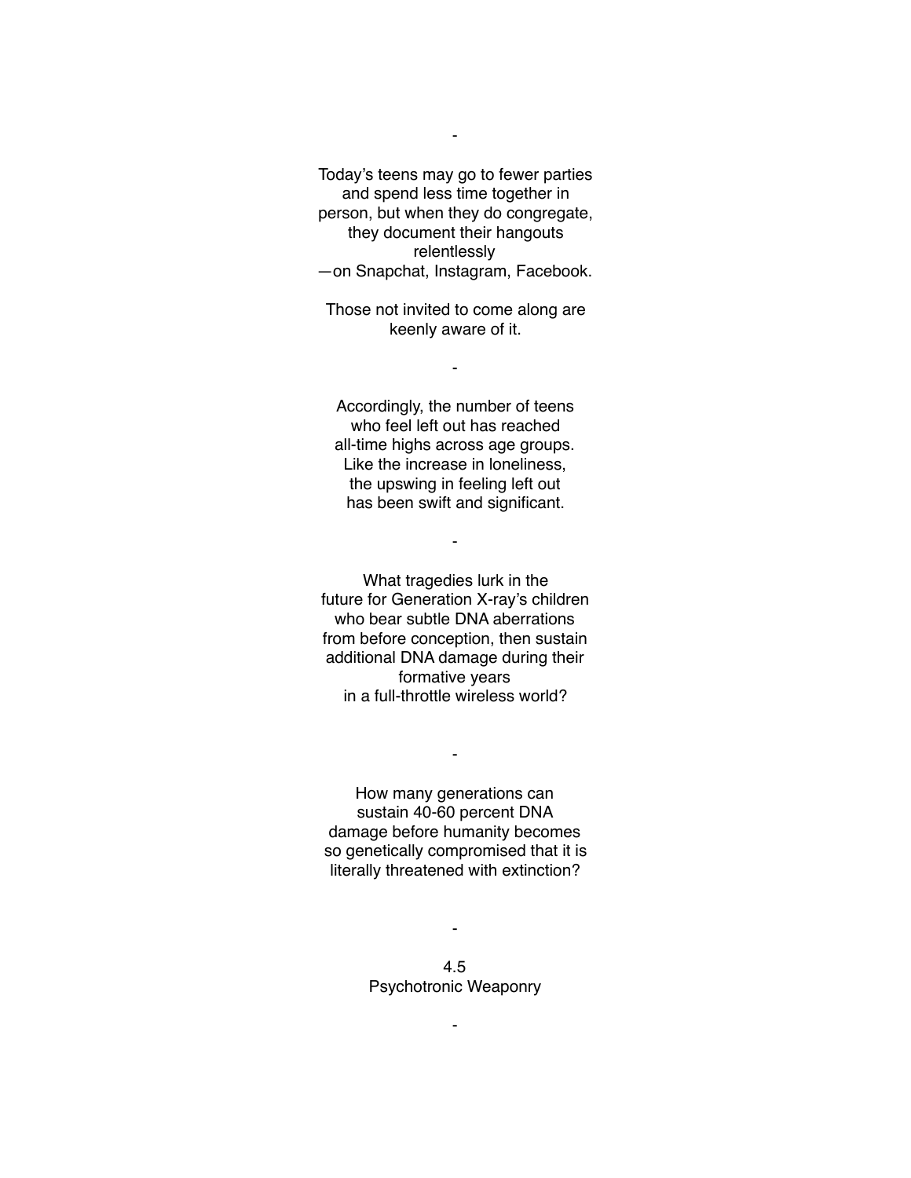-

Today's teens may go to fewer parties and spend less time together in person, but when they do congregate, they document their hangouts relentlessly —on Snapchat, Instagram, Facebook.

Those not invited to come along are keenly aware of it.

-

Accordingly, the number of teens who feel left out has reached all-time highs across age groups. Like the increase in loneliness, the upswing in feeling left out has been swift and significant.

-

What tragedies lurk in the future for Generation X-ray's children who bear subtle DNA aberrations from before conception, then sustain additional DNA damage during their formative years in a full-throttle wireless world?

-

How many generations can sustain 40-60 percent DNA damage before humanity becomes so genetically compromised that it is literally threatened with extinction?

-

## 4.5 Psychotronic Weaponry

-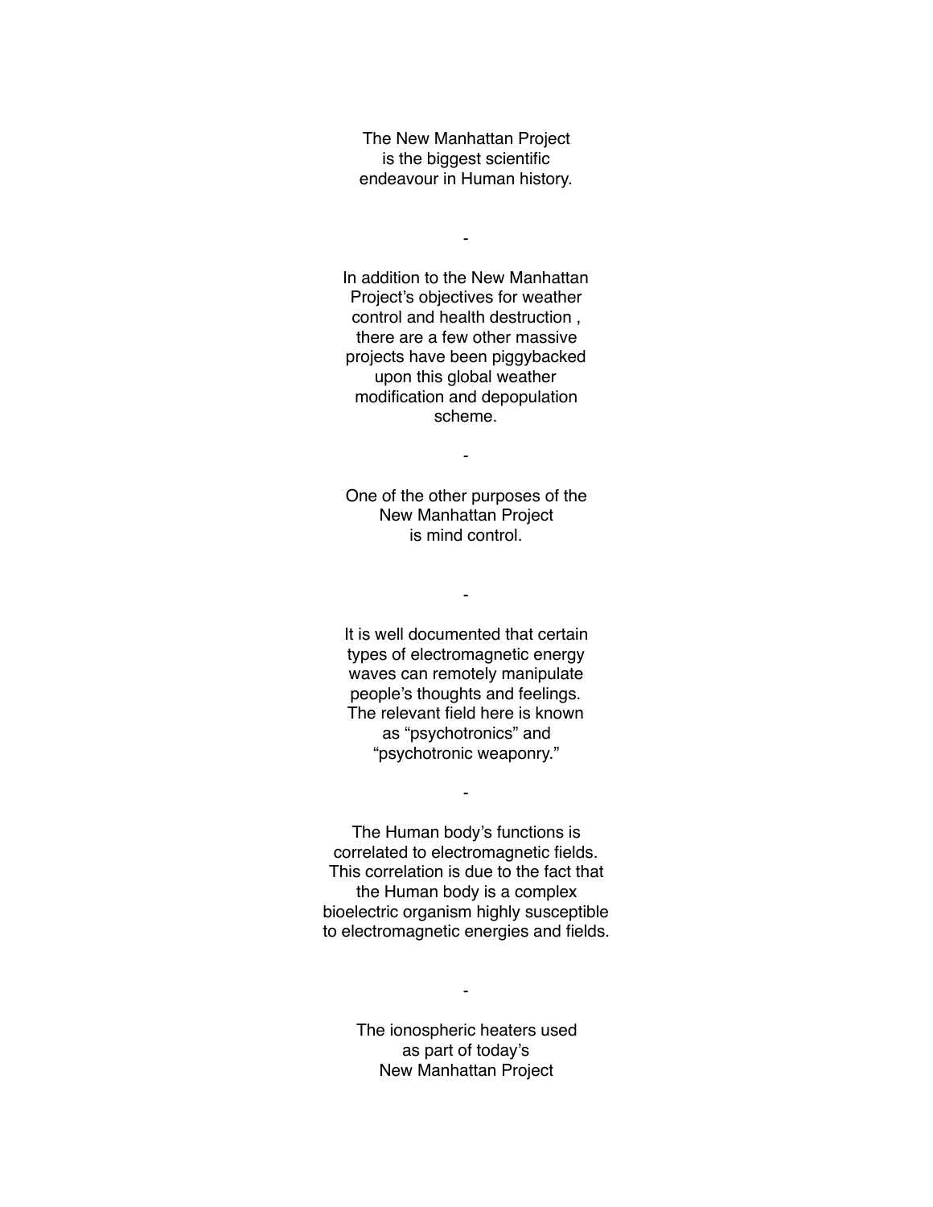The New Manhattan Project
is the biggest scientific
endeavour in Human history.

-

In addition to the New Manhattan
Project's objectives for weather
control and health destruction ,
there are a few other massive
projects have been piggybacked
upon this global weather
modification and depopulation
scheme.

-

One of the other purposes of the
New Manhattan Project
is mind control.

-

It is well documented that certain
types of electromagnetic energy
waves can remotely manipulate
people's thoughts and feelings.
The relevant field here is known
as "psychotronics" and
"psychotronic weaponry."

-

The Human body's functions is
correlated to electromagnetic fields.
This correlation is due to the fact that
the Human body is a complex
bioelectric organism highly susceptible
to electromagnetic energies and fields.

-

The ionospheric heaters used
as part of today's
New Manhattan Project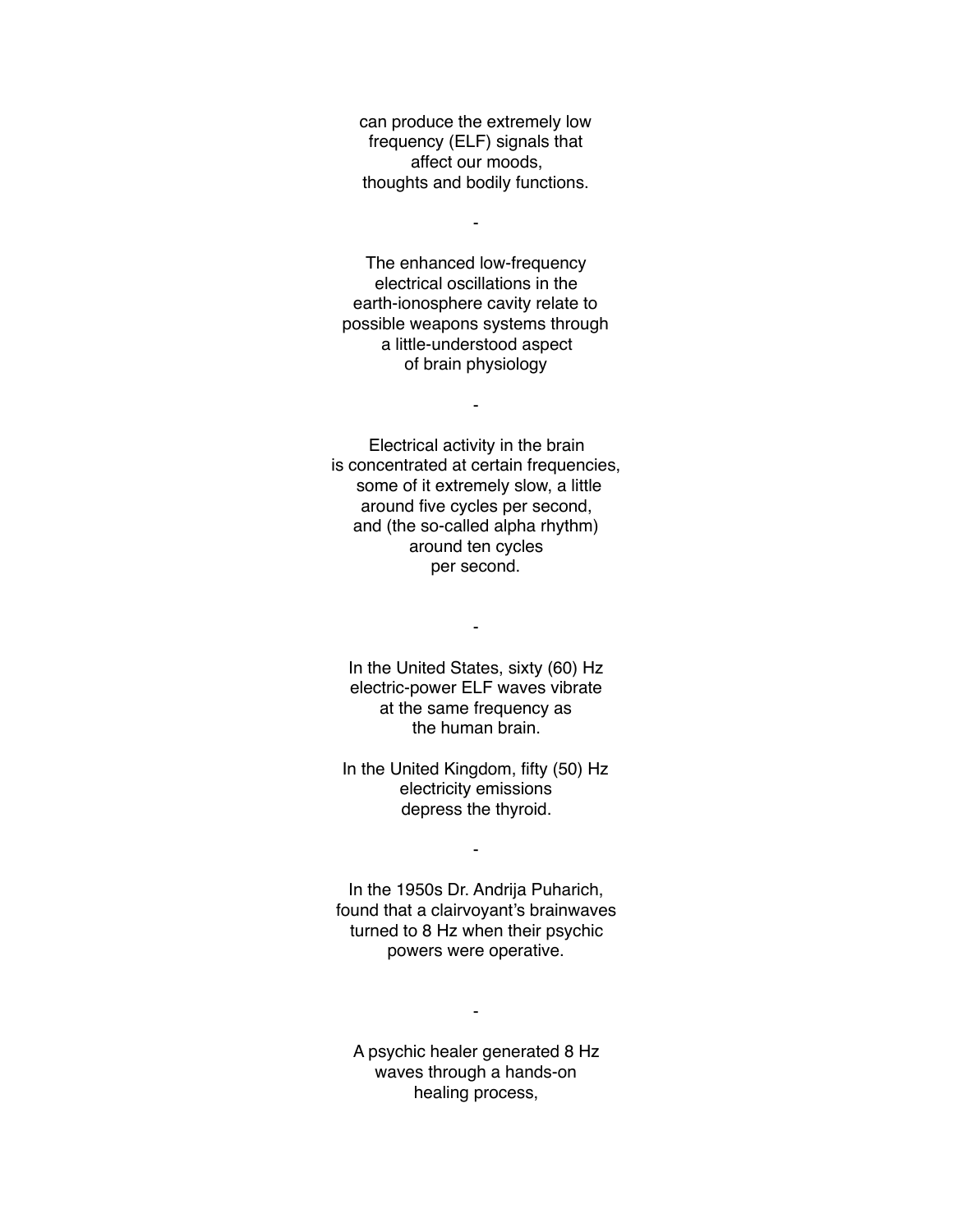can produce the extremely low
frequency (ELF) signals that
affect our moods,
thoughts and bodily functions.

-

The enhanced low-frequency
electrical oscillations in the
earth-ionosphere cavity relate to
possible weapons systems through
a little-understood aspect
of brain physiology

-

Electrical activity in the brain
is concentrated at certain frequencies,
some of it extremely slow, a little
around five cycles per second,
and (the so-called alpha rhythm)
around ten cycles
per second.

-

In the United States, sixty (60) Hz
electric-power ELF waves vibrate
at the same frequency as
the human brain.

In the United Kingdom, fifty (50) Hz
electricity emissions
depress the thyroid.

-

In the 1950s Dr. Andrija Puharich,
found that a clairvoyant's brainwaves
turned to 8 Hz when their psychic
powers were operative.

-

A psychic healer generated 8 Hz
waves through a hands-on
healing process,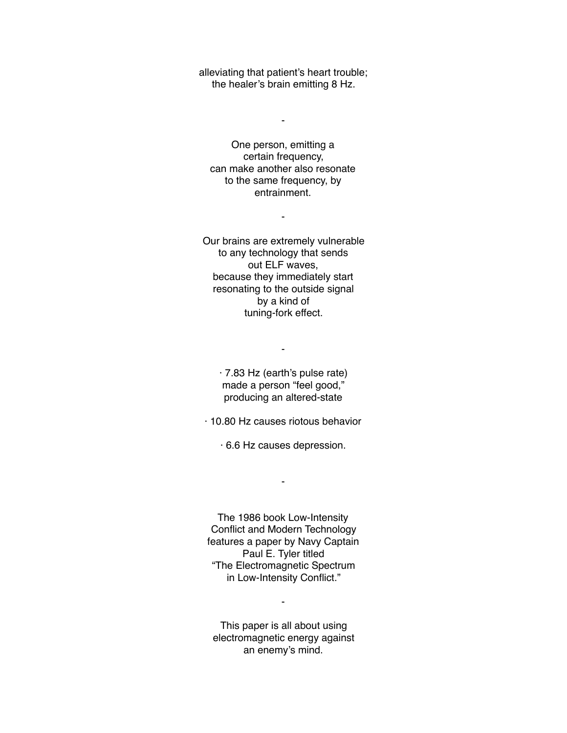alleviating that patient's heart trouble;
the healer's brain emitting 8 Hz.

-

One person, emitting a
certain frequency,
can make another also resonate
to the same frequency, by
entrainment.

-

Our brains are extremely vulnerable
to any technology that sends
out ELF waves,
because they immediately start
resonating to the outside signal
by a kind of
tuning-fork effect.

-

· 7.83 Hz (earth's pulse rate)
made a person "feel good,"
producing an altered-state

· 10.80 Hz causes riotous behavior

· 6.6 Hz causes depression.

-

The 1986 book Low-Intensity
Conflict and Modern Technology
features a paper by Navy Captain
Paul E. Tyler titled
"The Electromagnetic Spectrum
in Low-Intensity Conflict."

-

This paper is all about using
electromagnetic energy against
an enemy's mind.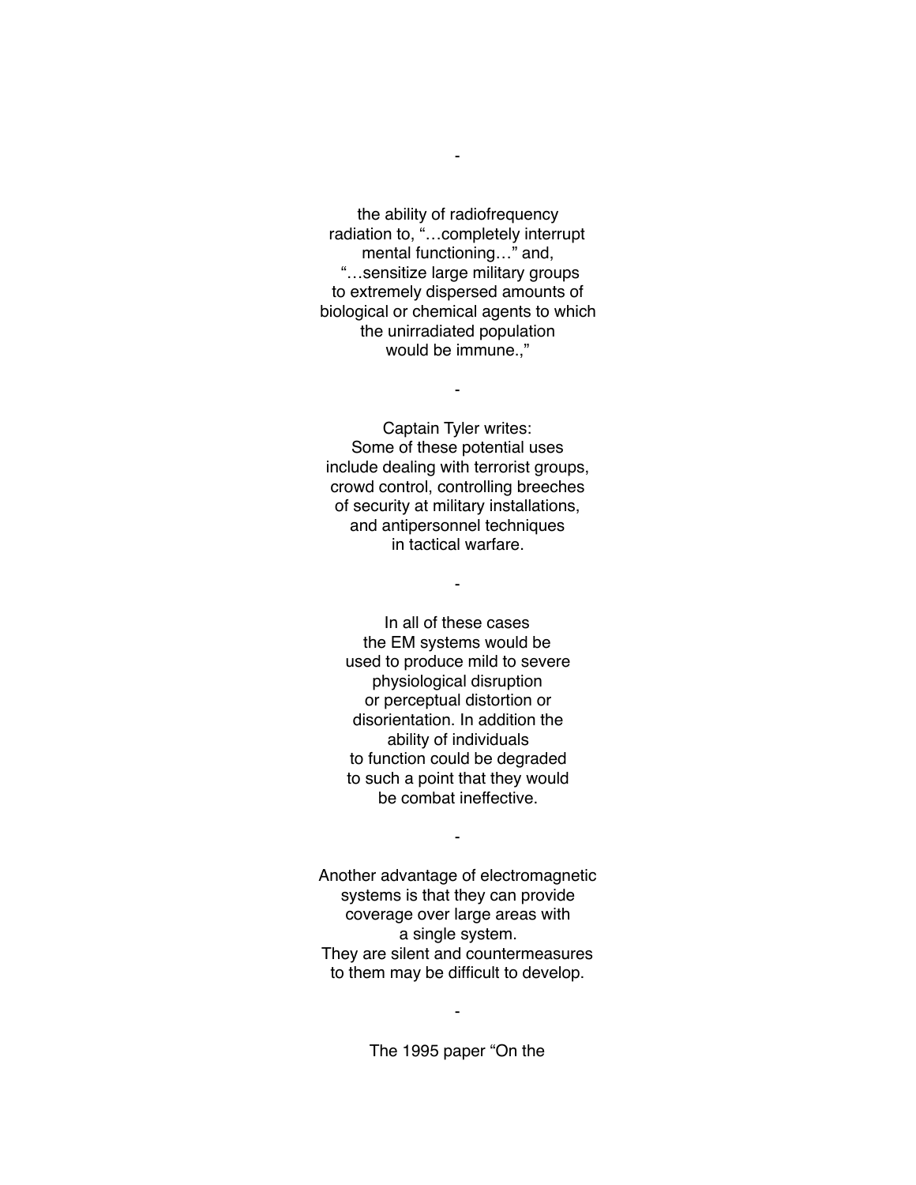-

the ability of radiofrequency
radiation to, "…completely interrupt
mental functioning…" and,
"…sensitize large military groups
to extremely dispersed amounts of
biological or chemical agents to which
the unirradiated population
would be immune.,"

-

Captain Tyler writes:
Some of these potential uses
include dealing with terrorist groups,
crowd control, controlling breeches
of security at military installations,
and antipersonnel techniques
in tactical warfare.

-

In all of these cases
the EM systems would be
used to produce mild to severe
physiological disruption
or perceptual distortion or
disorientation. In addition the
ability of individuals
to function could be degraded
to such a point that they would
be combat ineffective.

-

Another advantage of electromagnetic
systems is that they can provide
coverage over large areas with
a single system.
They are silent and countermeasures
to them may be difficult to develop.

-

The 1995 paper "On the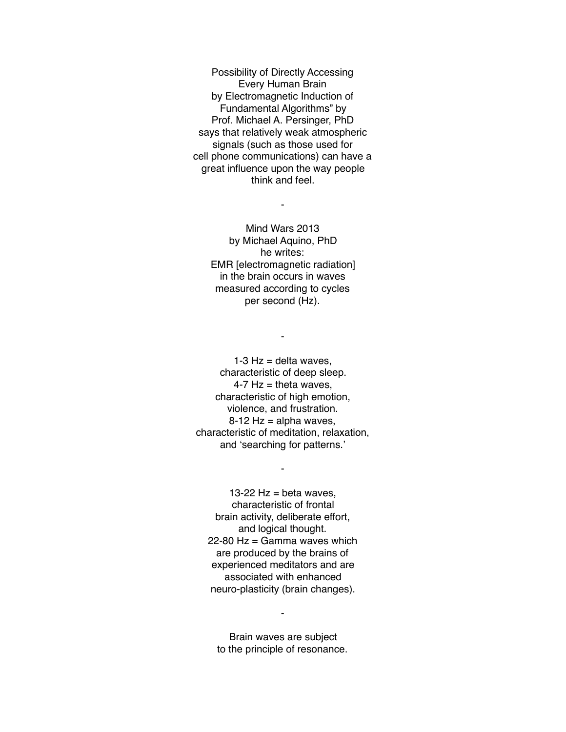Possibility of Directly Accessing
Every Human Brain
by Electromagnetic Induction of
Fundamental Algorithms" by
Prof. Michael A. Persinger, PhD
says that relatively weak atmospheric
signals (such as those used for
cell phone communications) can have a
great influence upon the way people
think and feel.

-

Mind Wars 2013
by Michael Aquino, PhD
he writes:
EMR [electromagnetic radiation]
in the brain occurs in waves
measured according to cycles
per second (Hz).

-

1-3 Hz = delta waves,
characteristic of deep sleep.
4-7 Hz = theta waves,
characteristic of high emotion,
violence, and frustration.
8-12 Hz = alpha waves,
characteristic of meditation, relaxation,
and 'searching for patterns.'

-

13-22 Hz = beta waves,
characteristic of frontal
brain activity, deliberate effort,
and logical thought.
22-80 Hz = Gamma waves which
are produced by the brains of
experienced meditators and are
associated with enhanced
neuro-plasticity (brain changes).

-

Brain waves are subject
to the principle of resonance.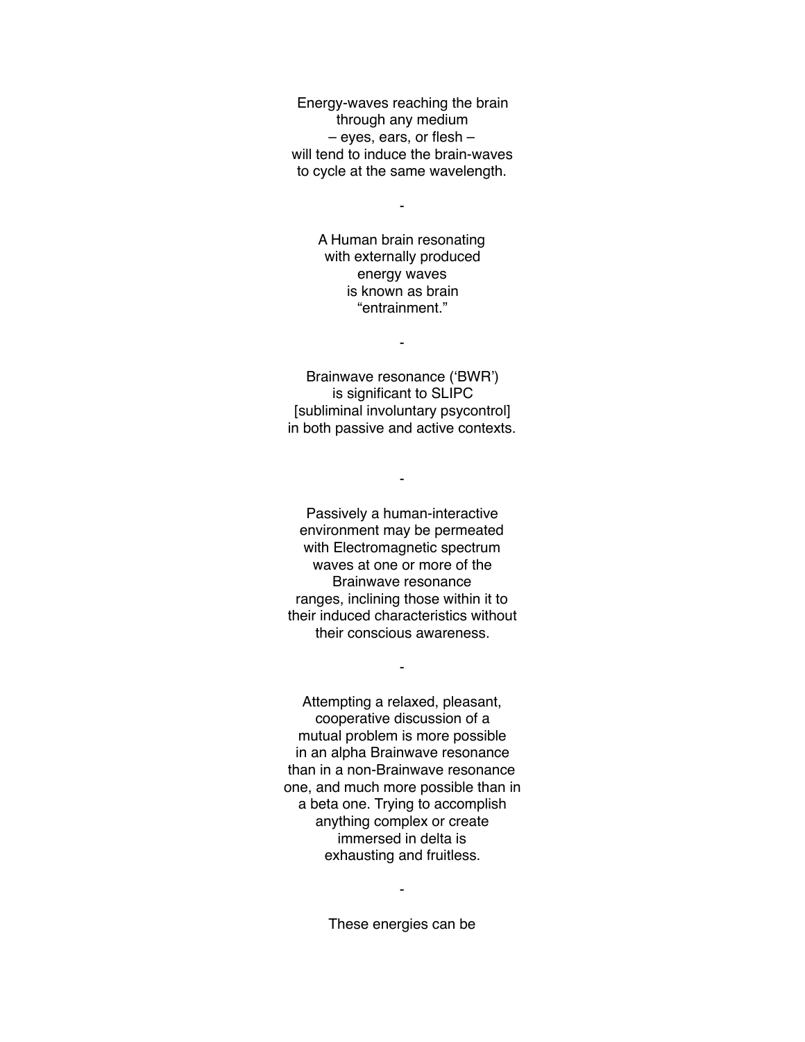Energy-waves reaching the brain
through any medium
– eyes, ears, or flesh –
will tend to induce the brain-waves
to cycle at the same wavelength.

-

A Human brain resonating
with externally produced
energy waves
is known as brain
“entrainment.”

-

Brainwave resonance (‘BWR’)
is significant to SLIPC
[subliminal involuntary psycontrol]
in both passive and active contexts.

-

Passively a human-interactive
environment may be permeated
with Electromagnetic spectrum
waves at one or more of the
Brainwave resonance
ranges, inclining those within it to
their induced characteristics without
their conscious awareness.

-

Attempting a relaxed, pleasant,
cooperative discussion of a
mutual problem is more possible
in an alpha Brainwave resonance
than in a non-Brainwave resonance
one, and much more possible than in
a beta one. Trying to accomplish
anything complex or create
immersed in delta is
exhausting and fruitless.

-

These energies can be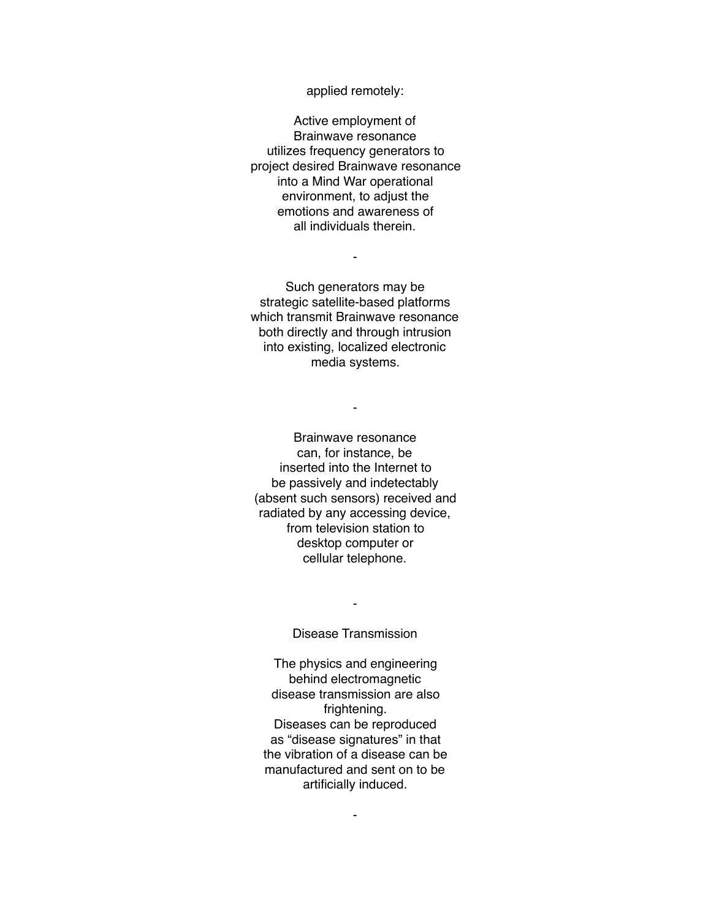applied remotely:

Active employment of Brainwave resonance utilizes frequency generators to project desired Brainwave resonance into a Mind War operational environment, to adjust the emotions and awareness of all individuals therein.

-

Such generators may be strategic satellite-based platforms which transmit Brainwave resonance both directly and through intrusion into existing, localized electronic media systems.

-

Brainwave resonance can, for instance, be inserted into the Internet to be passively and indetectably (absent such sensors) received and radiated by any accessing device, from television station to desktop computer or cellular telephone.

-

Disease Transmission

The physics and engineering behind electromagnetic disease transmission are also frightening.
Diseases can be reproduced as "disease signatures" in that the vibration of a disease can be manufactured and sent on to be artificially induced.

-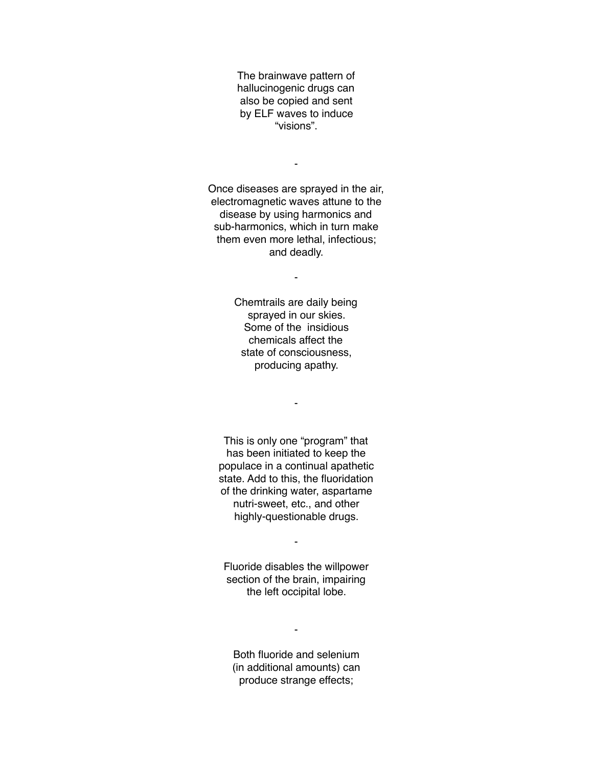The brainwave pattern of hallucinogenic drugs can also be copied and sent by ELF waves to induce "visions".

-

Once diseases are sprayed in the air, electromagnetic waves attune to the disease by using harmonics and sub-harmonics, which in turn make them even more lethal, infectious; and deadly.

-

Chemtrails are daily being sprayed in our skies. Some of the insidious chemicals affect the state of consciousness, producing apathy.

-

This is only one "program" that has been initiated to keep the populace in a continual apathetic state. Add to this, the fluoridation of the drinking water, aspartame nutri-sweet, etc., and other highly-questionable drugs.

-

Fluoride disables the willpower section of the brain, impairing the left occipital lobe.

-

Both fluoride and selenium (in additional amounts) can produce strange effects;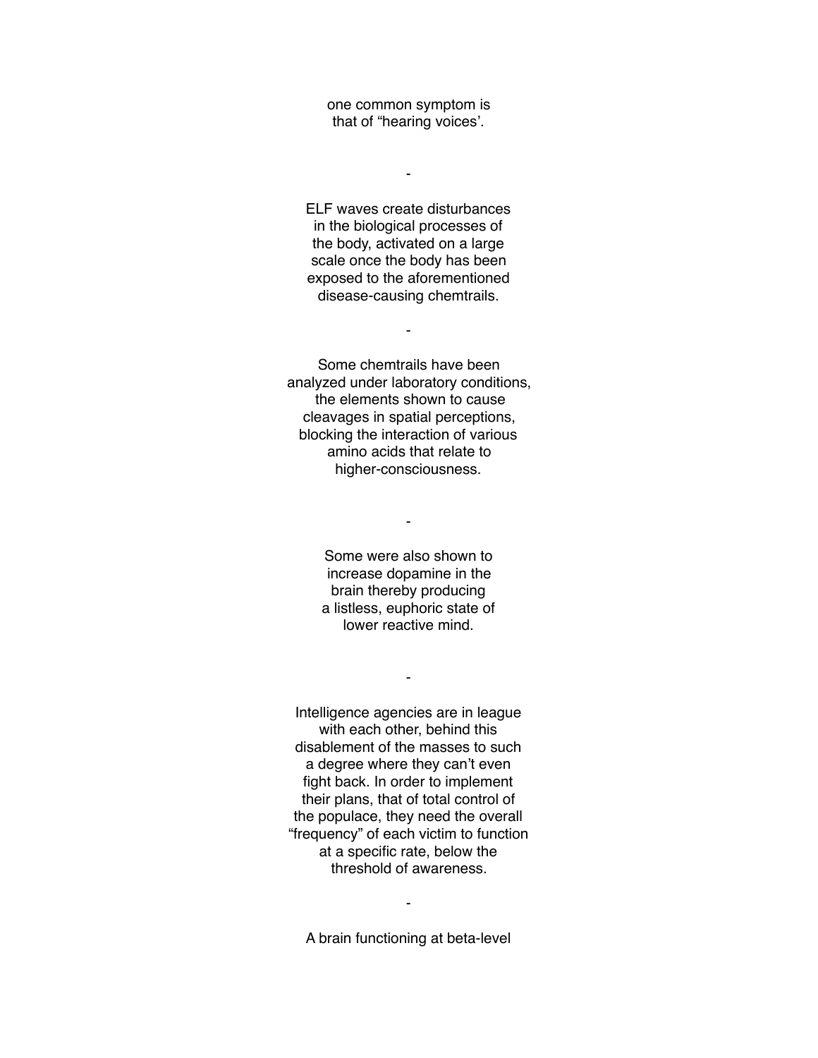one common symptom is
that of "hearing voices'.

-

ELF waves create disturbances
in the biological processes of
the body, activated on a large
scale once the body has been
exposed to the aforementioned
disease-causing chemtrails.

-

Some chemtrails have been
analyzed under laboratory conditions,
the elements shown to cause
cleavages in spatial perceptions,
blocking the interaction of various
amino acids that relate to
higher-consciousness.

-

Some were also shown to
increase dopamine in the
brain thereby producing
a listless, euphoric state of
lower reactive mind.

-

Intelligence agencies are in league
with each other, behind this
disablement of the masses to such
a degree where they can't even
fight back. In order to implement
their plans, that of total control of
the populace, they need the overall
"frequency" of each victim to function
at a specific rate, below the
threshold of awareness.

-

A brain functioning at beta-level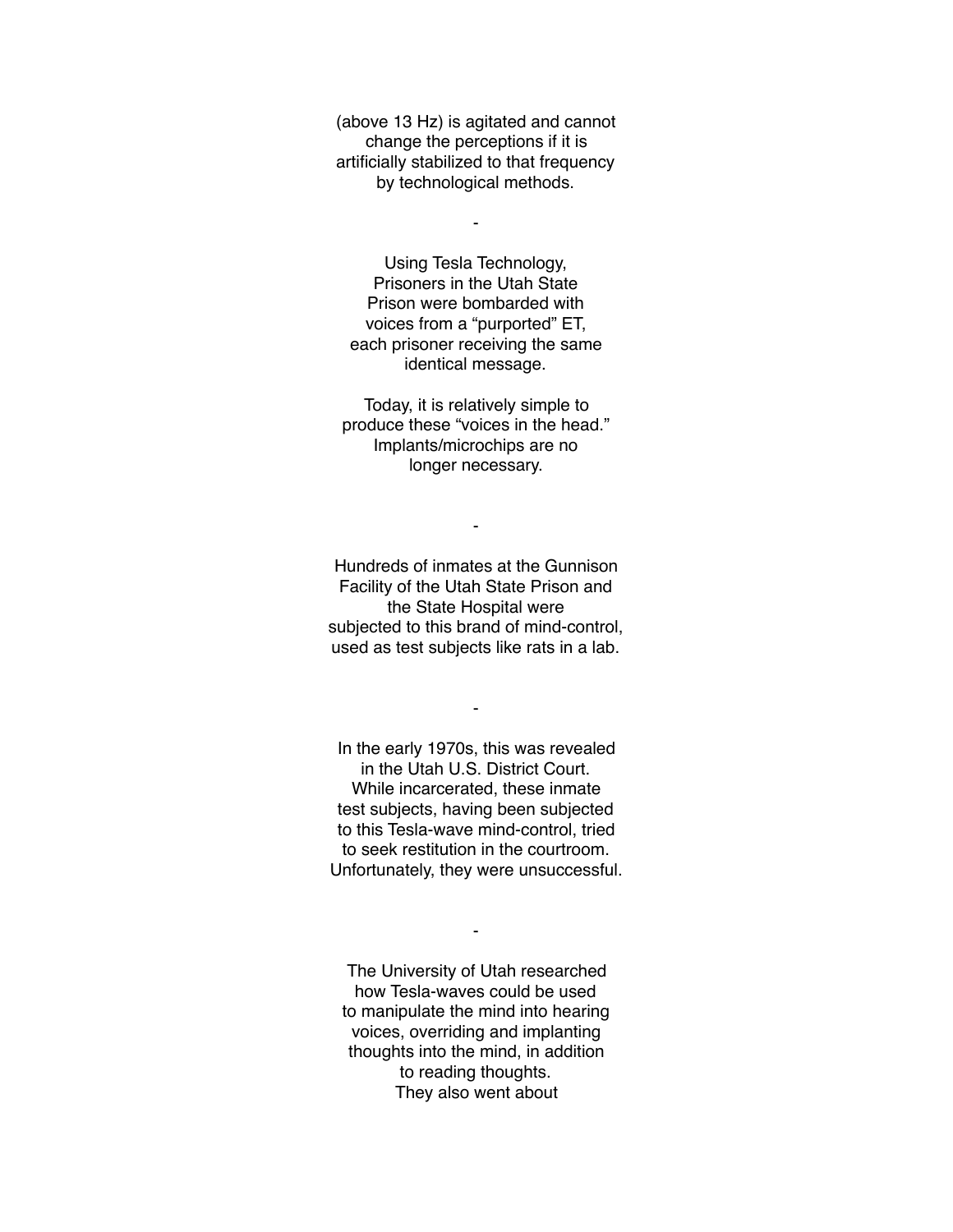(above 13 Hz) is agitated and cannot change the perceptions if it is artificially stabilized to that frequency by technological methods.

-

Using Tesla Technology, Prisoners in the Utah State Prison were bombarded with voices from a "purported" ET, each prisoner receiving the same identical message.

Today, it is relatively simple to produce these "voices in the head." Implants/microchips are no longer necessary.

-

Hundreds of inmates at the Gunnison Facility of the Utah State Prison and the State Hospital were subjected to this brand of mind-control, used as test subjects like rats in a lab.

-

In the early 1970s, this was revealed in the Utah U.S. District Court. While incarcerated, these inmate test subjects, having been subjected to this Tesla-wave mind-control, tried to seek restitution in the courtroom. Unfortunately, they were unsuccessful.

-

The University of Utah researched how Tesla-waves could be used to manipulate the mind into hearing voices, overriding and implanting thoughts into the mind, in addition to reading thoughts. They also went about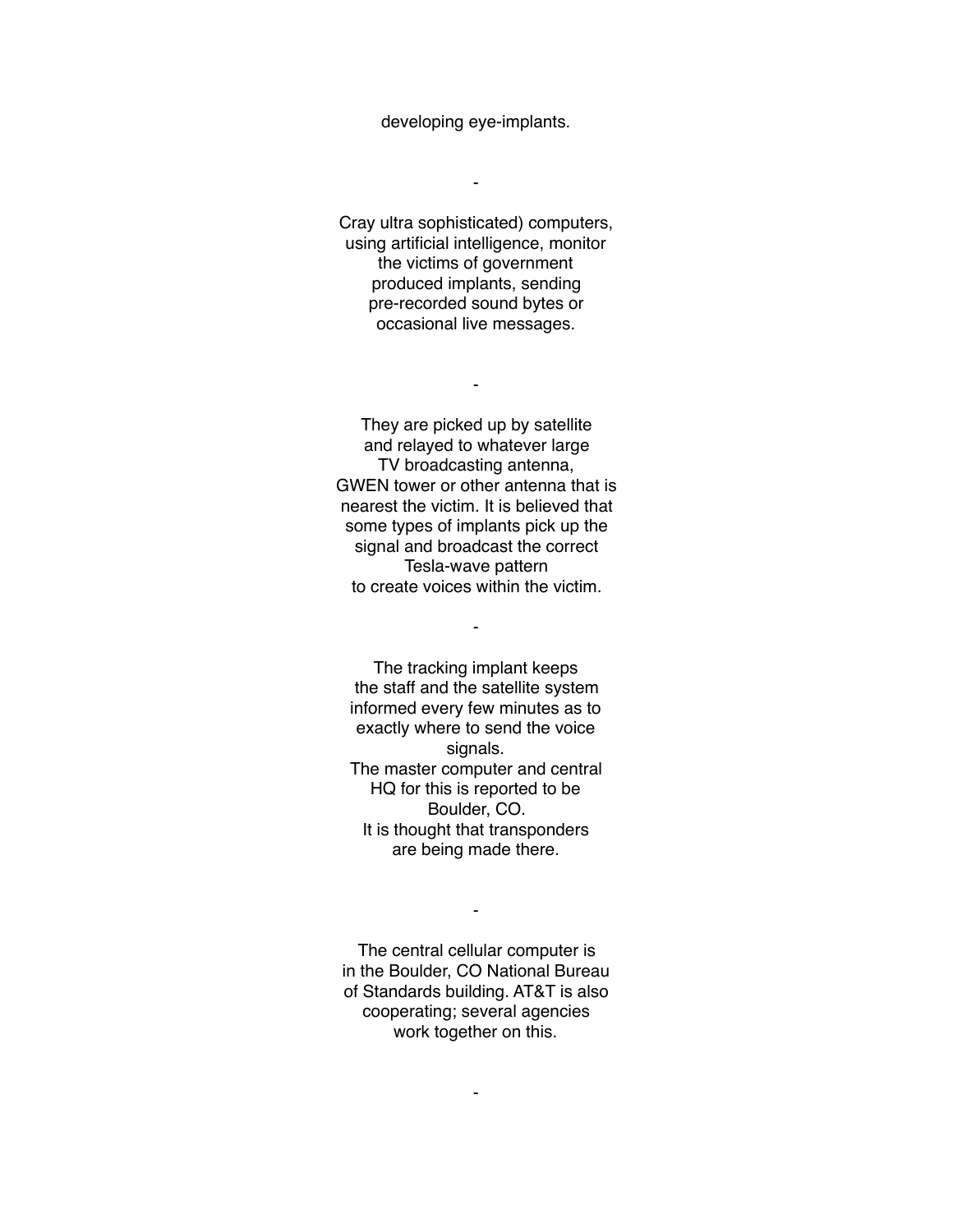developing eye-implants.

-

Cray ultra sophisticated) computers, using artificial intelligence, monitor the victims of government produced implants, sending pre-recorded sound bytes or occasional live messages.

-

They are picked up by satellite and relayed to whatever large TV broadcasting antenna, GWEN tower or other antenna that is nearest the victim. It is believed that some types of implants pick up the signal and broadcast the correct Tesla-wave pattern to create voices within the victim.

-

The tracking implant keeps the staff and the satellite system informed every few minutes as to exactly where to send the voice signals.
The master computer and central HQ for this is reported to be Boulder, CO.
It is thought that transponders are being made there.

-

The central cellular computer is in the Boulder, CO National Bureau of Standards building. AT&T is also cooperating; several agencies work together on this.

-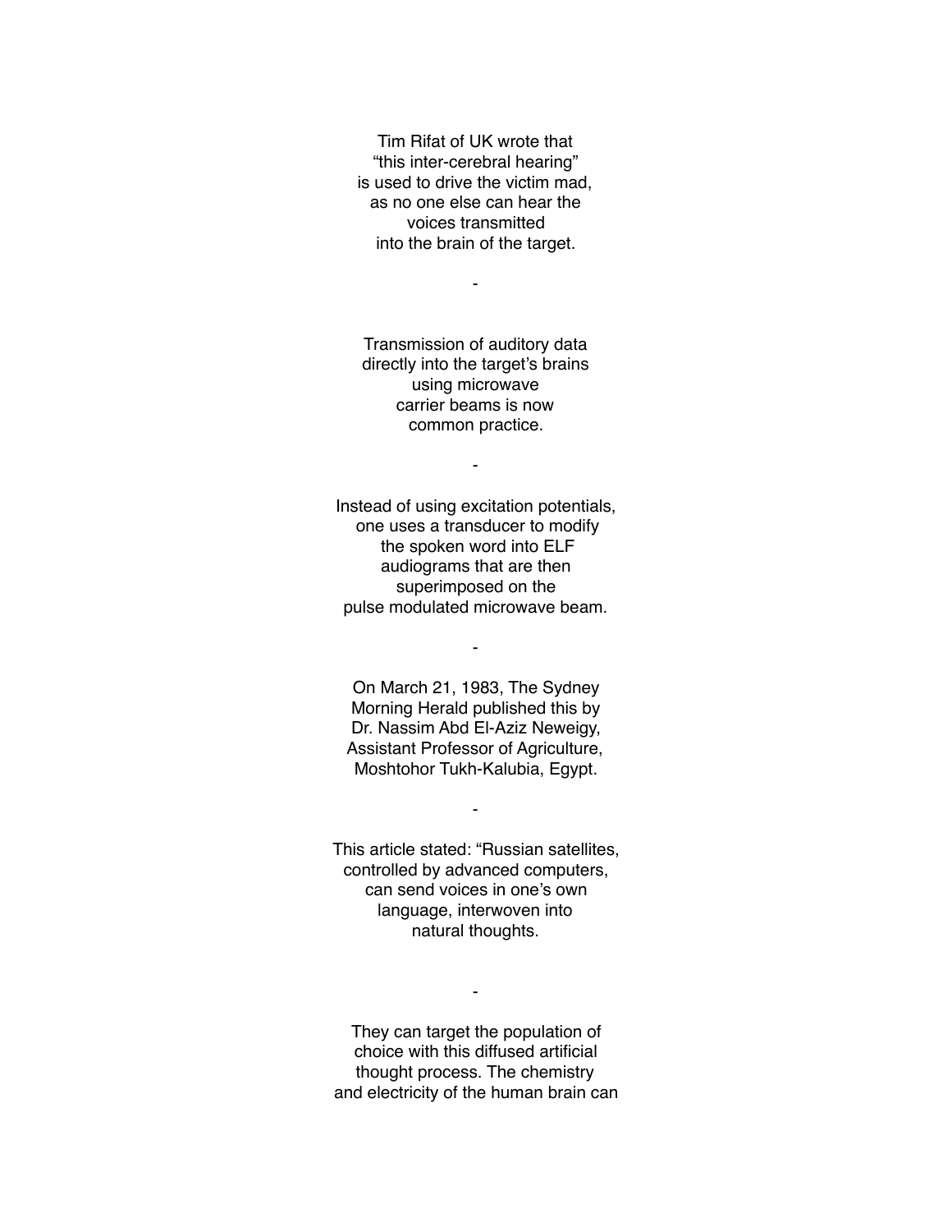Tim Rifat of UK wrote that
“this inter-cerebral hearing”
is used to drive the victim mad,
as no one else can hear the
voices transmitted
into the brain of the target.

-

Transmission of auditory data
directly into the target’s brains
using microwave
carrier beams is now
common practice.

-

Instead of using excitation potentials,
one uses a transducer to modify
the spoken word into ELF
audiograms that are then
superimposed on the
pulse modulated microwave beam.

-

On March 21, 1983, The Sydney
Morning Herald published this by
Dr. Nassim Abd El-Aziz Neweigy,
Assistant Professor of Agriculture,
Moshtohor Tukh-Kalubia, Egypt.

-

This article stated: “Russian satellites,
controlled by advanced computers,
can send voices in one’s own
language, interwoven into
natural thoughts.

-

They can target the population of
choice with this diffused artificial
thought process. The chemistry
and electricity of the human brain can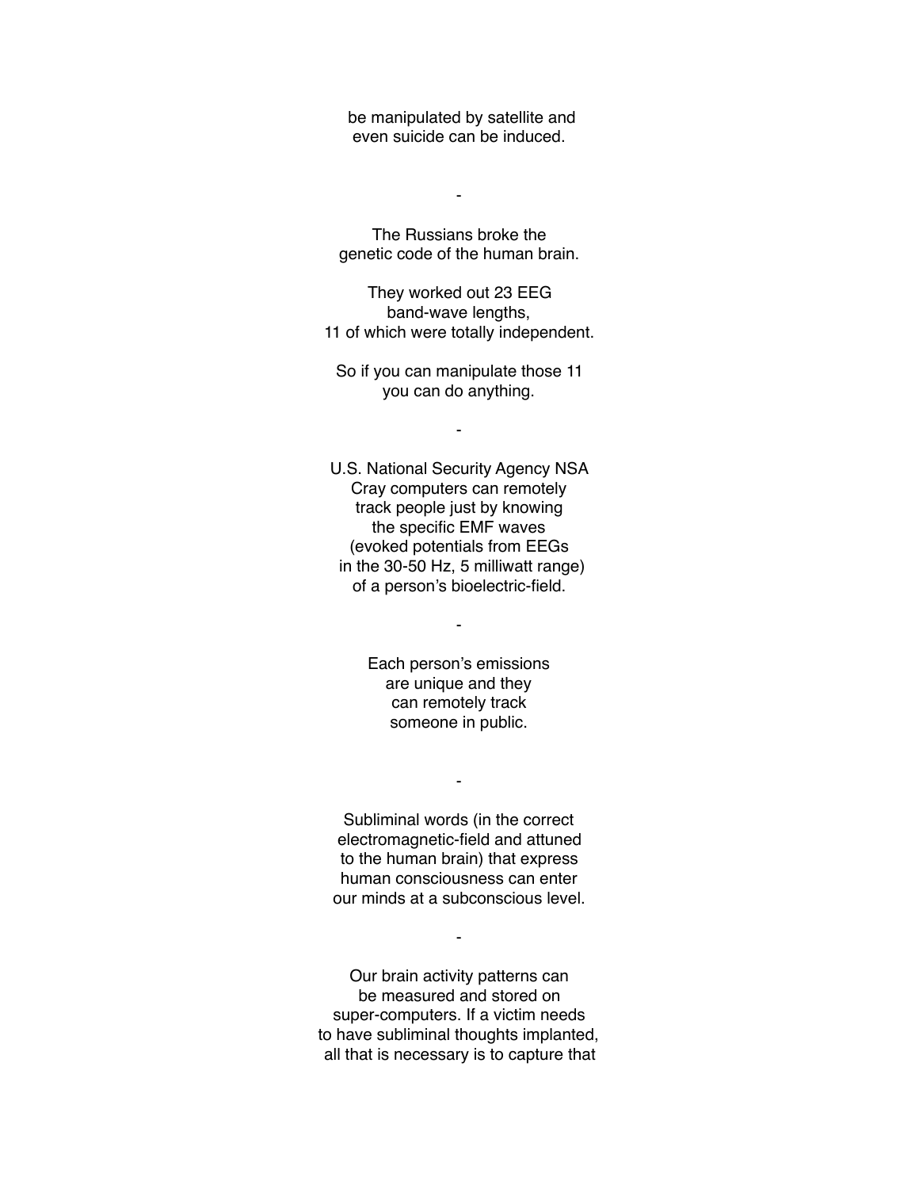be manipulated by satellite and
even suicide can be induced.

-

The Russians broke the
genetic code of the human brain.

They worked out 23 EEG
band-wave lengths,
11 of which were totally independent.

So if you can manipulate those 11
you can do anything.

-

U.S. National Security Agency NSA
Cray computers can remotely
track people just by knowing
the specific EMF waves
(evoked potentials from EEGs
in the 30-50 Hz, 5 milliwatt range)
of a person's bioelectric-field.

-

Each person's emissions
are unique and they
can remotely track
someone in public.

-

Subliminal words (in the correct
electromagnetic-field and attuned
to the human brain) that express
human consciousness can enter
our minds at a subconscious level.

-

Our brain activity patterns can
be measured and stored on
super-computers. If a victim needs
to have subliminal thoughts implanted,
all that is necessary is to capture that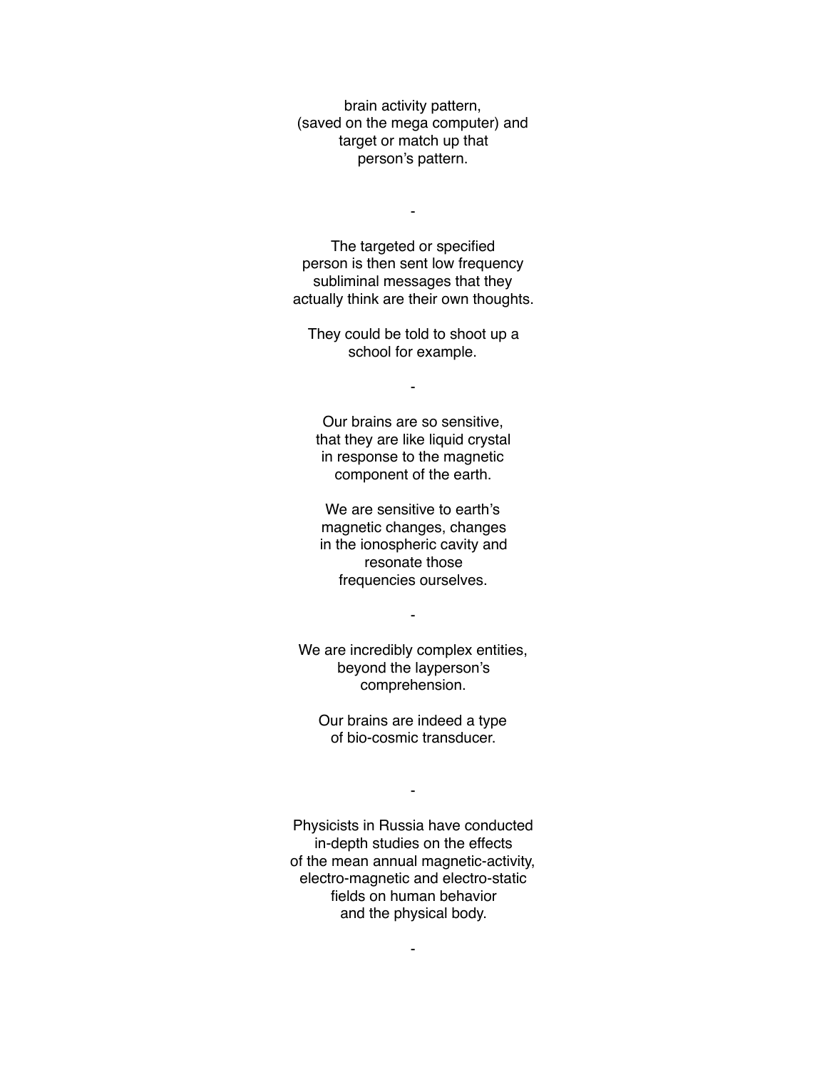brain activity pattern,
(saved on the mega computer) and
target or match up that
person's pattern.

-

The targeted or specified
person is then sent low frequency
subliminal messages that they
actually think are their own thoughts.

They could be told to shoot up a
school for example.

-

Our brains are so sensitive,
that they are like liquid crystal
in response to the magnetic
component of the earth.

We are sensitive to earth's
magnetic changes, changes
in the ionospheric cavity and
resonate those
frequencies ourselves.

-

We are incredibly complex entities,
beyond the layperson's
comprehension.

Our brains are indeed a type
of bio-cosmic transducer.

-

Physicists in Russia have conducted
in-depth studies on the effects
of the mean annual magnetic-activity,
electro-magnetic and electro-static
fields on human behavior
and the physical body.

-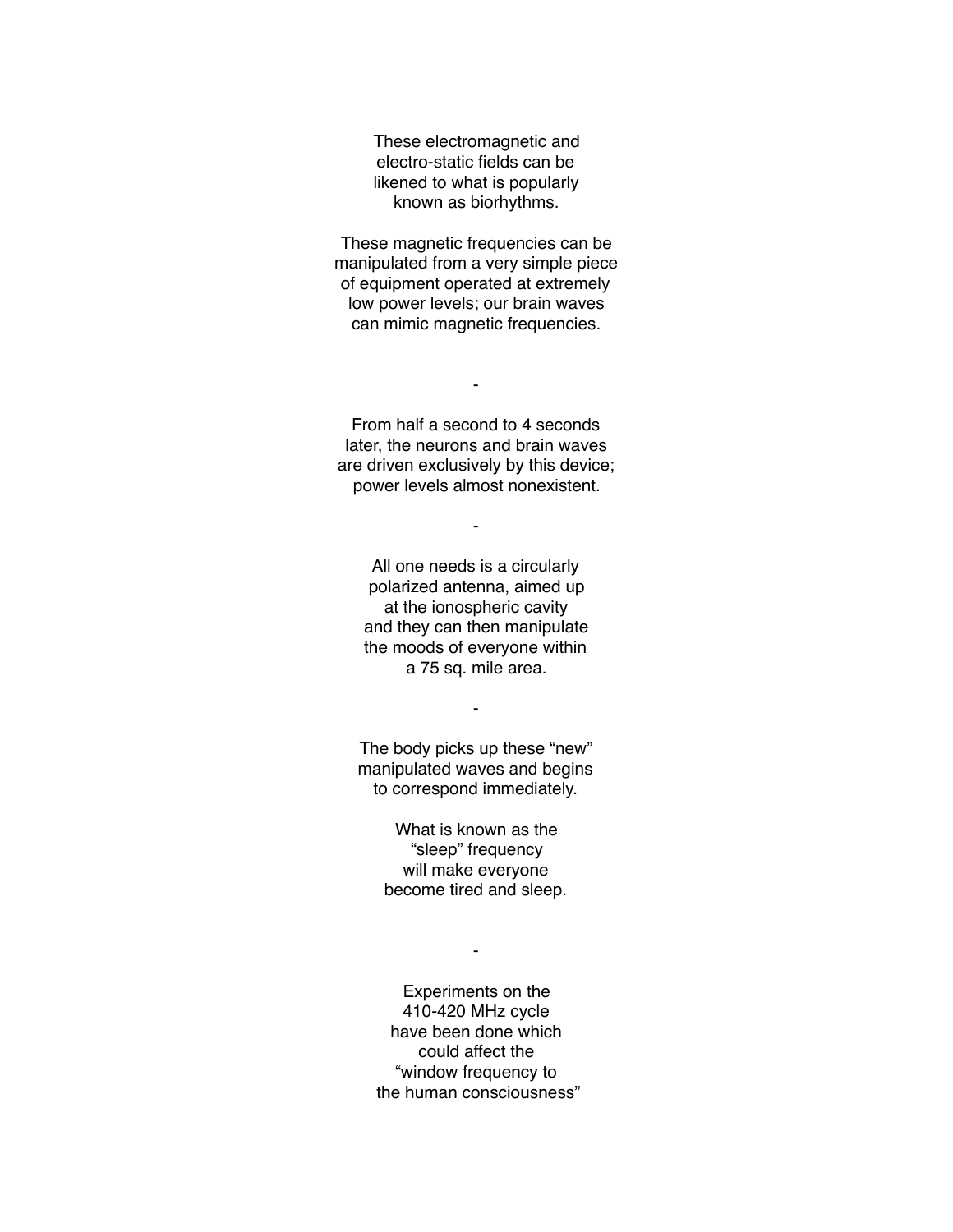These electromagnetic and
electro-static fields can be
likened to what is popularly
known as biorhythms.

These magnetic frequencies can be
manipulated from a very simple piece
of equipment operated at extremely
low power levels; our brain waves
can mimic magnetic frequencies.

-

From half a second to 4 seconds
later, the neurons and brain waves
are driven exclusively by this device;
power levels almost nonexistent.

-

All one needs is a circularly
polarized antenna, aimed up
at the ionospheric cavity
and they can then manipulate
the moods of everyone within
a 75 sq. mile area.

-

The body picks up these “new”
manipulated waves and begins
to correspond immediately.

What is known as the
“sleep” frequency
will make everyone
become tired and sleep.

-

Experiments on the
410-420 MHz cycle
have been done which
could affect the
“window frequency to
the human consciousness”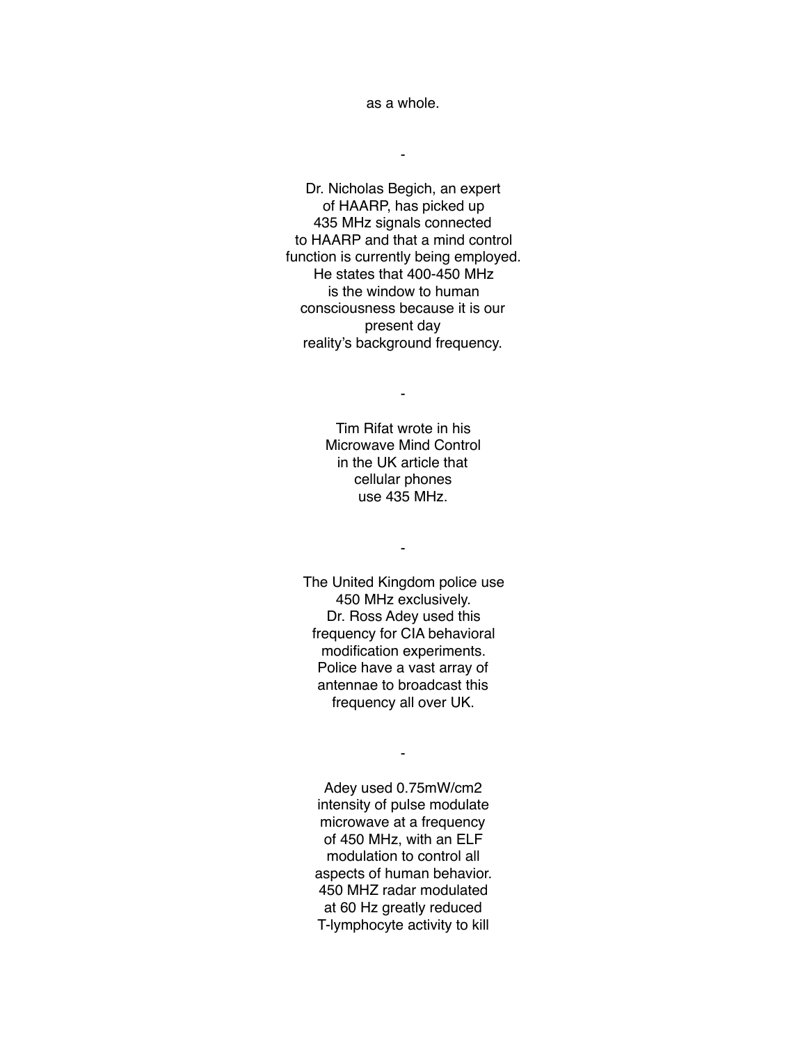as a whole.

-

Dr. Nicholas Begich, an expert of HAARP, has picked up 435 MHz signals connected to HAARP and that a mind control function is currently being employed. He states that 400-450 MHz is the window to human consciousness because it is our present day reality's background frequency.

-

Tim Rifat wrote in his Microwave Mind Control in the UK article that cellular phones use 435 MHz.

-

The United Kingdom police use 450 MHz exclusively. Dr. Ross Adey used this frequency for CIA behavioral modification experiments. Police have a vast array of antennae to broadcast this frequency all over UK.

-

Adey used 0.75mW/cm2 intensity of pulse modulate microwave at a frequency of 450 MHz, with an ELF modulation to control all aspects of human behavior. 450 MHZ radar modulated at 60 Hz greatly reduced T-lymphocyte activity to kill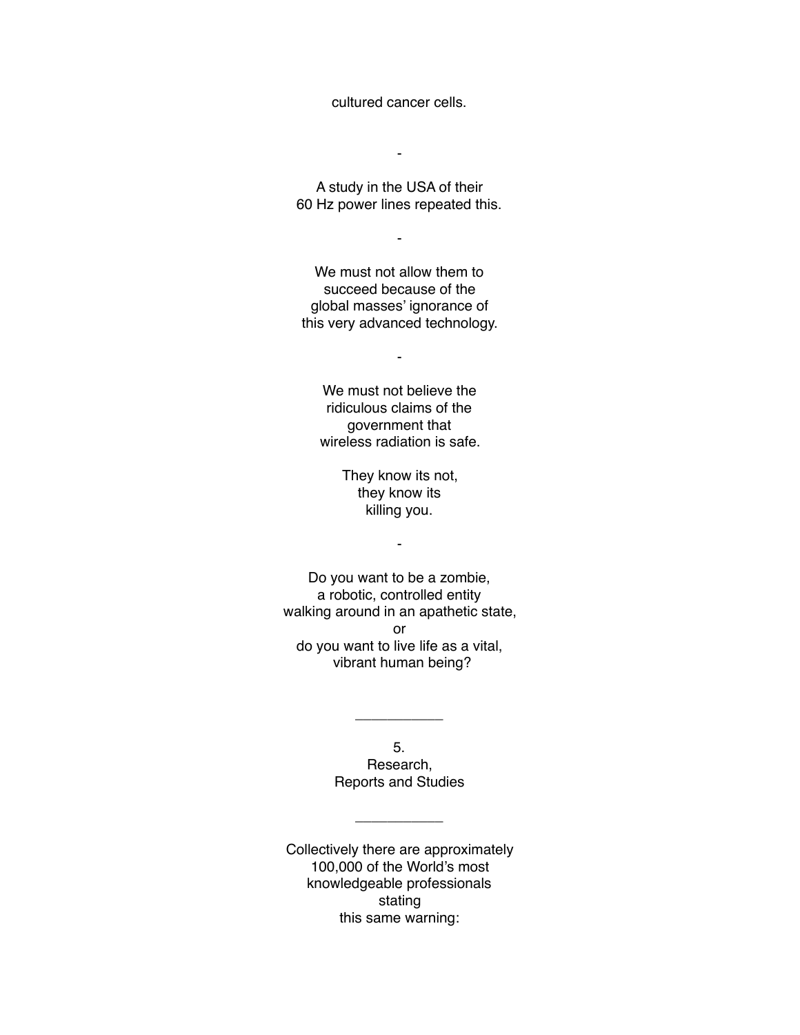cultured cancer cells.

-

A study in the USA of their
60 Hz power lines repeated this.

-

We must not allow them to
succeed because of the
global masses' ignorance of
this very advanced technology.

-

We must not believe the
ridiculous claims of the
government that
wireless radiation is safe.

They know its not,
they know its
killing you.

-

Do you want to be a zombie,
a robotic, controlled entity
walking around in an apathetic state,
or
do you want to live life as a vital,
vibrant human being?

___________

## 5. Research, Reports and Studies

___________

Collectively there are approximately
100,000 of the World's most
knowledgeable professionals
stating
this same warning: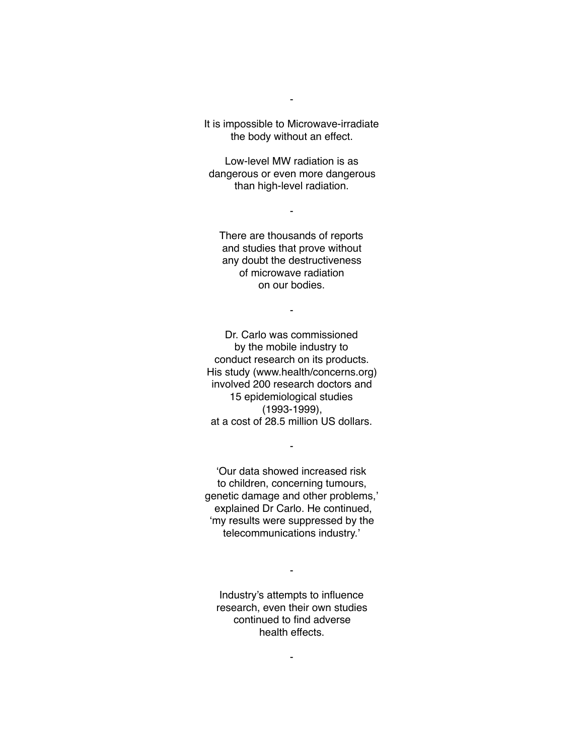-

It is impossible to Microwave-irradiate the body without an effect.

Low-level MW radiation is as dangerous or even more dangerous than high-level radiation.

-

There are thousands of reports and studies that prove without any doubt the destructiveness of microwave radiation on our bodies.

-

Dr. Carlo was commissioned by the mobile industry to conduct research on its products. His study (www.health/concerns.org) involved 200 research doctors and 15 epidemiological studies (1993-1999), at a cost of 28.5 million US dollars.

-

'Our data showed increased risk to children, concerning tumours, genetic damage and other problems,' explained Dr Carlo. He continued, 'my results were suppressed by the telecommunications industry.'

-

Industry's attempts to influence research, even their own studies continued to find adverse health effects.

-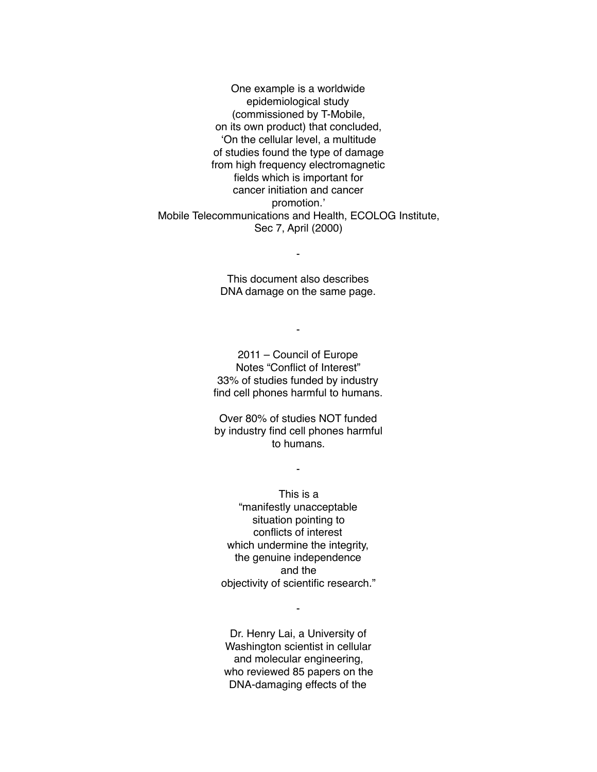One example is a worldwide epidemiological study (commissioned by T-Mobile, on its own product) that concluded, 'On the cellular level, a multitude of studies found the type of damage from high frequency electromagnetic fields which is important for cancer initiation and cancer promotion.'
Mobile Telecommunications and Health, ECOLOG Institute, Sec 7, April (2000)

-

This document also describes DNA damage on the same page.

-

2011 – Council of Europe Notes "Conflict of Interest" 33% of studies funded by industry find cell phones harmful to humans.

Over 80% of studies NOT funded by industry find cell phones harmful to humans.

-

This is a "manifestly unacceptable situation pointing to conflicts of interest which undermine the integrity, the genuine independence and the objectivity of scientific research."

-

Dr. Henry Lai, a University of Washington scientist in cellular and molecular engineering, who reviewed 85 papers on the DNA-damaging effects of the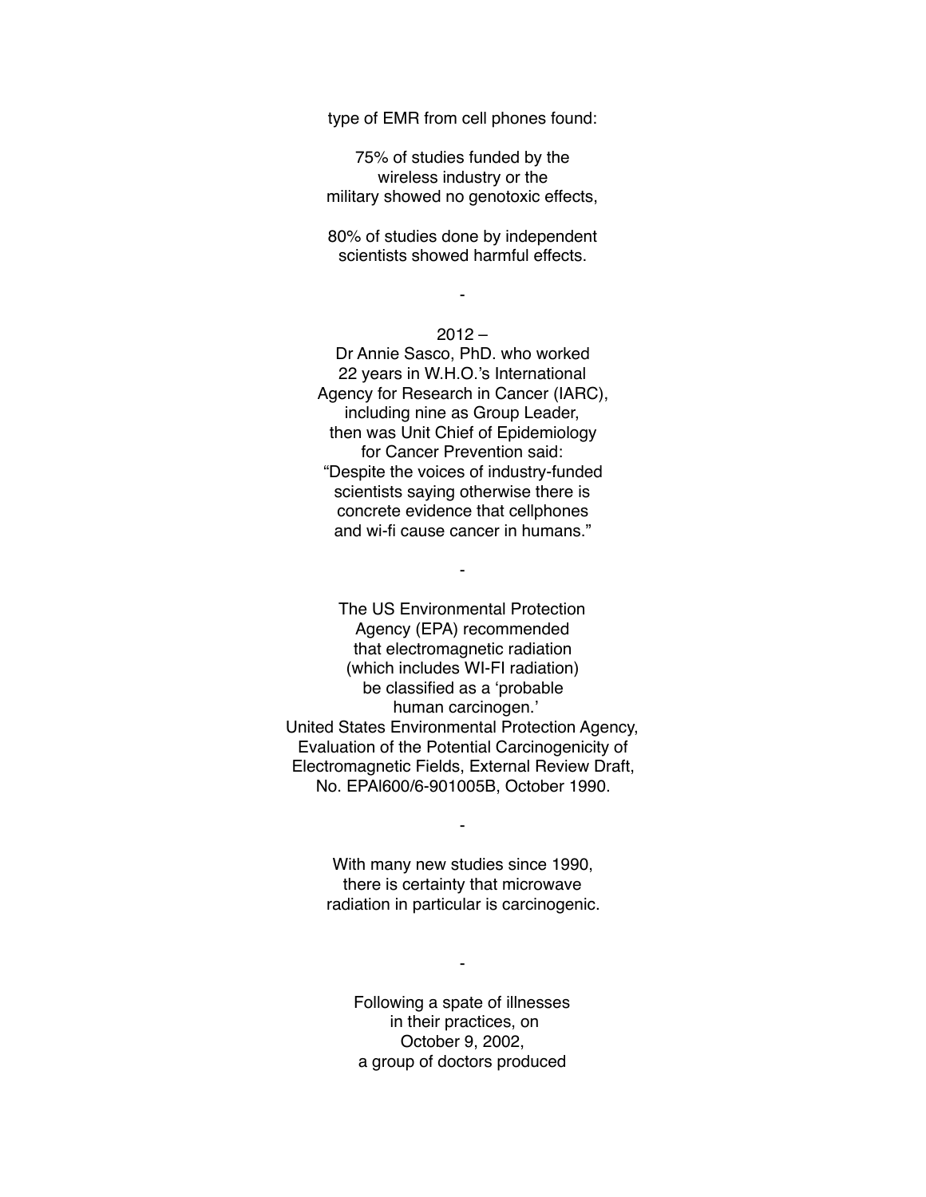type of EMR from cell phones found:

75% of studies funded by the wireless industry or the military showed no genotoxic effects,

80% of studies done by independent scientists showed harmful effects.

-

2012 –
Dr Annie Sasco, PhD. who worked 22 years in W.H.O.'s International Agency for Research in Cancer (IARC), including nine as Group Leader, then was Unit Chief of Epidemiology for Cancer Prevention said: "Despite the voices of industry-funded scientists saying otherwise there is concrete evidence that cellphones and wi-fi cause cancer in humans."

-

The US Environmental Protection Agency (EPA) recommended that electromagnetic radiation (which includes WI-FI radiation) be classified as a 'probable human carcinogen.'
United States Environmental Protection Agency, Evaluation of the Potential Carcinogenicity of Electromagnetic Fields, External Review Draft, No. EPAl600/6-901005B, October 1990.

-

With many new studies since 1990, there is certainty that microwave radiation in particular is carcinogenic.

-

Following a spate of illnesses in their practices, on October 9, 2002, a group of doctors produced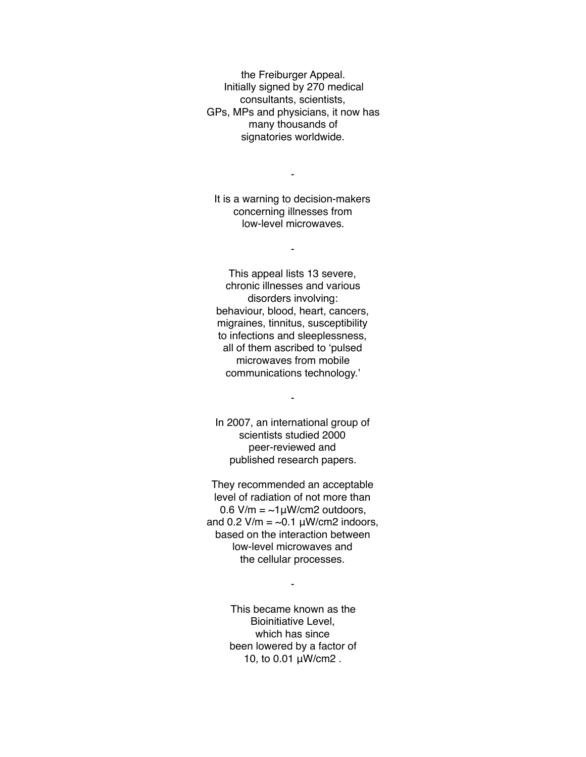the Freiburger Appeal.
Initially signed by 270 medical consultants, scientists, GPs, MPs and physicians, it now has many thousands of signatories worldwide.

-

It is a warning to decision-makers concerning illnesses from low-level microwaves.

-

This appeal lists 13 severe, chronic illnesses and various disorders involving: behaviour, blood, heart, cancers, migraines, tinnitus, susceptibility to infections and sleeplessness, all of them ascribed to 'pulsed microwaves from mobile communications technology.'

-

In 2007, an international group of scientists studied 2000 peer-reviewed and published research papers.

They recommended an acceptable level of radiation of not more than 0.6 V/m = ~1µW/cm2 outdoors, and 0.2 V/m = ~0.1 µW/cm2 indoors, based on the interaction between low-level microwaves and the cellular processes.

-

This became known as the Bioinitiative Level, which has since been lowered by a factor of 10, to 0.01 µW/cm2 .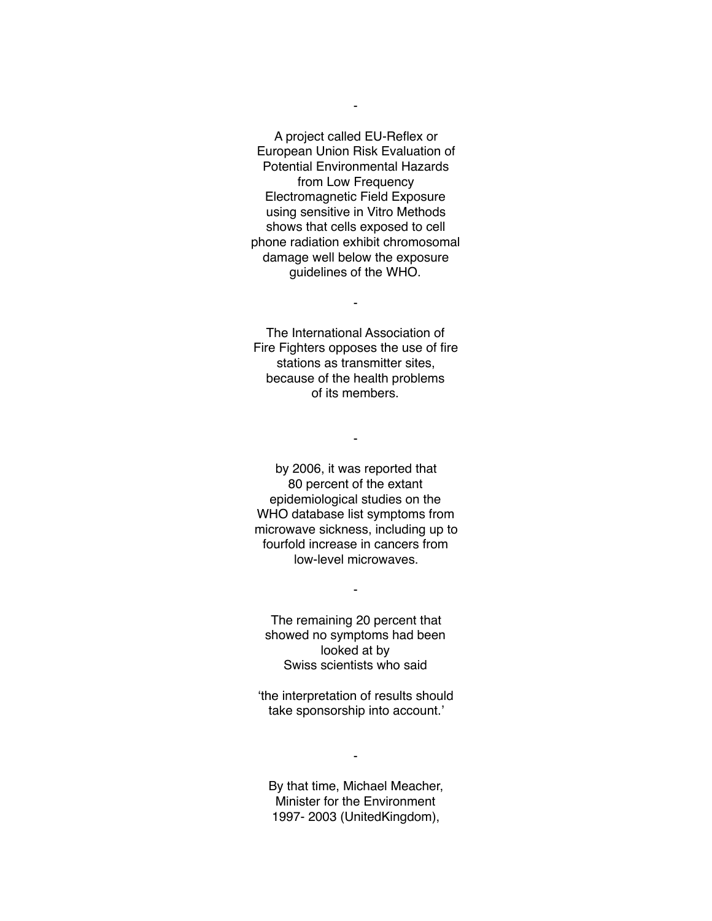-

A project called EU-Reflex or European Union Risk Evaluation of Potential Environmental Hazards from Low Frequency Electromagnetic Field Exposure using sensitive in Vitro Methods shows that cells exposed to cell phone radiation exhibit chromosomal damage well below the exposure guidelines of the WHO.

-

The International Association of Fire Fighters opposes the use of fire stations as transmitter sites, because of the health problems of its members.

-

by 2006, it was reported that 80 percent of the extant epidemiological studies on the WHO database list symptoms from microwave sickness, including up to fourfold increase in cancers from low-level microwaves.

-

The remaining 20 percent that showed no symptoms had been looked at by Swiss scientists who said

'the interpretation of results should take sponsorship into account.'

-

By that time, Michael Meacher, Minister for the Environment 1997- 2003 (UnitedKingdom),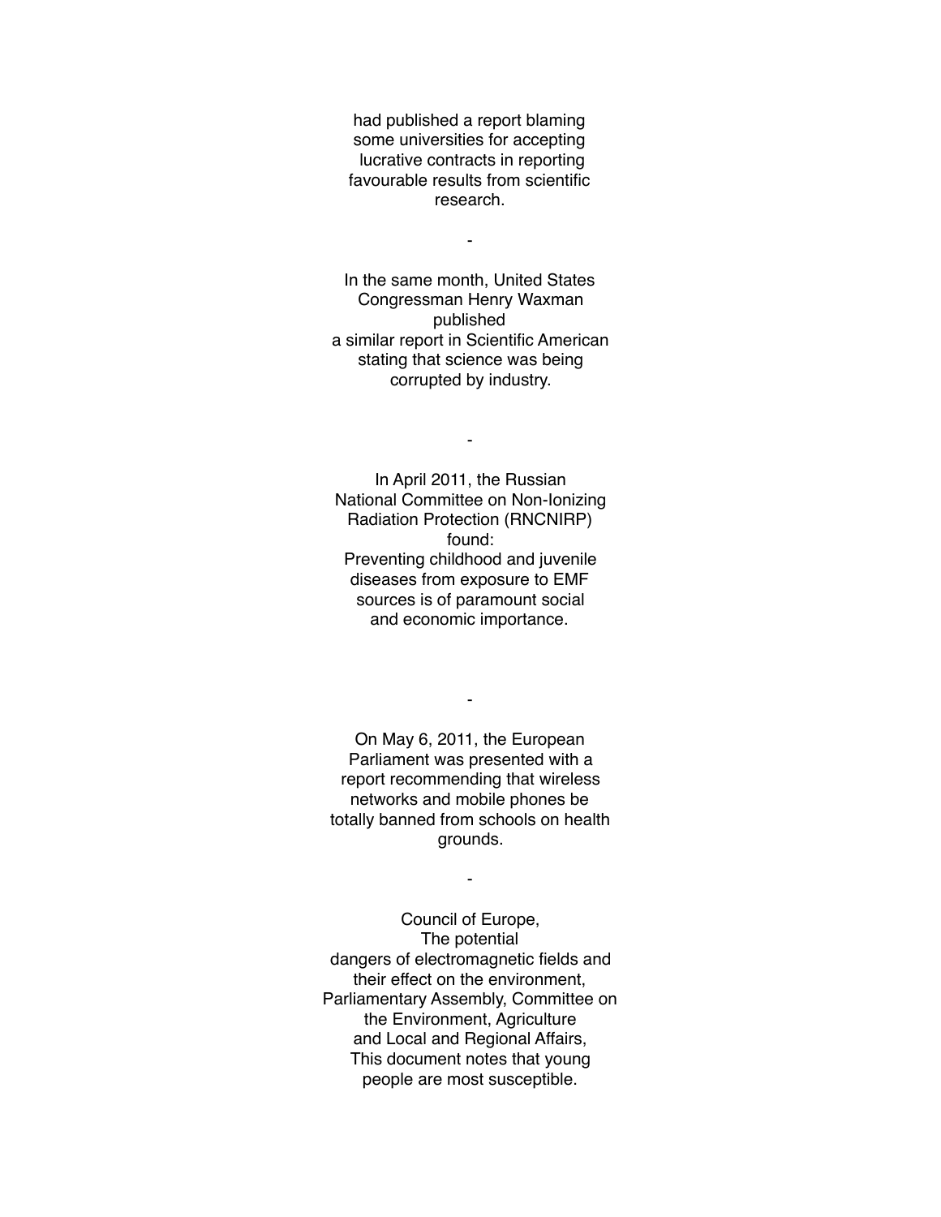had published a report blaming some universities for accepting lucrative contracts in reporting favourable results from scientific research.

-

In the same month, United States Congressman Henry Waxman published a similar report in Scientific American stating that science was being corrupted by industry.

-

In April 2011, the Russian National Committee on Non-Ionizing Radiation Protection (RNCNIRP) found:
Preventing childhood and juvenile diseases from exposure to EMF sources is of paramount social and economic importance.

-

On May 6, 2011, the European Parliament was presented with a report recommending that wireless networks and mobile phones be totally banned from schools on health grounds.

-

Council of Europe,
The potential dangers of electromagnetic fields and their effect on the environment,
Parliamentary Assembly, Committee on the Environment, Agriculture and Local and Regional Affairs,
This document notes that young people are most susceptible.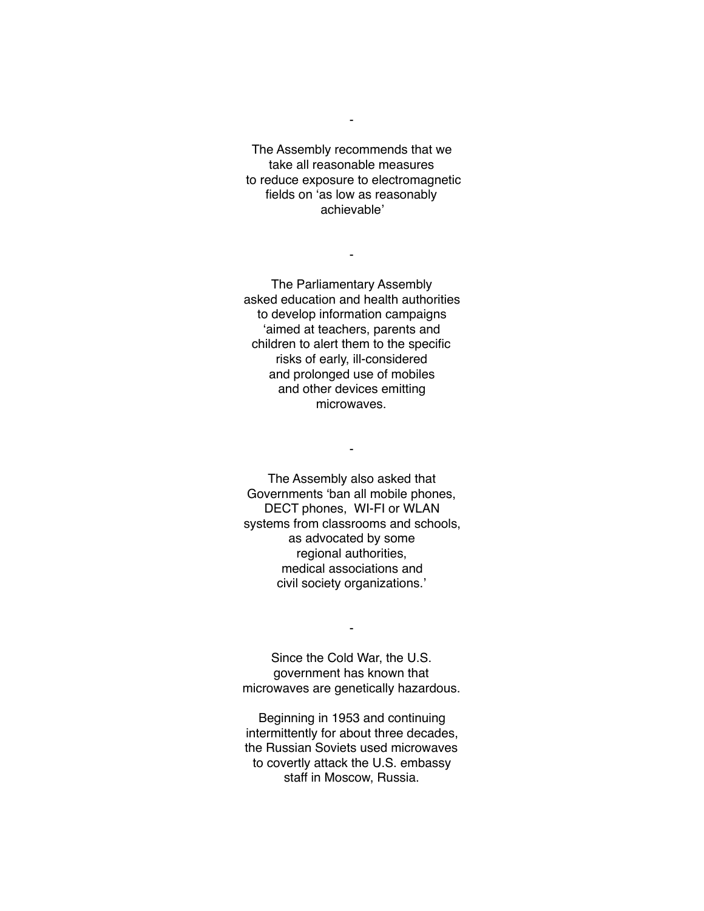-

The Assembly recommends that we take all reasonable measures to reduce exposure to electromagnetic fields on 'as low as reasonably achievable'

-

The Parliamentary Assembly asked education and health authorities to develop information campaigns 'aimed at teachers, parents and children to alert them to the specific risks of early, ill-considered and prolonged use of mobiles and other devices emitting microwaves.

-

The Assembly also asked that Governments 'ban all mobile phones, DECT phones, WI-FI or WLAN systems from classrooms and schools, as advocated by some regional authorities, medical associations and civil society organizations.'

-

Since the Cold War, the U.S. government has known that microwaves are genetically hazardous.

Beginning in 1953 and continuing intermittently for about three decades, the Russian Soviets used microwaves to covertly attack the U.S. embassy staff in Moscow, Russia.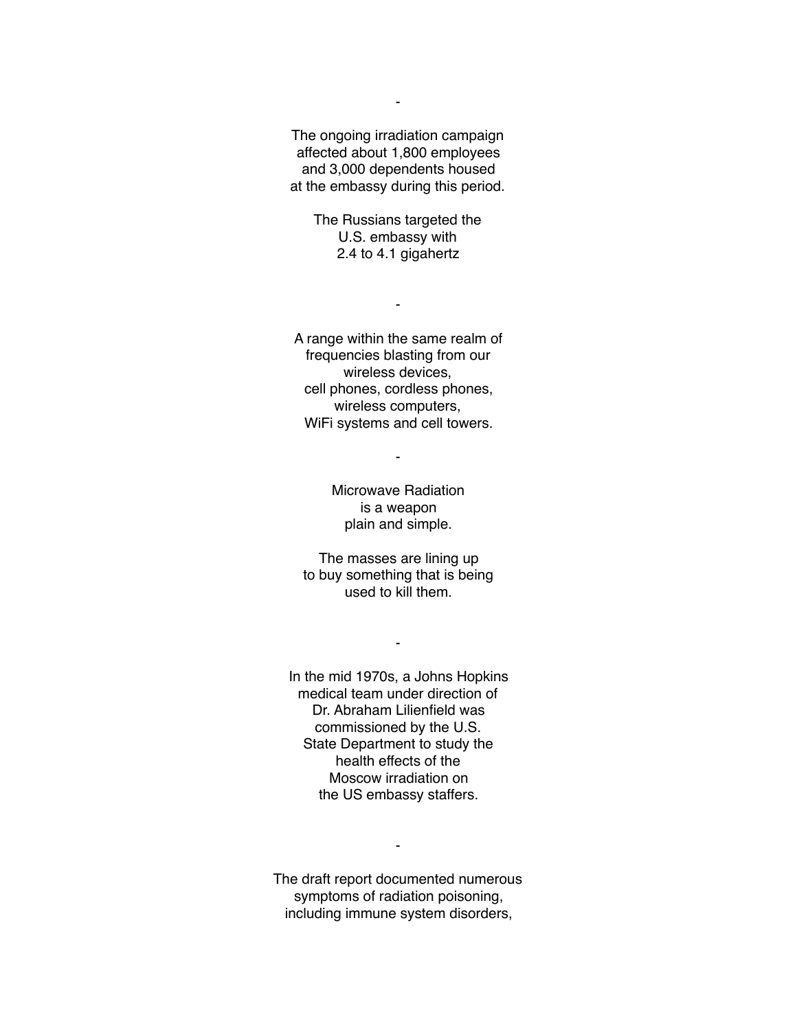-

The ongoing irradiation campaign
affected about 1,800 employees
and 3,000 dependents housed
at the embassy during this period.

The Russians targeted the
U.S. embassy with
2.4 to 4.1 gigahertz

-

A range within the same realm of
frequencies blasting from our
wireless devices,
cell phones, cordless phones,
wireless computers,
WiFi systems and cell towers.

-

Microwave Radiation
is a weapon
plain and simple.

The masses are lining up
to buy something that is being
used to kill them.

-

In the mid 1970s, a Johns Hopkins
medical team under direction of
Dr. Abraham Lilienfield was
commissioned by the U.S.
State Department to study the
health effects of the
Moscow irradiation on
the US embassy staffers.

-

The draft report documented numerous
symptoms of radiation poisoning,
including immune system disorders,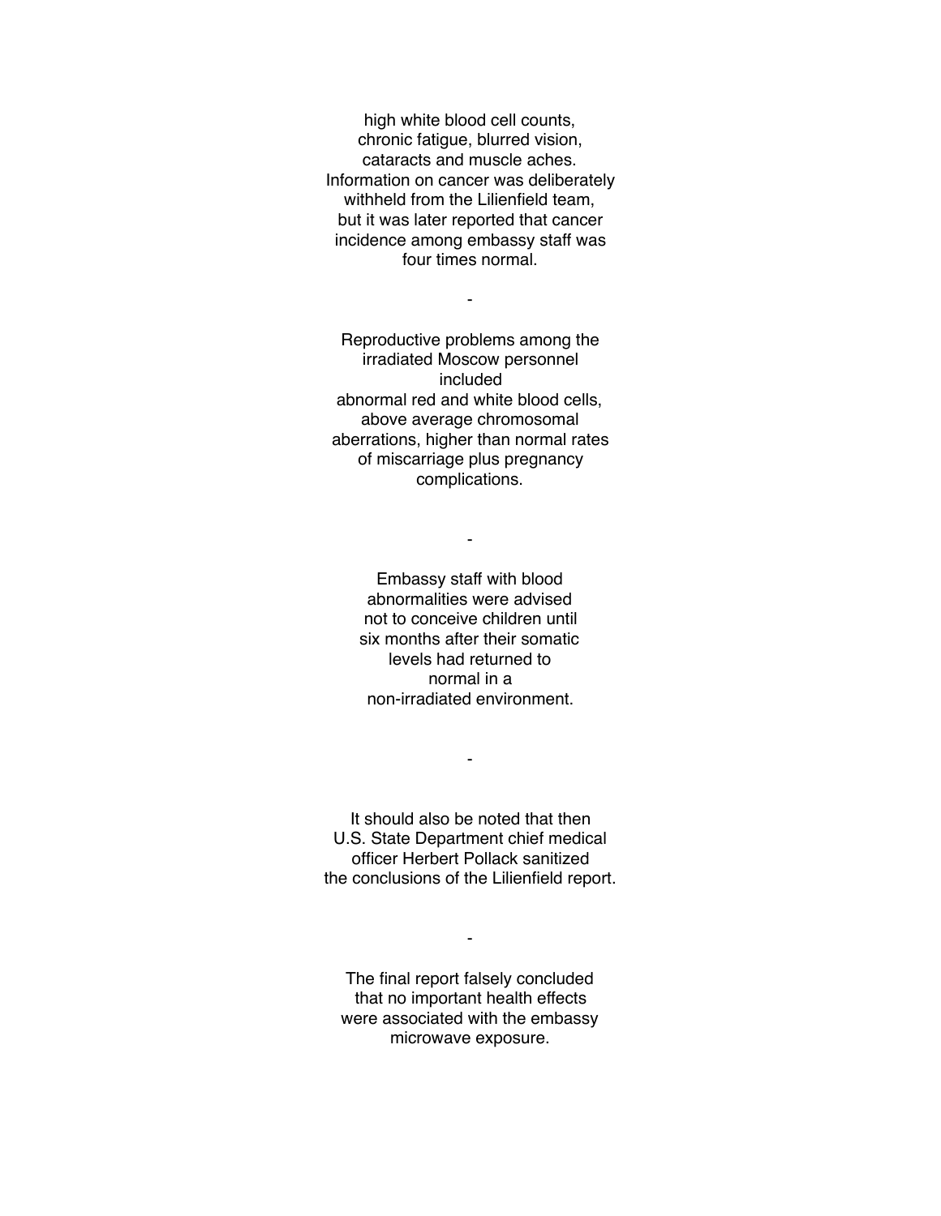high white blood cell counts,
chronic fatigue, blurred vision,
cataracts and muscle aches.
Information on cancer was deliberately
withheld from the Lilienfield team,
but it was later reported that cancer
incidence among embassy staff was
four times normal.

-

Reproductive problems among the
irradiated Moscow personnel
included
abnormal red and white blood cells,
above average chromosomal
aberrations, higher than normal rates
of miscarriage plus pregnancy
complications.

-

Embassy staff with blood
abnormalities were advised
not to conceive children until
six months after their somatic
levels had returned to
normal in a
non-irradiated environment.

-

It should also be noted that then
U.S. State Department chief medical
officer Herbert Pollack sanitized
the conclusions of the Lilienfield report.

-

The final report falsely concluded
that no important health effects
were associated with the embassy
microwave exposure.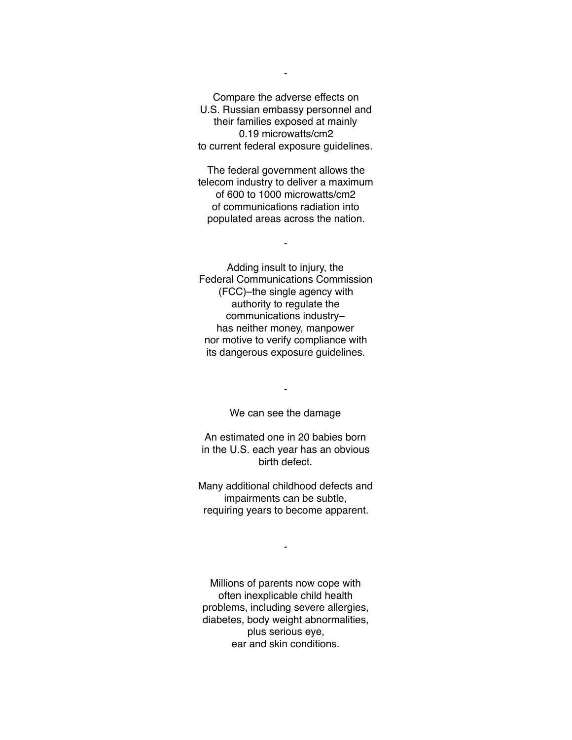-

Compare the adverse effects on U.S. Russian embassy personnel and their families exposed at mainly 0.19 microwatts/cm2 to current federal exposure guidelines.

The federal government allows the telecom industry to deliver a maximum of 600 to 1000 microwatts/cm2 of communications radiation into populated areas across the nation.

-

Adding insult to injury, the Federal Communications Commission (FCC)–the single agency with authority to regulate the communications industry– has neither money, manpower nor motive to verify compliance with its dangerous exposure guidelines.

-

We can see the damage

An estimated one in 20 babies born in the U.S. each year has an obvious birth defect.

Many additional childhood defects and impairments can be subtle, requiring years to become apparent.

-

Millions of parents now cope with often inexplicable child health problems, including severe allergies, diabetes, body weight abnormalities, plus serious eye, ear and skin conditions.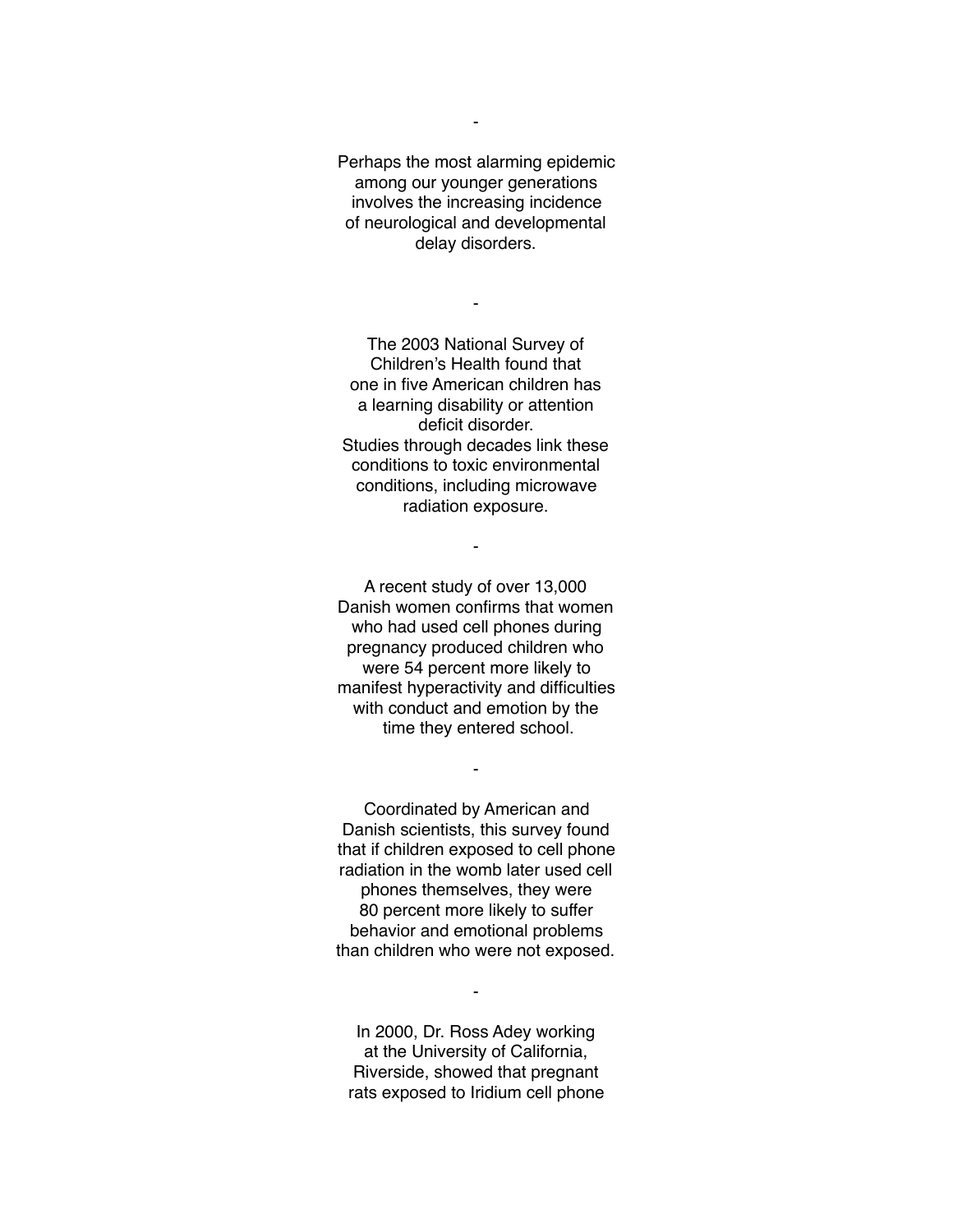-

Perhaps the most alarming epidemic among our younger generations involves the increasing incidence of neurological and developmental delay disorders.

-

The 2003 National Survey of Children's Health found that one in five American children has a learning disability or attention deficit disorder. Studies through decades link these conditions to toxic environmental conditions, including microwave radiation exposure.

-

A recent study of over 13,000 Danish women confirms that women who had used cell phones during pregnancy produced children who were 54 percent more likely to manifest hyperactivity and difficulties with conduct and emotion by the time they entered school.

-

Coordinated by American and Danish scientists, this survey found that if children exposed to cell phone radiation in the womb later used cell phones themselves, they were 80 percent more likely to suffer behavior and emotional problems than children who were not exposed.

-

In 2000, Dr. Ross Adey working at the University of California, Riverside, showed that pregnant rats exposed to Iridium cell phone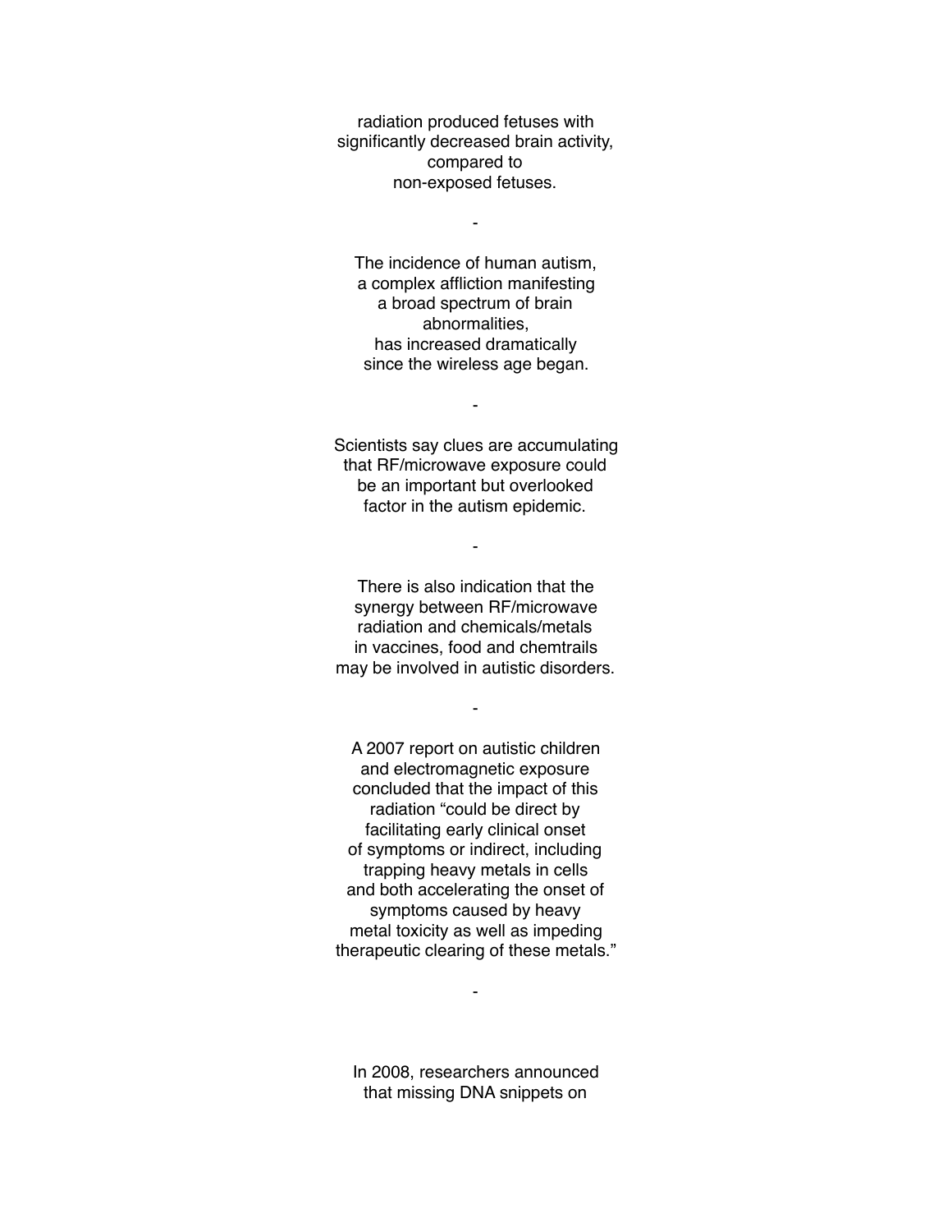radiation produced fetuses with significantly decreased brain activity, compared to non-exposed fetuses.

-

The incidence of human autism, a complex affliction manifesting a broad spectrum of brain abnormalities, has increased dramatically since the wireless age began.

-

Scientists say clues are accumulating that RF/microwave exposure could be an important but overlooked factor in the autism epidemic.

-

There is also indication that the synergy between RF/microwave radiation and chemicals/metals in vaccines, food and chemtrails may be involved in autistic disorders.

-

A 2007 report on autistic children and electromagnetic exposure concluded that the impact of this radiation "could be direct by facilitating early clinical onset of symptoms or indirect, including trapping heavy metals in cells and both accelerating the onset of symptoms caused by heavy metal toxicity as well as impeding therapeutic clearing of these metals."

-

In 2008, researchers announced that missing DNA snippets on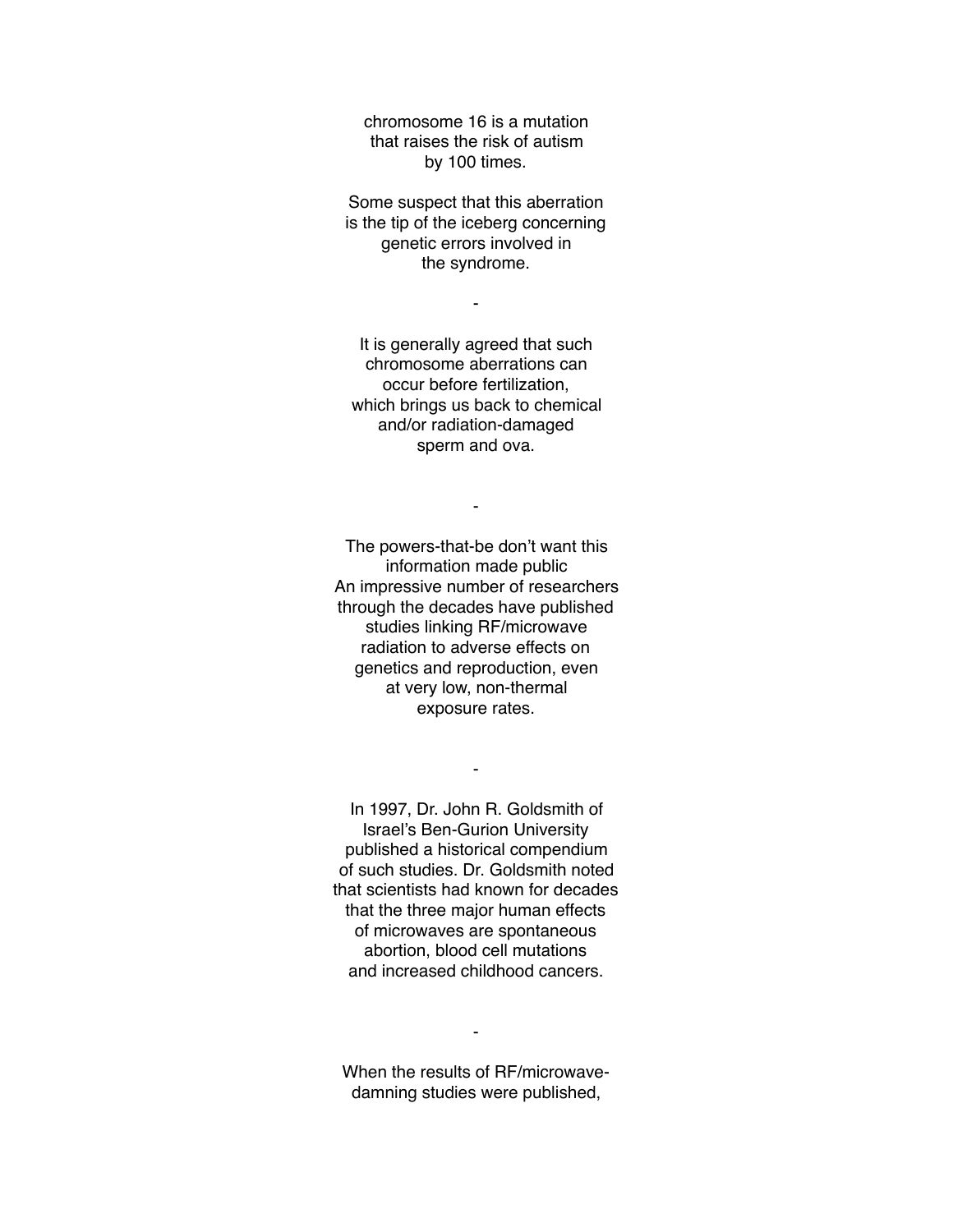chromosome 16 is a mutation that raises the risk of autism by 100 times.

Some suspect that this aberration is the tip of the iceberg concerning genetic errors involved in the syndrome.

-

It is generally agreed that such chromosome aberrations can occur before fertilization, which brings us back to chemical and/or radiation-damaged sperm and ova.

-

The powers-that-be don't want this information made public
An impressive number of researchers through the decades have published studies linking RF/microwave radiation to adverse effects on genetics and reproduction, even at very low, non-thermal exposure rates.

-

In 1997, Dr. John R. Goldsmith of Israel's Ben-Gurion University published a historical compendium of such studies. Dr. Goldsmith noted that scientists had known for decades that the three major human effects of microwaves are spontaneous abortion, blood cell mutations and increased childhood cancers.

-

When the results of RF/microwave-damning studies were published,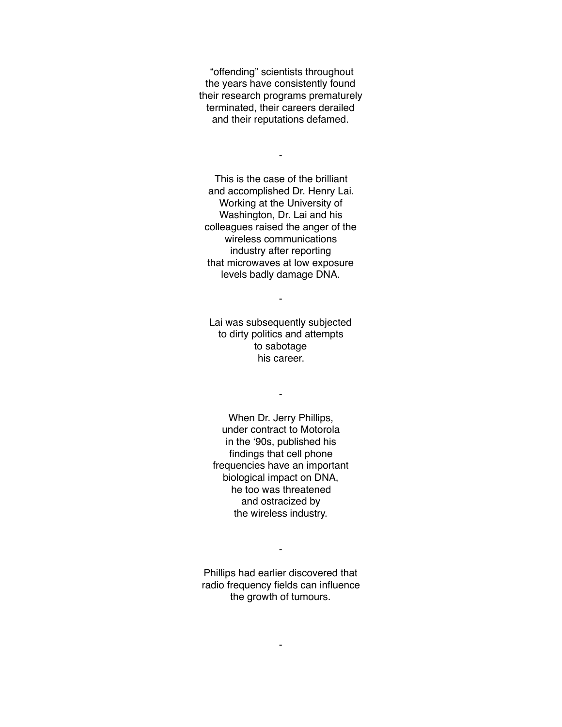"offending" scientists throughout the years have consistently found their research programs prematurely terminated, their careers derailed and their reputations defamed.

-

This is the case of the brilliant and accomplished Dr. Henry Lai. Working at the University of Washington, Dr. Lai and his colleagues raised the anger of the wireless communications industry after reporting that microwaves at low exposure levels badly damage DNA.

-

Lai was subsequently subjected to dirty politics and attempts to sabotage his career.

-

When Dr. Jerry Phillips, under contract to Motorola in the '90s, published his findings that cell phone frequencies have an important biological impact on DNA, he too was threatened and ostracized by the wireless industry.

-

Phillips had earlier discovered that radio frequency fields can influence the growth of tumours.

-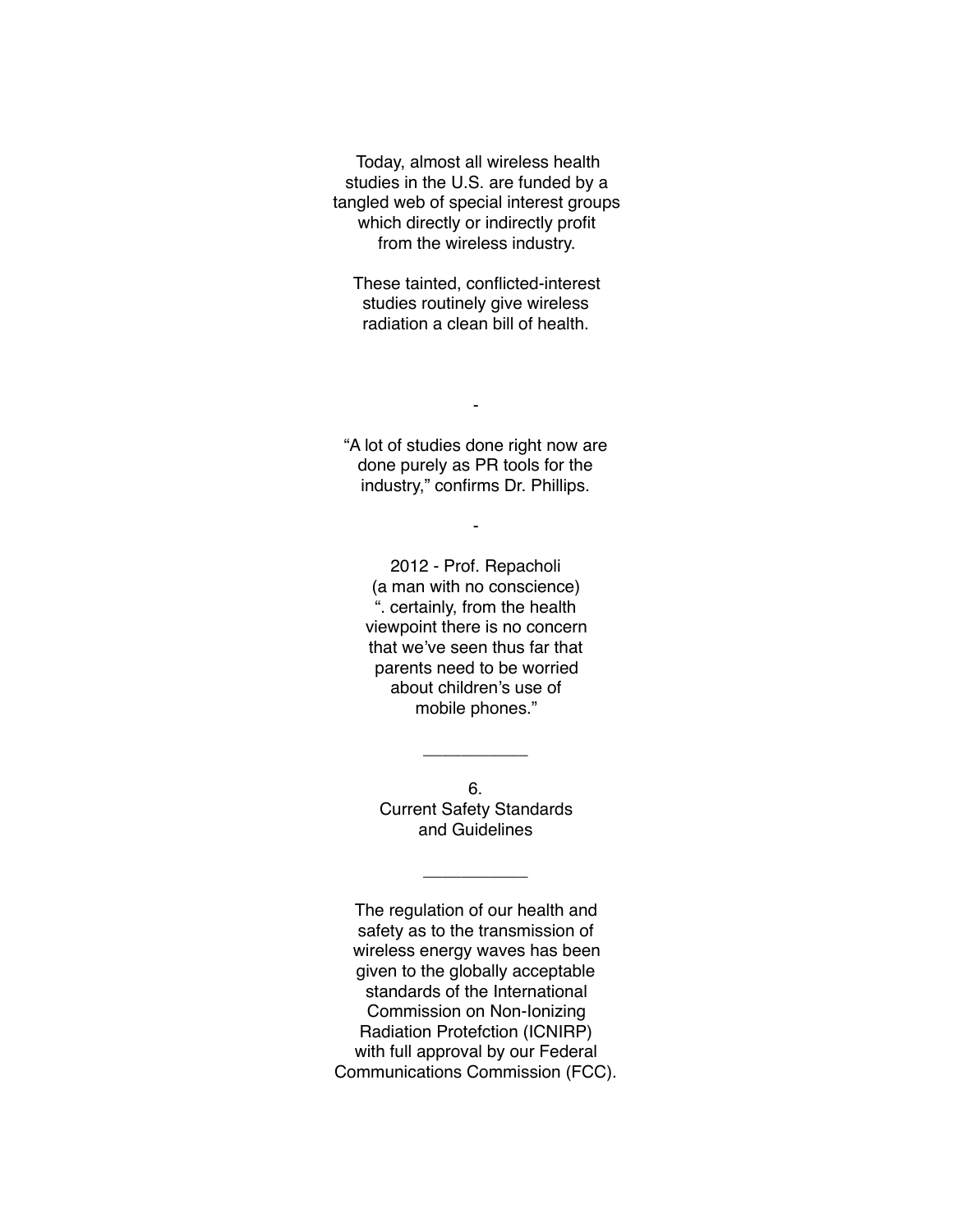Today, almost all wireless health studies in the U.S. are funded by a tangled web of special interest groups which directly or indirectly profit from the wireless industry.

These tainted, conflicted-interest studies routinely give wireless radiation a clean bill of health.

-

"A lot of studies done right now are done purely as PR tools for the industry," confirms Dr. Phillips.

-

2012 - Prof. Repacholi
(a man with no conscience)
". certainly, from the health viewpoint there is no concern that we've seen thus far that parents need to be worried about children's use of mobile phones."

---

## 6. Current Safety Standards and Guidelines

---

The regulation of our health and safety as to the transmission of wireless energy waves has been given to the globally acceptable standards of the International Commission on Non-Ionizing Radiation Protefction (ICNIRP) with full approval by our Federal Communications Commission (FCC).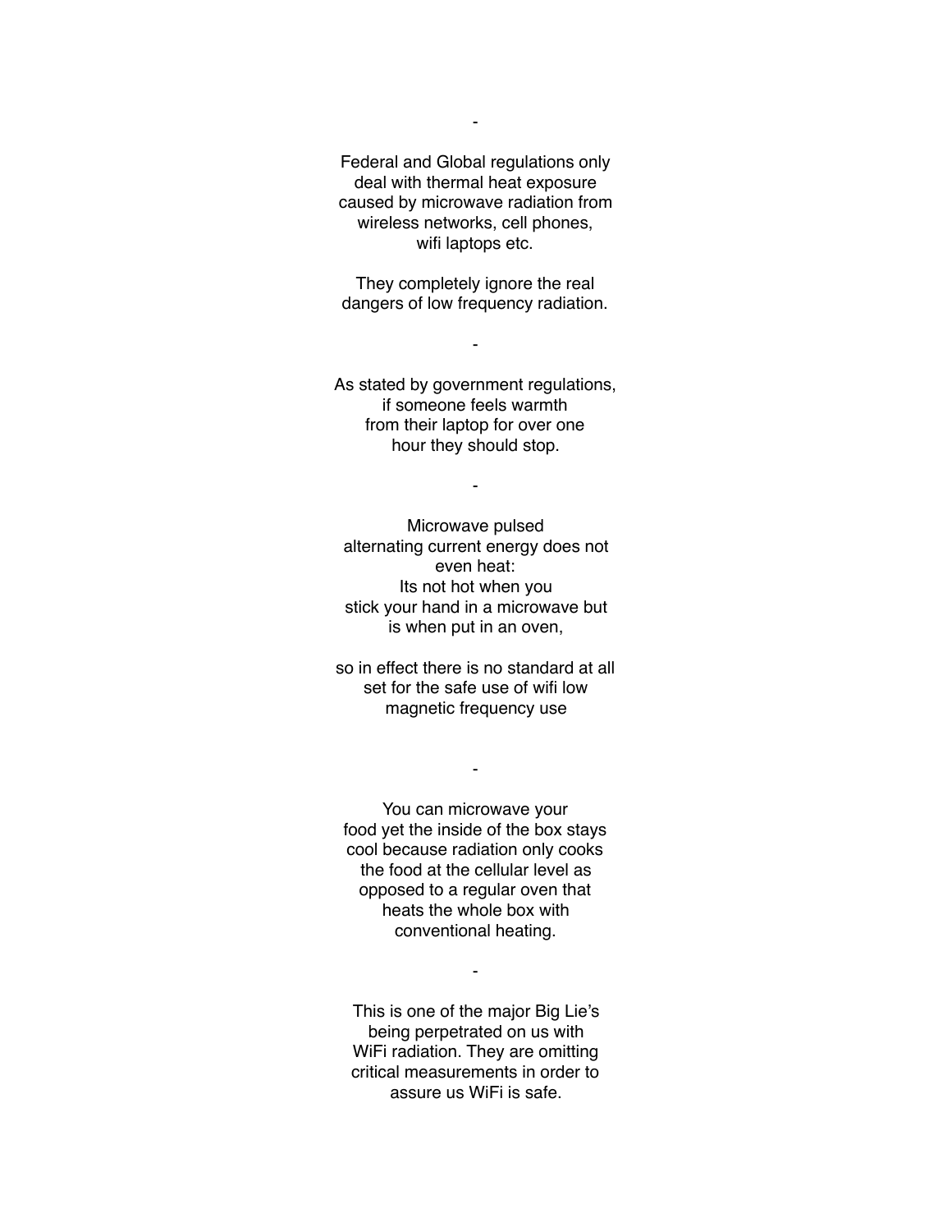-

Federal and Global regulations only deal with thermal heat exposure caused by microwave radiation from wireless networks, cell phones, wifi laptops etc.

They completely ignore the real dangers of low frequency radiation.

-

As stated by government regulations, if someone feels warmth from their laptop for over one hour they should stop.

-

Microwave pulsed alternating current energy does not even heat:
Its not hot when you stick your hand in a microwave but is when put in an oven,

so in effect there is no standard at all set for the safe use of wifi low magnetic frequency use

-

You can microwave your food yet the inside of the box stays cool because radiation only cooks the food at the cellular level as opposed to a regular oven that heats the whole box with conventional heating.

-

This is one of the major Big Lie's being perpetrated on us with WiFi radiation. They are omitting critical measurements in order to assure us WiFi is safe.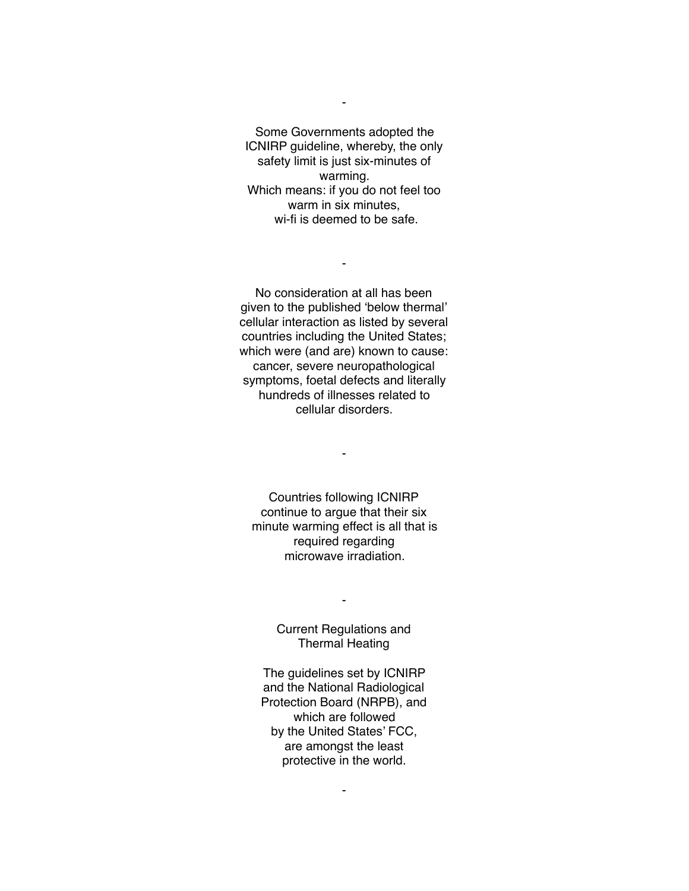-

Some Governments adopted the ICNIRP guideline, whereby, the only safety limit is just six-minutes of warming.
Which means: if you do not feel too warm in six minutes,
wi-fi is deemed to be safe.

-

No consideration at all has been given to the published 'below thermal' cellular interaction as listed by several countries including the United States; which were (and are) known to cause: cancer, severe neuropathological symptoms, foetal defects and literally hundreds of illnesses related to cellular disorders.

-

Countries following ICNIRP continue to argue that their six minute warming effect is all that is required regarding microwave irradiation.

-

## Current Regulations and Thermal Heating

The guidelines set by ICNIRP and the National Radiological Protection Board (NRPB), and which are followed by the United States' FCC, are amongst the least protective in the world.

-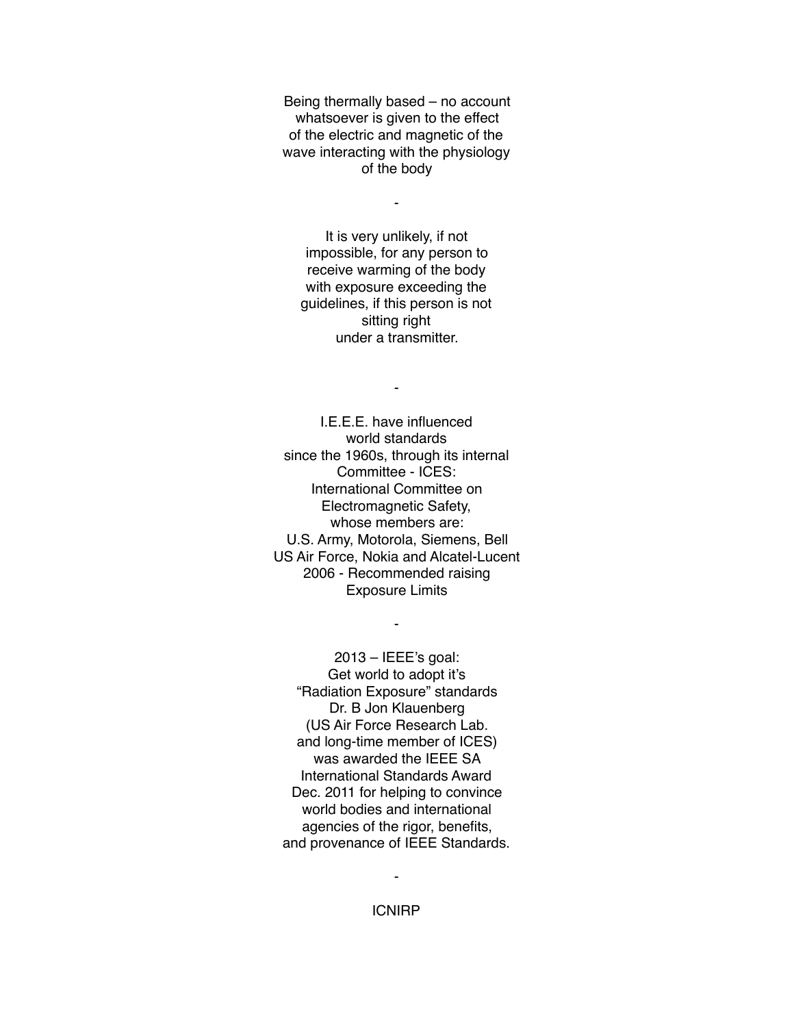Being thermally based – no account whatsoever is given to the effect of the electric and magnetic of the wave interacting with the physiology of the body

-

It is very unlikely, if not impossible, for any person to receive warming of the body with exposure exceeding the guidelines, if this person is not sitting right under a transmitter.

-

I.E.E.E. have influenced world standards since the 1960s, through its internal Committee - ICES: International Committee on Electromagnetic Safety, whose members are:
U.S. Army, Motorola, Siemens, Bell
US Air Force, Nokia and Alcatel-Lucent
2006 - Recommended raising Exposure Limits

-

2013 – IEEE's goal:
Get world to adopt it's "Radiation Exposure" standards
Dr. B Jon Klauenberg (US Air Force Research Lab. and long-time member of ICES) was awarded the IEEE SA International Standards Award Dec. 2011 for helping to convince world bodies and international agencies of the rigor, benefits, and provenance of IEEE Standards.

-

ICNIRP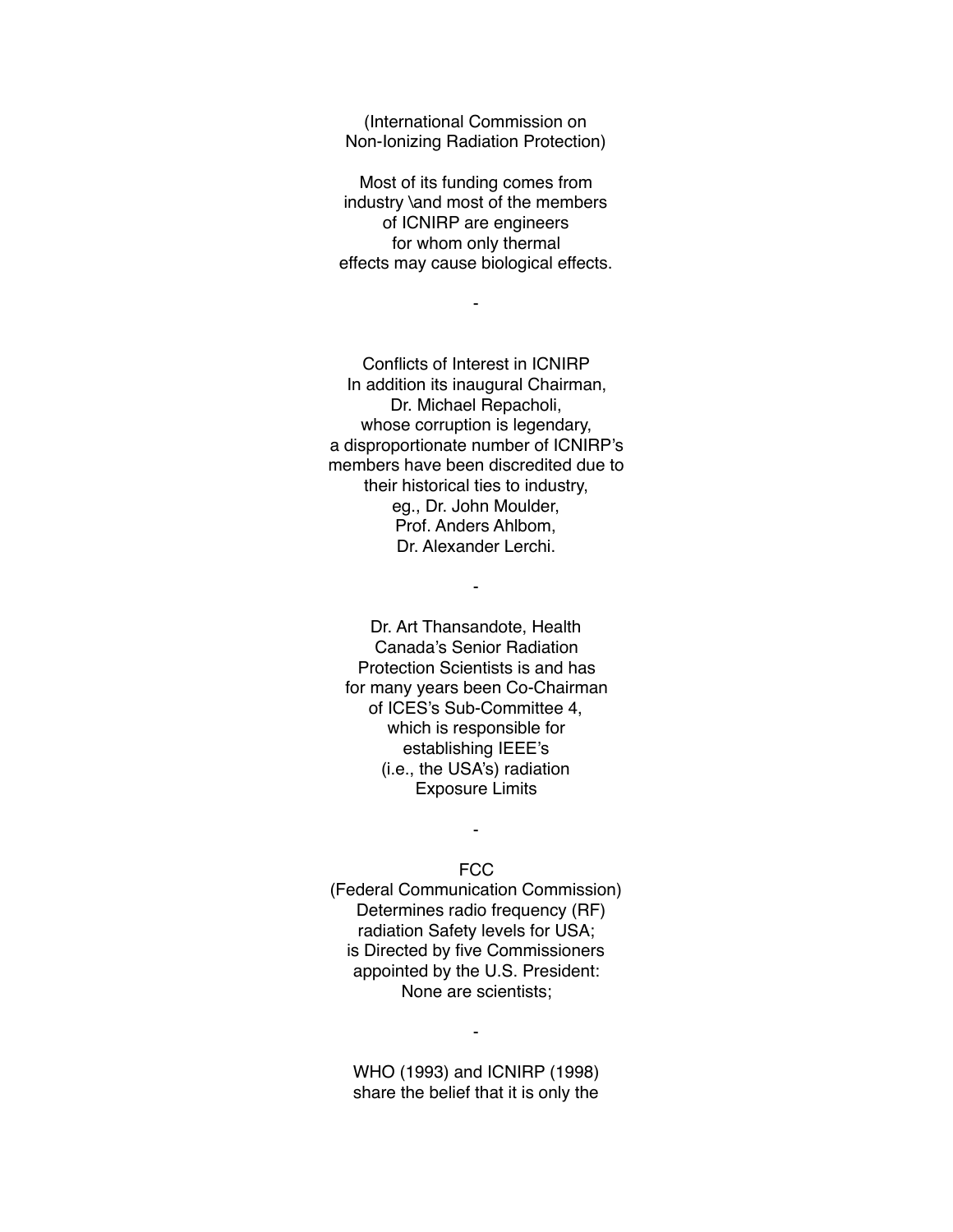(International Commission on
Non-Ionizing Radiation Protection)

Most of its funding comes from
industry \and most of the members
of ICNIRP are engineers
for whom only thermal
effects may cause biological effects.

-

Conflicts of Interest in ICNIRP
In addition its inaugural Chairman,
Dr. Michael Repacholi,
whose corruption is legendary,
a disproportionate number of ICNIRP's
members have been discredited due to
their historical ties to industry,
eg., Dr. John Moulder,
Prof. Anders Ahlbom,
Dr. Alexander Lerchi.

-

Dr. Art Thansandote, Health
Canada's Senior Radiation
Protection Scientists is and has
for many years been Co-Chairman
of ICES's Sub-Committee 4,
which is responsible for
establishing IEEE's
(i.e., the USA's) radiation
Exposure Limits

-

FCC
(Federal Communication Commission)
Determines radio frequency (RF)
radiation Safety levels for USA;
is Directed by five Commissioners
appointed by the U.S. President:
None are scientists;

-

WHO (1993) and ICNIRP (1998)
share the belief that it is only the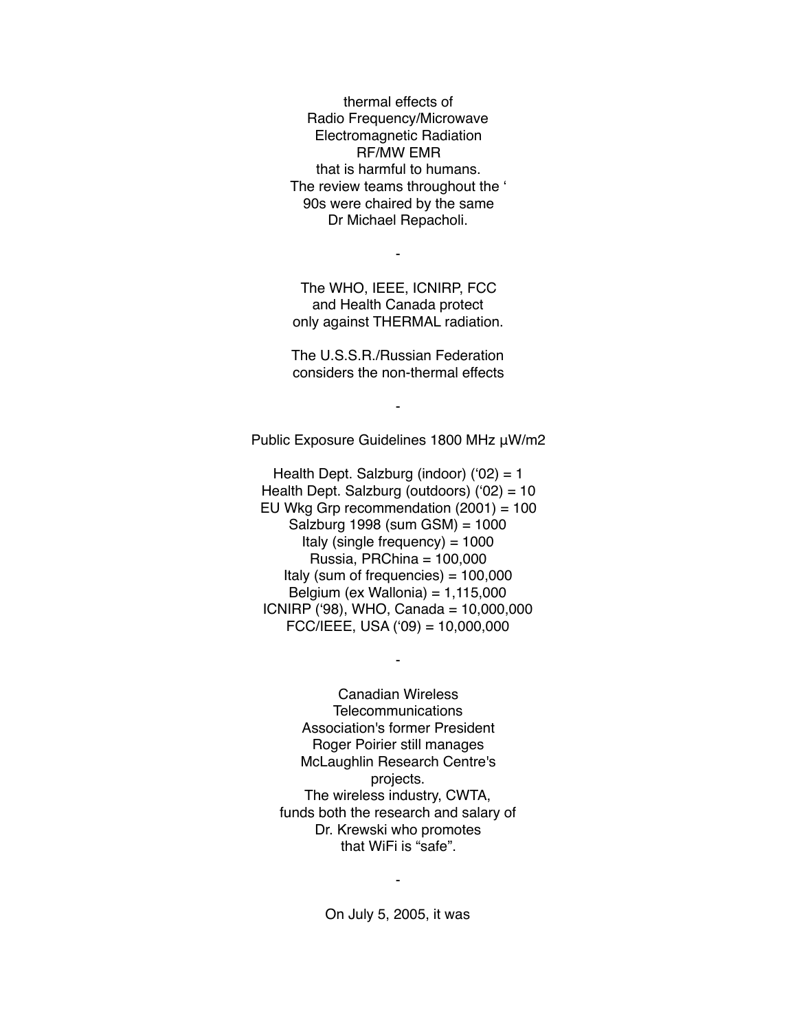thermal effects of
Radio Frequency/Microwave
Electromagnetic Radiation
RF/MW EMR
that is harmful to humans.
The review teams throughout the '
90s were chaired by the same
Dr Michael Repacholi.

-

The WHO, IEEE, ICNIRP, FCC
and Health Canada protect
only against THERMAL radiation.

The U.S.S.R./Russian Federation
considers the non-thermal effects

-

Public Exposure Guidelines 1800 MHz µW/m2

Health Dept. Salzburg (indoor) ('02) = 1
Health Dept. Salzburg (outdoors) ('02) = 10
EU Wkg Grp recommendation (2001) = 100
Salzburg 1998 (sum GSM) = 1000
Italy (single frequency) = 1000
Russia, PRChina = 100,000
Italy (sum of frequencies) = 100,000
Belgium (ex Wallonia) = 1,115,000
ICNIRP ('98), WHO, Canada = 10,000,000
FCC/IEEE, USA ('09) = 10,000,000

-

Canadian Wireless
Telecommunications
Association's former President
Roger Poirier still manages
McLaughlin Research Centre's
projects.
The wireless industry, CWTA,
funds both the research and salary of
Dr. Krewski who promotes
that WiFi is "safe".

-

On July 5, 2005, it was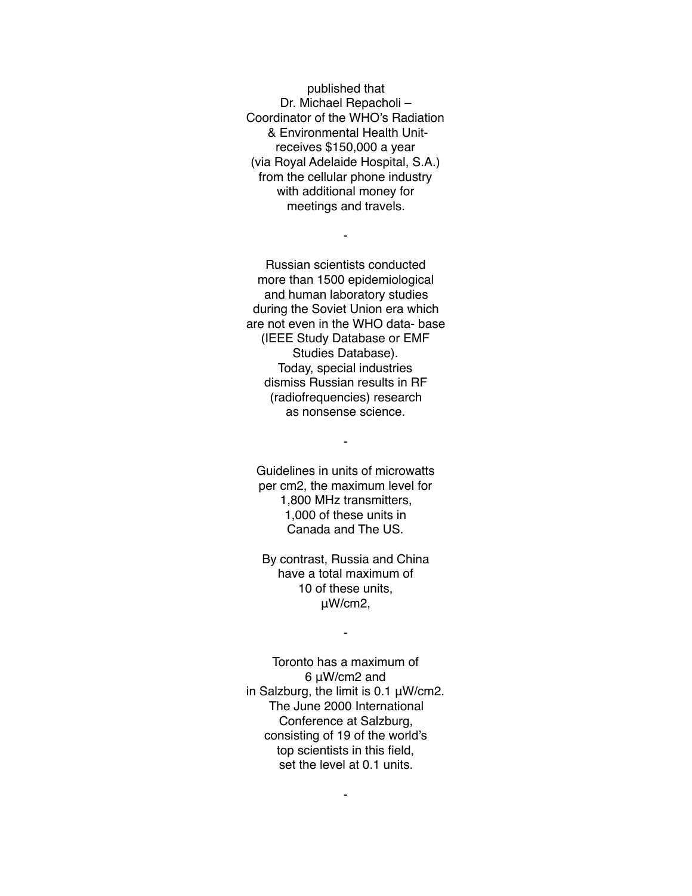published that
Dr. Michael Repacholi –
Coordinator of the WHO's Radiation
& Environmental Health Unit-
receives $150,000 a year
(via Royal Adelaide Hospital, S.A.)
from the cellular phone industry
with additional money for
meetings and travels.

-

Russian scientists conducted
more than 1500 epidemiological
and human laboratory studies
during the Soviet Union era which
are not even in the WHO data- base
(IEEE Study Database or EMF
Studies Database).
Today, special industries
dismiss Russian results in RF
(radiofrequencies) research
as nonsense science.

-

Guidelines in units of microwatts
per cm2, the maximum level for
1,800 MHz transmitters,
1,000 of these units in
Canada and The US.

By contrast, Russia and China
have a total maximum of
10 of these units,
µW/cm2,

-

Toronto has a maximum of
6 µW/cm2 and
in Salzburg, the limit is 0.1 µW/cm2.
The June 2000 International
Conference at Salzburg,
consisting of 19 of the world's
top scientists in this field,
set the level at 0.1 units.

-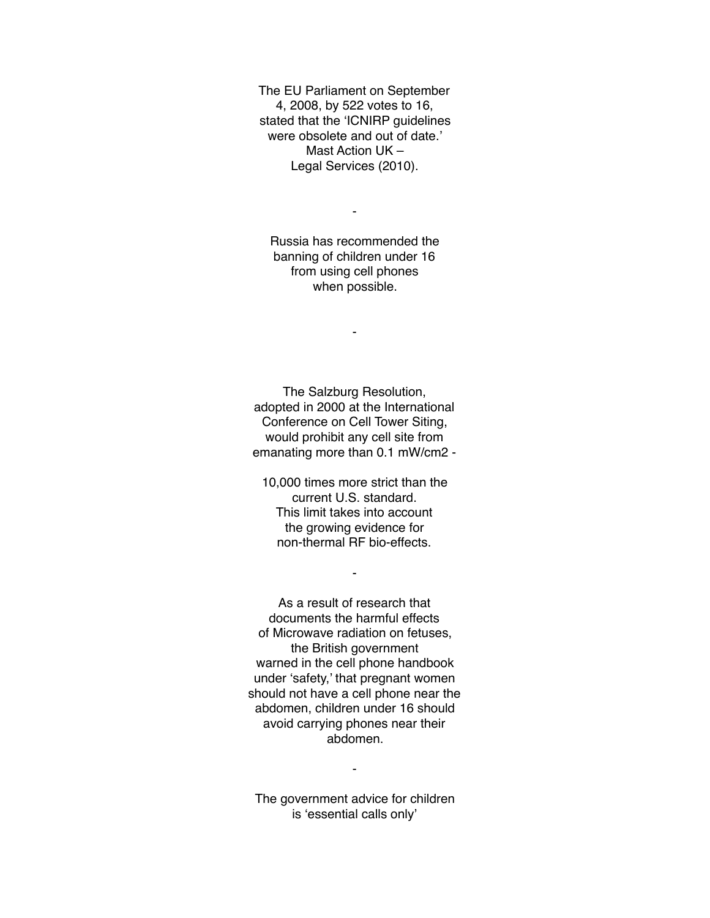The EU Parliament on September 4, 2008, by 522 votes to 16, stated that the 'ICNIRP guidelines were obsolete and out of date.' Mast Action UK – Legal Services (2010).

-

Russia has recommended the banning of children under 16 from using cell phones when possible.

-

The Salzburg Resolution, adopted in 2000 at the International Conference on Cell Tower Siting, would prohibit any cell site from emanating more than 0.1 mW/cm2 -

10,000 times more strict than the current U.S. standard. This limit takes into account the growing evidence for non-thermal RF bio-effects.

-

As a result of research that documents the harmful effects of Microwave radiation on fetuses, the British government warned in the cell phone handbook under 'safety,' that pregnant women should not have a cell phone near the abdomen, children under 16 should avoid carrying phones near their abdomen.

-

The government advice for children is 'essential calls only'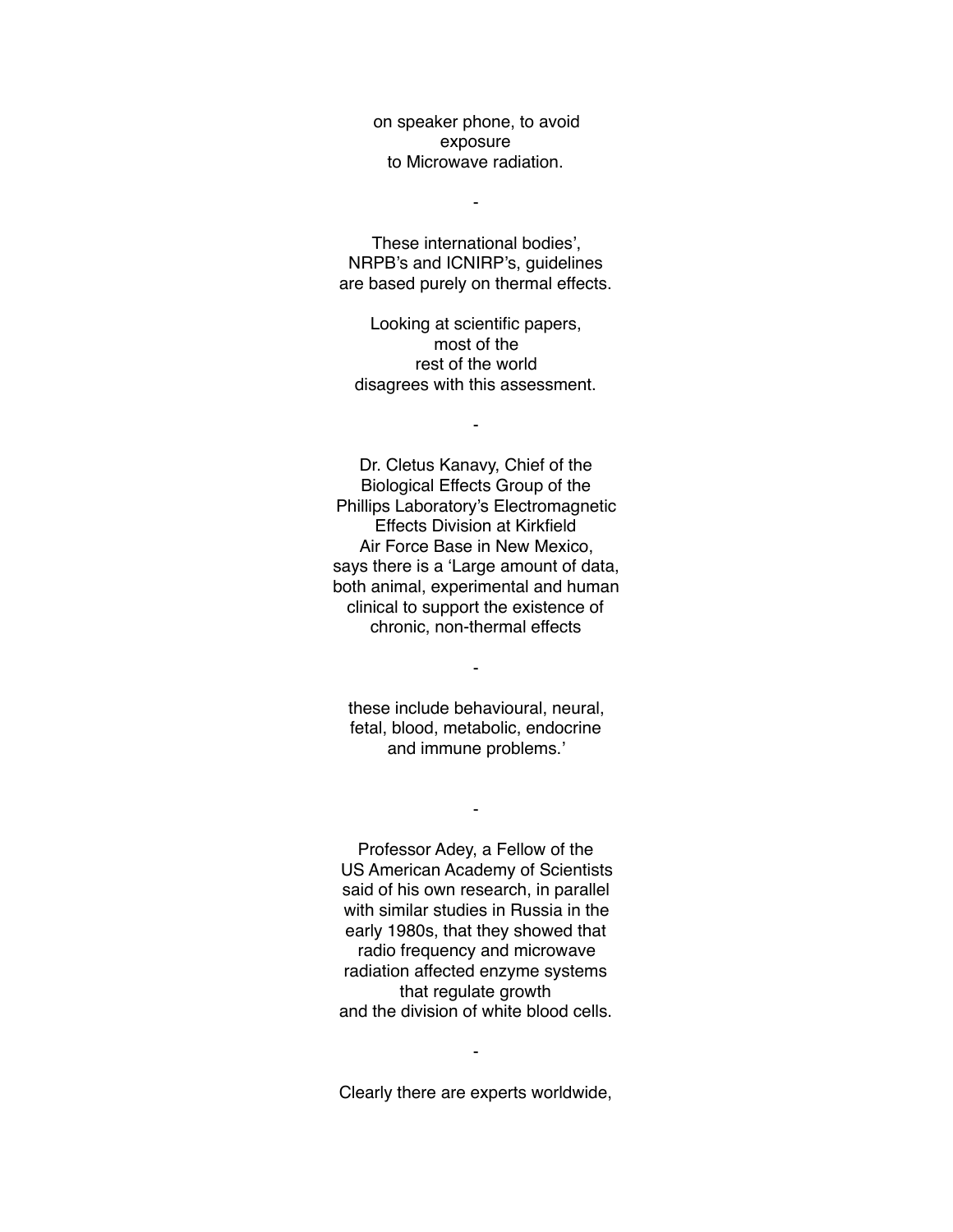on speaker phone, to avoid
exposure
to Microwave radiation.

-

These international bodies',
NRPB's and ICNIRP's, guidelines
are based purely on thermal effects.

Looking at scientific papers,
most of the
rest of the world
disagrees with this assessment.

-

Dr. Cletus Kanavy, Chief of the
Biological Effects Group of the
Phillips Laboratory's Electromagnetic
Effects Division at Kirkfield
Air Force Base in New Mexico,
says there is a 'Large amount of data,
both animal, experimental and human
clinical to support the existence of
chronic, non-thermal effects

-

these include behavioural, neural,
fetal, blood, metabolic, endocrine
and immune problems.'

-

Professor Adey, a Fellow of the
US American Academy of Scientists
said of his own research, in parallel
with similar studies in Russia in the
early 1980s, that they showed that
radio frequency and microwave
radiation affected enzyme systems
that regulate growth
and the division of white blood cells.

-

Clearly there are experts worldwide,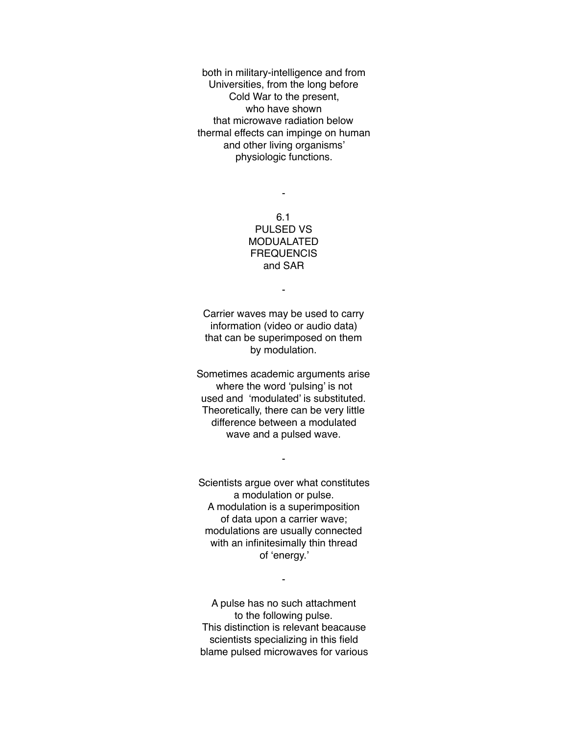both in military-intelligence and from
Universities, from the long before
Cold War to the present,
who have shown
that microwave radiation below
thermal effects can impinge on human
and other living organisms'
physiologic functions.

-

## 6.1
## PULSED VS MODUALATED FREQUENCIS and SAR

-

Carrier waves may be used to carry
information (video or audio data)
that can be superimposed on them
by modulation.

Sometimes academic arguments arise
where the word 'pulsing' is not
used and 'modulated' is substituted.
Theoretically, there can be very little
difference between a modulated
wave and a pulsed wave.

-

Scientists argue over what constitutes
a modulation or pulse.
A modulation is a superimposition
of data upon a carrier wave;
modulations are usually connected
with an infinitesimally thin thread
of 'energy.'

-

A pulse has no such attachment
to the following pulse.
This distinction is relevant beacause
scientists specializing in this field
blame pulsed microwaves for various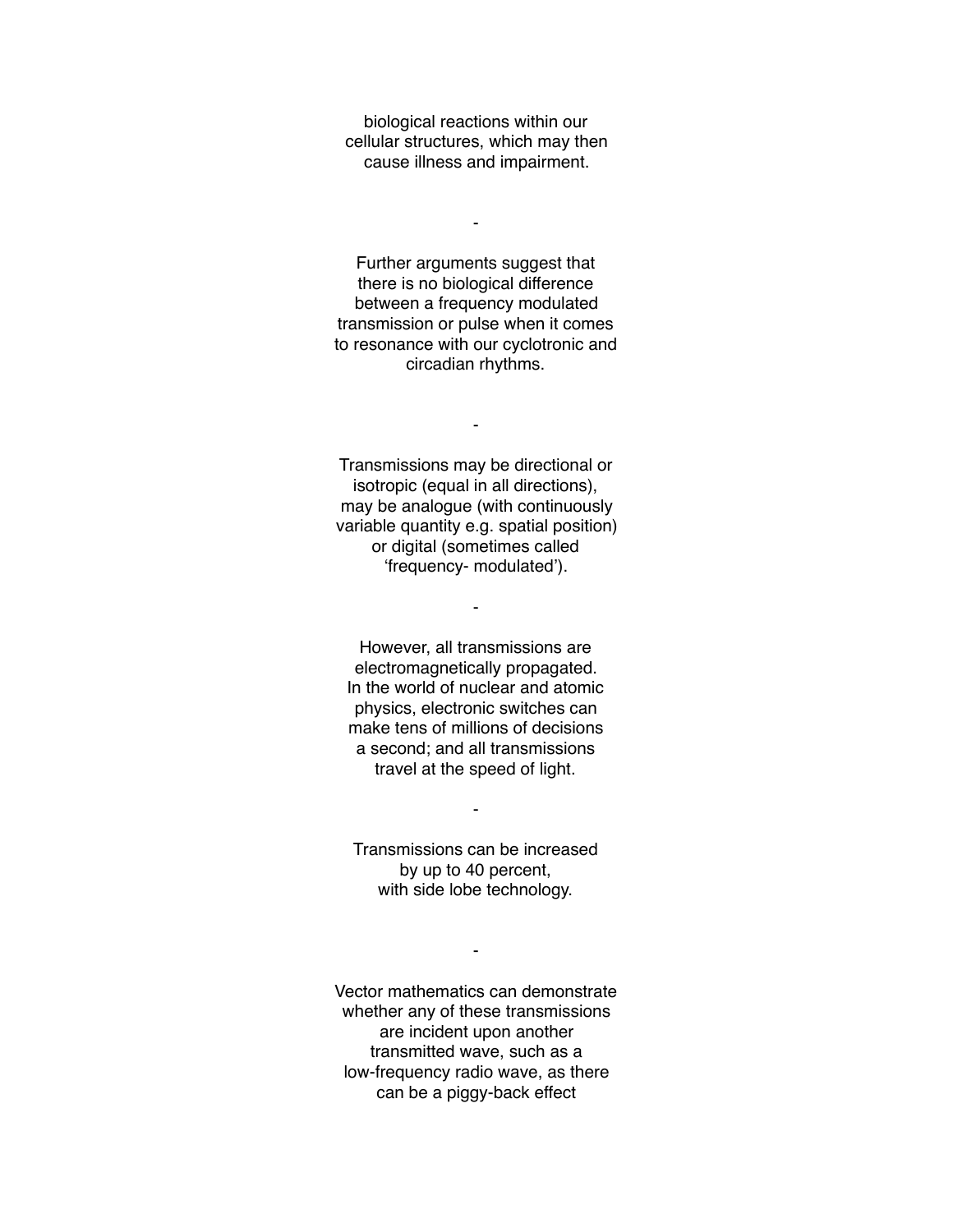biological reactions within our cellular structures, which may then cause illness and impairment.

-

Further arguments suggest that there is no biological difference between a frequency modulated transmission or pulse when it comes to resonance with our cyclotronic and circadian rhythms.

-

Transmissions may be directional or isotropic (equal in all directions), may be analogue (with continuously variable quantity e.g. spatial position) or digital (sometimes called 'frequency- modulated').

-

However, all transmissions are electromagnetically propagated. In the world of nuclear and atomic physics, electronic switches can make tens of millions of decisions a second; and all transmissions travel at the speed of light.

-

Transmissions can be increased by up to 40 percent, with side lobe technology.

-

Vector mathematics can demonstrate whether any of these transmissions are incident upon another transmitted wave, such as a low-frequency radio wave, as there can be a piggy-back effect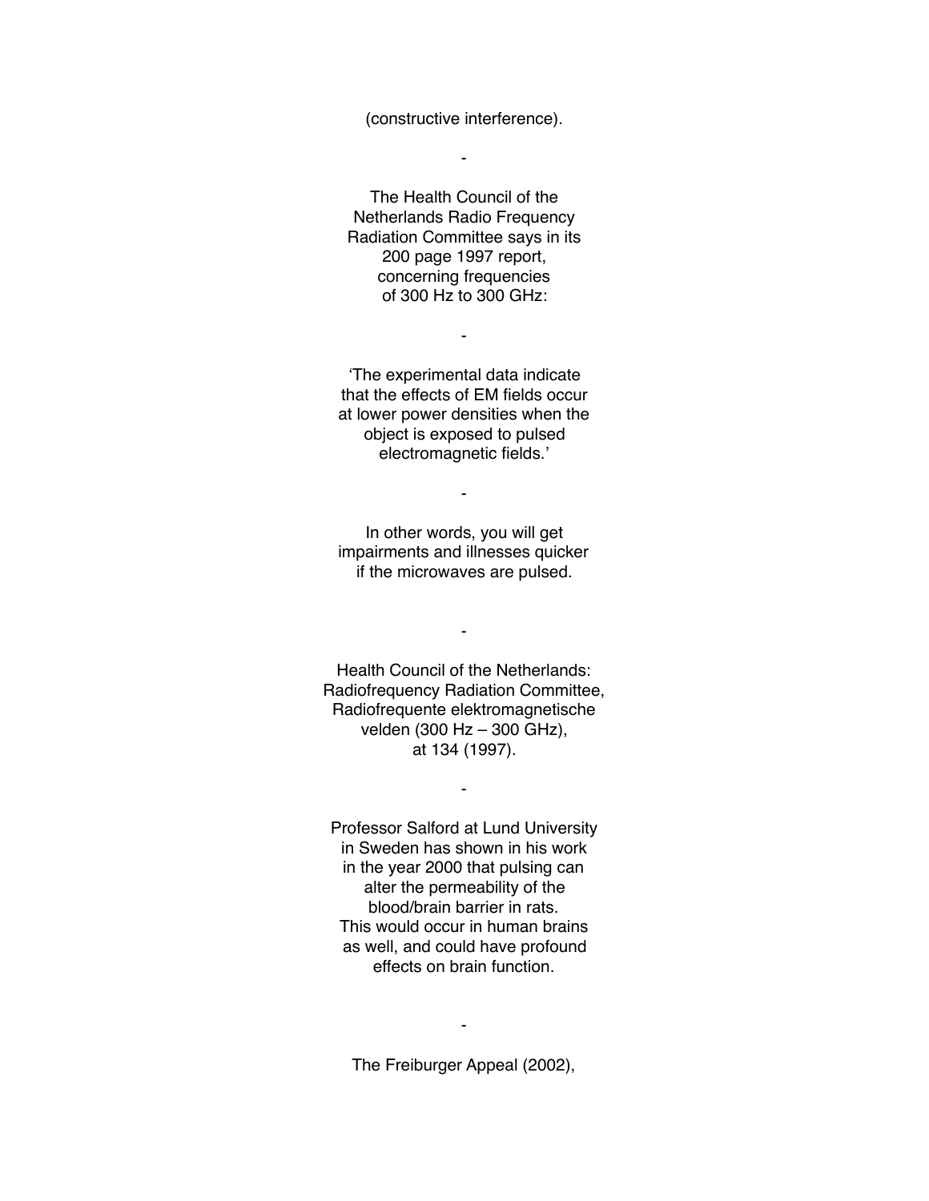(constructive interference).

-

The Health Council of the Netherlands Radio Frequency Radiation Committee says in its 200 page 1997 report, concerning frequencies of 300 Hz to 300 GHz:

-

‘The experimental data indicate that the effects of EM fields occur at lower power densities when the object is exposed to pulsed electromagnetic fields.’

-

In other words, you will get impairments and illnesses quicker if the microwaves are pulsed.

-

Health Council of the Netherlands: Radiofrequency Radiation Committee, Radiofrequente elektromagnetische velden (300 Hz – 300 GHz), at 134 (1997).

-

Professor Salford at Lund University in Sweden has shown in his work in the year 2000 that pulsing can alter the permeability of the blood/brain barrier in rats. This would occur in human brains as well, and could have profound effects on brain function.

-

The Freiburger Appeal (2002),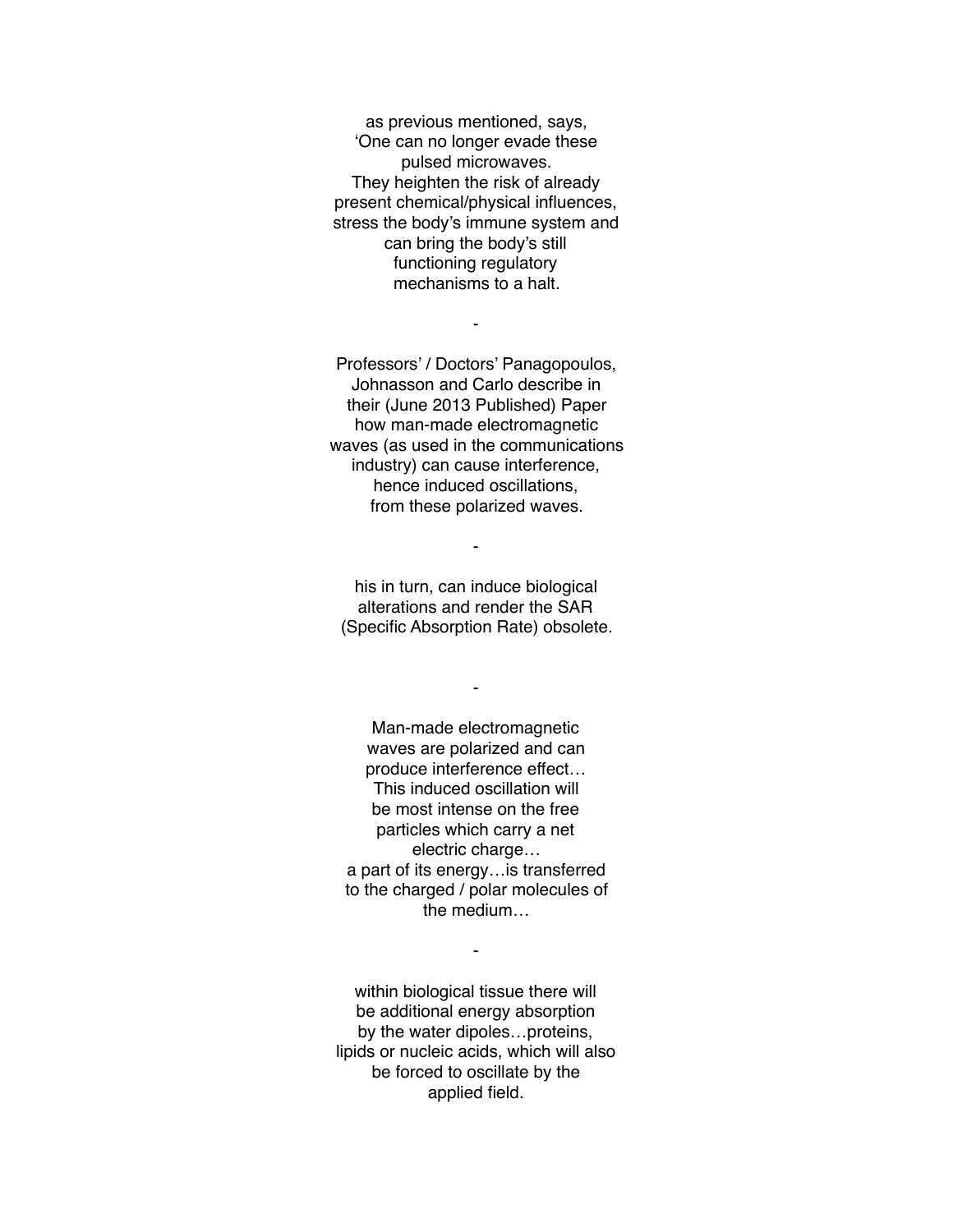as previous mentioned, says,
'One can no longer evade these
pulsed microwaves.
They heighten the risk of already
present chemical/physical influences,
stress the body's immune system and
can bring the body's still
functioning regulatory
mechanisms to a halt.

-

Professors' / Doctors' Panagopoulos,
Johnasson and Carlo describe in
their (June 2013 Published) Paper
how man-made electromagnetic
waves (as used in the communications
industry) can cause interference,
hence induced oscillations,
from these polarized waves.

-

his in turn, can induce biological
alterations and render the SAR
(Specific Absorption Rate) obsolete.

-

Man-made electromagnetic
waves are polarized and can
produce interference effect…
This induced oscillation will
be most intense on the free
particles which carry a net
electric charge…
a part of its energy…is transferred
to the charged / polar molecules of
the medium…

-

within biological tissue there will
be additional energy absorption
by the water dipoles…proteins,
lipids or nucleic acids, which will also
be forced to oscillate by the
applied field.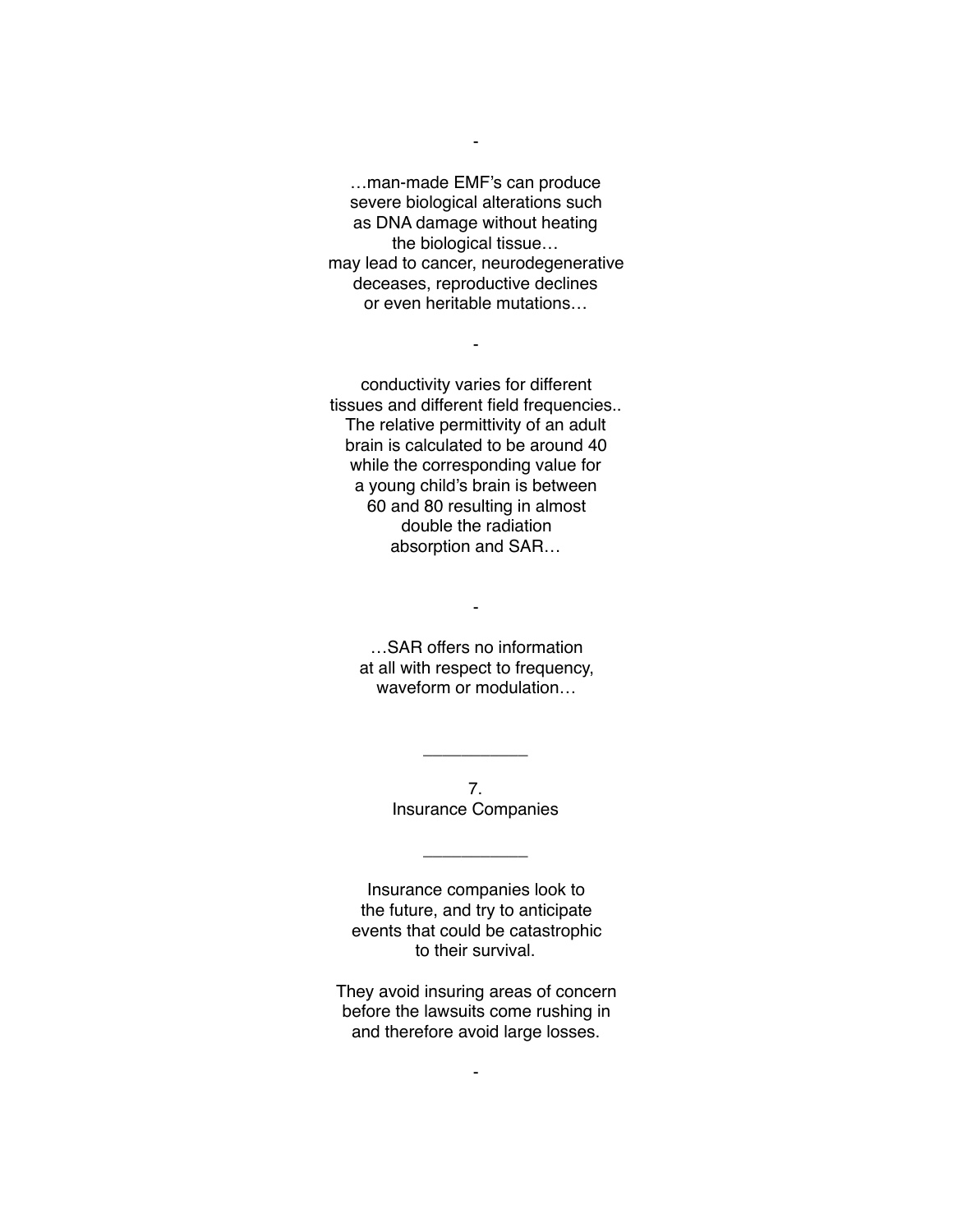-

…man-made EMF's can produce
severe biological alterations such
as DNA damage without heating
the biological tissue…
may lead to cancer, neurodegenerative
deceases, reproductive declines
or even heritable mutations…

-

conductivity varies for different
tissues and different field frequencies..
The relative permittivity of an adult
brain is calculated to be around 40
while the corresponding value for
a young child's brain is between
60 and 80 resulting in almost
double the radiation
absorption and SAR…

-

…SAR offers no information
at all with respect to frequency,
waveform or modulation…

---

## 7.
## Insurance Companies

---

Insurance companies look to
the future, and try to anticipate
events that could be catastrophic
to their survival.

They avoid insuring areas of concern
before the lawsuits come rushing in
and therefore avoid large losses.

-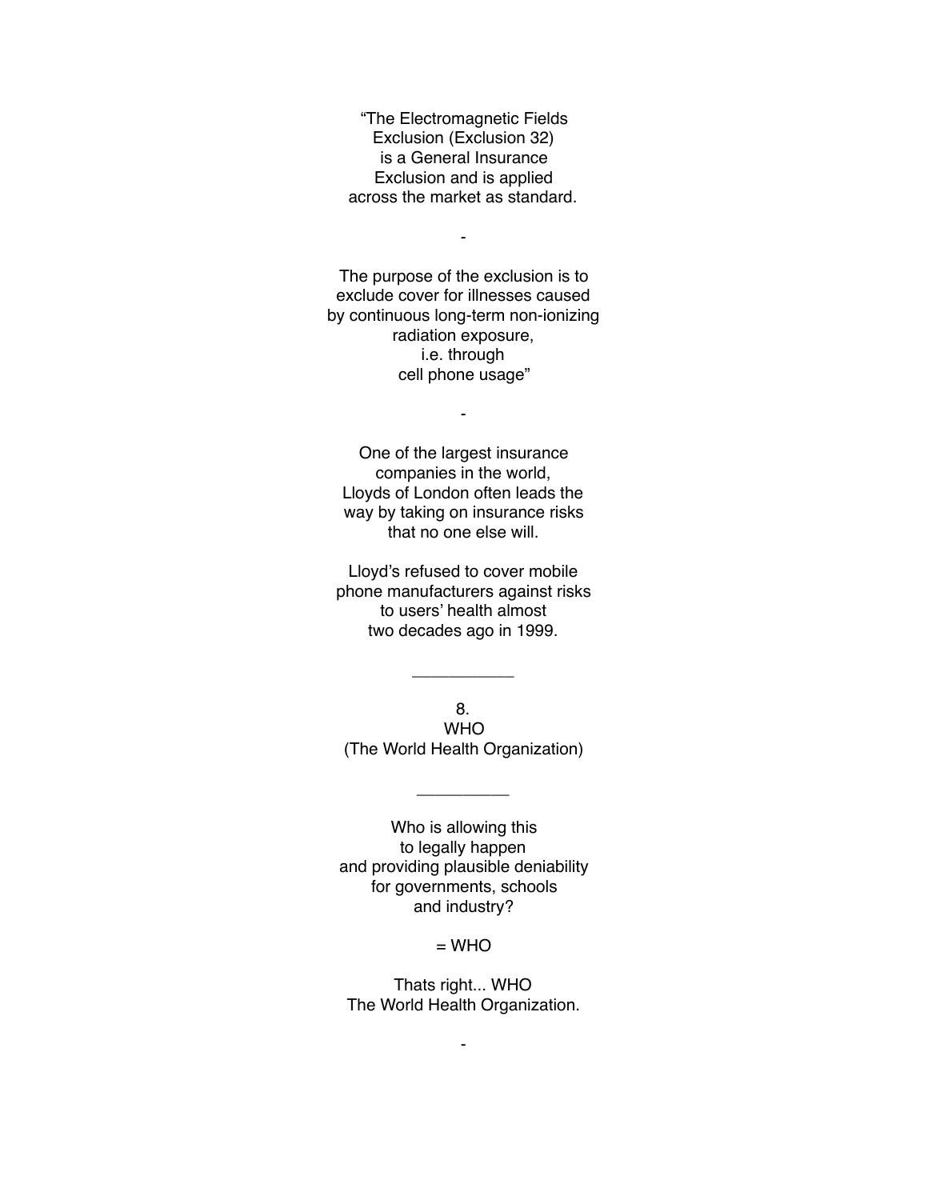"The Electromagnetic Fields Exclusion (Exclusion 32) is a General Insurance Exclusion and is applied across the market as standard.

-

The purpose of the exclusion is to exclude cover for illnesses caused by continuous long-term non-ionizing radiation exposure, i.e. through cell phone usage"

-

One of the largest insurance companies in the world, Lloyds of London often leads the way by taking on insurance risks that no one else will.

Lloyd's refused to cover mobile phone manufacturers against risks to users' health almost two decades ago in 1999.

---

## 8. WHO (The World Health Organization)

---

Who is allowing this to legally happen and providing plausible deniability for governments, schools and industry?

= WHO

Thats right... WHO The World Health Organization.

-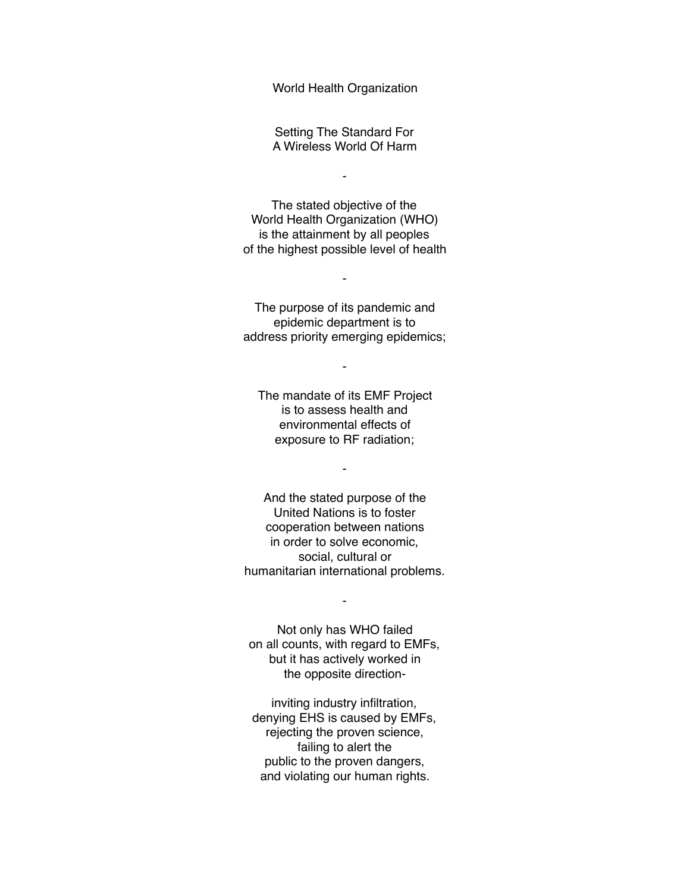World Health Organization

Setting The Standard For
A Wireless World Of Harm

-

The stated objective of the
World Health Organization (WHO)
is the attainment by all peoples
of the highest possible level of health

-

The purpose of its pandemic and
epidemic department is to
address priority emerging epidemics;

-

The mandate of its EMF Project
is to assess health and
environmental effects of
exposure to RF radiation;

-

And the stated purpose of the
United Nations is to foster
cooperation between nations
in order to solve economic,
social, cultural or
humanitarian international problems.

-

Not only has WHO failed
on all counts, with regard to EMFs,
but it has actively worked in
the opposite direction-

inviting industry infiltration,
denying EHS is caused by EMFs,
rejecting the proven science,
failing to alert the
public to the proven dangers,
and violating our human rights.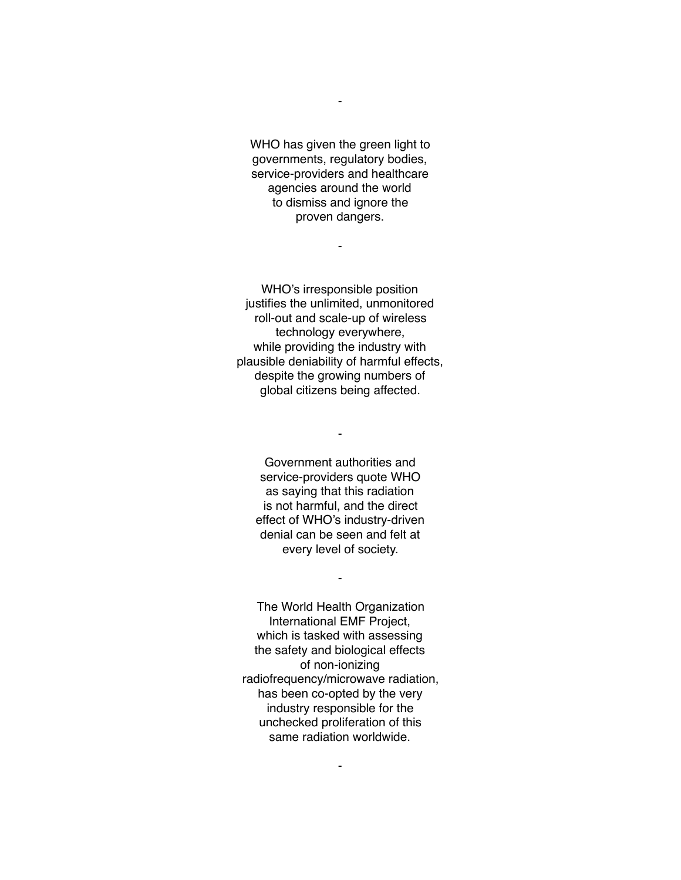-

WHO has given the green light to governments, regulatory bodies, service-providers and healthcare agencies around the world to dismiss and ignore the proven dangers.

-

WHO's irresponsible position justifies the unlimited, unmonitored roll-out and scale-up of wireless technology everywhere, while providing the industry with plausible deniability of harmful effects, despite the growing numbers of global citizens being affected.

-

Government authorities and service-providers quote WHO as saying that this radiation is not harmful, and the direct effect of WHO's industry-driven denial can be seen and felt at every level of society.

-

The World Health Organization International EMF Project, which is tasked with assessing the safety and biological effects of non-ionizing radiofrequency/microwave radiation, has been co-opted by the very industry responsible for the unchecked proliferation of this same radiation worldwide.

-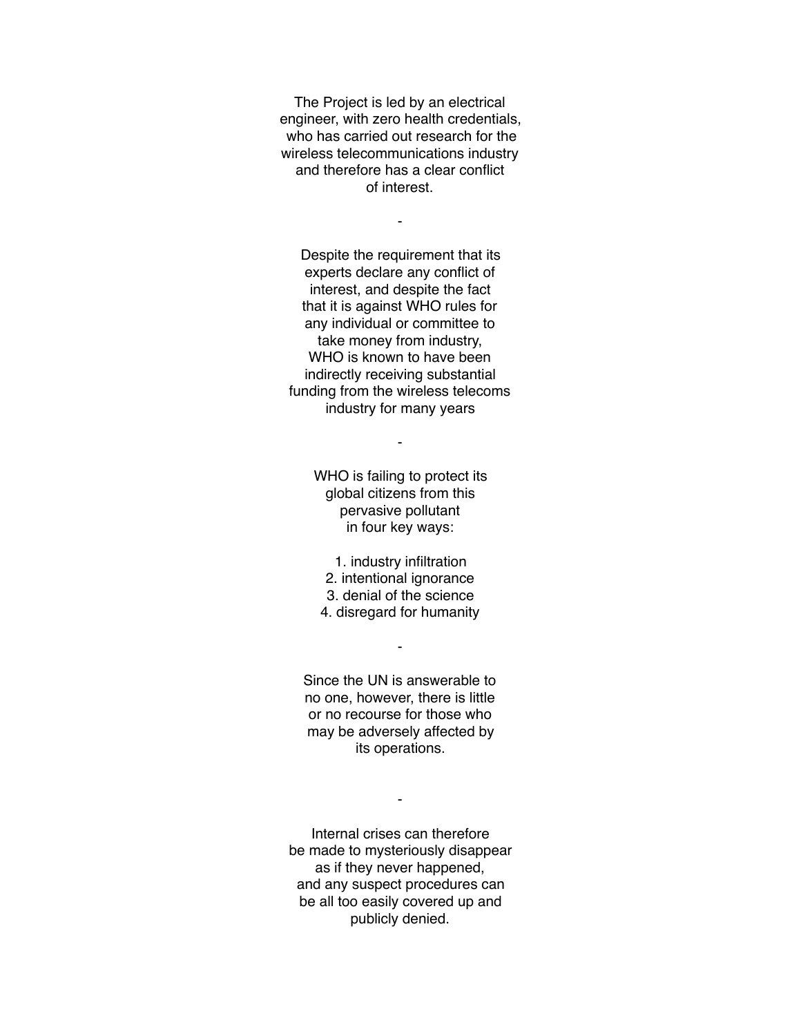The Project is led by an electrical engineer, with zero health credentials, who has carried out research for the wireless telecommunications industry and therefore has a clear conflict of interest.

-

Despite the requirement that its experts declare any conflict of interest, and despite the fact that it is against WHO rules for any individual or committee to take money from industry, WHO is known to have been indirectly receiving substantial funding from the wireless telecoms industry for many years

-

WHO is failing to protect its global citizens from this pervasive pollutant in four key ways:

1. industry infiltration
2. intentional ignorance
3. denial of the science
4. disregard for humanity

-

Since the UN is answerable to no one, however, there is little or no recourse for those who may be adversely affected by its operations.

-

Internal crises can therefore be made to mysteriously disappear as if they never happened, and any suspect procedures can be all too easily covered up and publicly denied.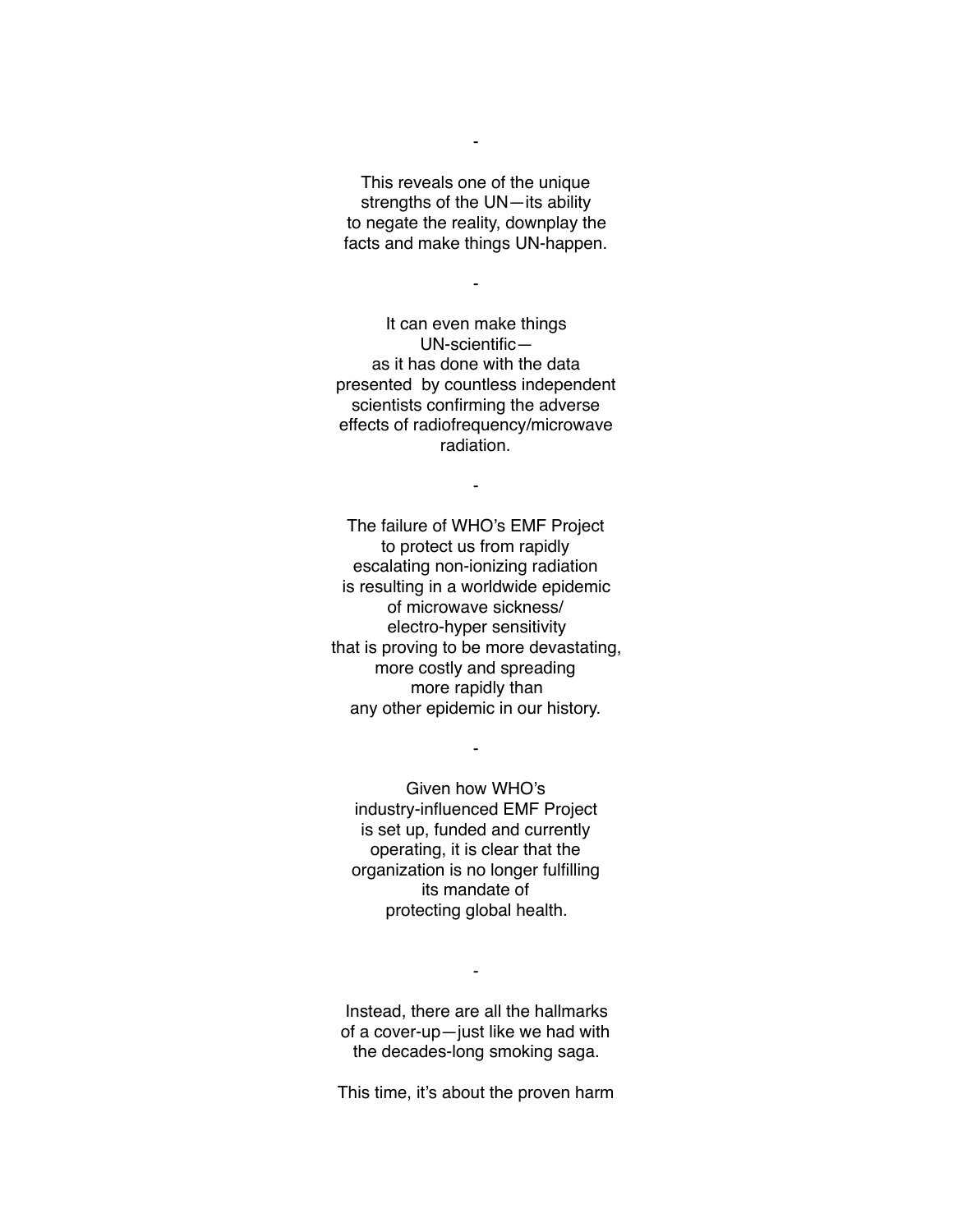-

This reveals one of the unique strengths of the UN—its ability to negate the reality, downplay the facts and make things UN-happen.

-

It can even make things UN-scientific— as it has done with the data presented by countless independent scientists confirming the adverse effects of radiofrequency/microwave radiation.

-

The failure of WHO's EMF Project to protect us from rapidly escalating non-ionizing radiation is resulting in a worldwide epidemic of microwave sickness/ electro-hyper sensitivity that is proving to be more devastating, more costly and spreading more rapidly than any other epidemic in our history.

-

Given how WHO's industry-influenced EMF Project is set up, funded and currently operating, it is clear that the organization is no longer fulfilling its mandate of protecting global health.

-

Instead, there are all the hallmarks of a cover-up—just like we had with the decades-long smoking saga.

This time, it's about the proven harm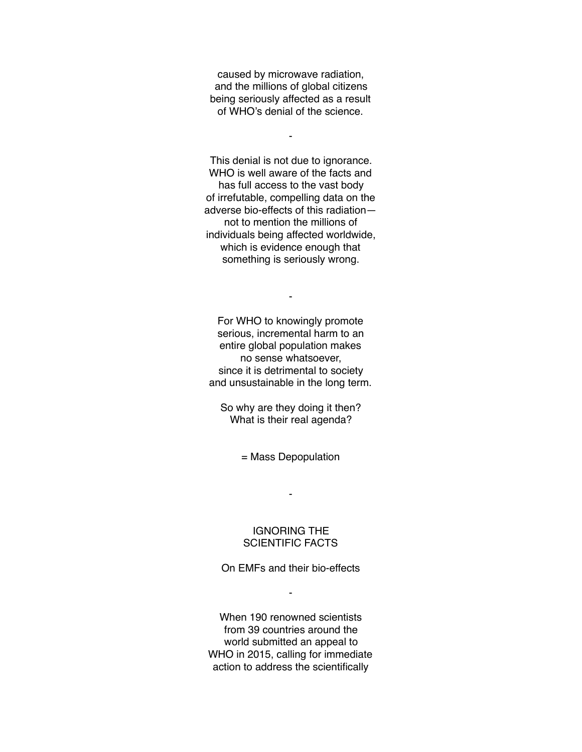caused by microwave radiation,
and the millions of global citizens
being seriously affected as a result
of WHO's denial of the science.

-

This denial is not due to ignorance.
WHO is well aware of the facts and
has full access to the vast body
of irrefutable, compelling data on the
adverse bio-effects of this radiation—
not to mention the millions of
individuals being affected worldwide,
which is evidence enough that
something is seriously wrong.

-

For WHO to knowingly promote
serious, incremental harm to an
entire global population makes
no sense whatsoever,
since it is detrimental to society
and unsustainable in the long term.

So why are they doing it then?
What is their real agenda?

= Mass Depopulation

-

## IGNORING THE SCIENTIFIC FACTS

On EMFs and their bio-effects

-

When 190 renowned scientists
from 39 countries around the
world submitted an appeal to
WHO in 2015, calling for immediate
action to address the scientifically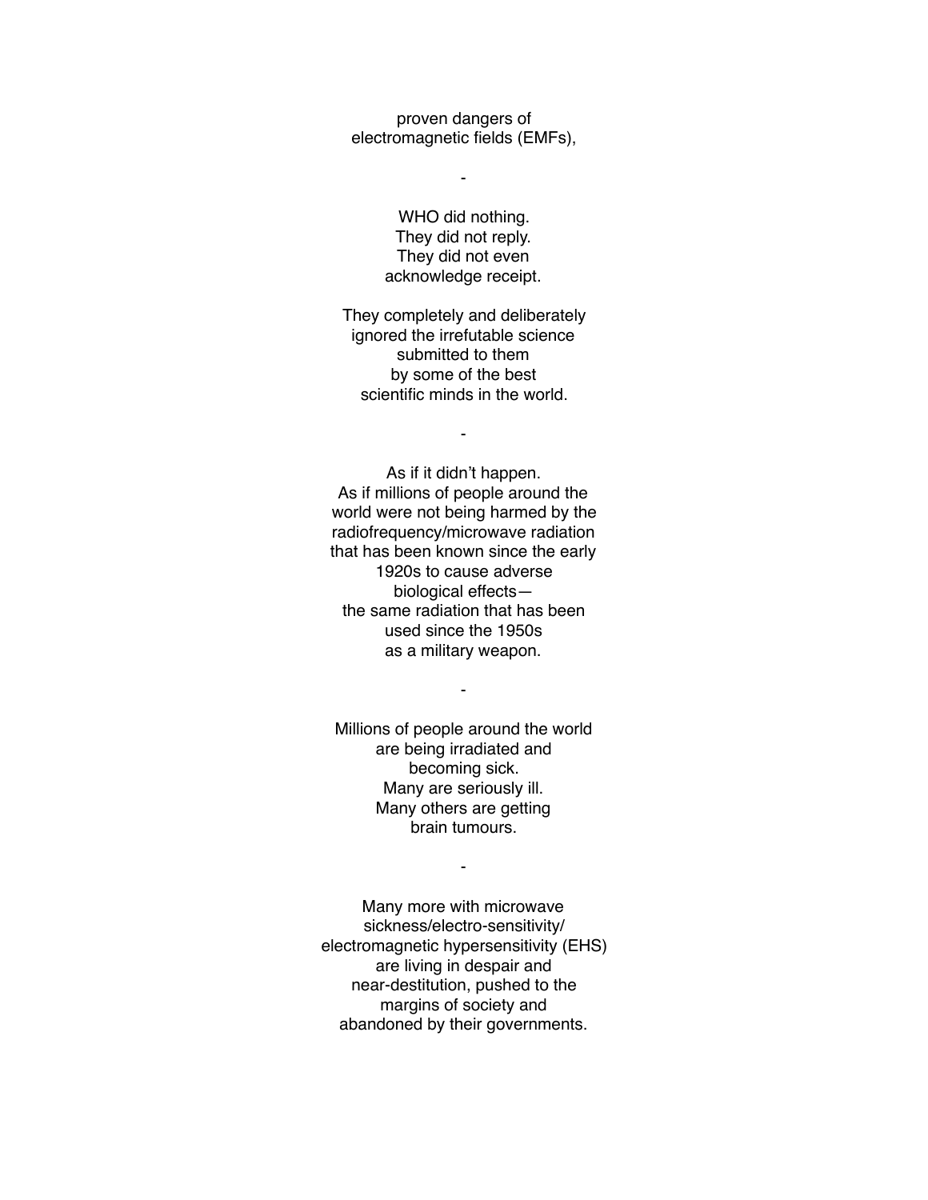proven dangers of
electromagnetic fields (EMFs),

-

WHO did nothing.
They did not reply.
They did not even
acknowledge receipt.

They completely and deliberately
ignored the irrefutable science
submitted to them
by some of the best
scientific minds in the world.

-

As if it didn't happen.
As if millions of people around the
world were not being harmed by the
radiofrequency/microwave radiation
that has been known since the early
1920s to cause adverse
biological effects—
the same radiation that has been
used since the 1950s
as a military weapon.

-

Millions of people around the world
are being irradiated and
becoming sick.
Many are seriously ill.
Many others are getting
brain tumours.

-

Many more with microwave
sickness/electro-sensitivity/
electromagnetic hypersensitivity (EHS)
are living in despair and
near-destitution, pushed to the
margins of society and
abandoned by their governments.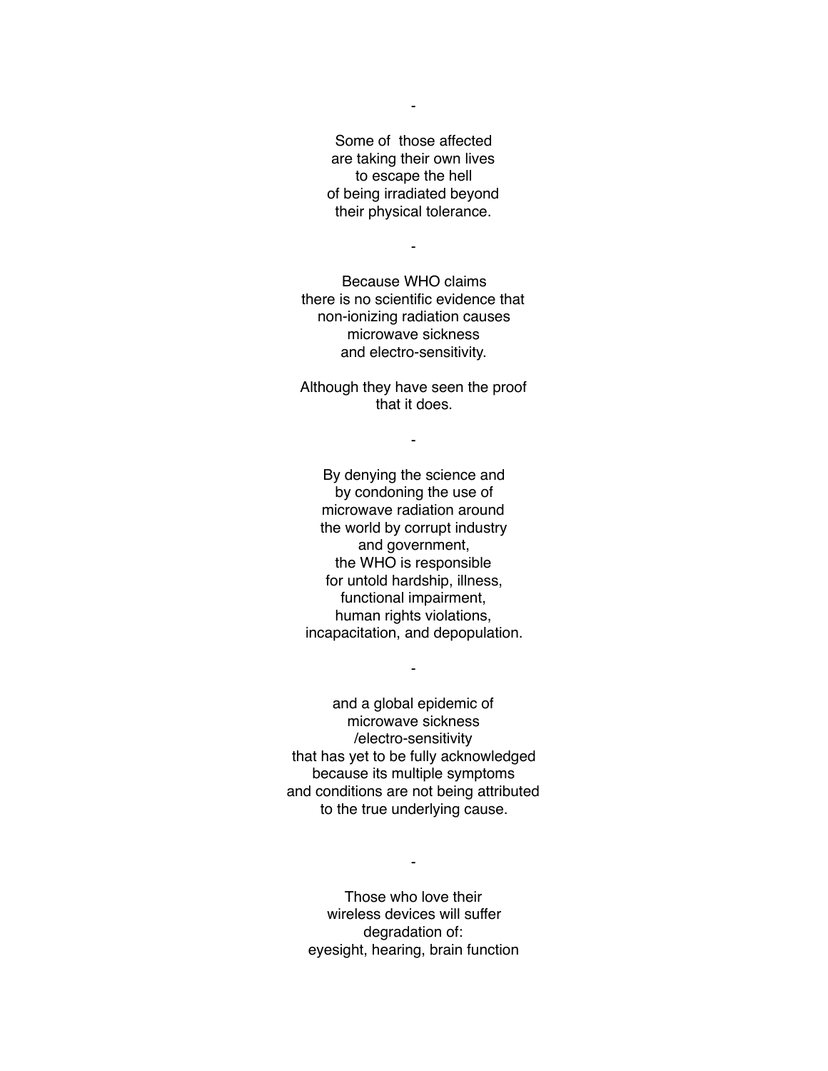-

Some of those affected  
are taking their own lives  
to escape the hell  
of being irradiated beyond  
their physical tolerance.

-

Because WHO claims  
there is no scientific evidence that  
non-ionizing radiation causes  
microwave sickness  
and electro-sensitivity.

Although they have seen the proof  
that it does.

-

By denying the science and  
by condoning the use of  
microwave radiation around  
the world by corrupt industry  
and government,  
the WHO is responsible  
for untold hardship, illness,  
functional impairment,  
human rights violations,  
incapacitation, and depopulation.

-

and a global epidemic of  
microwave sickness  
/electro-sensitivity  
that has yet to be fully acknowledged  
because its multiple symptoms  
and conditions are not being attributed  
to the true underlying cause.

-

Those who love their  
wireless devices will suffer  
degradation of:  
eyesight, hearing, brain function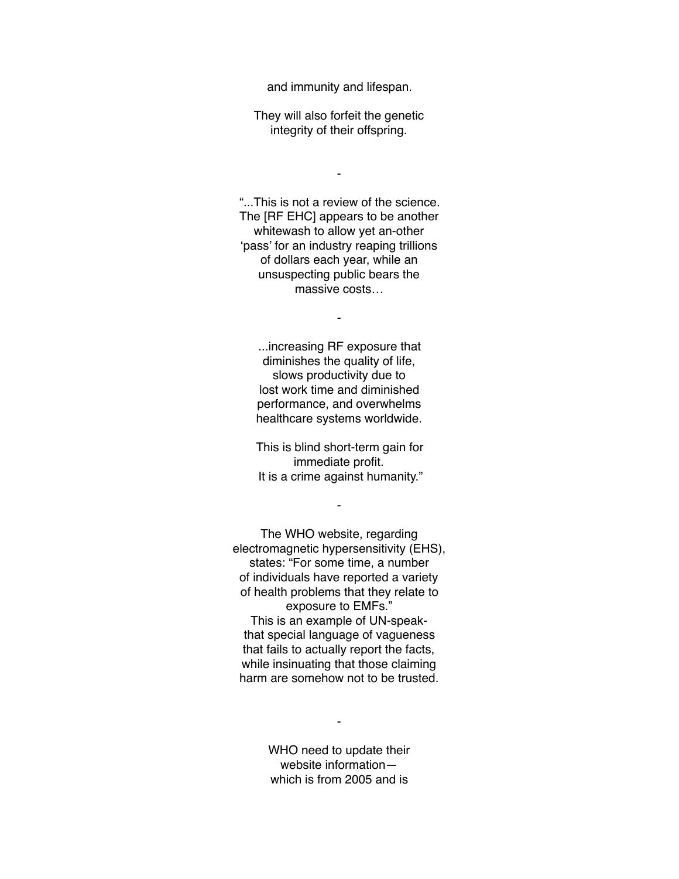and immunity and lifespan.

They will also forfeit the genetic integrity of their offspring.

-

"...This is not a review of the science. The [RF EHC] appears to be another whitewash to allow yet an-other 'pass' for an industry reaping trillions of dollars each year, while an unsuspecting public bears the massive costs…

-

...increasing RF exposure that diminishes the quality of life, slows productivity due to lost work time and diminished performance, and overwhelms healthcare systems worldwide.

This is blind short-term gain for immediate profit.
It is a crime against humanity."

-

The WHO website, regarding electromagnetic hypersensitivity (EHS), states: "For some time, a number of individuals have reported a variety of health problems that they relate to exposure to EMFs."
This is an example of UN-speak- that special language of vagueness that fails to actually report the facts, while insinuating that those claiming harm are somehow not to be trusted.

-

WHO need to update their website information— which is from 2005 and is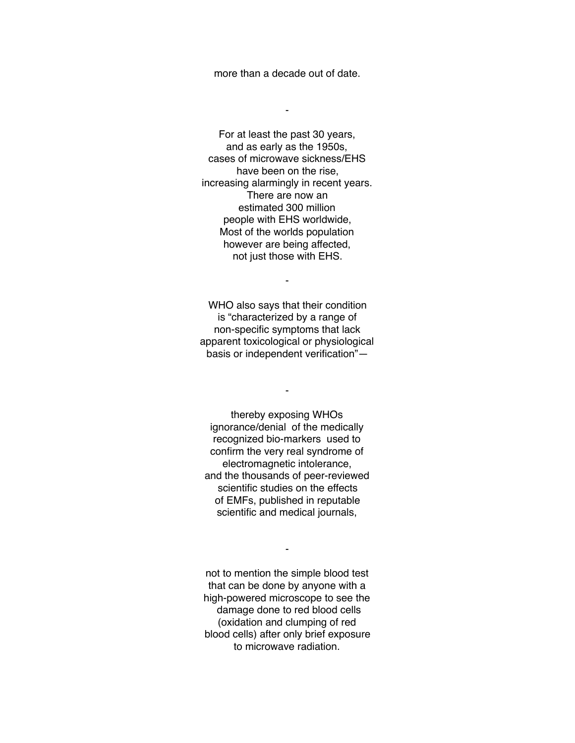more than a decade out of date.

-

For at least the past 30 years,
and as early as the 1950s,
cases of microwave sickness/EHS
have been on the rise,
increasing alarmingly in recent years.
There are now an
estimated 300 million
people with EHS worldwide,
Most of the worlds population
however are being affected,
not just those with EHS.

-

WHO also says that their condition
is "characterized by a range of
non-specific symptoms that lack
apparent toxicological or physiological
basis or independent verification"—

-

thereby exposing WHOs
ignorance/denial of the medically
recognized bio-markers used to
confirm the very real syndrome of
electromagnetic intolerance,
and the thousands of peer-reviewed
scientific studies on the effects
of EMFs, published in reputable
scientific and medical journals,

-

not to mention the simple blood test
that can be done by anyone with a
high-powered microscope to see the
damage done to red blood cells
(oxidation and clumping of red
blood cells) after only brief exposure
to microwave radiation.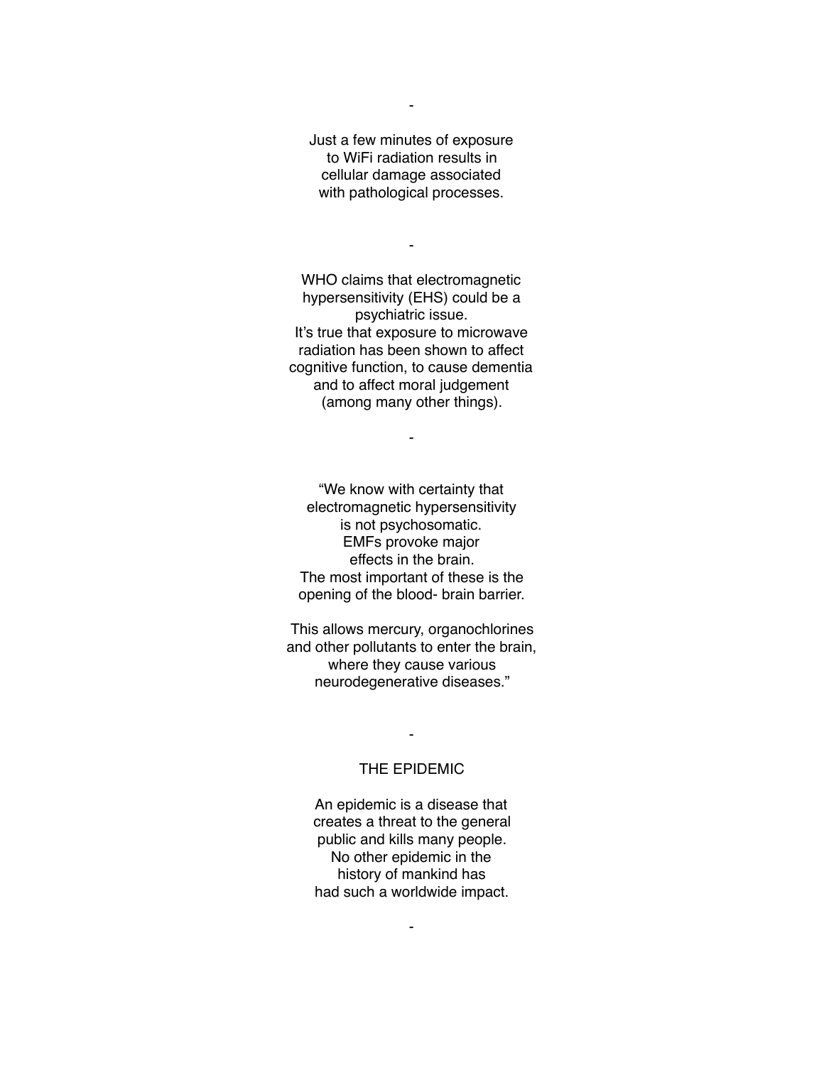-

Just a few minutes of exposure to WiFi radiation results in cellular damage associated with pathological processes.

-

WHO claims that electromagnetic hypersensitivity (EHS) could be a psychiatric issue.
It's true that exposure to microwave radiation has been shown to affect cognitive function, to cause dementia and to affect moral judgement (among many other things).

-

"We know with certainty that electromagnetic hypersensitivity is not psychosomatic.
EMFs provoke major effects in the brain.
The most important of these is the opening of the blood- brain barrier.

This allows mercury, organochlorines and other pollutants to enter the brain, where they cause various neurodegenerative diseases."

-

THE EPIDEMIC

An epidemic is a disease that creates a threat to the general public and kills many people.
No other epidemic in the history of mankind has had such a worldwide impact.

-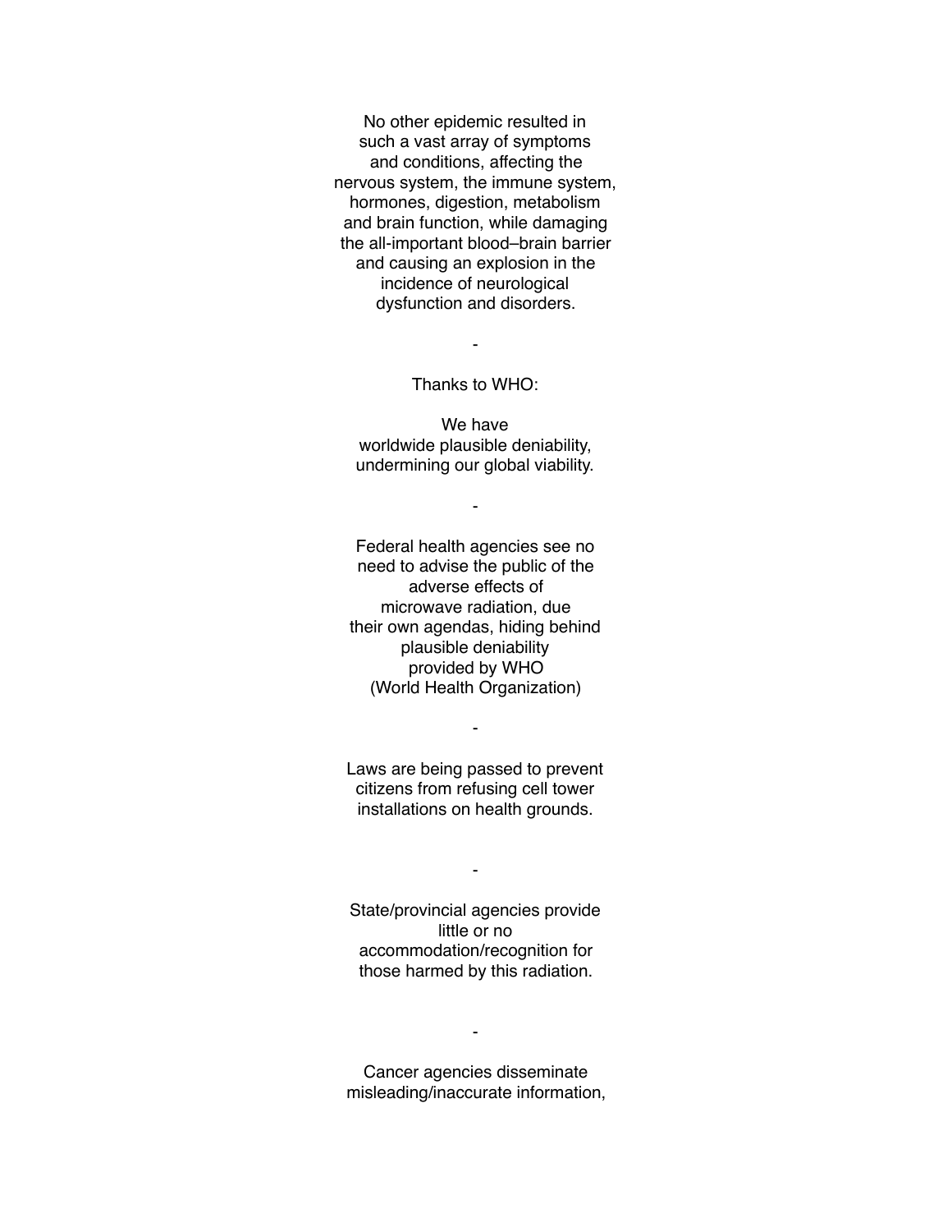No other epidemic resulted in such a vast array of symptoms and conditions, affecting the nervous system, the immune system, hormones, digestion, metabolism and brain function, while damaging the all-important blood–brain barrier and causing an explosion in the incidence of neurological dysfunction and disorders.

-

Thanks to WHO:

We have
worldwide plausible deniability,
undermining our global viability.

-

Federal health agencies see no need to advise the public of the adverse effects of microwave radiation, due their own agendas, hiding behind plausible deniability provided by WHO (World Health Organization)

-

Laws are being passed to prevent citizens from refusing cell tower installations on health grounds.

-

State/provincial agencies provide little or no accommodation/recognition for those harmed by this radiation.

-

Cancer agencies disseminate misleading/inaccurate information,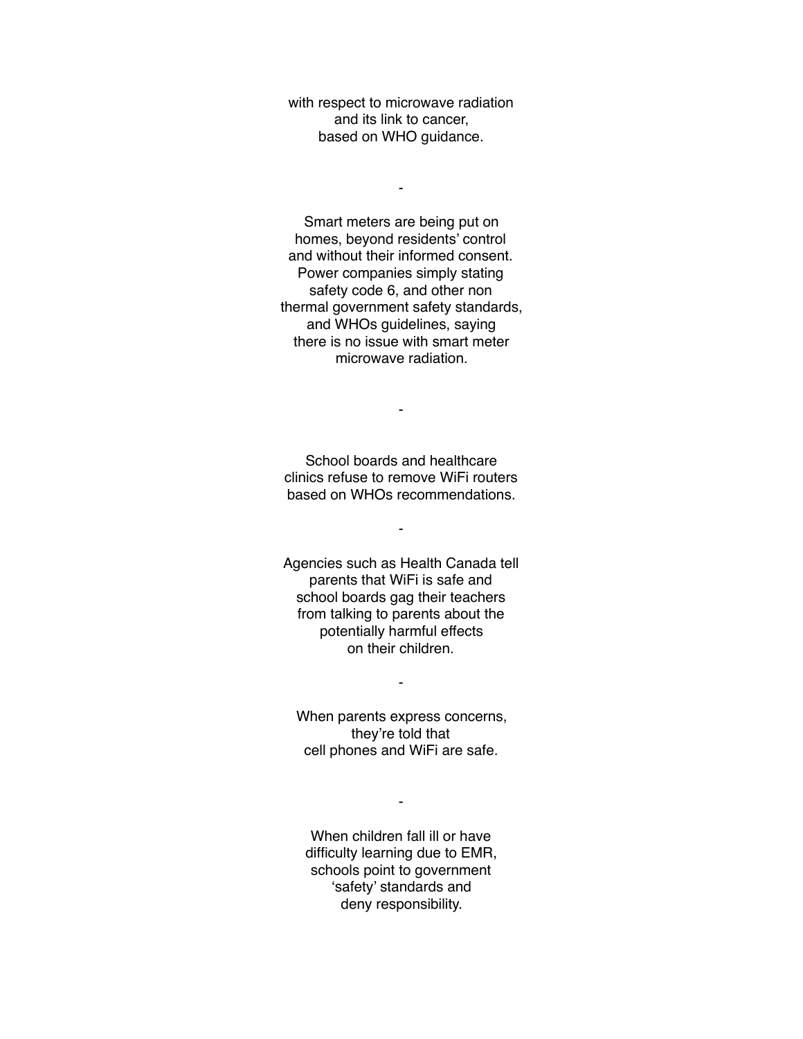with respect to microwave radiation
and its link to cancer,
based on WHO guidance.

-

Smart meters are being put on
homes, beyond residents' control
and without their informed consent.
Power companies simply stating
safety code 6, and other non
thermal government safety standards,
and WHOs guidelines, saying
there is no issue with smart meter
microwave radiation.

-

School boards and healthcare
clinics refuse to remove WiFi routers
based on WHOs recommendations.

-

Agencies such as Health Canada tell
parents that WiFi is safe and
school boards gag their teachers
from talking to parents about the
potentially harmful effects
on their children.

-

When parents express concerns,
they're told that
cell phones and WiFi are safe.

-

When children fall ill or have
difficulty learning due to EMR,
schools point to government
'safety' standards and
deny responsibility.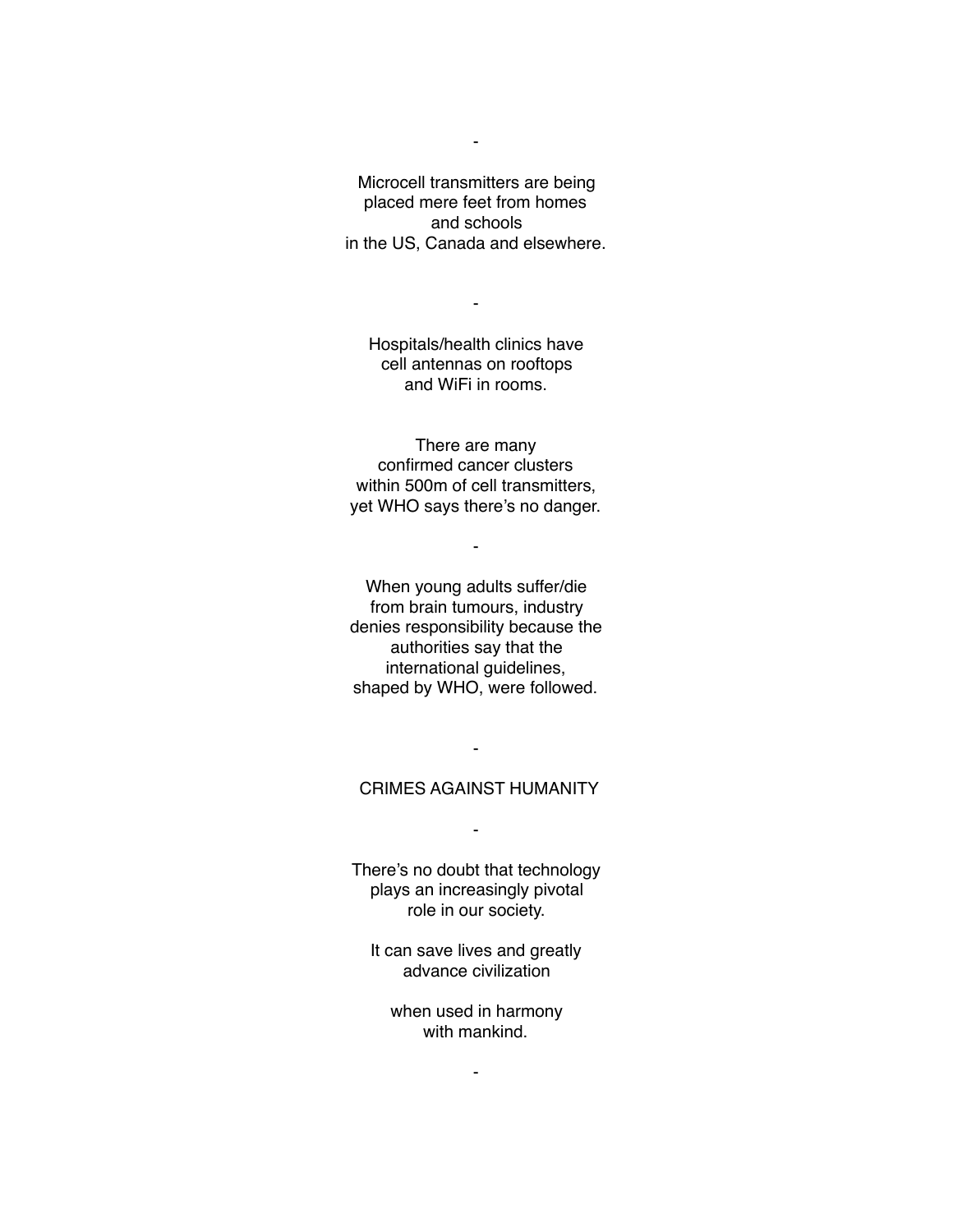-

Microcell transmitters are being
placed mere feet from homes
and schools
in the US, Canada and elsewhere.

-

Hospitals/health clinics have
cell antennas on rooftops
and WiFi in rooms.

There are many
confirmed cancer clusters
within 500m of cell transmitters,
yet WHO says there's no danger.

-

When young adults suffer/die
from brain tumours, industry
denies responsibility because the
authorities say that the
international guidelines,
shaped by WHO, were followed.

-

CRIMES AGAINST HUMANITY

-

There's no doubt that technology
plays an increasingly pivotal
role in our society.

It can save lives and greatly
advance civilization

when used in harmony
with mankind.

-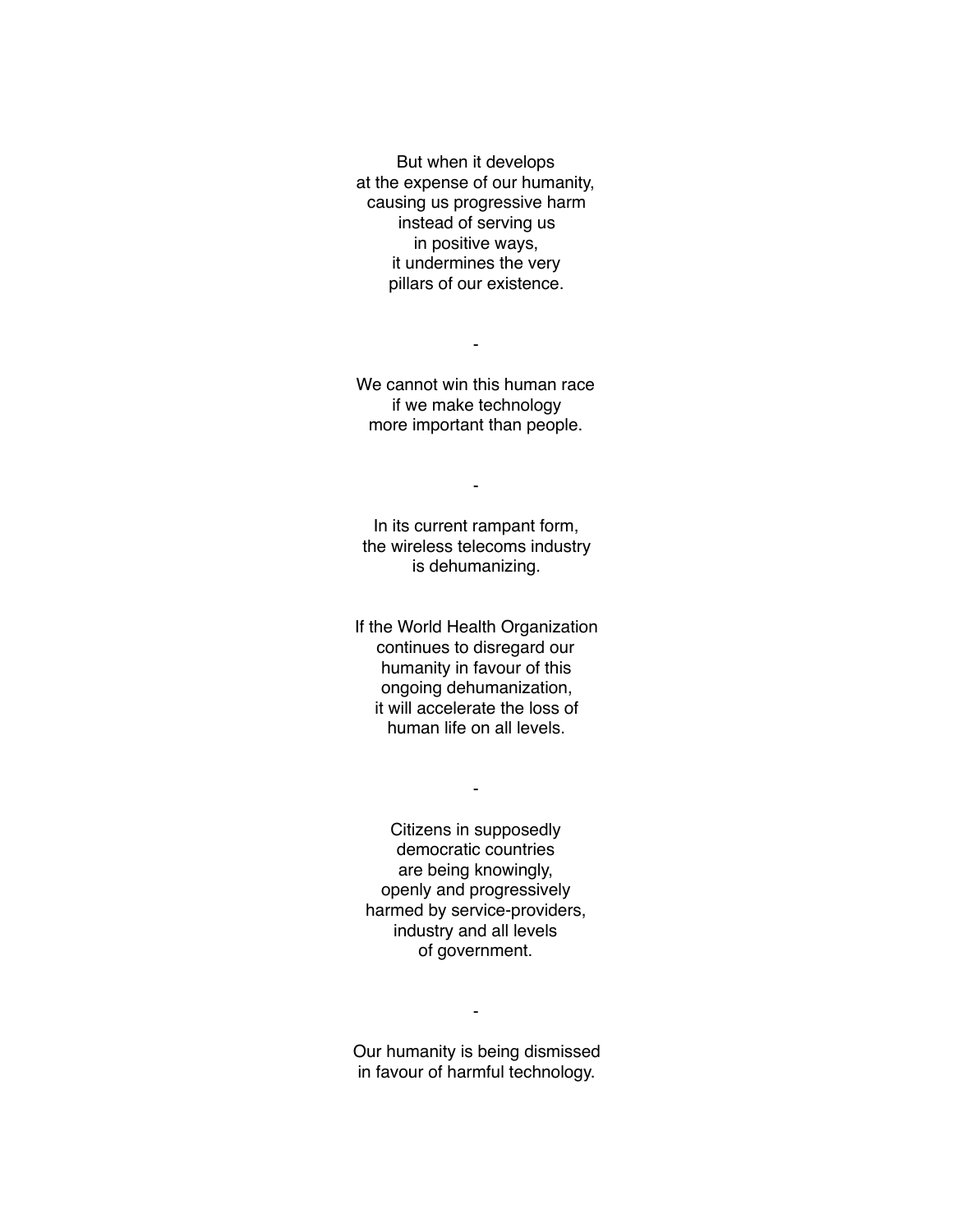But when it develops
at the expense of our humanity,
causing us progressive harm
instead of serving us
in positive ways,
it undermines the very
pillars of our existence.

-

We cannot win this human race
if we make technology
more important than people.

-

In its current rampant form,
the wireless telecoms industry
is dehumanizing.

If the World Health Organization
continues to disregard our
humanity in favour of this
ongoing dehumanization,
it will accelerate the loss of
human life on all levels.

-

Citizens in supposedly
democratic countries
are being knowingly,
openly and progressively
harmed by service-providers,
industry and all levels
of government.

-

Our humanity is being dismissed
in favour of harmful technology.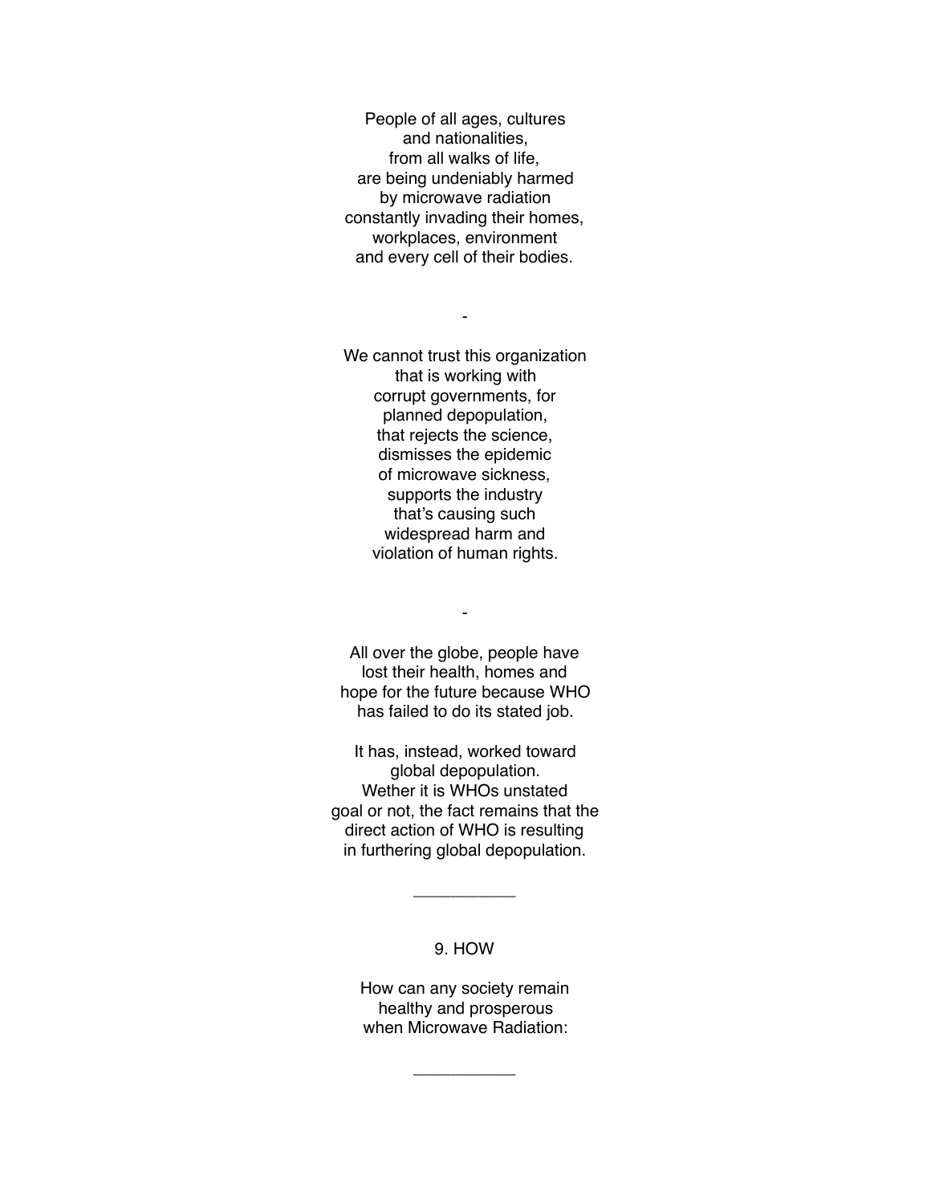People of all ages, cultures
and nationalities,
from all walks of life,
are being undeniably harmed
by microwave radiation
constantly invading their homes,
workplaces, environment
and every cell of their bodies.

-

We cannot trust this organization
that is working with
corrupt governments, for
planned depopulation,
that rejects the science,
dismisses the epidemic
of microwave sickness,
supports the industry
that's causing such
widespread harm and
violation of human rights.

-

All over the globe, people have
lost their health, homes and
hope for the future because WHO
has failed to do its stated job.

It has, instead, worked toward
global depopulation.
Wether it is WHOs unstated
goal or not, the fact remains that the
direct action of WHO is resulting
in furthering global depopulation.

---

## 9. HOW

How can any society remain
healthy and prosperous
when Microwave Radiation:

---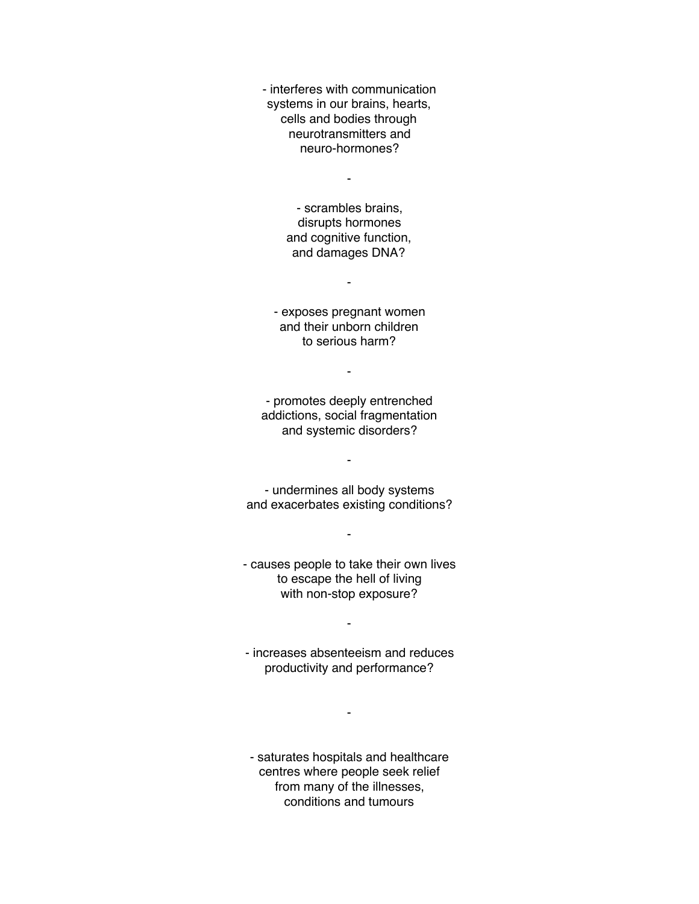- interferes with communication systems in our brains, hearts, cells and bodies through neurotransmitters and neuro-hormones?

-

- scrambles brains, disrupts hormones and cognitive function, and damages DNA?

-

- exposes pregnant women and their unborn children to serious harm?

-

- promotes deeply entrenched addictions, social fragmentation and systemic disorders?

-

- undermines all body systems and exacerbates existing conditions?

-

- causes people to take their own lives to escape the hell of living with non-stop exposure?

-

- increases absenteeism and reduces productivity and performance?

-

- saturates hospitals and healthcare centres where people seek relief from many of the illnesses, conditions and tumours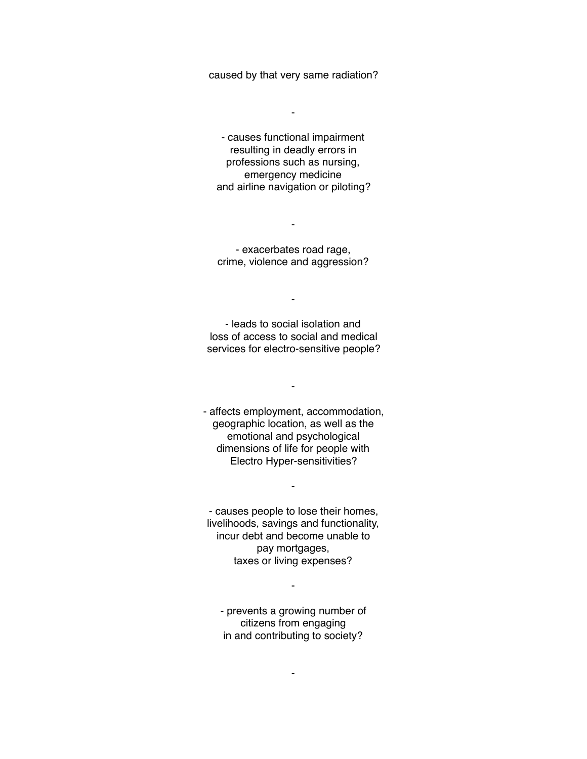caused by that very same radiation?

-

- causes functional impairment resulting in deadly errors in professions such as nursing, emergency medicine and airline navigation or piloting?

-

- exacerbates road rage, crime, violence and aggression?

-

- leads to social isolation and loss of access to social and medical services for electro-sensitive people?

-

- affects employment, accommodation, geographic location, as well as the emotional and psychological dimensions of life for people with Electro Hyper-sensitivities?

-

- causes people to lose their homes, livelihoods, savings and functionality, incur debt and become unable to pay mortgages, taxes or living expenses?

-

- prevents a growing number of citizens from engaging in and contributing to society?

-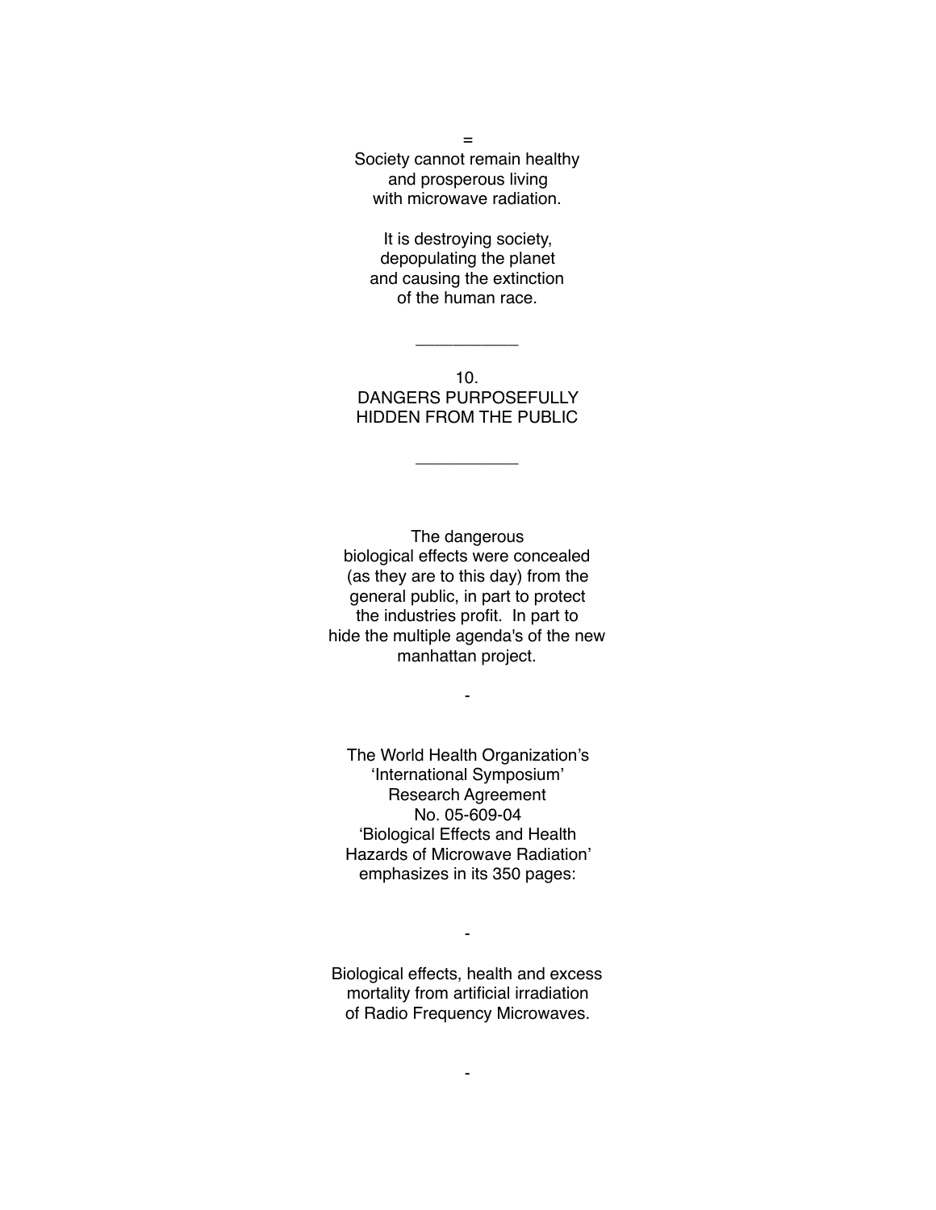=

Society cannot remain healthy
and prosperous living
with microwave radiation.

It is destroying society,
depopulating the planet
and causing the extinction
of the human race.

---

## 10.
## DANGERS PURPOSEFULLY HIDDEN FROM THE PUBLIC

---

The dangerous
biological effects were concealed
(as they are to this day) from the
general public, in part to protect
the industries profit. In part to
hide the multiple agenda's of the new
manhattan project.

-

The World Health Organization's
'International Symposium'
Research Agreement
No. 05-609-04
'Biological Effects and Health
Hazards of Microwave Radiation'
emphasizes in its 350 pages:

-

Biological effects, health and excess
mortality from artificial irradiation
of Radio Frequency Microwaves.

-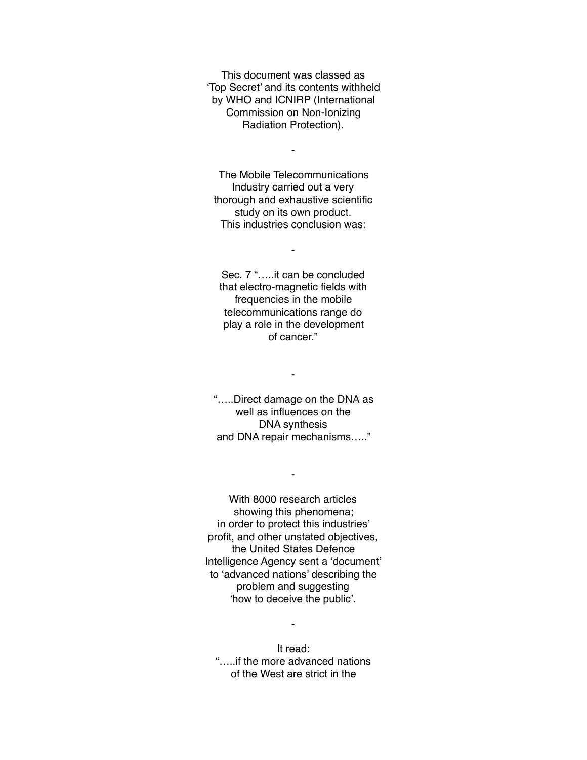This document was classed as 'Top Secret' and its contents withheld by WHO and ICNIRP (International Commission on Non-Ionizing Radiation Protection).

-

The Mobile Telecommunications Industry carried out a very thorough and exhaustive scientific study on its own product. This industries conclusion was:

-

Sec. 7 "…..it can be concluded that electro-magnetic fields with frequencies in the mobile telecommunications range do play a role in the development of cancer."

-

"…..Direct damage on the DNA as well as influences on the DNA synthesis and DNA repair mechanisms….."

-

With 8000 research articles showing this phenomena; in order to protect this industries' profit, and other unstated objectives, the United States Defence Intelligence Agency sent a 'document' to 'advanced nations' describing the problem and suggesting 'how to deceive the public'.

-

It read:
"…..if the more advanced nations of the West are strict in the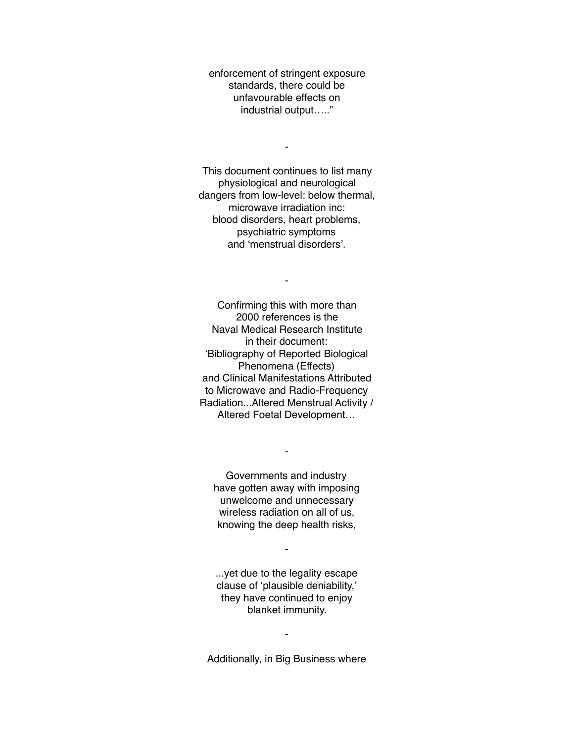enforcement of stringent exposure
standards, there could be
unfavourable effects on
industrial output….."

-

This document continues to list many
physiological and neurological
dangers from low-level: below thermal,
microwave irradiation inc:
blood disorders, heart problems,
psychiatric symptoms
and 'menstrual disorders'.

-

Confirming this with more than
2000 references is the
Naval Medical Research Institute
in their document:
'Bibliography of Reported Biological
Phenomena (Effects)
and Clinical Manifestations Attributed
to Microwave and Radio-Frequency
Radiation...Altered Menstrual Activity /
Altered Foetal Development…

-

Governments and industry
have gotten away with imposing
unwelcome and unnecessary
wireless radiation on all of us,
knowing the deep health risks,

-

...yet due to the legality escape
clause of 'plausible deniability,'
they have continued to enjoy
blanket immunity.

-

Additionally, in Big Business where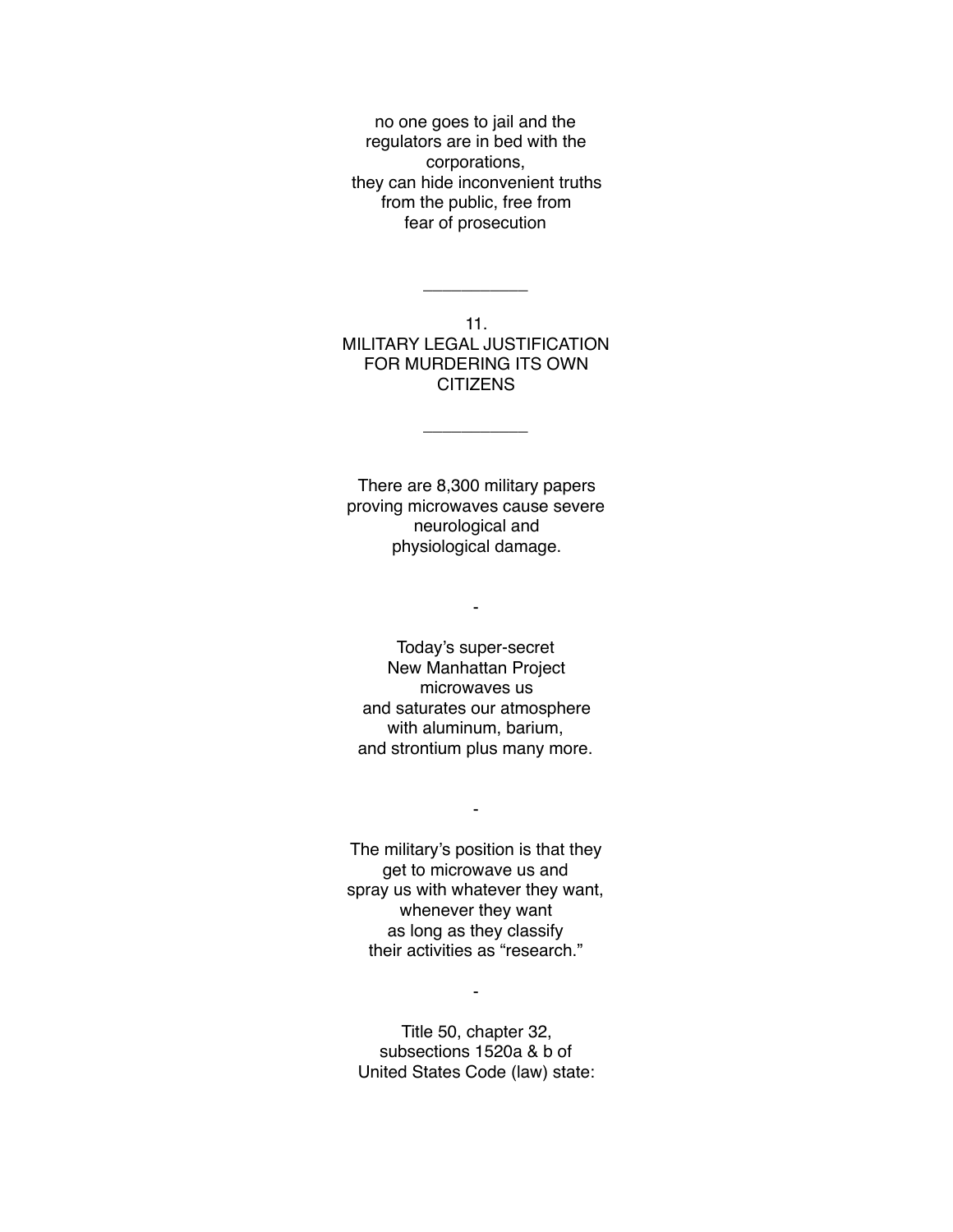no one goes to jail and the regulators are in bed with the corporations, they can hide inconvenient truths from the public, free from fear of prosecution

---

## 11. MILITARY LEGAL JUSTIFICATION FOR MURDERING ITS OWN CITIZENS

---

There are 8,300 military papers proving microwaves cause severe neurological and physiological damage.

-

Today's super-secret New Manhattan Project microwaves us and saturates our atmosphere with aluminum, barium, and strontium plus many more.

-

The military's position is that they get to microwave us and spray us with whatever they want, whenever they want as long as they classify their activities as "research."

-

Title 50, chapter 32, subsections 1520a & b of United States Code (law) state: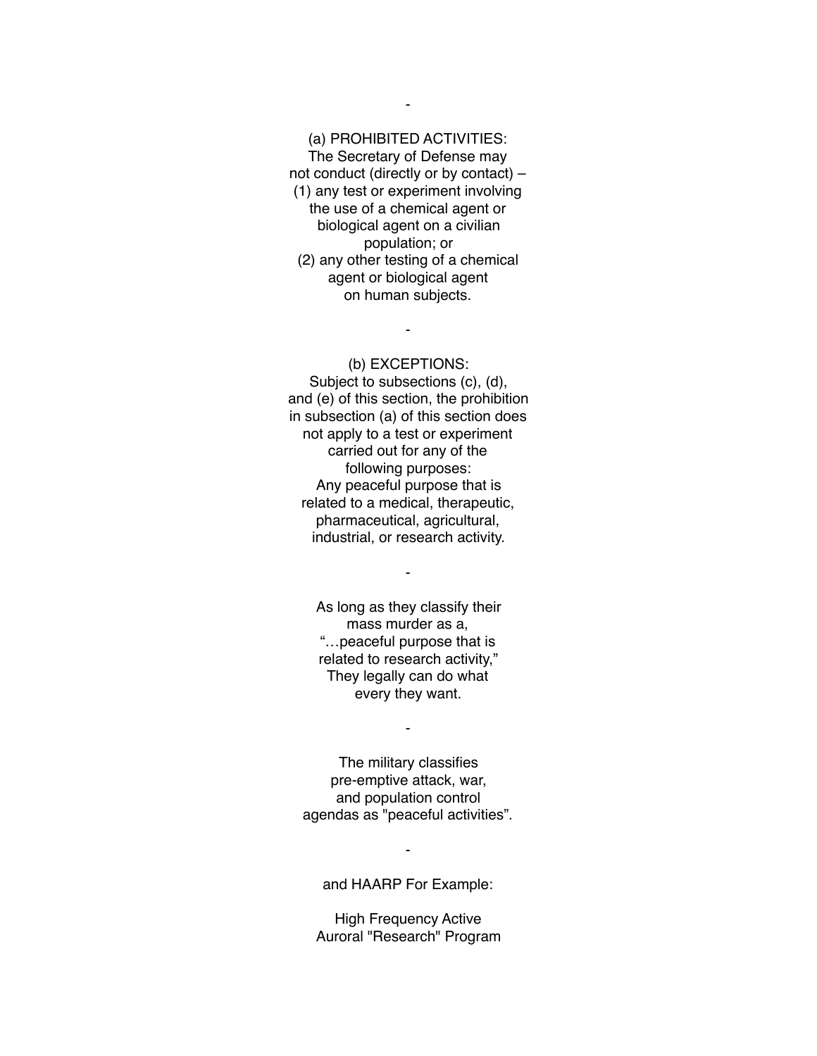-

(a) PROHIBITED ACTIVITIES:
The Secretary of Defense may
not conduct (directly or by contact) –
(1) any test or experiment involving
the use of a chemical agent or
biological agent on a civilian
population; or
(2) any other testing of a chemical
agent or biological agent
on human subjects.

-

(b) EXCEPTIONS:
Subject to subsections (c), (d),
and (e) of this section, the prohibition
in subsection (a) of this section does
not apply to a test or experiment
carried out for any of the
following purposes:
Any peaceful purpose that is
related to a medical, therapeutic,
pharmaceutical, agricultural,
industrial, or research activity.

-

As long as they classify their
mass murder as a,
"…peaceful purpose that is
related to research activity,"
They legally can do what
every they want.

-

The military classifies
pre-emptive attack, war,
and population control
agendas as "peaceful activities".

-

and HAARP For Example:

High Frequency Active
Auroral "Research" Program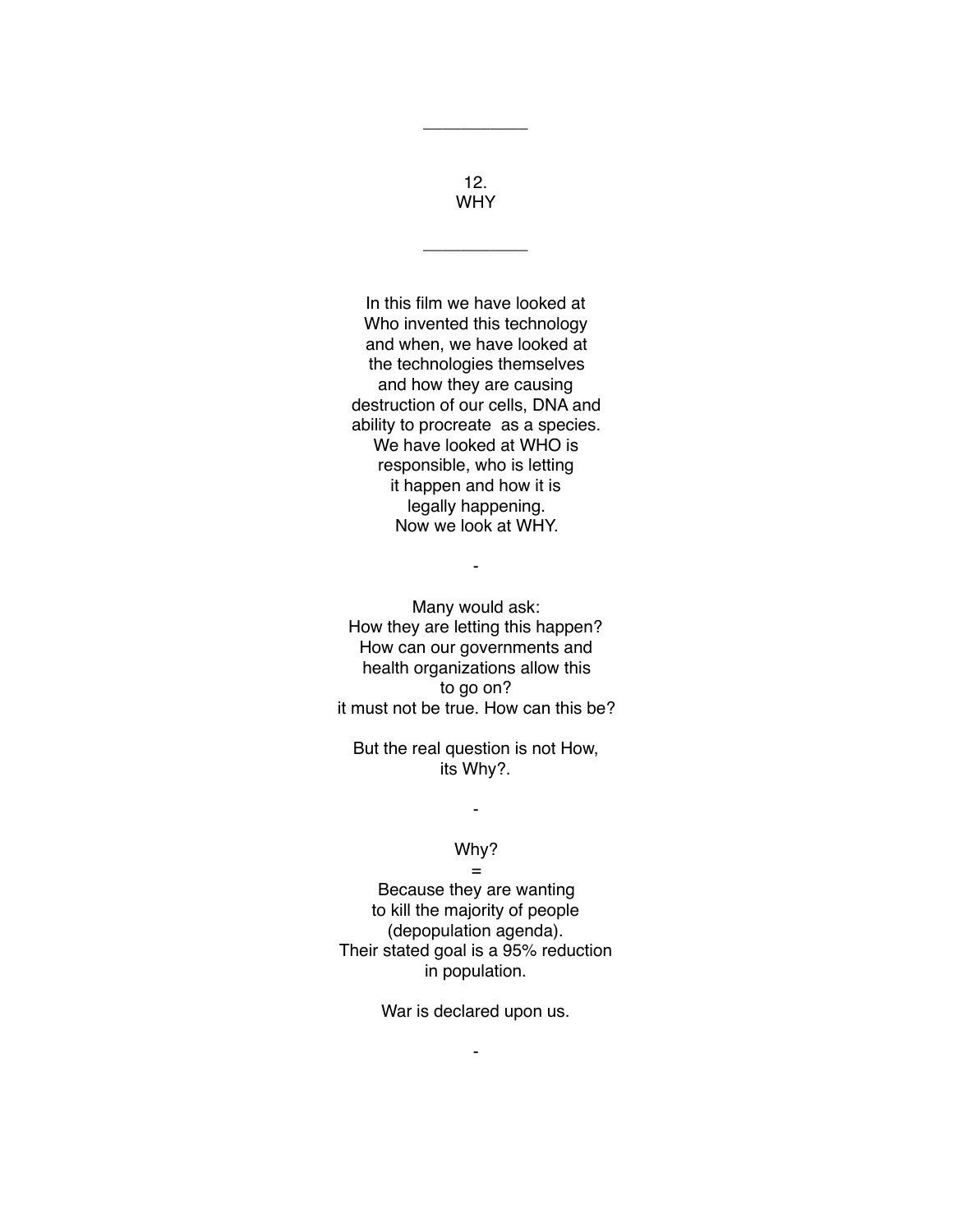___________

## 12.
## WHY

___________

In this film we have looked at
Who invented this technology
and when, we have looked at
the technologies themselves
and how they are causing
destruction of our cells, DNA and
ability to procreate  as a species.
We have looked at WHO is
responsible, who is letting
it happen and how it is
legally happening.
Now we look at WHY.

-

Many would ask:
How they are letting this happen?
How can our governments and
health organizations allow this
to go on?
it must not be true. How can this be?

But the real question is not How,
its Why?.

-

Why?
=
Because they are wanting
to kill the majority of people
(depopulation agenda).
Their stated goal is a 95% reduction
in population.

War is declared upon us.

-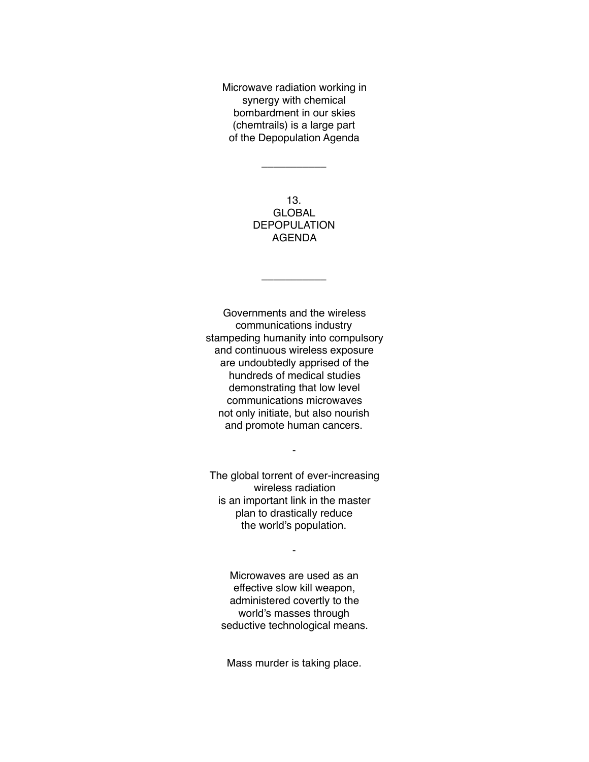Microwave radiation working in synergy with chemical bombardment in our skies (chemtrails) is a large part of the Depopulation Agenda

___________

## 13. GLOBAL DEPOPULATION AGENDA

___________

Governments and the wireless communications industry stampeding humanity into compulsory and continuous wireless exposure are undoubtedly apprised of the hundreds of medical studies demonstrating that low level communications microwaves not only initiate, but also nourish and promote human cancers.

-

The global torrent of ever-increasing wireless radiation is an important link in the master plan to drastically reduce the world's population.

-

Microwaves are used as an effective slow kill weapon, administered covertly to the world's masses through seductive technological means.

Mass murder is taking place.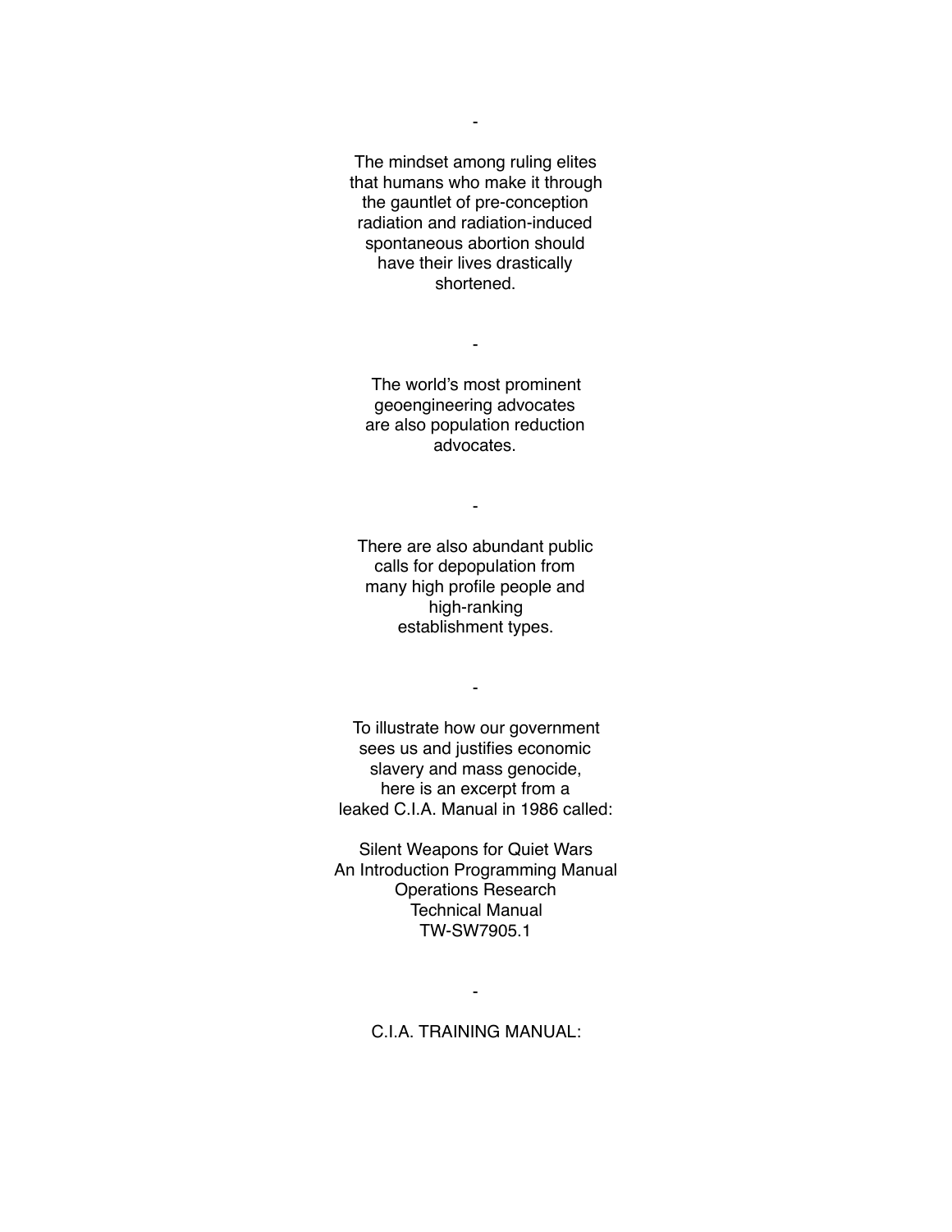-

The mindset among ruling elites that humans who make it through the gauntlet of pre-conception radiation and radiation-induced spontaneous abortion should have their lives drastically shortened.

-

The world's most prominent geoengineering advocates are also population reduction advocates.

-

There are also abundant public calls for depopulation from many high profile people and high-ranking establishment types.

-

To illustrate how our government sees us and justifies economic slavery and mass genocide, here is an excerpt from a leaked C.I.A. Manual in 1986 called:

Silent Weapons for Quiet Wars
An Introduction Programming Manual
Operations Research
Technical Manual
TW-SW7905.1

-

C.I.A. TRAINING MANUAL: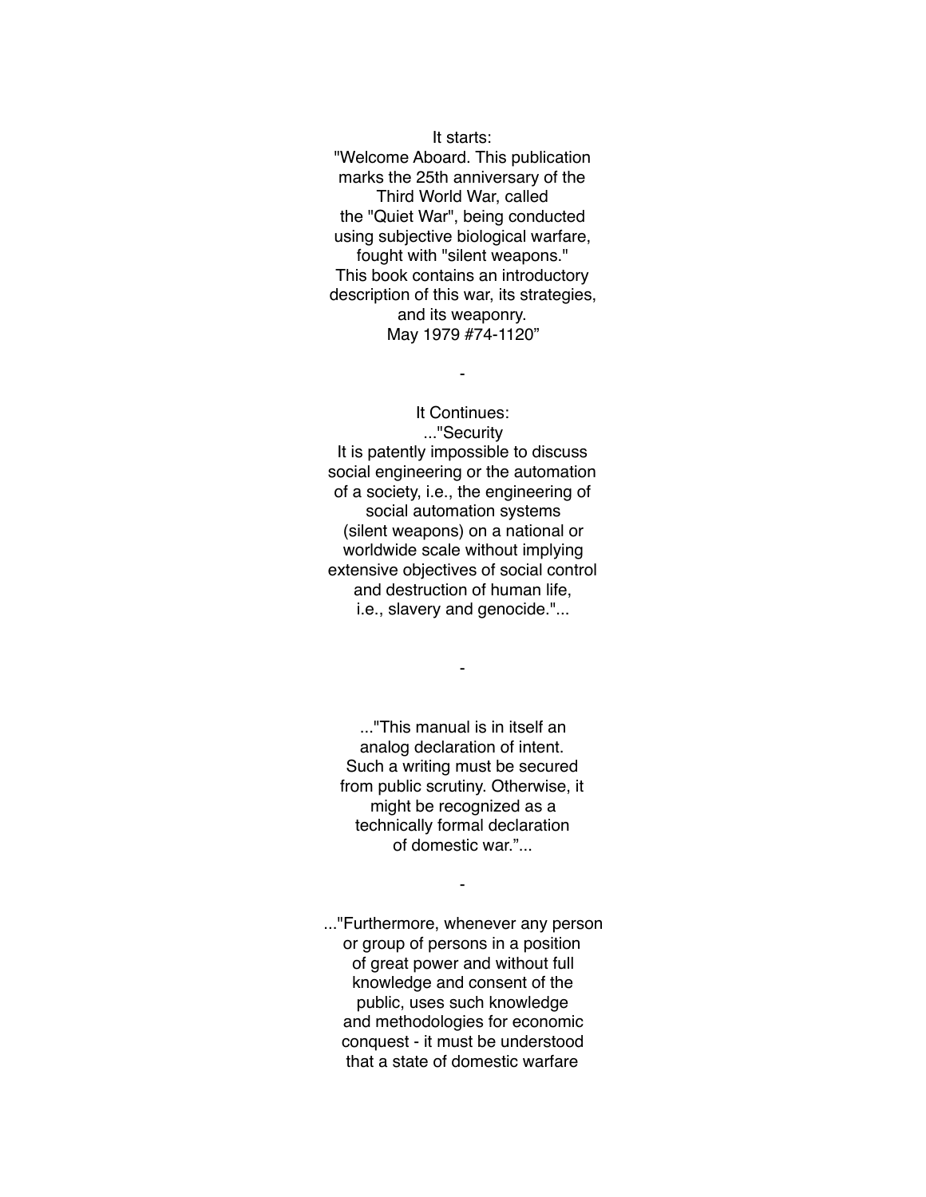It starts:
"Welcome Aboard. This publication marks the 25th anniversary of the Third World War, called the "Quiet War", being conducted using subjective biological warfare, fought with "silent weapons." This book contains an introductory description of this war, its strategies, and its weaponry.
May 1979 #74-1120"

-

It Continues:
..."Security
It is patently impossible to discuss social engineering or the automation of a society, i.e., the engineering of social automation systems (silent weapons) on a national or worldwide scale without implying extensive objectives of social control and destruction of human life, i.e., slavery and genocide."...

-

..."This manual is in itself an analog declaration of intent. Such a writing must be secured from public scrutiny. Otherwise, it might be recognized as a technically formal declaration of domestic war."...

-

..."Furthermore, whenever any person or group of persons in a position of great power and without full knowledge and consent of the public, uses such knowledge and methodologies for economic conquest - it must be understood that a state of domestic warfare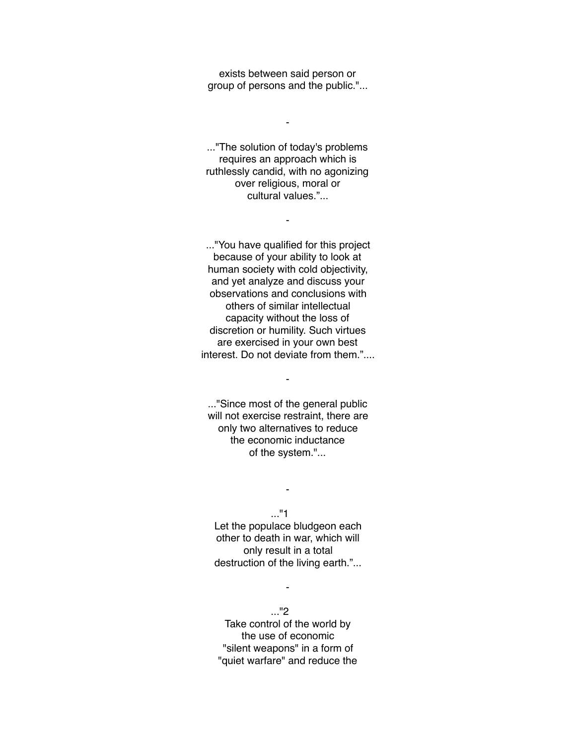exists between said person or group of persons and the public."...

-

..."The solution of today's problems requires an approach which is ruthlessly candid, with no agonizing over religious, moral or cultural values."...

-

..."You have qualified for this project because of your ability to look at human society with cold objectivity, and yet analyze and discuss your observations and conclusions with others of similar intellectual capacity without the loss of discretion or humility. Such virtues are exercised in your own best interest. Do not deviate from them."....

-

..."Since most of the general public will not exercise restraint, there are only two alternatives to reduce the economic inductance of the system."...

-

..."1
Let the populace bludgeon each other to death in war, which will only result in a total destruction of the living earth."...

-

..."2
Take control of the world by the use of economic "silent weapons" in a form of "quiet warfare" and reduce the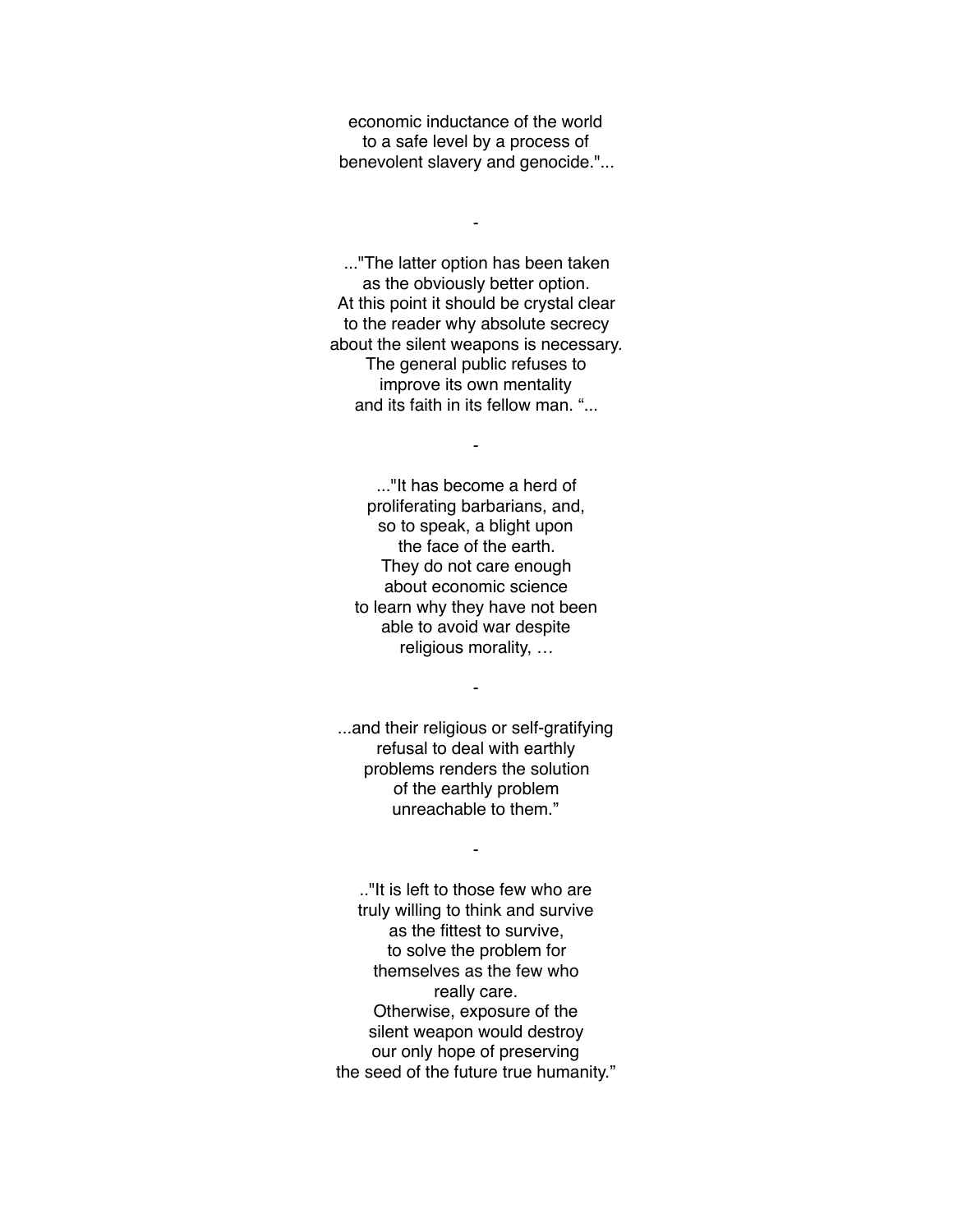economic inductance of the world
to a safe level by a process of
benevolent slavery and genocide."...

-

..."The latter option has been taken
as the obviously better option.
At this point it should be crystal clear
to the reader why absolute secrecy
about the silent weapons is necessary.
The general public refuses to
improve its own mentality
and its faith in its fellow man. "...

-

..."It has become a herd of
proliferating barbarians, and,
so to speak, a blight upon
the face of the earth.
They do not care enough
about economic science
to learn why they have not been
able to avoid war despite
religious morality, …

-

...and their religious or self-gratifying
refusal to deal with earthly
problems renders the solution
of the earthly problem
unreachable to them."

-

.."It is left to those few who are
truly willing to think and survive
as the fittest to survive,
to solve the problem for
themselves as the few who
really care.
Otherwise, exposure of the
silent weapon would destroy
our only hope of preserving
the seed of the future true humanity."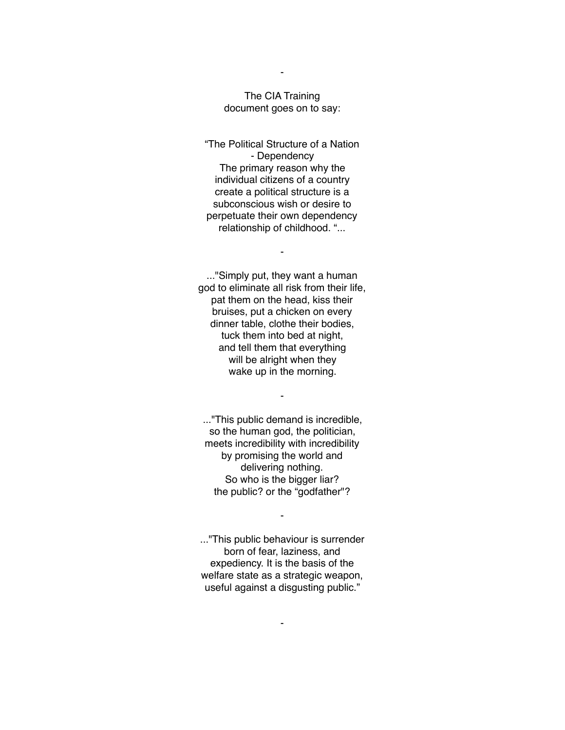-

The CIA Training
document goes on to say:

“The Political Structure of a Nation
- Dependency
The primary reason why the
individual citizens of a country
create a political structure is a
subconscious wish or desire to
perpetuate their own dependency
relationship of childhood. “...

-

..."Simply put, they want a human
god to eliminate all risk from their life,
pat them on the head, kiss their
bruises, put a chicken on every
dinner table, clothe their bodies,
tuck them into bed at night,
and tell them that everything
will be alright when they
wake up in the morning.

-

..."This public demand is incredible,
so the human god, the politician,
meets incredibility with incredibility
by promising the world and
delivering nothing.
So who is the bigger liar?
the public? or the “godfather"?

-

..."This public behaviour is surrender
born of fear, laziness, and
expediency. It is the basis of the
welfare state as a strategic weapon,
useful against a disgusting public.”

-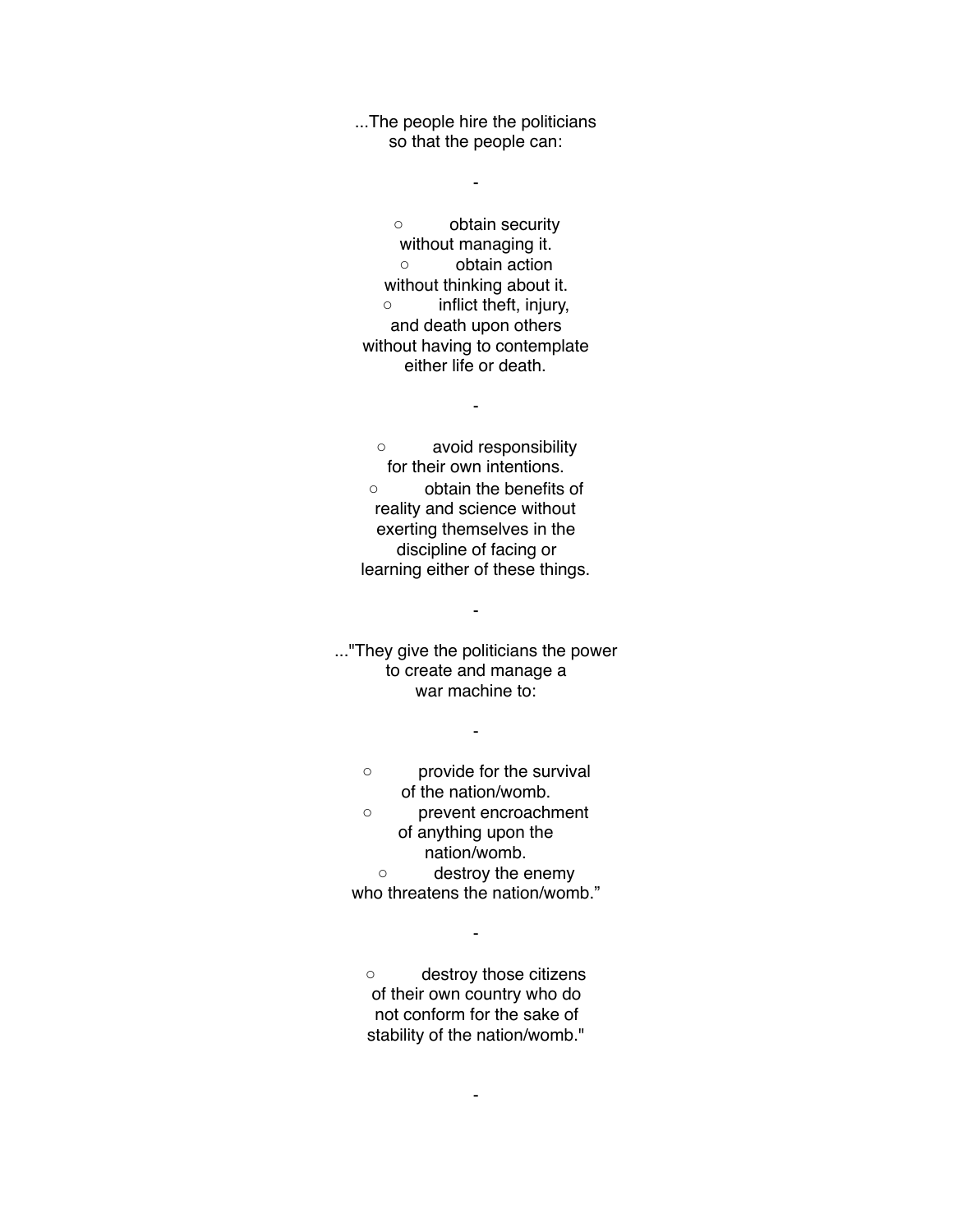...The people hire the politicians
so that the people can:

-

- obtain security
without managing it.
- obtain action
without thinking about it.
- inflict theft, injury,
and death upon others
without having to contemplate
either life or death.

-

- avoid responsibility
for their own intentions.
- obtain the benefits of
reality and science without
exerting themselves in the
discipline of facing or
learning either of these things.

-

..."They give the politicians the power
to create and manage a
war machine to:

-

- provide for the survival
of the nation/womb.
- prevent encroachment
of anything upon the
nation/womb.
- destroy the enemy
who threatens the nation/womb."

-

- destroy those citizens
of their own country who do
not conform for the sake of
stability of the nation/womb."

-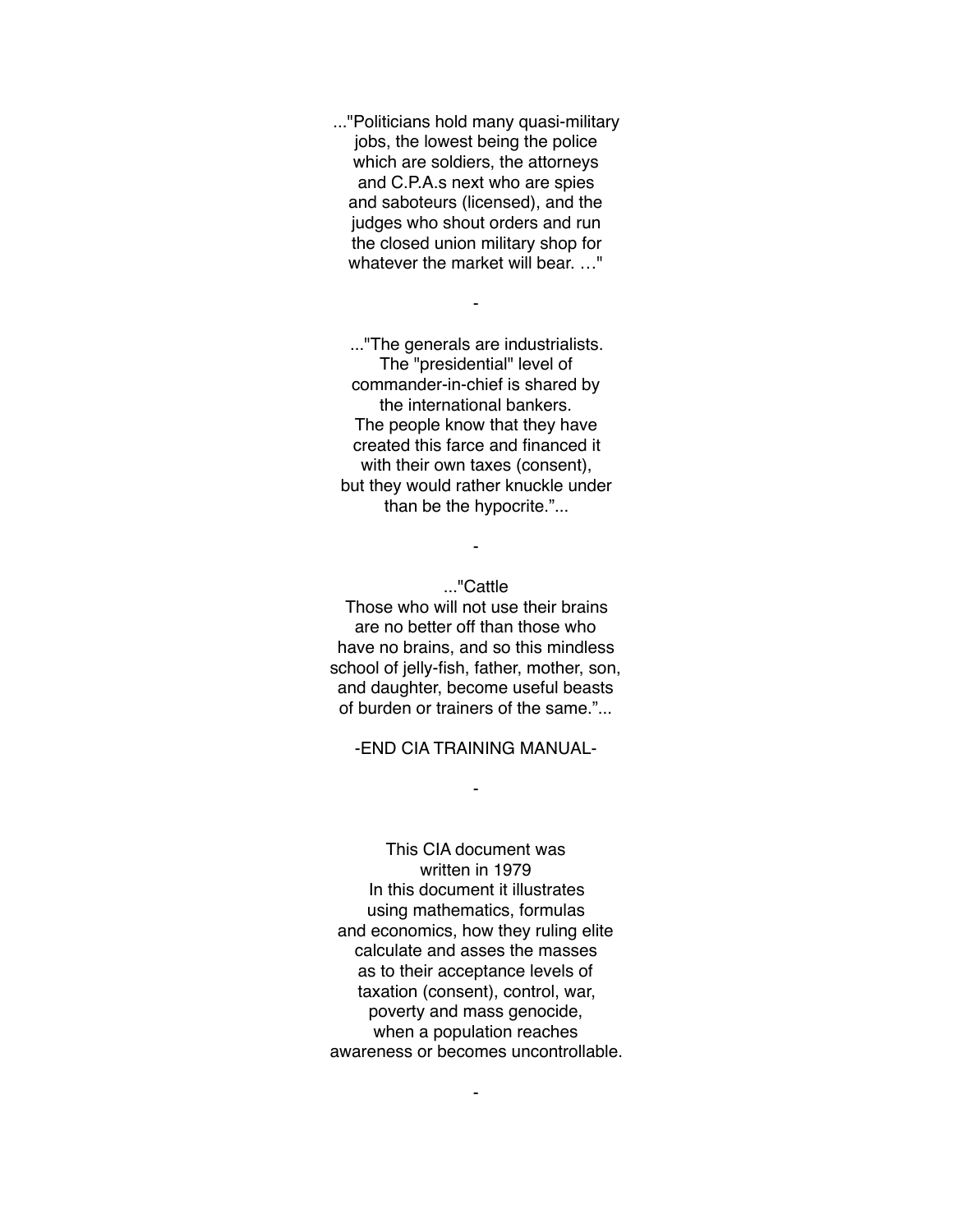..."Politicians hold many quasi-military jobs, the lowest being the police which are soldiers, the attorneys and C.P.A.s next who are spies and saboteurs (licensed), and the judges who shout orders and run the closed union military shop for whatever the market will bear. …"

-

..."The generals are industrialists. The "presidential" level of commander-in-chief is shared by the international bankers. The people know that they have created this farce and financed it with their own taxes (consent), but they would rather knuckle under than be the hypocrite."...

-

..."Cattle
Those who will not use their brains are no better off than those who have no brains, and so this mindless school of jelly-fish, father, mother, son, and daughter, become useful beasts of burden or trainers of the same."...

-END CIA TRAINING MANUAL-

-

This CIA document was written in 1979
In this document it illustrates using mathematics, formulas and economics, how they ruling elite calculate and asses the masses as to their acceptance levels of taxation (consent), control, war, poverty and mass genocide, when a population reaches awareness or becomes uncontrollable.

-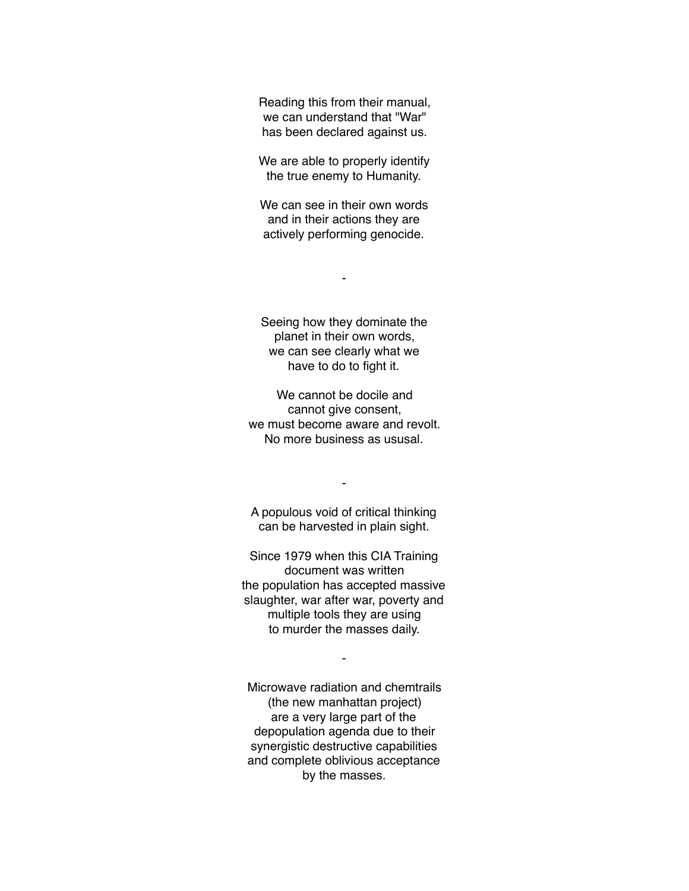Reading this from their manual,
we can understand that "War"
has been declared against us.

We are able to properly identify
the true enemy to Humanity.

We can see in their own words
and in their actions they are
actively performing genocide.

-

Seeing how they dominate the
planet in their own words,
we can see clearly what we
have to do to fight it.

We cannot be docile and
cannot give consent,
we must become aware and revolt.
No more business as ususal.

-

A populous void of critical thinking
can be harvested in plain sight.

Since 1979 when this CIA Training
document was written
the population has accepted massive
slaughter, war after war, poverty and
multiple tools they are using
to murder the masses daily.

-

Microwave radiation and chemtrails
(the new manhattan project)
are a very large part of the
depopulation agenda due to their
synergistic destructive capabilities
and complete oblivious acceptance
by the masses.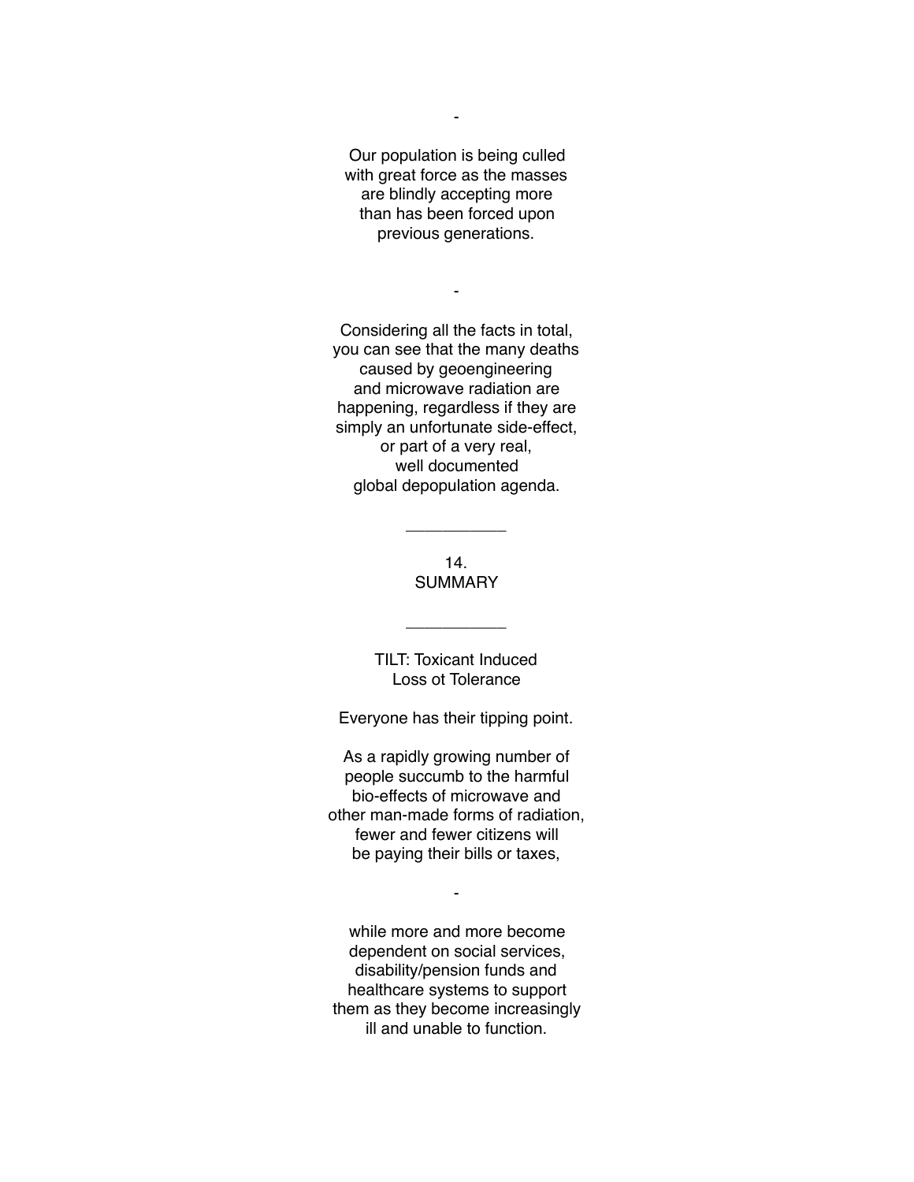-

Our population is being culled with great force as the masses are blindly accepting more than has been forced upon previous generations.

-

Considering all the facts in total, you can see that the many deaths caused by geoengineering and microwave radiation are happening, regardless if they are simply an unfortunate side-effect, or part of a very real, well documented global depopulation agenda.

---

## 14. SUMMARY

---

TILT: Toxicant Induced Loss ot Tolerance

Everyone has their tipping point.

As a rapidly growing number of people succumb to the harmful bio-effects of microwave and other man-made forms of radiation, fewer and fewer citizens will be paying their bills or taxes,

-

while more and more become dependent on social services, disability/pension funds and healthcare systems to support them as they become increasingly ill and unable to function.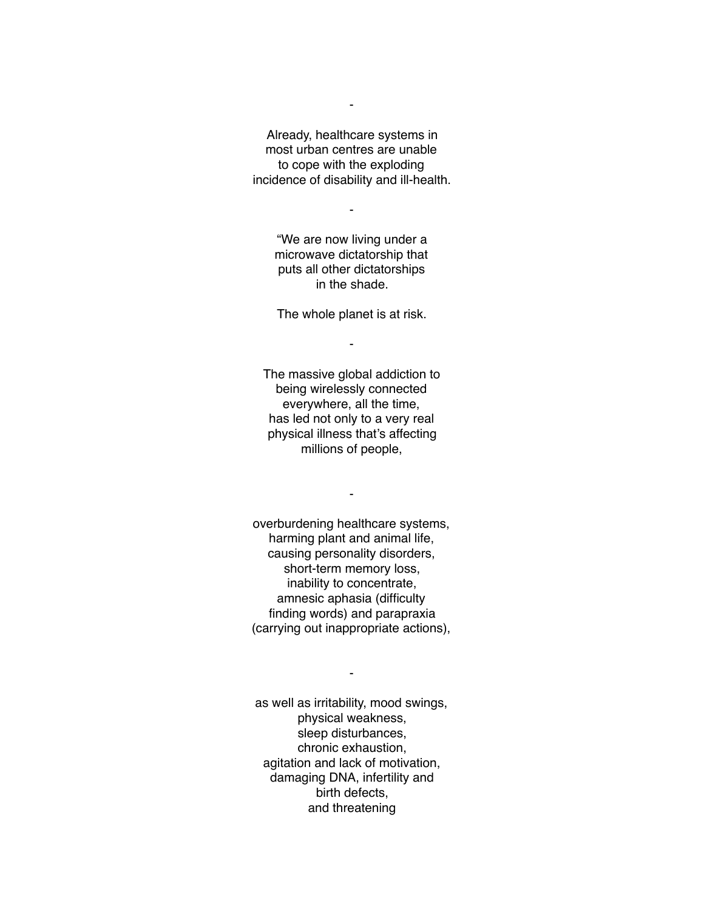-

Already, healthcare systems in
most urban centres are unable
to cope with the exploding
incidence of disability and ill-health.

-

“We are now living under a
microwave dictatorship that
puts all other dictatorships
in the shade.

The whole planet is at risk.

-

The massive global addiction to
being wirelessly connected
everywhere, all the time,
has led not only to a very real
physical illness that’s affecting
millions of people,

-

overburdening healthcare systems,
harming plant and animal life,
causing personality disorders,
short-term memory loss,
inability to concentrate,
amnesic aphasia (difficulty
finding words) and parapraxia
(carrying out inappropriate actions),

-

as well as irritability, mood swings,
physical weakness,
sleep disturbances,
chronic exhaustion,
agitation and lack of motivation,
damaging DNA, infertility and
birth defects,
and threatening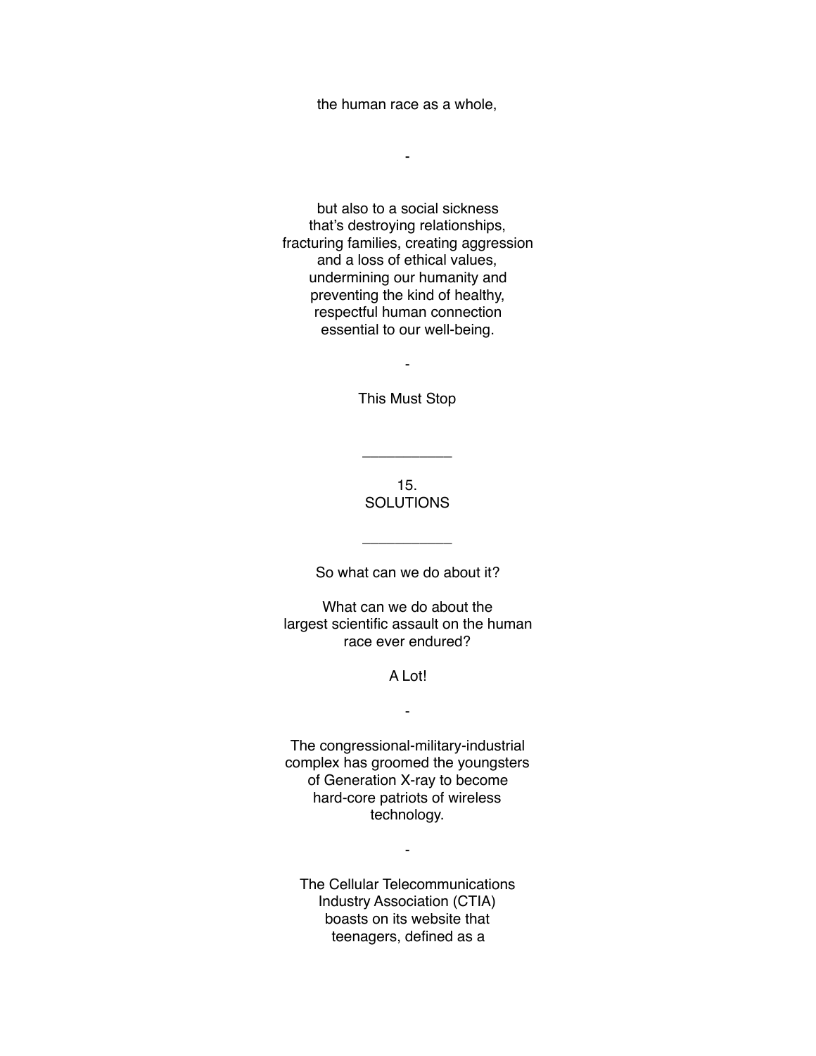the human race as a whole,

-

but also to a social sickness
that's destroying relationships,
fracturing families, creating aggression
and a loss of ethical values,
undermining our humanity and
preventing the kind of healthy,
respectful human connection
essential to our well-being.

-

This Must Stop

---

## 15.
## SOLUTIONS

---

So what can we do about it?

What can we do about the
largest scientific assault on the human
race ever endured?

A Lot!

-

The congressional-military-industrial
complex has groomed the youngsters
of Generation X-ray to become
hard-core patriots of wireless
technology.

-

The Cellular Telecommunications
Industry Association (CTIA)
boasts on its website that
teenagers, defined as a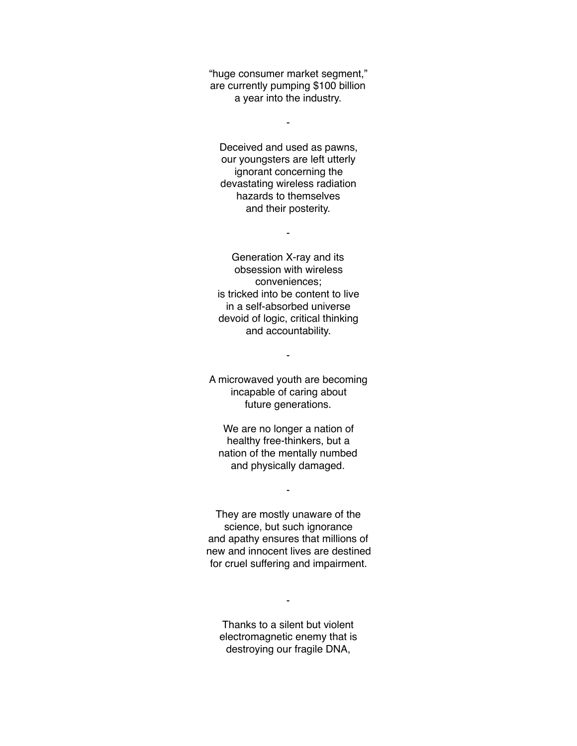"huge consumer market segment,"
are currently pumping $100 billion
a year into the industry.

-

Deceived and used as pawns,
our youngsters are left utterly
ignorant concerning the
devastating wireless radiation
hazards to themselves
and their posterity.

-

Generation X-ray and its
obsession with wireless
conveniences;
is tricked into be content to live
in a self-absorbed universe
devoid of logic, critical thinking
and accountability.

-

A microwaved youth are becoming
incapable of caring about
future generations.

We are no longer a nation of
healthy free-thinkers, but a
nation of the mentally numbed
and physically damaged.

-

They are mostly unaware of the
science, but such ignorance
and apathy ensures that millions of
new and innocent lives are destined
for cruel suffering and impairment.

-

Thanks to a silent but violent
electromagnetic enemy that is
destroying our fragile DNA,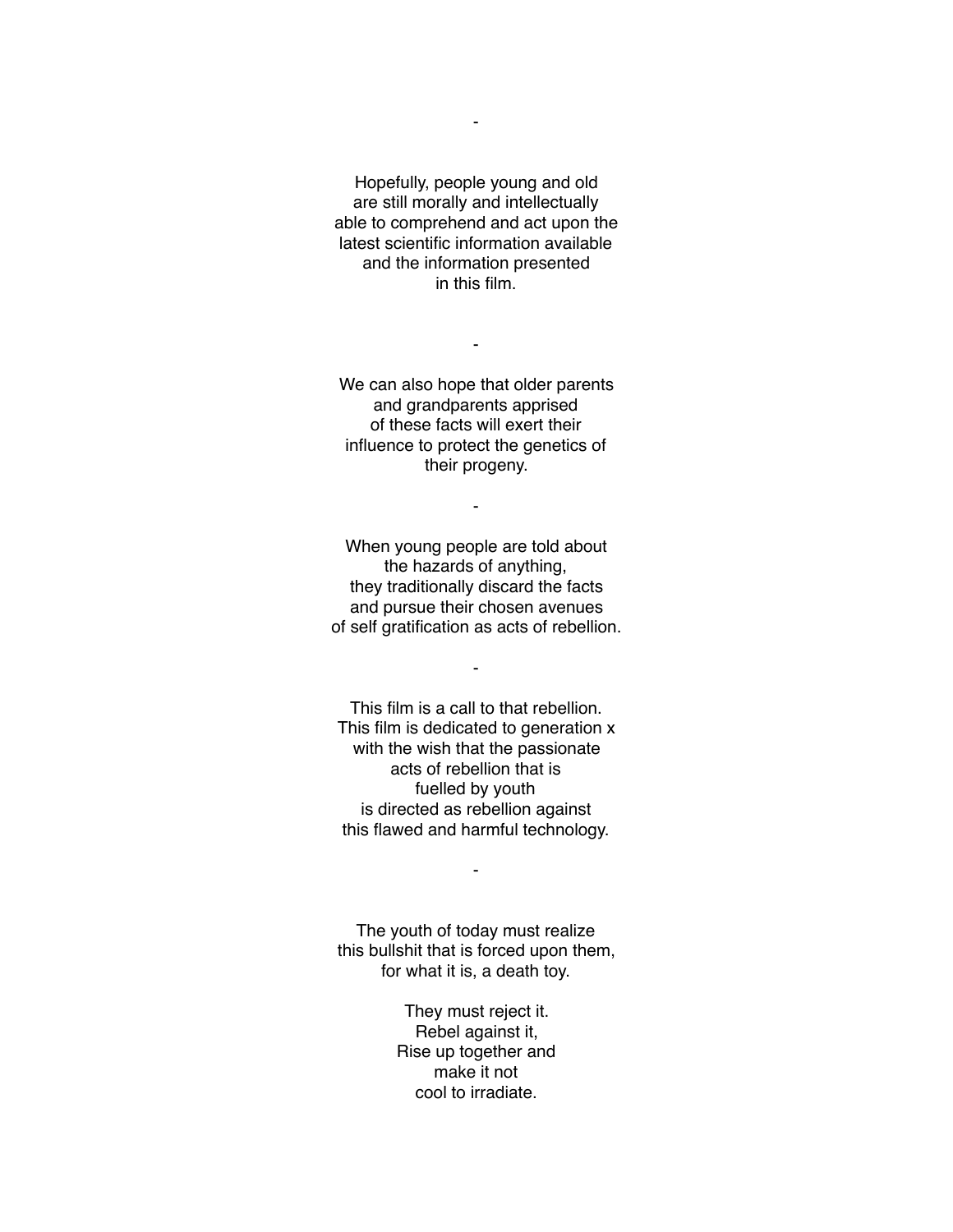-

Hopefully, people young and old
are still morally and intellectually
able to comprehend and act upon the
latest scientific information available
and the information presented
in this film.

-

We can also hope that older parents
and grandparents apprised
of these facts will exert their
influence to protect the genetics of
their progeny.

-

When young people are told about
the hazards of anything,
they traditionally discard the facts
and pursue their chosen avenues
of self gratification as acts of rebellion.

-

This film is a call to that rebellion.
This film is dedicated to generation x
with the wish that the passionate
acts of rebellion that is
fuelled by youth
is directed as rebellion against
this flawed and harmful technology.

-

The youth of today must realize
this bullshit that is forced upon them,
for what it is, a death toy.

They must reject it.
Rebel against it,
Rise up together and
make it not
cool to irradiate.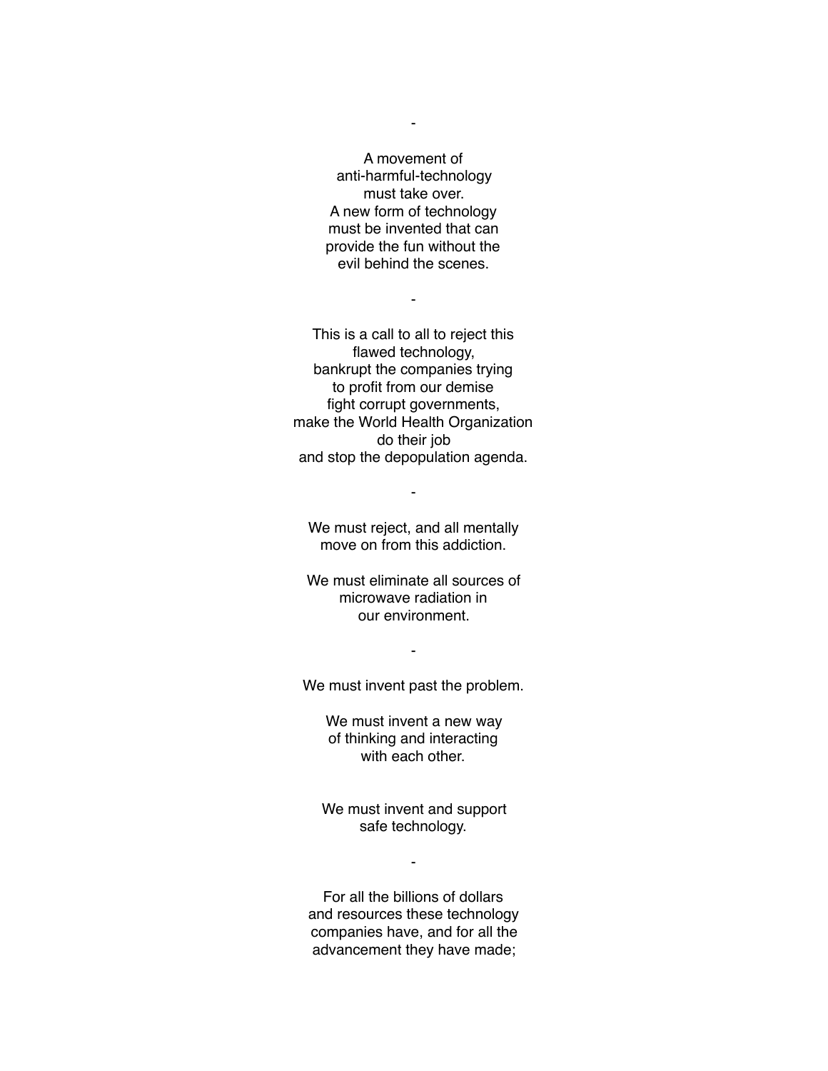-

A movement of
anti-harmful-technology
must take over.
A new form of technology
must be invented that can
provide the fun without the
evil behind the scenes.

-

This is a call to all to reject this
flawed technology,
bankrupt the companies trying
to profit from our demise
fight corrupt governments,
make the World Health Organization
do their job
and stop the depopulation agenda.

-

We must reject, and all mentally
move on from this addiction.

We must eliminate all sources of
microwave radiation in
our environment.

-

We must invent past the problem.

We must invent a new way
of thinking and interacting
with each other.

We must invent and support
safe technology.

-

For all the billions of dollars
and resources these technology
companies have, and for all the
advancement they have made;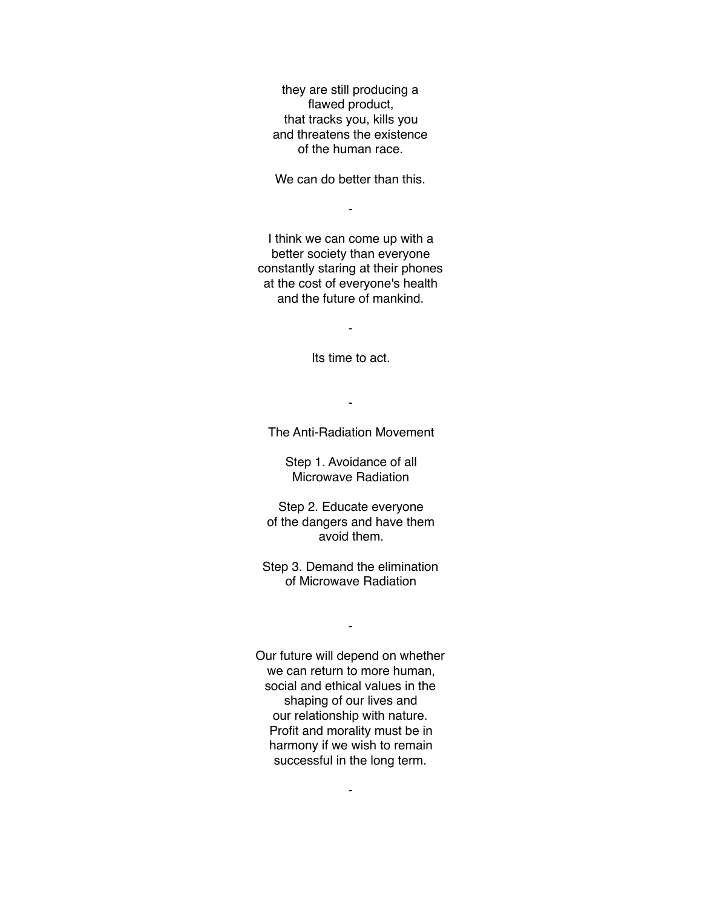they are still producing a
flawed product,
that tracks you, kills you
and threatens the existence
of the human race.

We can do better than this.

-

I think we can come up with a
better society than everyone
constantly staring at their phones
at the cost of everyone's health
and the future of mankind.

-

Its time to act.

-

The Anti-Radiation Movement

Step 1. Avoidance of all
Microwave Radiation

Step 2. Educate everyone
of the dangers and have them
avoid them.

Step 3. Demand the elimination
of Microwave Radiation

-

Our future will depend on whether
we can return to more human,
social and ethical values in the
shaping of our lives and
our relationship with nature.
Profit and morality must be in
harmony if we wish to remain
successful in the long term.

-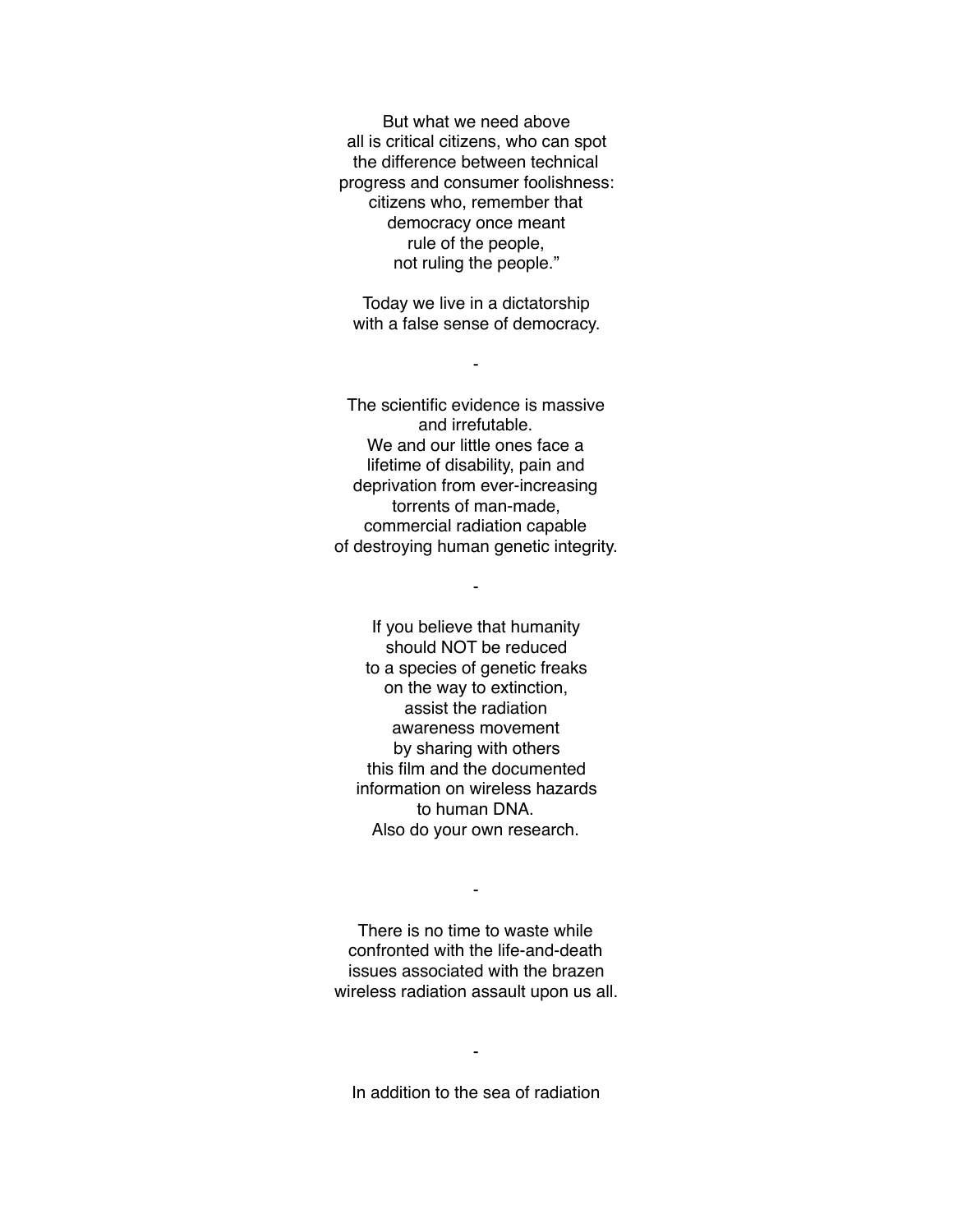But what we need above
all is critical citizens, who can spot
the difference between technical
progress and consumer foolishness:
citizens who, remember that
democracy once meant
rule of the people,
not ruling the people."

Today we live in a dictatorship
with a false sense of democracy.

-

The scientific evidence is massive
and irrefutable.
We and our little ones face a
lifetime of disability, pain and
deprivation from ever-increasing
torrents of man-made,
commercial radiation capable
of destroying human genetic integrity.

-

If you believe that humanity
should NOT be reduced
to a species of genetic freaks
on the way to extinction,
assist the radiation
awareness movement
by sharing with others
this film and the documented
information on wireless hazards
to human DNA.
Also do your own research.

-

There is no time to waste while
confronted with the life-and-death
issues associated with the brazen
wireless radiation assault upon us all.

-

In addition to the sea of radiation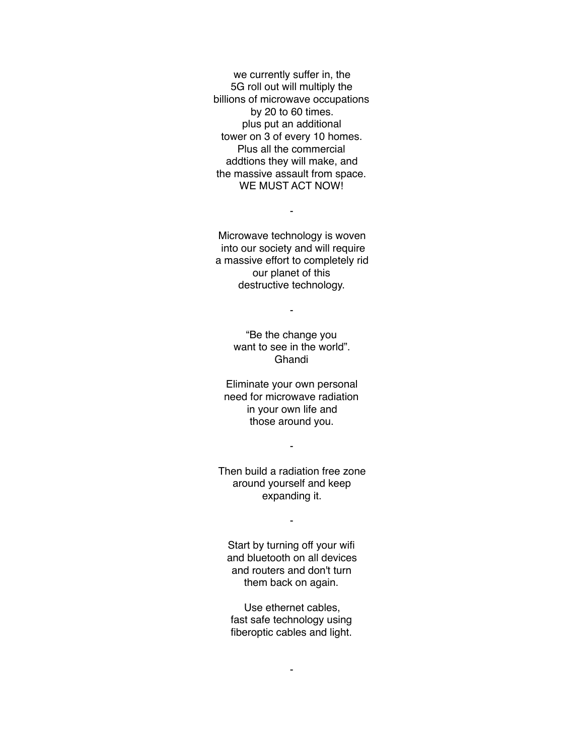we currently suffer in, the
5G roll out will multiply the
billions of microwave occupations
by 20 to 60 times.
plus put an additional
tower on 3 of every 10 homes.
Plus all the commercial
addtions they will make, and
the massive assault from space.
WE MUST ACT NOW!

-

Microwave technology is woven
into our society and will require
a massive effort to completely rid
our planet of this
destructive technology.

-

"Be the change you
want to see in the world".
Ghandi

Eliminate your own personal
need for microwave radiation
in your own life and
those around you.

-

Then build a radiation free zone
around yourself and keep
expanding it.

-

Start by turning off your wifi
and bluetooth on all devices
and routers and don't turn
them back on again.

Use ethernet cables,
fast safe technology using
fiberoptic cables and light.

-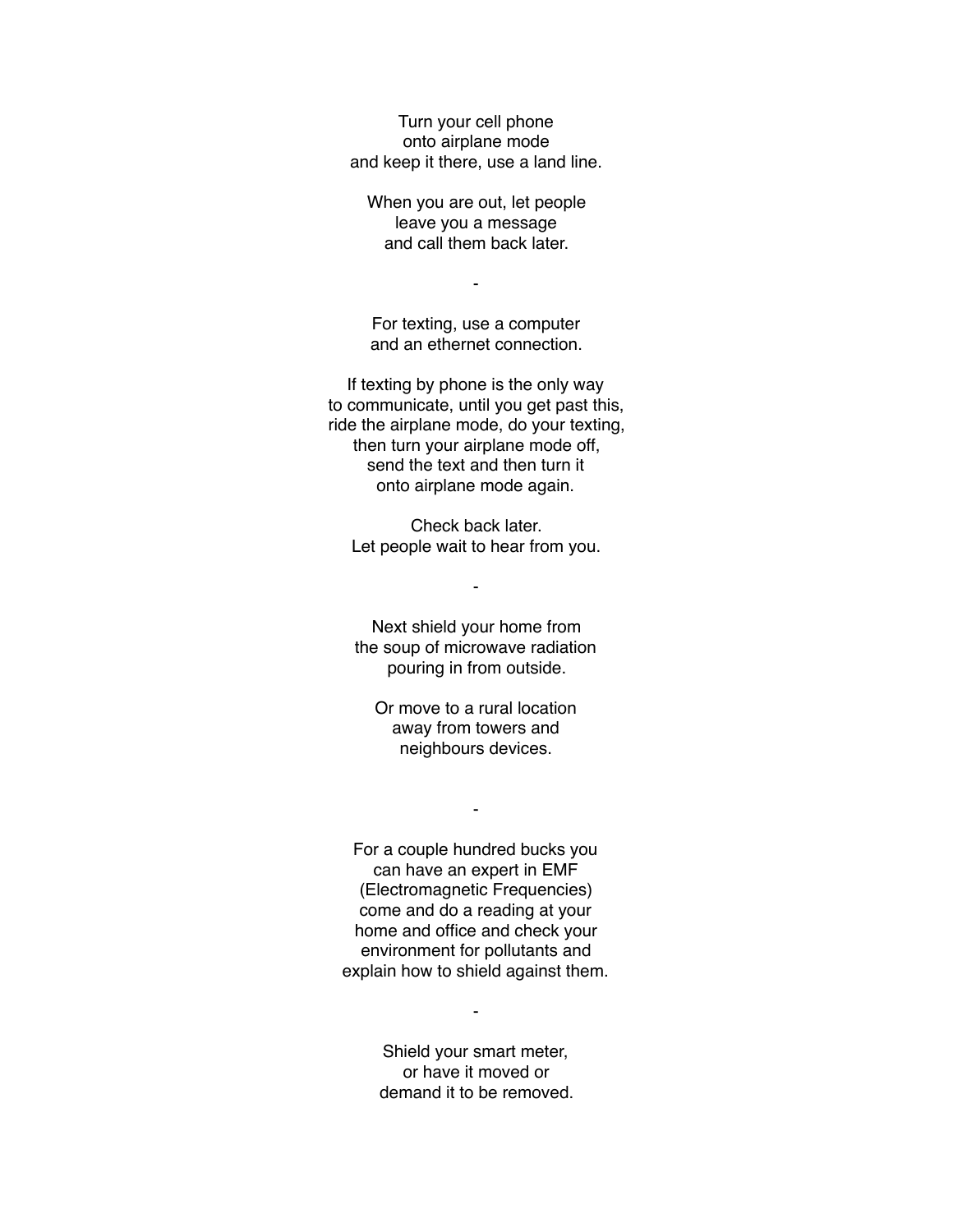Turn your cell phone
onto airplane mode
and keep it there, use a land line.

When you are out, let people
leave you a message
and call them back later.

-

For texting, use a computer
and an ethernet connection.

If texting by phone is the only way
to communicate, until you get past this,
ride the airplane mode, do your texting,
then turn your airplane mode off,
send the text and then turn it
onto airplane mode again.

Check back later.
Let people wait to hear from you.

-

Next shield your home from
the soup of microwave radiation
pouring in from outside.

Or move to a rural location
away from towers and
neighbours devices.

-

For a couple hundred bucks you
can have an expert in EMF
(Electromagnetic Frequencies)
come and do a reading at your
home and office and check your
environment for pollutants and
explain how to shield against them.

-

Shield your smart meter,
or have it moved or
demand it to be removed.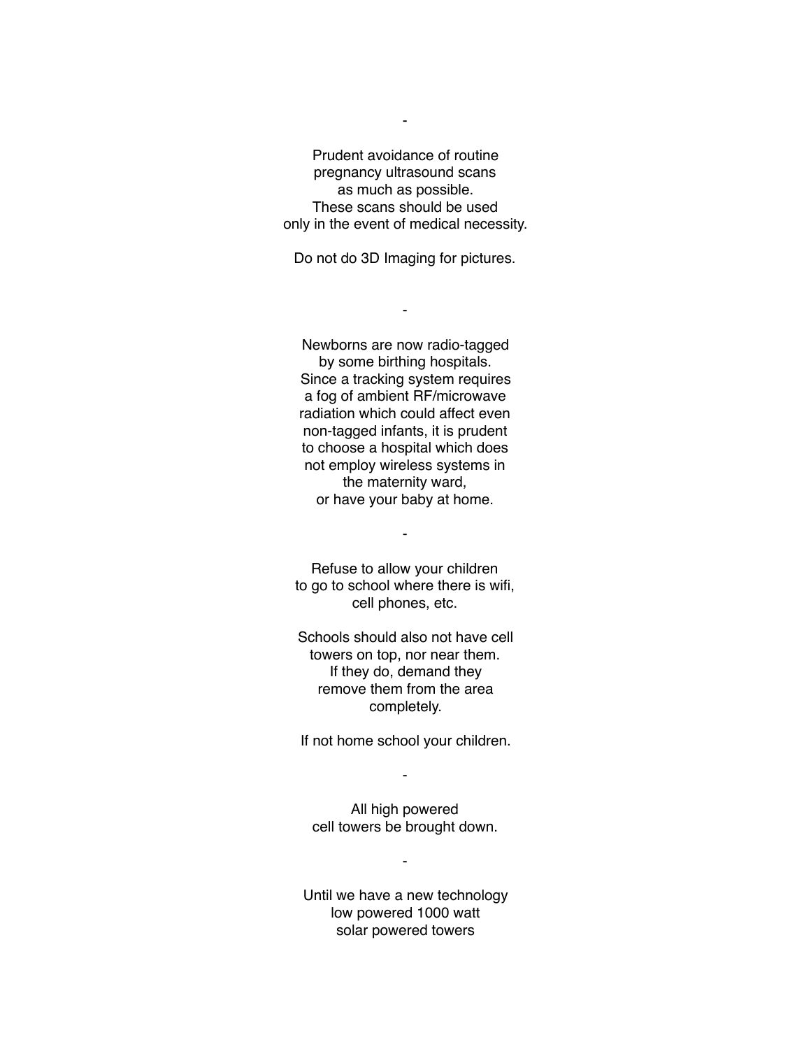-

Prudent avoidance of routine
pregnancy ultrasound scans
as much as possible.
These scans should be used
only in the event of medical necessity.

Do not do 3D Imaging for pictures.

-

Newborns are now radio-tagged
by some birthing hospitals.
Since a tracking system requires
a fog of ambient RF/microwave
radiation which could affect even
non-tagged infants, it is prudent
to choose a hospital which does
not employ wireless systems in
the maternity ward,
or have your baby at home.

-

Refuse to allow your children
to go to school where there is wifi,
cell phones, etc.

Schools should also not have cell
towers on top, nor near them.
If they do, demand they
remove them from the area
completely.

If not home school your children.

-

All high powered
cell towers be brought down.

-

Until we have a new technology
low powered 1000 watt
solar powered towers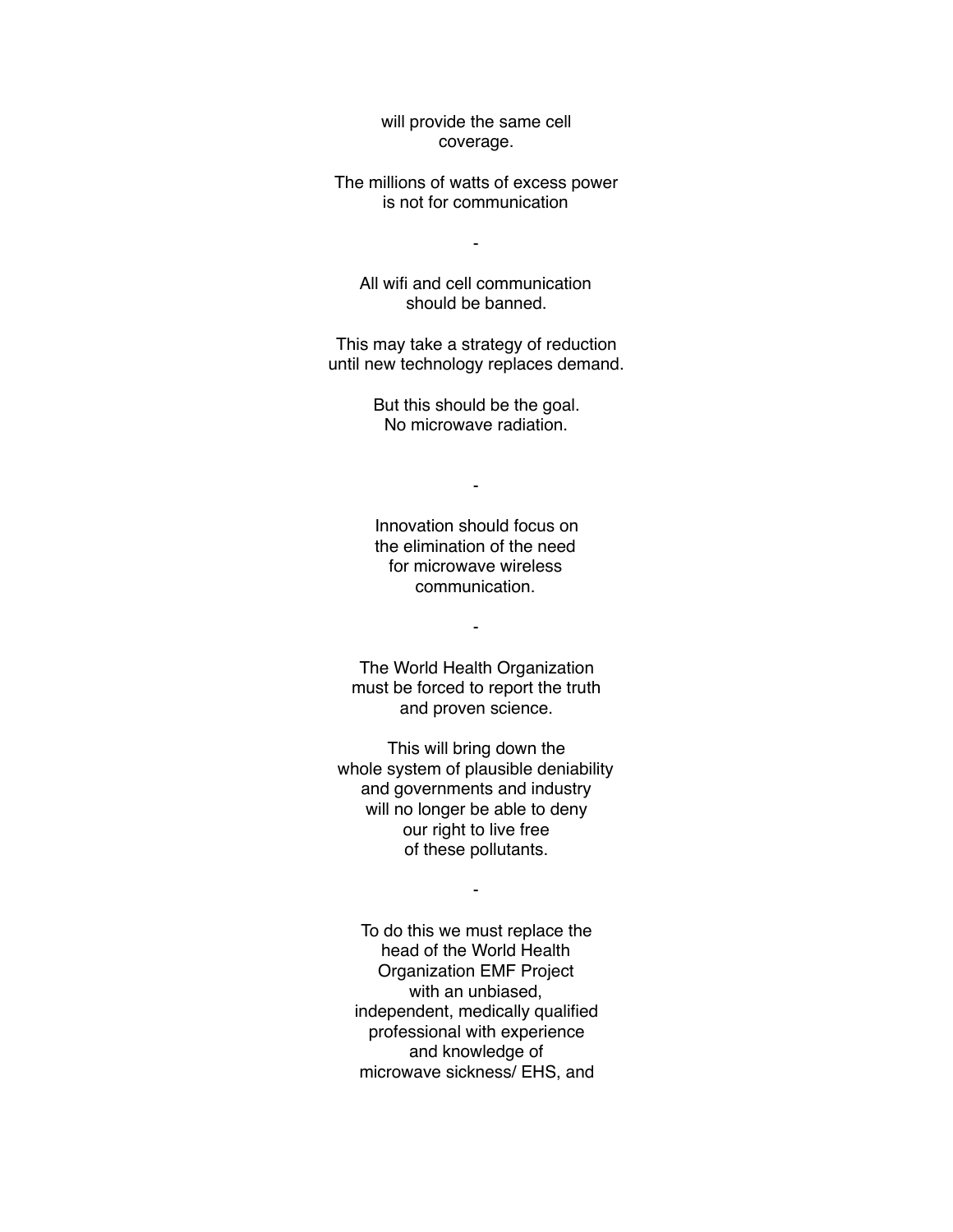will provide the same cell
coverage.

The millions of watts of excess power
is not for communication

-

All wifi and cell communication
should be banned.

This may take a strategy of reduction
until new technology replaces demand.

But this should be the goal.
No microwave radiation.

-

Innovation should focus on
the elimination of the need
for microwave wireless
communication.

-

The World Health Organization
must be forced to report the truth
and proven science.

This will bring down the
whole system of plausible deniability
and governments and industry
will no longer be able to deny
our right to live free
of these pollutants.

-

To do this we must replace the
head of the World Health
Organization EMF Project
with an unbiased,
independent, medically qualified
professional with experience
and knowledge of
microwave sickness/ EHS, and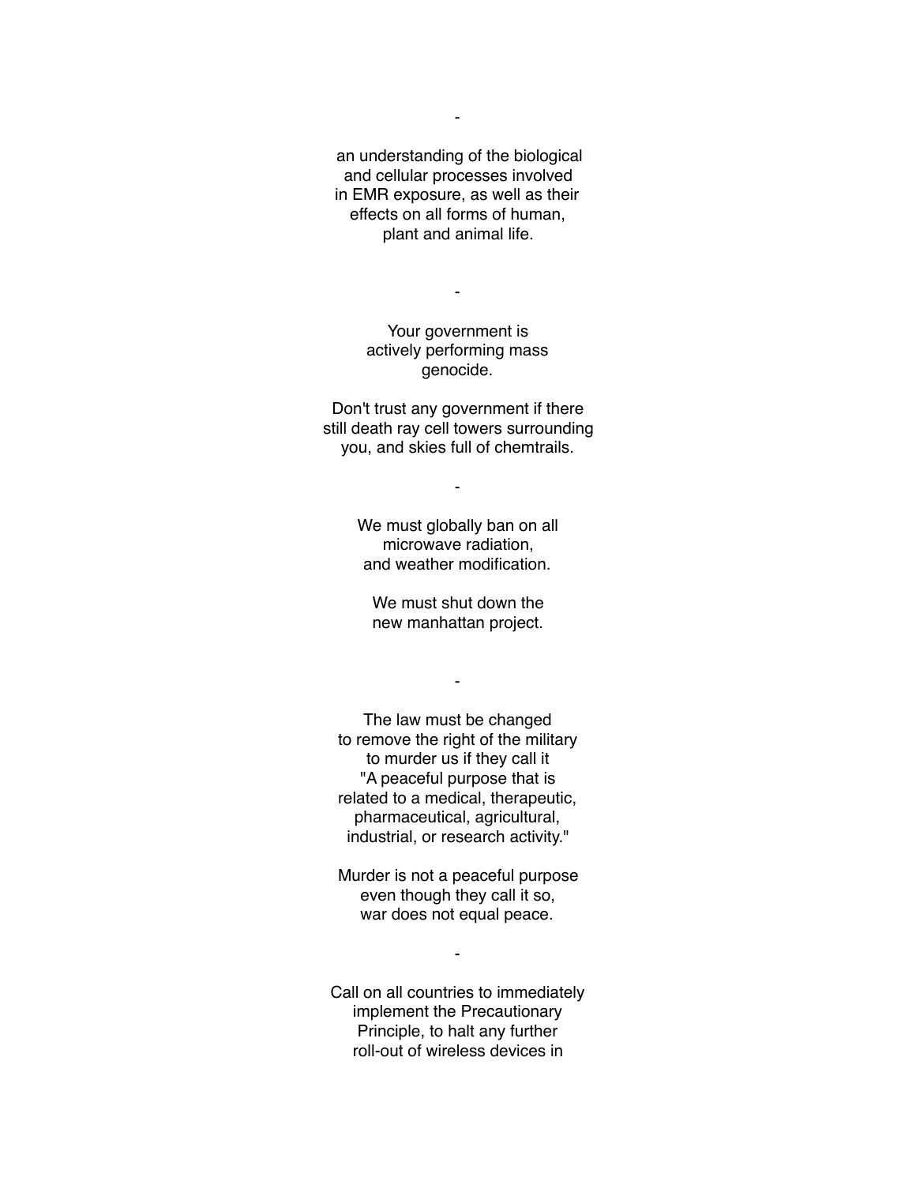-

an understanding of the biological and cellular processes involved in EMR exposure, as well as their effects on all forms of human, plant and animal life.

-

Your government is actively performing mass genocide.

Don't trust any government if there still death ray cell towers surrounding you, and skies full of chemtrails.

-

We must globally ban on all microwave radiation, and weather modification.

We must shut down the new manhattan project.

-

The law must be changed to remove the right of the military to murder us if they call it "A peaceful purpose that is related to a medical, therapeutic, pharmaceutical, agricultural, industrial, or research activity."

Murder is not a peaceful purpose even though they call it so, war does not equal peace.

-

Call on all countries to immediately implement the Precautionary Principle, to halt any further roll-out of wireless devices in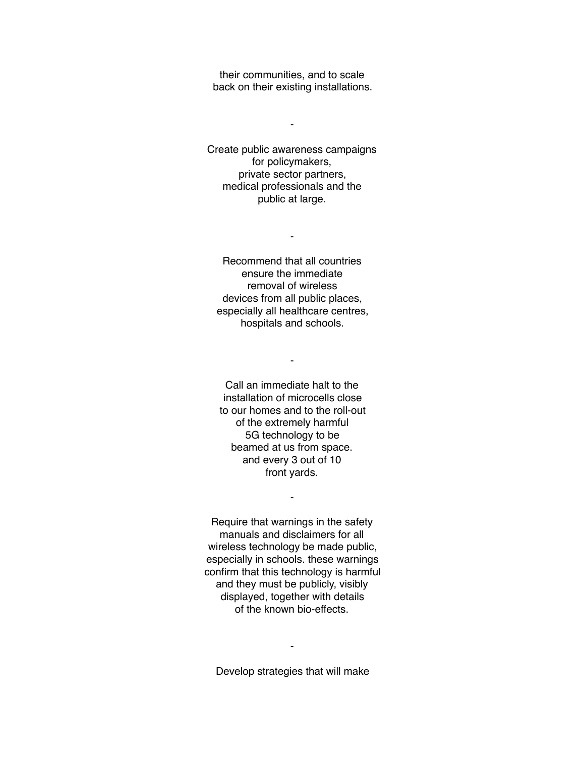their communities, and to scale back on their existing installations.

-

Create public awareness campaigns for policymakers, private sector partners, medical professionals and the public at large.

-

Recommend that all countries ensure the immediate removal of wireless devices from all public places, especially all healthcare centres, hospitals and schools.

-

Call an immediate halt to the installation of microcells close to our homes and to the roll-out of the extremely harmful 5G technology to be beamed at us from space. and every 3 out of 10 front yards.

-

Require that warnings in the safety manuals and disclaimers for all wireless technology be made public, especially in schools. these warnings confirm that this technology is harmful and they must be publicly, visibly displayed, together with details of the known bio-effects.

-

Develop strategies that will make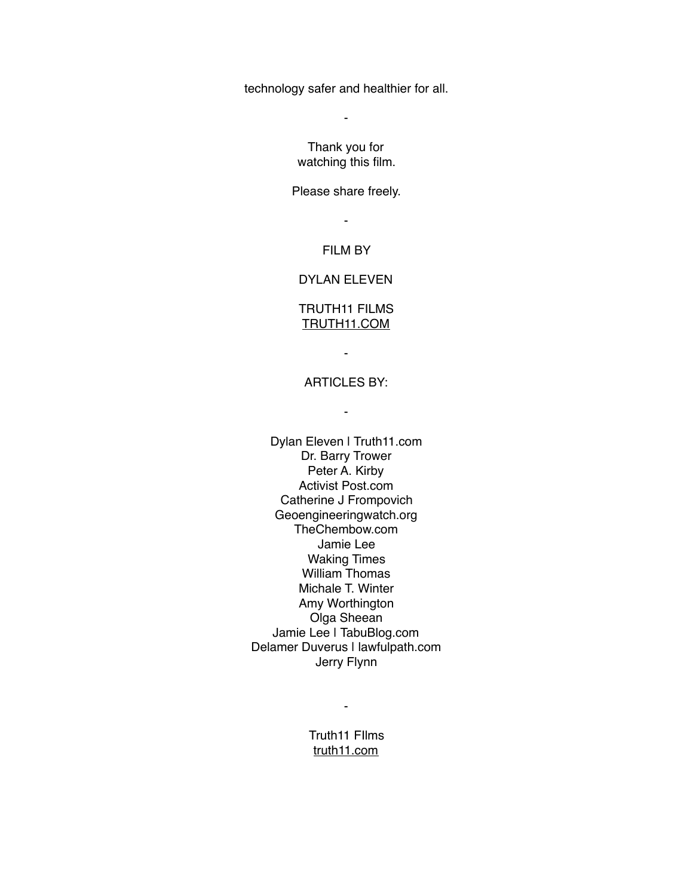technology safer and healthier for all.

-

Thank you for
watching this film.

Please share freely.

-

FILM BY

DYLAN ELEVEN

TRUTH11 FILMS
TRUTH11.COM

-

ARTICLES BY:

-

Dylan Eleven | Truth11.com
Dr. Barry Trower
Peter A. Kirby
Activist Post.com
Catherine J Frompovich
Geoengineeringwatch.org
TheChembow.com
Jamie Lee
Waking Times
William Thomas
Michale T. Winter
Amy Worthington
Olga Sheean
Jamie Lee | TabuBlog.com
Delamer Duverus | lawfulpath.com
Jerry Flynn

-

Truth11 FIlms
truth11.com